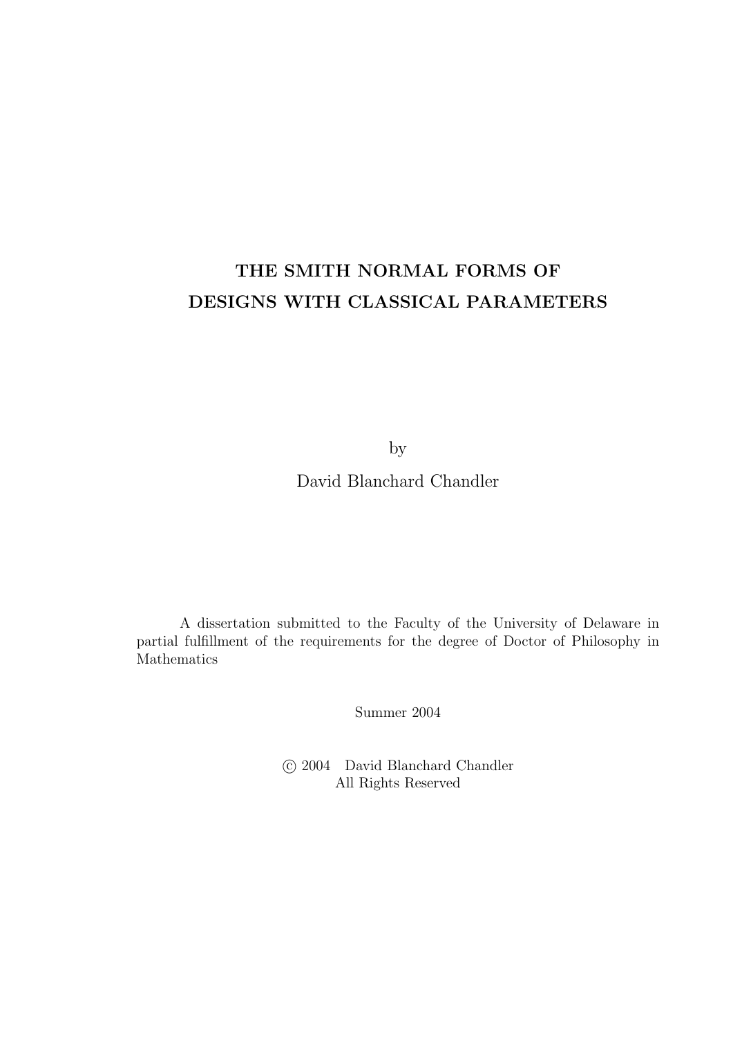# THE SMITH NORMAL FORMS OF DESIGNS WITH CLASSICAL PARAMETERS

by

David Blanchard Chandler

A dissertation submitted to the Faculty of the University of Delaware in partial fulfillment of the requirements for the degree of Doctor of Philosophy in Mathematics

Summer 2004

© 2004 David Blanchard Chandler
All Rights Reserved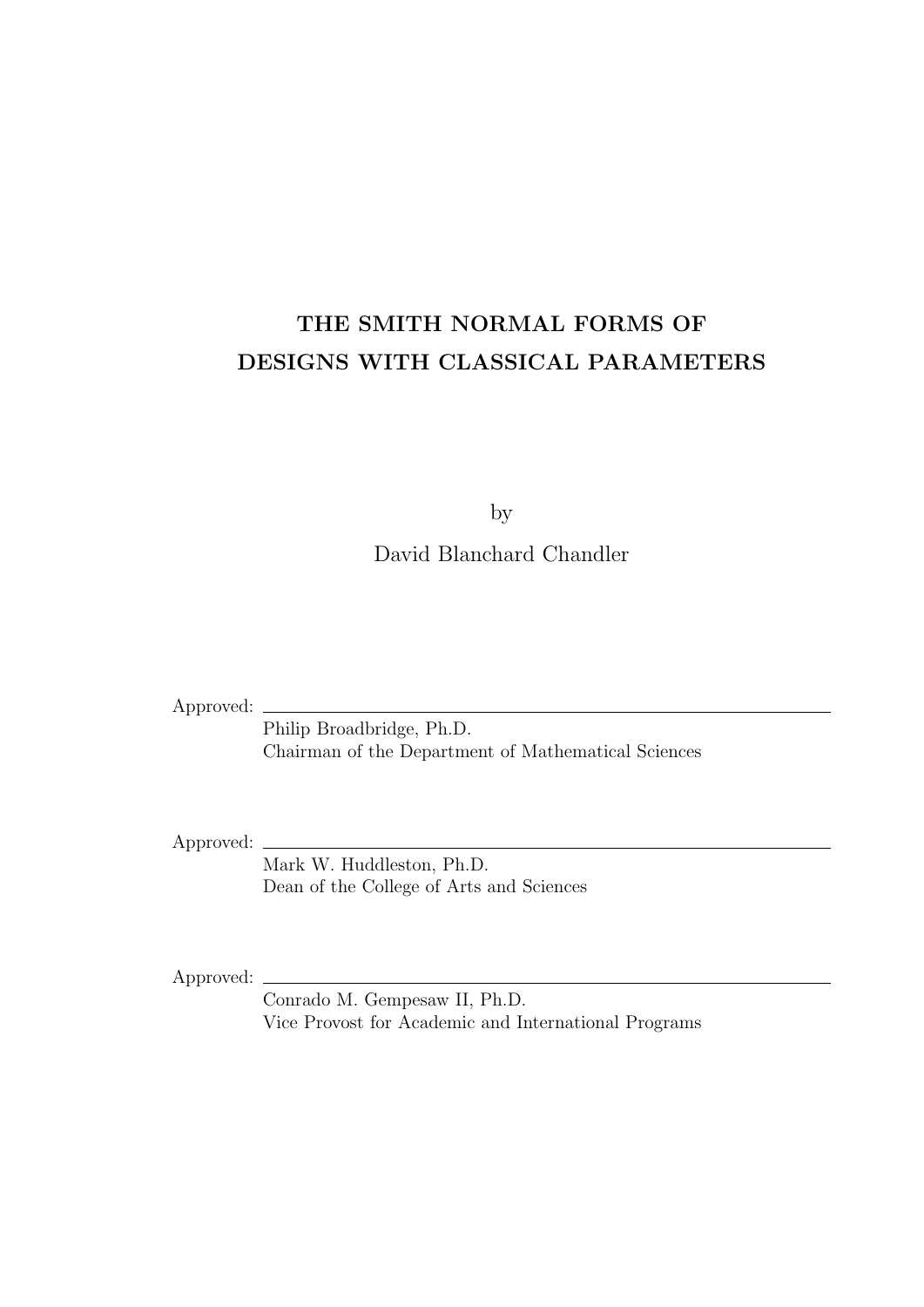# THE SMITH NORMAL FORMS OF DESIGNS WITH CLASSICAL PARAMETERS

by

David Blanchard Chandler

Approved: ______________________________

Philip Broadbridge, Ph.D.
Chairman of the Department of Mathematical Sciences

Approved: ______________________________

Mark W. Huddleston, Ph.D.
Dean of the College of Arts and Sciences

Approved: ______________________________

Conrado M. Gempesaw II, Ph.D.
Vice Provost for Academic and International Programs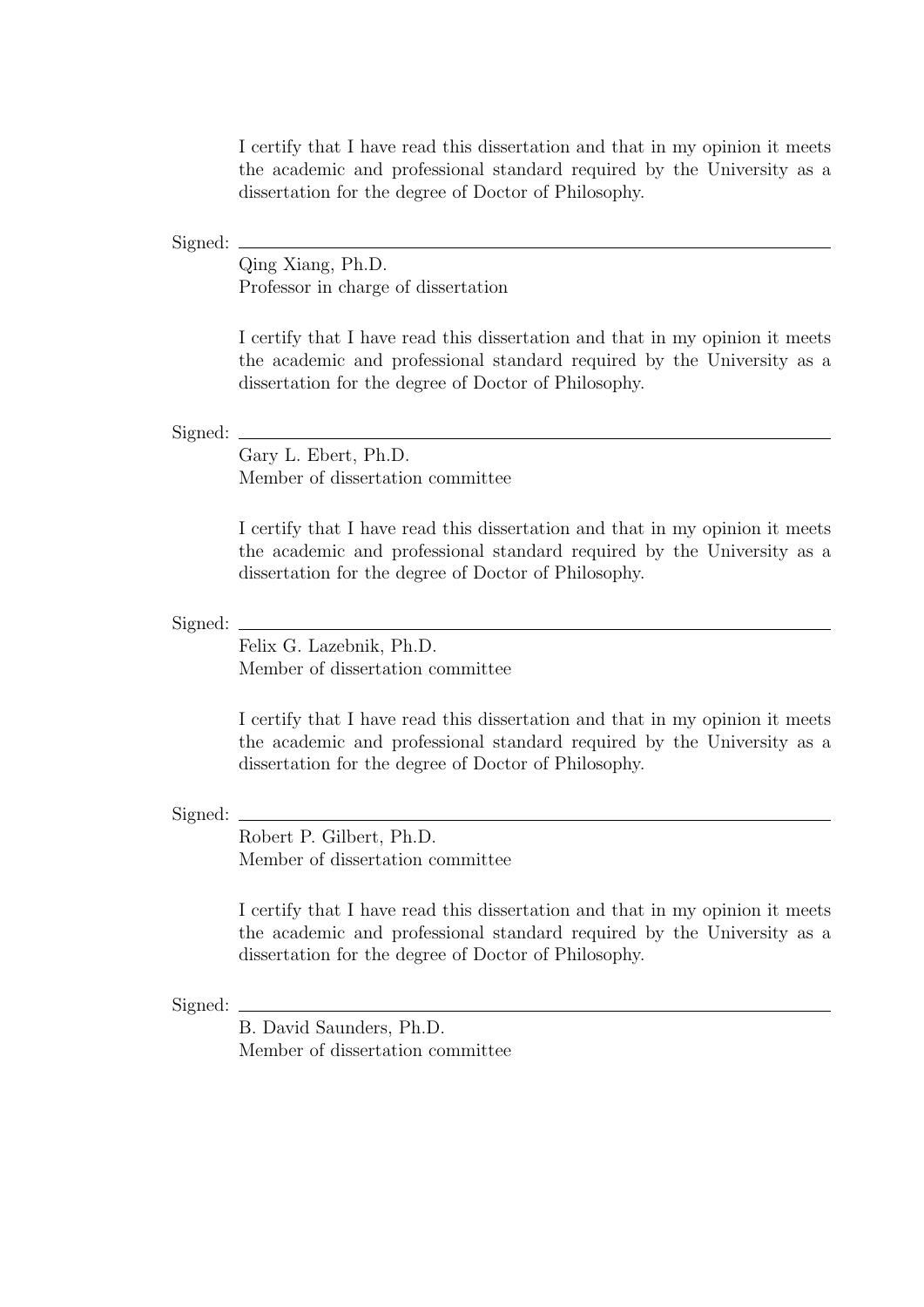I certify that I have read this dissertation and that in my opinion it meets the academic and professional standard required by the University as a dissertation for the degree of Doctor of Philosophy.

Signed: ______________________________________________

Qing Xiang, Ph.D.
Professor in charge of dissertation

I certify that I have read this dissertation and that in my opinion it meets the academic and professional standard required by the University as a dissertation for the degree of Doctor of Philosophy.

Signed: ______________________________________________

Gary L. Ebert, Ph.D.
Member of dissertation committee

I certify that I have read this dissertation and that in my opinion it meets the academic and professional standard required by the University as a dissertation for the degree of Doctor of Philosophy.

Signed: ______________________________________________

Felix G. Lazebnik, Ph.D.
Member of dissertation committee

I certify that I have read this dissertation and that in my opinion it meets the academic and professional standard required by the University as a dissertation for the degree of Doctor of Philosophy.

Signed: ______________________________________________

Robert P. Gilbert, Ph.D.
Member of dissertation committee

I certify that I have read this dissertation and that in my opinion it meets the academic and professional standard required by the University as a dissertation for the degree of Doctor of Philosophy.

Signed: ______________________________________________

B. David Saunders, Ph.D.
Member of dissertation committee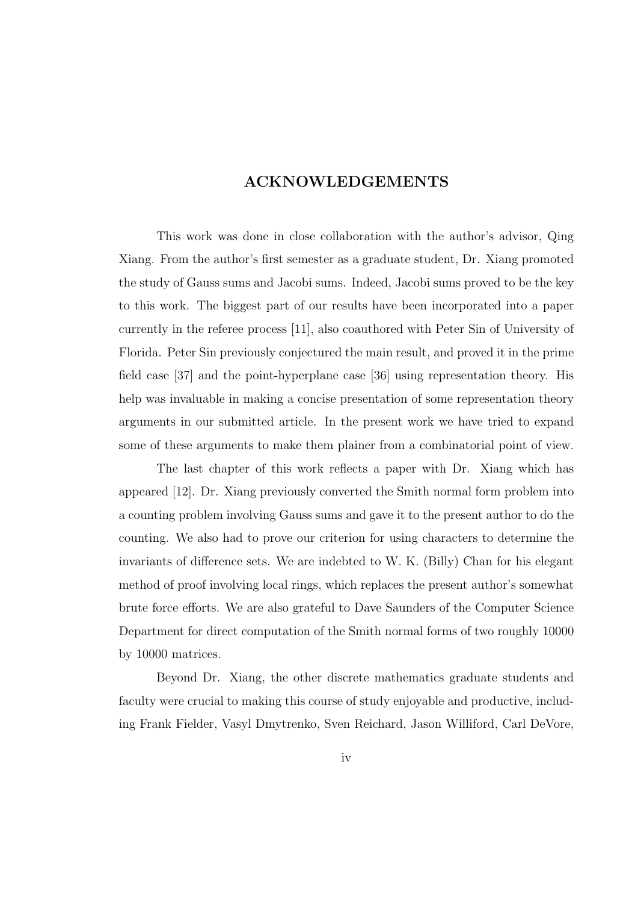# ACKNOWLEDGEMENTS

This work was done in close collaboration with the author's advisor, Qing Xiang. From the author's first semester as a graduate student, Dr. Xiang promoted the study of Gauss sums and Jacobi sums. Indeed, Jacobi sums proved to be the key to this work. The biggest part of our results have been incorporated into a paper currently in the referee process [11], also coauthored with Peter Sin of University of Florida. Peter Sin previously conjectured the main result, and proved it in the prime field case [37] and the point-hyperplane case [36] using representation theory. His help was invaluable in making a concise presentation of some representation theory arguments in our submitted article. In the present work we have tried to expand some of these arguments to make them plainer from a combinatorial point of view.

The last chapter of this work reflects a paper with Dr. Xiang which has appeared [12]. Dr. Xiang previously converted the Smith normal form problem into a counting problem involving Gauss sums and gave it to the present author to do the counting. We also had to prove our criterion for using characters to determine the invariants of difference sets. We are indebted to W. K. (Billy) Chan for his elegant method of proof involving local rings, which replaces the present author's somewhat brute force efforts. We are also grateful to Dave Saunders of the Computer Science Department for direct computation of the Smith normal forms of two roughly 10000 by 10000 matrices.

Beyond Dr. Xiang, the other discrete mathematics graduate students and faculty were crucial to making this course of study enjoyable and productive, including Frank Fielder, Vasyl Dmytrenko, Sven Reichard, Jason Williford, Carl DeVore,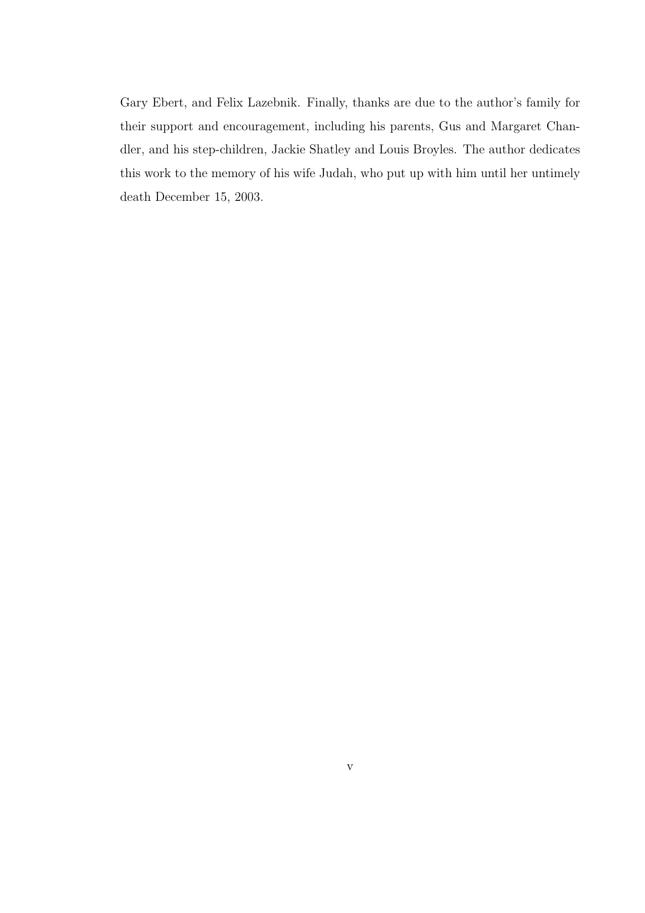Gary Ebert, and Felix Lazebnik. Finally, thanks are due to the author's family for their support and encouragement, including his parents, Gus and Margaret Chandler, and his step-children, Jackie Shatley and Louis Broyles. The author dedicates this work to the memory of his wife Judah, who put up with him until her untimely death December 15, 2003.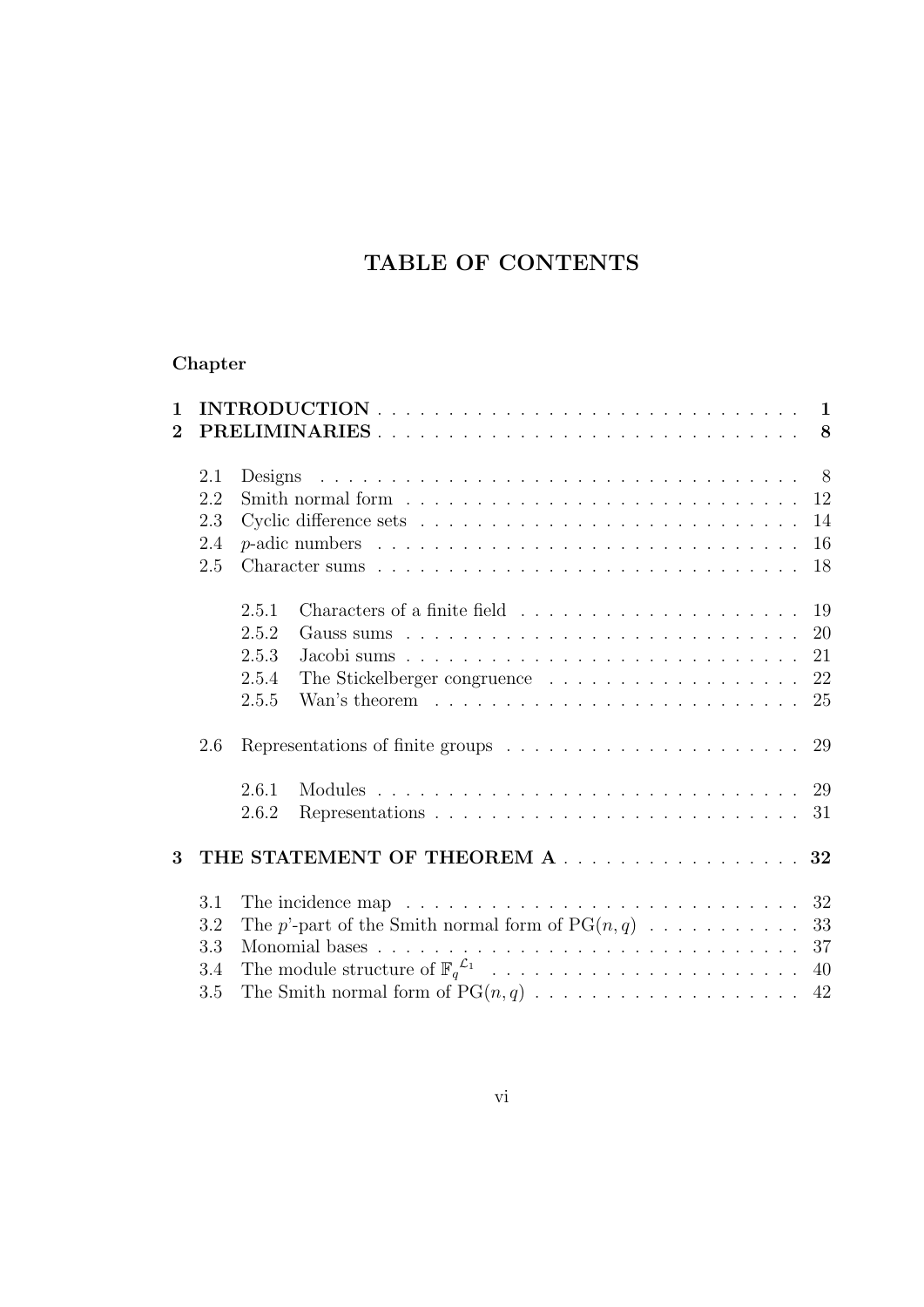# TABLE OF CONTENTS

**Chapter**

**1 INTRODUCTION** . . . . . . . . . . . . . . . . . . . . . . . . . . . . . . . . **1**

**2 PRELIMINARIES** . . . . . . . . . . . . . . . . . . . . . . . . . . . . . . . **8**

- 2.1 Designs . . . . . . . . . . . . . . . . . . . . . . . . . . . . . . . . . . 8
- 2.2 Smith normal form . . . . . . . . . . . . . . . . . . . . . . . . . . . . 12
- 2.3 Cyclic difference sets . . . . . . . . . . . . . . . . . . . . . . . . . . 14
- 2.4 $p$-adic numbers . . . . . . . . . . . . . . . . . . . . . . . . . . . . . 16
- 2.5 Character sums . . . . . . . . . . . . . . . . . . . . . . . . . . . . . . 18
  - 2.5.1 Characters of a finite field . . . . . . . . . . . . . . . . . . . . 19
  - 2.5.2 Gauss sums . . . . . . . . . . . . . . . . . . . . . . . . . . . . 20
  - 2.5.3 Jacobi sums . . . . . . . . . . . . . . . . . . . . . . . . . . . . 21
  - 2.5.4 The Stickelberger congruence . . . . . . . . . . . . . . . . . . 22
  - 2.5.5 Wan's theorem . . . . . . . . . . . . . . . . . . . . . . . . . . 25
- 2.6 Representations of finite groups . . . . . . . . . . . . . . . . . . . . 29
  - 2.6.1 Modules . . . . . . . . . . . . . . . . . . . . . . . . . . . . . . 29
  - 2.6.2 Representations . . . . . . . . . . . . . . . . . . . . . . . . . . 31

**3 THE STATEMENT OF THEOREM A** . . . . . . . . . . . . . . . . . **32**

- 3.1 The incidence map . . . . . . . . . . . . . . . . . . . . . . . . . . . . 32
- 3.2 The $p$'-part of the Smith normal form of $\mathrm{PG}(n, q)$ . . . . . . . . . . . 33
- 3.3 Monomial bases . . . . . . . . . . . . . . . . . . . . . . . . . . . . . . 37
- 3.4 The module structure of ${\mathbb{F}_q}^{\mathcal{L}_1}$ . . . . . . . . . . . . . . . . . . . . . . 40
- 3.5 The Smith normal form of $\mathrm{PG}(n, q)$ . . . . . . . . . . . . . . . . . . 42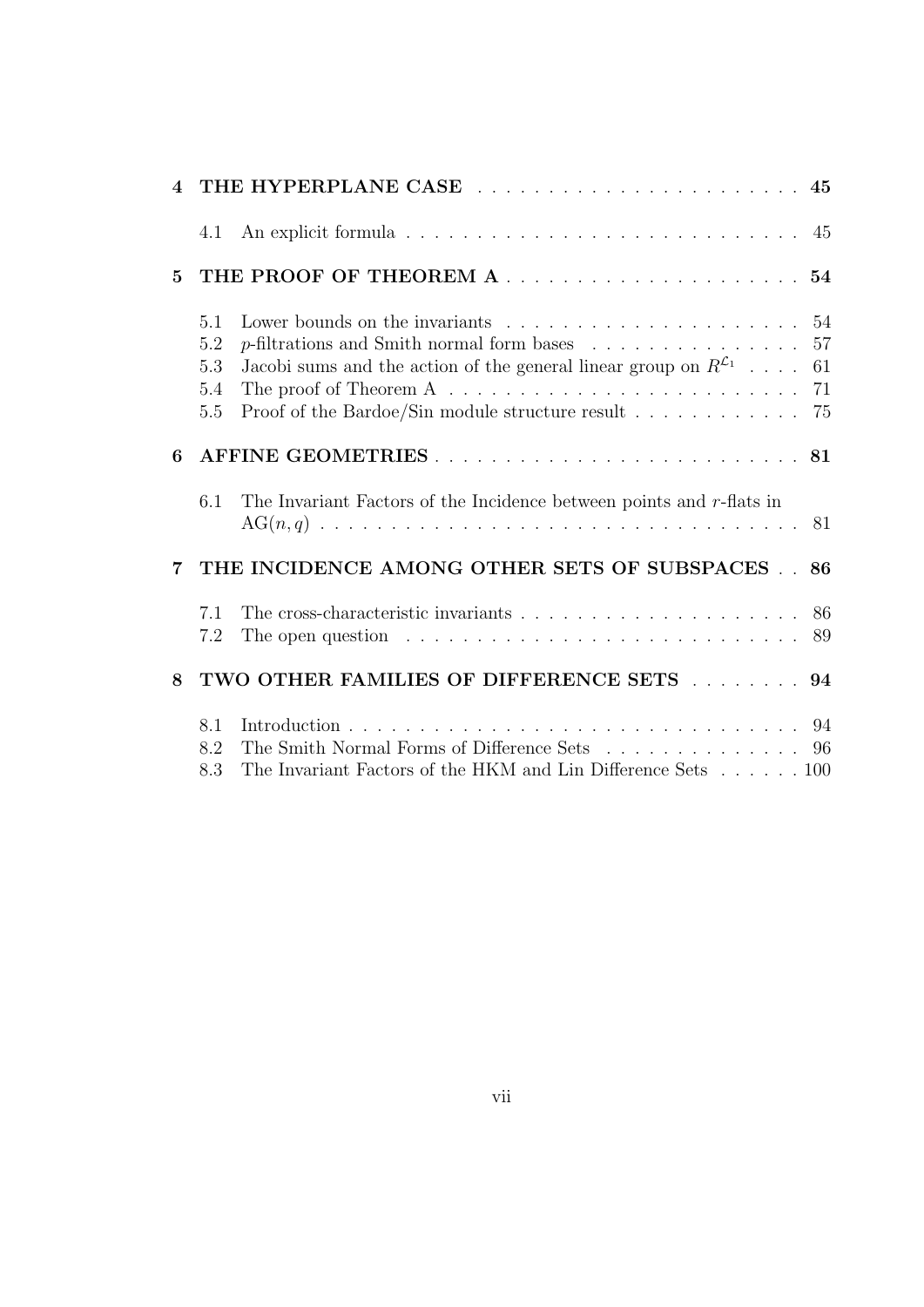**4 THE HYPERPLANE CASE** . . . . . . . . . . . . . . . . . . . . . . . 45

4.1 An explicit formula . . . . . . . . . . . . . . . . . . . . . . . . . . . . 45

**5 THE PROOF OF THEOREM A** . . . . . . . . . . . . . . . . . . . . . 54

5.1 Lower bounds on the invariants . . . . . . . . . . . . . . . . . . . . . 54

5.2 $p$-filtrations and Smith normal form bases . . . . . . . . . . . . . . . 57

5.3 Jacobi sums and the action of the general linear group on $R^{\mathcal{L}_1}$ . . . . 61

5.4 The proof of Theorem A . . . . . . . . . . . . . . . . . . . . . . . . . 71

5.5 Proof of the Bardoe/Sin module structure result . . . . . . . . . . . . 75

**6 AFFINE GEOMETRIES** . . . . . . . . . . . . . . . . . . . . . . . . . . 81

6.1 The Invariant Factors of the Incidence between points and $r$-flats in $\mathrm{AG}(n, q)$ . . . . . . . . . . . . . . . . . . . . . . . . . . . . . . . . . . . 81

**7 THE INCIDENCE AMONG OTHER SETS OF SUBSPACES** . . 86

7.1 The cross-characteristic invariants . . . . . . . . . . . . . . . . . . . . 86

7.2 The open question . . . . . . . . . . . . . . . . . . . . . . . . . . . . 89

**8 TWO OTHER FAMILIES OF DIFFERENCE SETS** . . . . . . . . 94

8.1 Introduction . . . . . . . . . . . . . . . . . . . . . . . . . . . . . . . . 94

8.2 The Smith Normal Forms of Difference Sets . . . . . . . . . . . . . . 96

8.3 The Invariant Factors of the HKM and Lin Difference Sets . . . . . . 100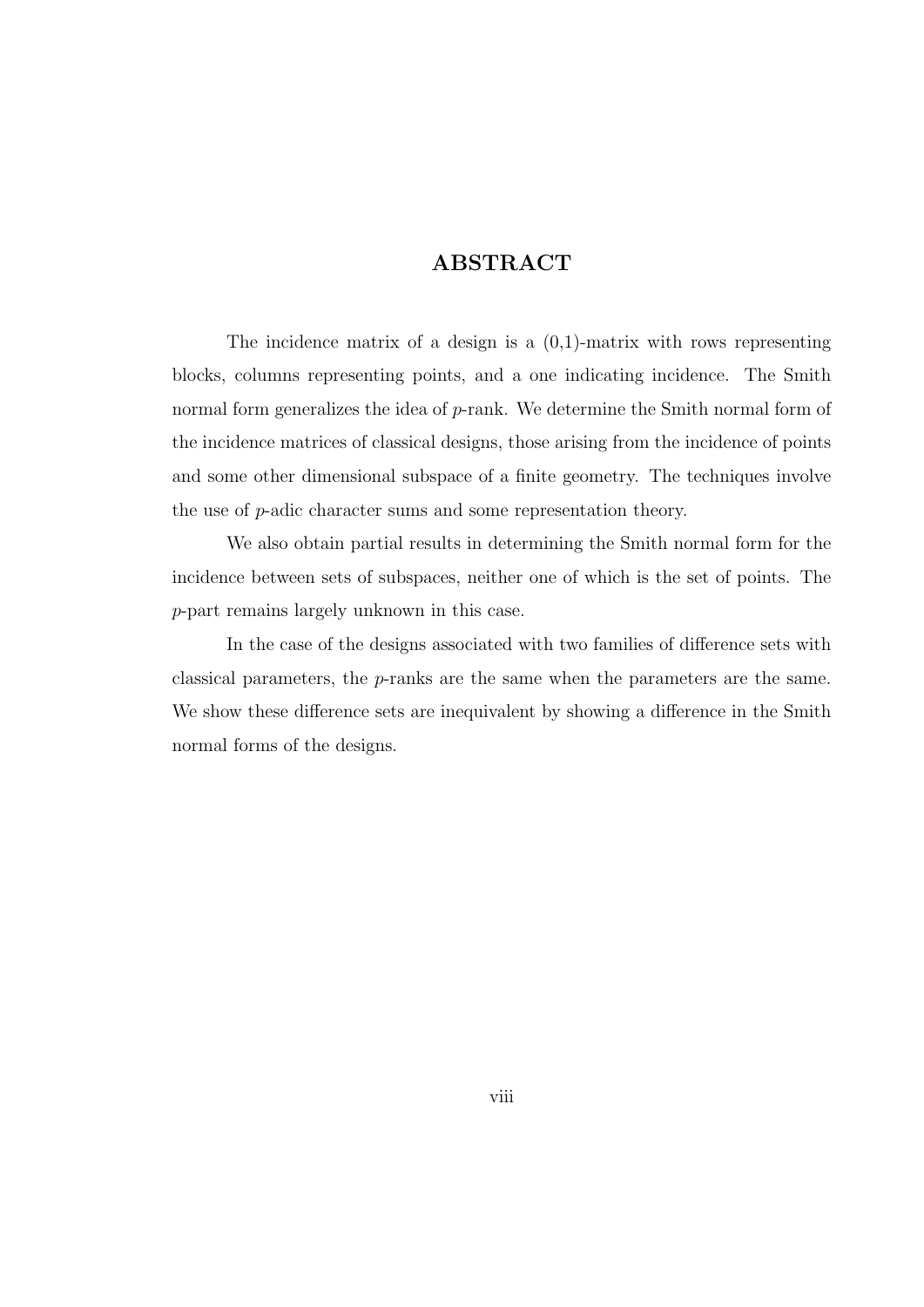## ABSTRACT

The incidence matrix of a design is a (0,1)-matrix with rows representing blocks, columns representing points, and a one indicating incidence. The Smith normal form generalizes the idea of $p$-rank. We determine the Smith normal form of the incidence matrices of classical designs, those arising from the incidence of points and some other dimensional subspace of a finite geometry. The techniques involve the use of $p$-adic character sums and some representation theory.

We also obtain partial results in determining the Smith normal form for the incidence between sets of subspaces, neither one of which is the set of points. The $p$-part remains largely unknown in this case.

In the case of the designs associated with two families of difference sets with classical parameters, the $p$-ranks are the same when the parameters are the same. We show these difference sets are inequivalent by showing a difference in the Smith normal forms of the designs.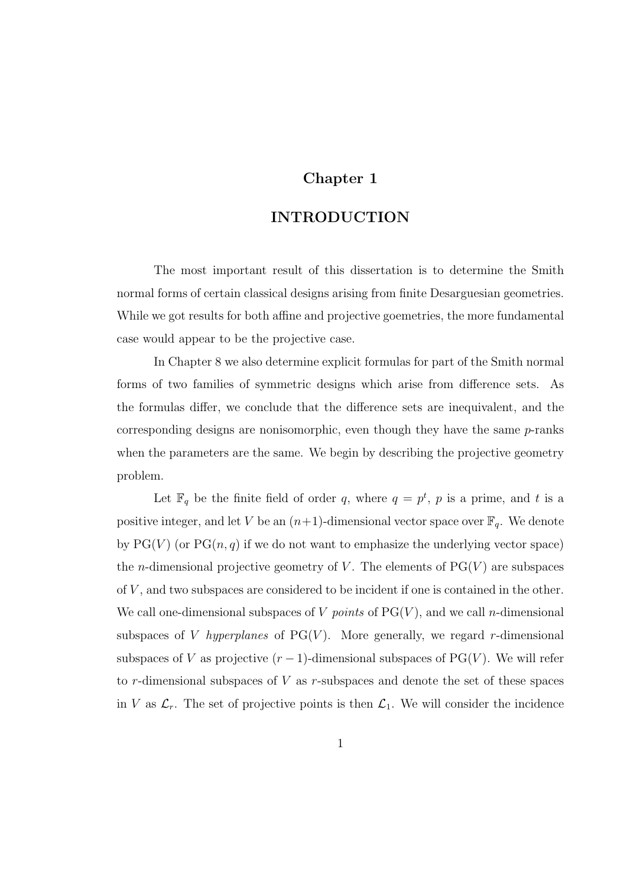# Chapter 1

# INTRODUCTION

The most important result of this dissertation is to determine the Smith normal forms of certain classical designs arising from finite Desarguesian geometries. While we got results for both affine and projective goemetries, the more fundamental case would appear to be the projective case.

In Chapter 8 we also determine explicit formulas for part of the Smith normal forms of two families of symmetric designs which arise from difference sets. As the formulas differ, we conclude that the difference sets are inequivalent, and the corresponding designs are nonisomorphic, even though they have the same $p$-ranks when the parameters are the same. We begin by describing the projective geometry problem.

Let $\mathbb{F}_q$ be the finite field of order $q$, where $q = p^t$, $p$ is a prime, and $t$ is a positive integer, and let $V$ be an $(n+1)$-dimensional vector space over $\mathbb{F}_q$. We denote by $\mathrm{PG}(V)$ (or $\mathrm{PG}(n, q)$ if we do not want to emphasize the underlying vector space) the $n$-dimensional projective geometry of $V$. The elements of $\mathrm{PG}(V)$ are subspaces of $V$, and two subspaces are considered to be incident if one is contained in the other. We call one-dimensional subspaces of $V$ *points* of $\mathrm{PG}(V)$, and we call $n$-dimensional subspaces of $V$ *hyperplanes* of $\mathrm{PG}(V)$. More generally, we regard $r$-dimensional subspaces of $V$ as projective $(r-1)$-dimensional subspaces of $\mathrm{PG}(V)$. We will refer to $r$-dimensional subspaces of $V$ as $r$-subspaces and denote the set of these spaces in $V$ as $\mathcal{L}_r$. The set of projective points is then $\mathcal{L}_1$. We will consider the incidence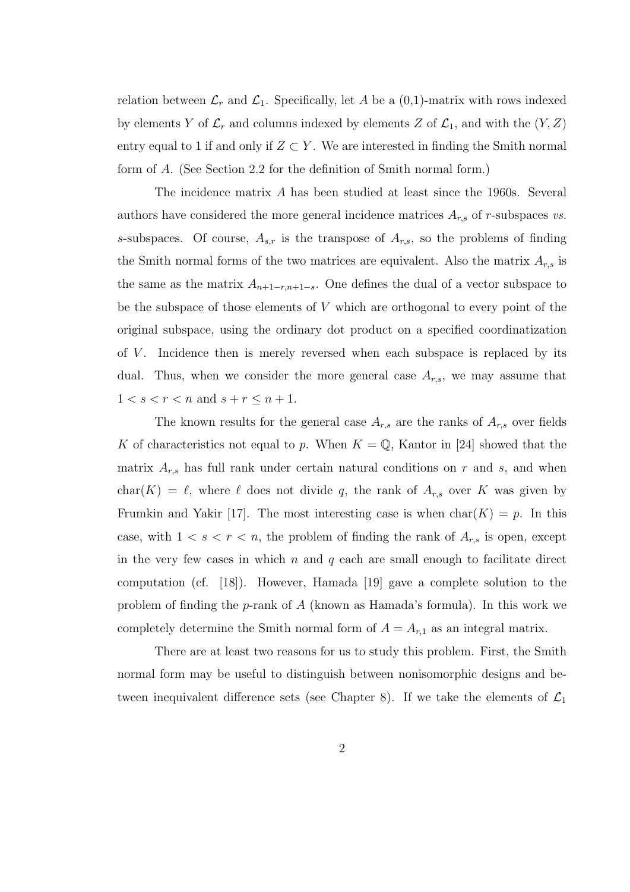relation between $\mathcal{L}_r$ and $\mathcal{L}_1$. Specifically, let $A$ be a (0,1)-matrix with rows indexed by elements $Y$ of $\mathcal{L}_r$ and columns indexed by elements $Z$ of $\mathcal{L}_1$, and with the $(Y, Z)$ entry equal to 1 if and only if $Z \subset Y$. We are interested in finding the Smith normal form of $A$. (See Section 2.2 for the definition of Smith normal form.)

The incidence matrix $A$ has been studied at least since the 1960s. Several authors have considered the more general incidence matrices $A_{r,s}$ of $r$-subspaces *vs.* $s$-subspaces. Of course, $A_{s,r}$ is the transpose of $A_{r,s}$, so the problems of finding the Smith normal forms of the two matrices are equivalent. Also the matrix $A_{r,s}$ is the same as the matrix $A_{n+1-r,n+1-s}$. One defines the dual of a vector subspace to be the subspace of those elements of $V$ which are orthogonal to every point of the original subspace, using the ordinary dot product on a specified coordinatization of $V$. Incidence then is merely reversed when each subspace is replaced by its dual. Thus, when we consider the more general case $A_{r,s}$, we may assume that $1 < s < r < n$ and $s + r \leq n + 1$.

The known results for the general case $A_{r,s}$ are the ranks of $A_{r,s}$ over fields $K$ of characteristics not equal to $p$. When $K = \mathbb{Q}$, Kantor in [24] showed that the matrix $A_{r,s}$ has full rank under certain natural conditions on $r$ and $s$, and when $\mathrm{char}(K) = \ell$, where $\ell$ does not divide $q$, the rank of $A_{r,s}$ over $K$ was given by Frumkin and Yakir [17]. The most interesting case is when $\mathrm{char}(K) = p$. In this case, with $1 < s < r < n$, the problem of finding the rank of $A_{r,s}$ is open, except in the very few cases in which $n$ and $q$ each are small enough to facilitate direct computation (cf. [18]). However, Hamada [19] gave a complete solution to the problem of finding the $p$-rank of $A$ (known as Hamada's formula). In this work we completely determine the Smith normal form of $A = A_{r,1}$ as an integral matrix.

There are at least two reasons for us to study this problem. First, the Smith normal form may be useful to distinguish between nonisomorphic designs and between inequivalent difference sets (see Chapter 8). If we take the elements of $\mathcal{L}_1$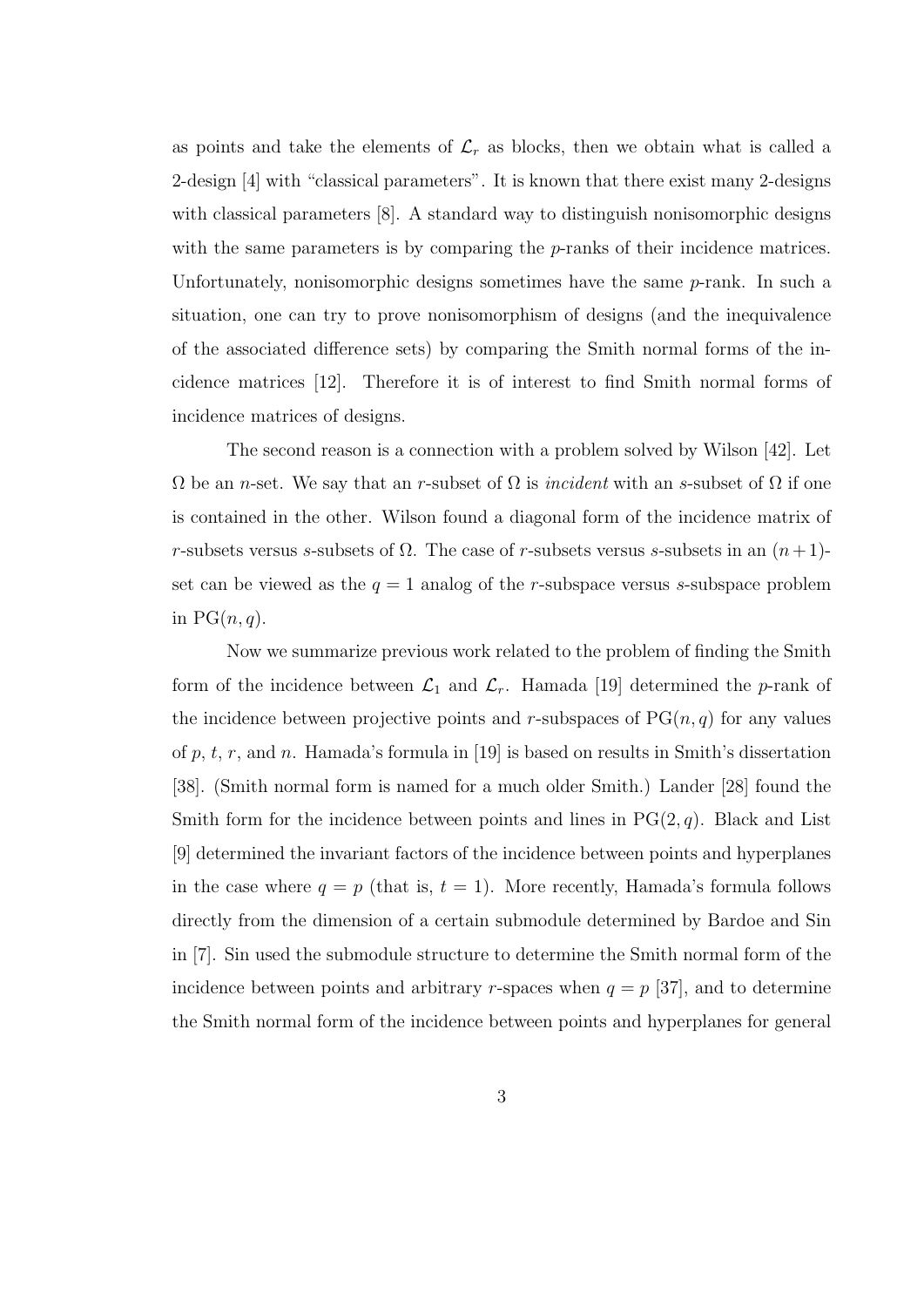as points and take the elements of $\mathcal{L}_r$ as blocks, then we obtain what is called a 2-design [4] with "classical parameters". It is known that there exist many 2-designs with classical parameters [8]. A standard way to distinguish nonisomorphic designs with the same parameters is by comparing the $p$-ranks of their incidence matrices. Unfortunately, nonisomorphic designs sometimes have the same $p$-rank. In such a situation, one can try to prove nonisomorphism of designs (and the inequivalence of the associated difference sets) by comparing the Smith normal forms of the incidence matrices [12]. Therefore it is of interest to find Smith normal forms of incidence matrices of designs.

The second reason is a connection with a problem solved by Wilson [42]. Let $\Omega$ be an $n$-set. We say that an $r$-subset of $\Omega$ is *incident* with an $s$-subset of $\Omega$ if one is contained in the other. Wilson found a diagonal form of the incidence matrix of $r$-subsets versus $s$-subsets of $\Omega$. The case of $r$-subsets versus $s$-subsets in an $(n+1)$-set can be viewed as the $q = 1$ analog of the $r$-subspace versus $s$-subspace problem in $\mathrm{PG}(n, q)$.

Now we summarize previous work related to the problem of finding the Smith form of the incidence between $\mathcal{L}_1$ and $\mathcal{L}_r$. Hamada [19] determined the $p$-rank of the incidence between projective points and $r$-subspaces of $\mathrm{PG}(n, q)$ for any values of $p$, $t$, $r$, and $n$. Hamada's formula in [19] is based on results in Smith's dissertation [38]. (Smith normal form is named for a much older Smith.) Lander [28] found the Smith form for the incidence between points and lines in $\mathrm{PG}(2, q)$. Black and List [9] determined the invariant factors of the incidence between points and hyperplanes in the case where $q = p$ (that is, $t = 1$). More recently, Hamada's formula follows directly from the dimension of a certain submodule determined by Bardoe and Sin in [7]. Sin used the submodule structure to determine the Smith normal form of the incidence between points and arbitrary $r$-spaces when $q = p$ [37], and to determine the Smith normal form of the incidence between points and hyperplanes for general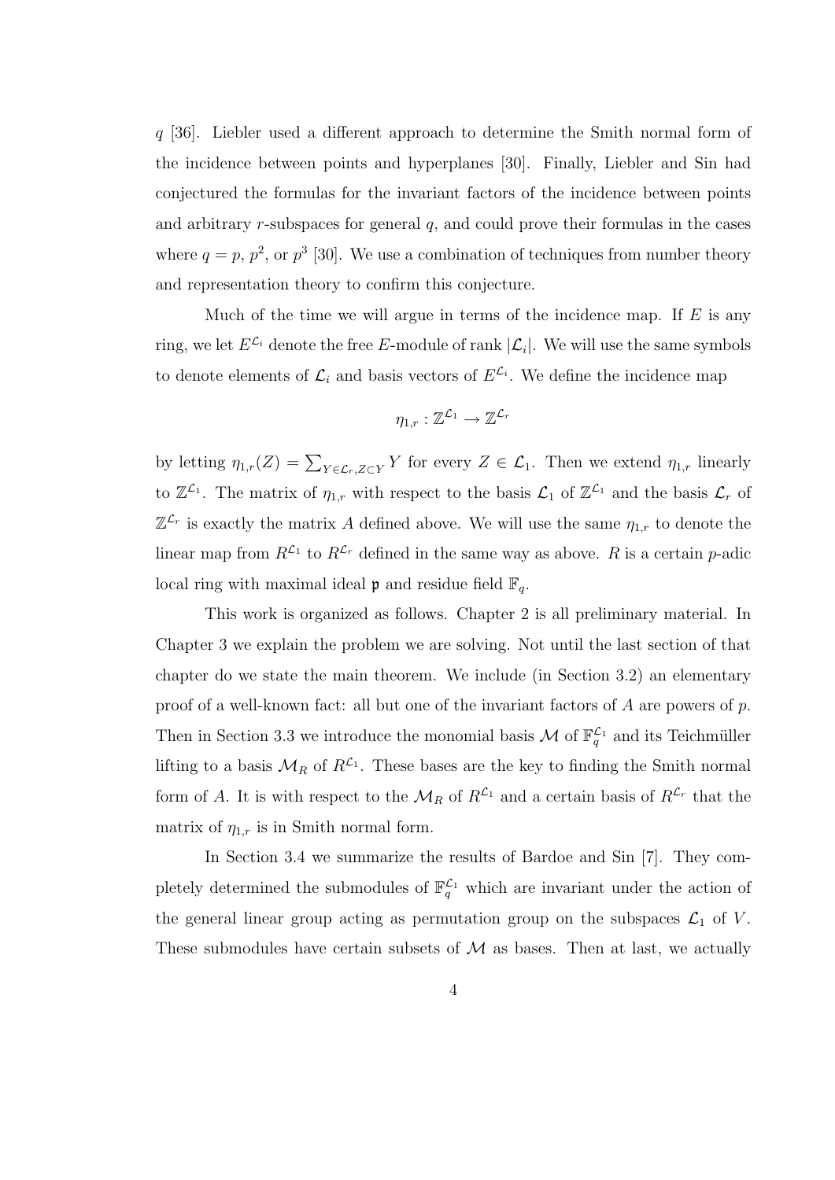$q$ [36]. Liebler used a different approach to determine the Smith normal form of the incidence between points and hyperplanes [30]. Finally, Liebler and Sin had conjectured the formulas for the invariant factors of the incidence between points and arbitrary $r$-subspaces for general $q$, and could prove their formulas in the cases where $q = p$, $p^2$, or $p^3$ [30]. We use a combination of techniques from number theory and representation theory to confirm this conjecture.

Much of the time we will argue in terms of the incidence map. If $E$ is any ring, we let $E^{\mathcal{L}_i}$ denote the free $E$-module of rank $|\mathcal{L}_i|$. We will use the same symbols to denote elements of $\mathcal{L}_i$ and basis vectors of $E^{\mathcal{L}_i}$. We define the incidence map

$$\eta_{1,r} : \mathbb{Z}^{\mathcal{L}_1} \to \mathbb{Z}^{\mathcal{L}_r}$$

by letting $\eta_{1,r}(Z) = \sum_{Y \in \mathcal{L}_r, Z \subset Y} Y$ for every $Z \in \mathcal{L}_1$. Then we extend $\eta_{1,r}$ linearly to $\mathbb{Z}^{\mathcal{L}_1}$. The matrix of $\eta_{1,r}$ with respect to the basis $\mathcal{L}_1$ of $\mathbb{Z}^{\mathcal{L}_1}$ and the basis $\mathcal{L}_r$ of $\mathbb{Z}^{\mathcal{L}_r}$ is exactly the matrix $A$ defined above. We will use the same $\eta_{1,r}$ to denote the linear map from $R^{\mathcal{L}_1}$ to $R^{\mathcal{L}_r}$ defined in the same way as above. $R$ is a certain $p$-adic local ring with maximal ideal $\mathfrak{p}$ and residue field $\mathbb{F}_q$.

This work is organized as follows. Chapter 2 is all preliminary material. In Chapter 3 we explain the problem we are solving. Not until the last section of that chapter do we state the main theorem. We include (in Section 3.2) an elementary proof of a well-known fact: all but one of the invariant factors of $A$ are powers of $p$. Then in Section 3.3 we introduce the monomial basis $\mathcal{M}$ of $\mathbb{F}_q^{\mathcal{L}_1}$ and its Teichmüller lifting to a basis $\mathcal{M}_R$ of $R^{\mathcal{L}_1}$. These bases are the key to finding the Smith normal form of $A$. It is with respect to the $\mathcal{M}_R$ of $R^{\mathcal{L}_1}$ and a certain basis of $R^{\mathcal{L}_r}$ that the matrix of $\eta_{1,r}$ is in Smith normal form.

In Section 3.4 we summarize the results of Bardoe and Sin [7]. They completely determined the submodules of $\mathbb{F}_q^{\mathcal{L}_1}$ which are invariant under the action of the general linear group acting as permutation group on the subspaces $\mathcal{L}_1$ of $V$. These submodules have certain subsets of $\mathcal{M}$ as bases. Then at last, we actually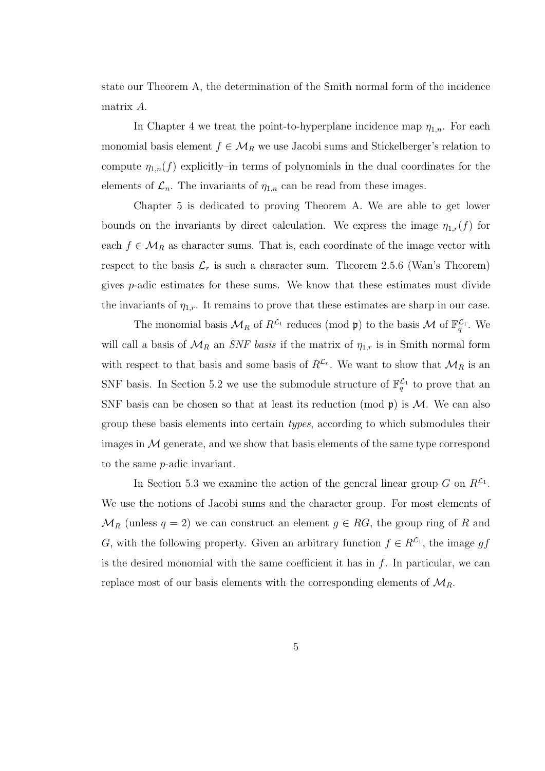state our Theorem A, the determination of the Smith normal form of the incidence matrix $A$.

In Chapter 4 we treat the point-to-hyperplane incidence map $\eta_{1,n}$. For each monomial basis element $f \in \mathcal{M}_R$ we use Jacobi sums and Stickelberger's relation to compute $\eta_{1,n}(f)$ explicitly–in terms of polynomials in the dual coordinates for the elements of $\mathcal{L}_n$. The invariants of $\eta_{1,n}$ can be read from these images.

Chapter 5 is dedicated to proving Theorem A. We are able to get lower bounds on the invariants by direct calculation. We express the image $\eta_{1,r}(f)$ for each $f \in \mathcal{M}_R$ as character sums. That is, each coordinate of the image vector with respect to the basis $\mathcal{L}_r$ is such a character sum. Theorem 2.5.6 (Wan's Theorem) gives $p$-adic estimates for these sums. We know that these estimates must divide the invariants of $\eta_{1,r}$. It remains to prove that these estimates are sharp in our case.

The monomial basis $\mathcal{M}_R$ of $R^{\mathcal{L}_1}$ reduces (mod $\mathfrak{p}$) to the basis $\mathcal{M}$ of $\mathbb{F}_q^{\mathcal{L}_1}$. We will call a basis of $\mathcal{M}_R$ an *SNF basis* if the matrix of $\eta_{1,r}$ is in Smith normal form with respect to that basis and some basis of $R^{\mathcal{L}_r}$. We want to show that $\mathcal{M}_R$ is an SNF basis. In Section 5.2 we use the submodule structure of $\mathbb{F}_q^{\mathcal{L}_1}$ to prove that an SNF basis can be chosen so that at least its reduction (mod $\mathfrak{p}$) is $\mathcal{M}$. We can also group these basis elements into certain *types*, according to which submodules their images in $\mathcal{M}$ generate, and we show that basis elements of the same type correspond to the same $p$-adic invariant.

In Section 5.3 we examine the action of the general linear group $G$ on $R^{\mathcal{L}_1}$. We use the notions of Jacobi sums and the character group. For most elements of $\mathcal{M}_R$ (unless $q = 2$) we can construct an element $g \in RG$, the group ring of $R$ and $G$, with the following property. Given an arbitrary function $f \in R^{\mathcal{L}_1}$, the image $gf$ is the desired monomial with the same coefficient it has in $f$. In particular, we can replace most of our basis elements with the corresponding elements of $\mathcal{M}_R$.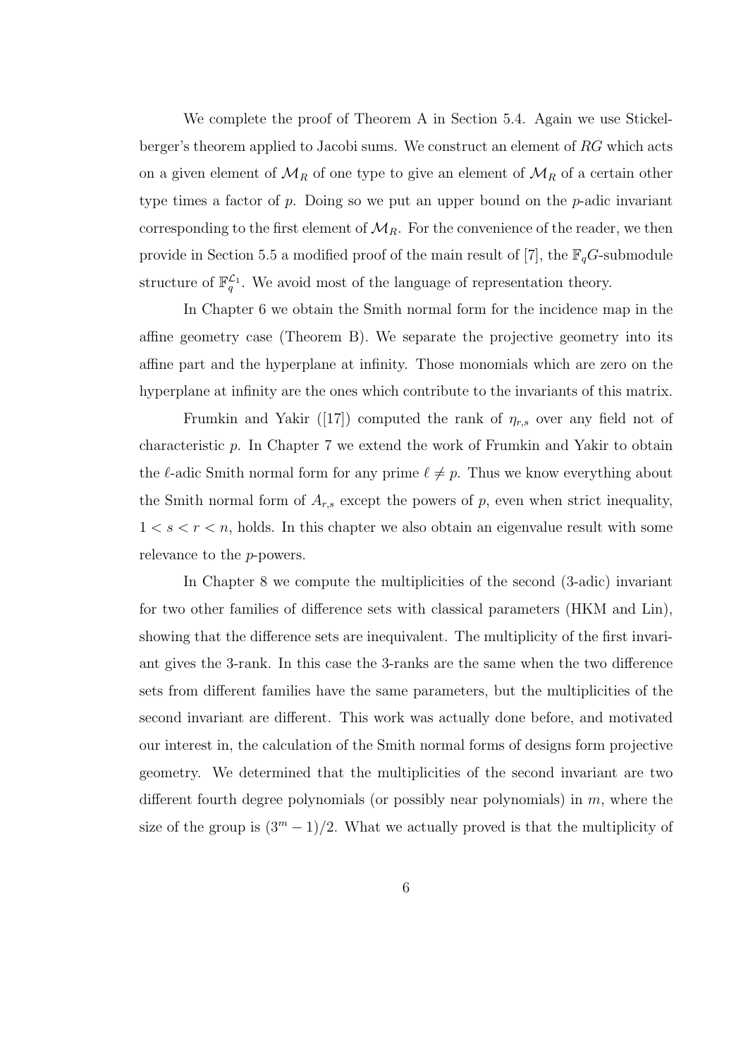We complete the proof of Theorem A in Section 5.4. Again we use Stickelberger's theorem applied to Jacobi sums. We construct an element of $RG$ which acts on a given element of $\mathcal{M}_R$ of one type to give an element of $\mathcal{M}_R$ of a certain other type times a factor of $p$. Doing so we put an upper bound on the $p$-adic invariant corresponding to the first element of $\mathcal{M}_R$. For the convenience of the reader, we then provide in Section 5.5 a modified proof of the main result of [7], the $\mathbb{F}_qG$-submodule structure of $\mathbb{F}_q^{\mathcal{L}_1}$. We avoid most of the language of representation theory.

In Chapter 6 we obtain the Smith normal form for the incidence map in the affine geometry case (Theorem B). We separate the projective geometry into its affine part and the hyperplane at infinity. Those monomials which are zero on the hyperplane at infinity are the ones which contribute to the invariants of this matrix.

Frumkin and Yakir ([17]) computed the rank of $\eta_{r,s}$ over any field not of characteristic $p$. In Chapter 7 we extend the work of Frumkin and Yakir to obtain the $\ell$-adic Smith normal form for any prime $\ell \neq p$. Thus we know everything about the Smith normal form of $A_{r,s}$ except the powers of $p$, even when strict inequality, $1 < s < r < n$, holds. In this chapter we also obtain an eigenvalue result with some relevance to the $p$-powers.

In Chapter 8 we compute the multiplicities of the second (3-adic) invariant for two other families of difference sets with classical parameters (HKM and Lin), showing that the difference sets are inequivalent. The multiplicity of the first invariant gives the 3-rank. In this case the 3-ranks are the same when the two difference sets from different families have the same parameters, but the multiplicities of the second invariant are different. This work was actually done before, and motivated our interest in, the calculation of the Smith normal forms of designs form projective geometry. We determined that the multiplicities of the second invariant are two different fourth degree polynomials (or possibly near polynomials) in $m$, where the size of the group is $(3^m - 1)/2$. What we actually proved is that the multiplicity of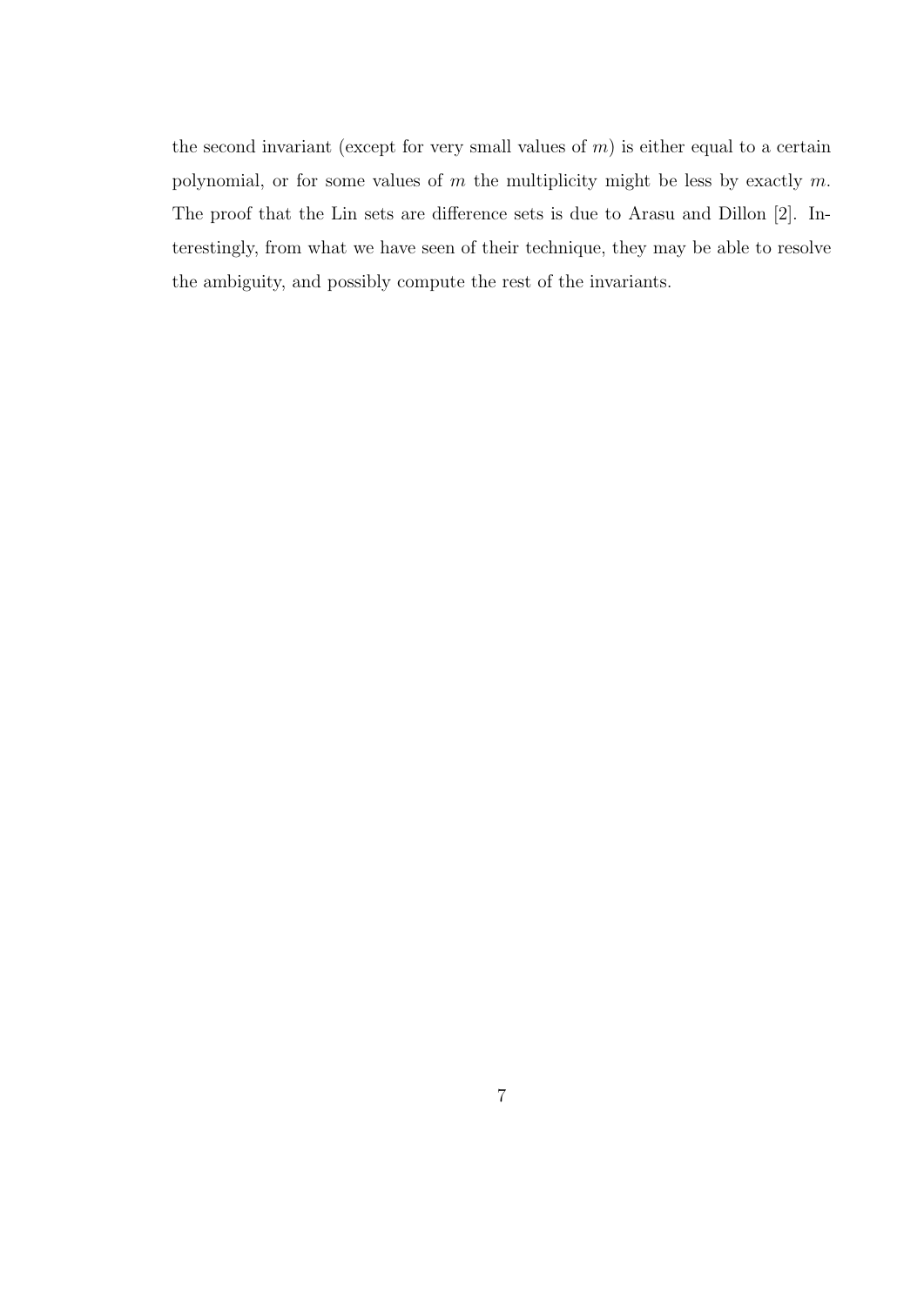the second invariant (except for very small values of $m$) is either equal to a certain polynomial, or for some values of $m$ the multiplicity might be less by exactly $m$. The proof that the Lin sets are difference sets is due to Arasu and Dillon [2]. Interestingly, from what we have seen of their technique, they may be able to resolve the ambiguity, and possibly compute the rest of the invariants.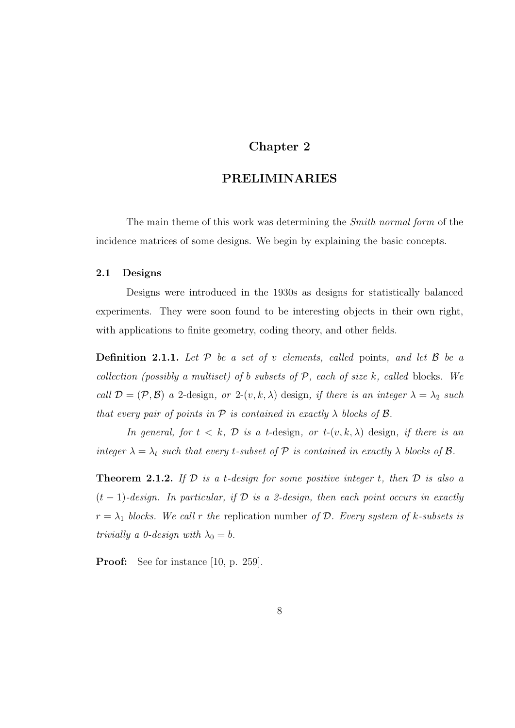# Chapter 2

## PRELIMINARIES

The main theme of this work was determining the *Smith normal form* of the incidence matrices of some designs. We begin by explaining the basic concepts.

### 2.1 Designs

Designs were introduced in the 1930s as designs for statistically balanced experiments. They were soon found to be interesting objects in their own right, with applications to finite geometry, coding theory, and other fields.

**Definition 2.1.1.** *Let $\mathcal{P}$ be a set of $v$ elements, called* points*, and let $\mathcal{B}$ be a collection (possibly a multiset) of $b$ subsets of $\mathcal{P}$, each of size $k$, called* blocks*. We call $\mathcal{D} = (\mathcal{P}, \mathcal{B})$ a* 2-design*, or* 2-$(v, k, \lambda)$ design*, if there is an integer $\lambda = \lambda_2$ such that every pair of points in $\mathcal{P}$ is contained in exactly $\lambda$ blocks of $\mathcal{B}$.*

*In general, for $t < k$, $\mathcal{D}$ is a* $t$-design*, or* $t$-$(v, k, \lambda)$ design*, if there is an integer $\lambda = \lambda_t$ such that every $t$-subset of $\mathcal{P}$ is contained in exactly $\lambda$ blocks of $\mathcal{B}$.*

**Theorem 2.1.2.** *If $\mathcal{D}$ is a $t$-design for some positive integer $t$, then $\mathcal{D}$ is also a $(t-1)$-design. In particular, if $\mathcal{D}$ is a 2-design, then each point occurs in exactly $r = \lambda_1$ blocks. We call $r$ the* replication number *of $\mathcal{D}$. Every system of $k$-subsets is trivially a 0-design with $\lambda_0 = b$.*

**Proof:** See for instance [10, p. 259].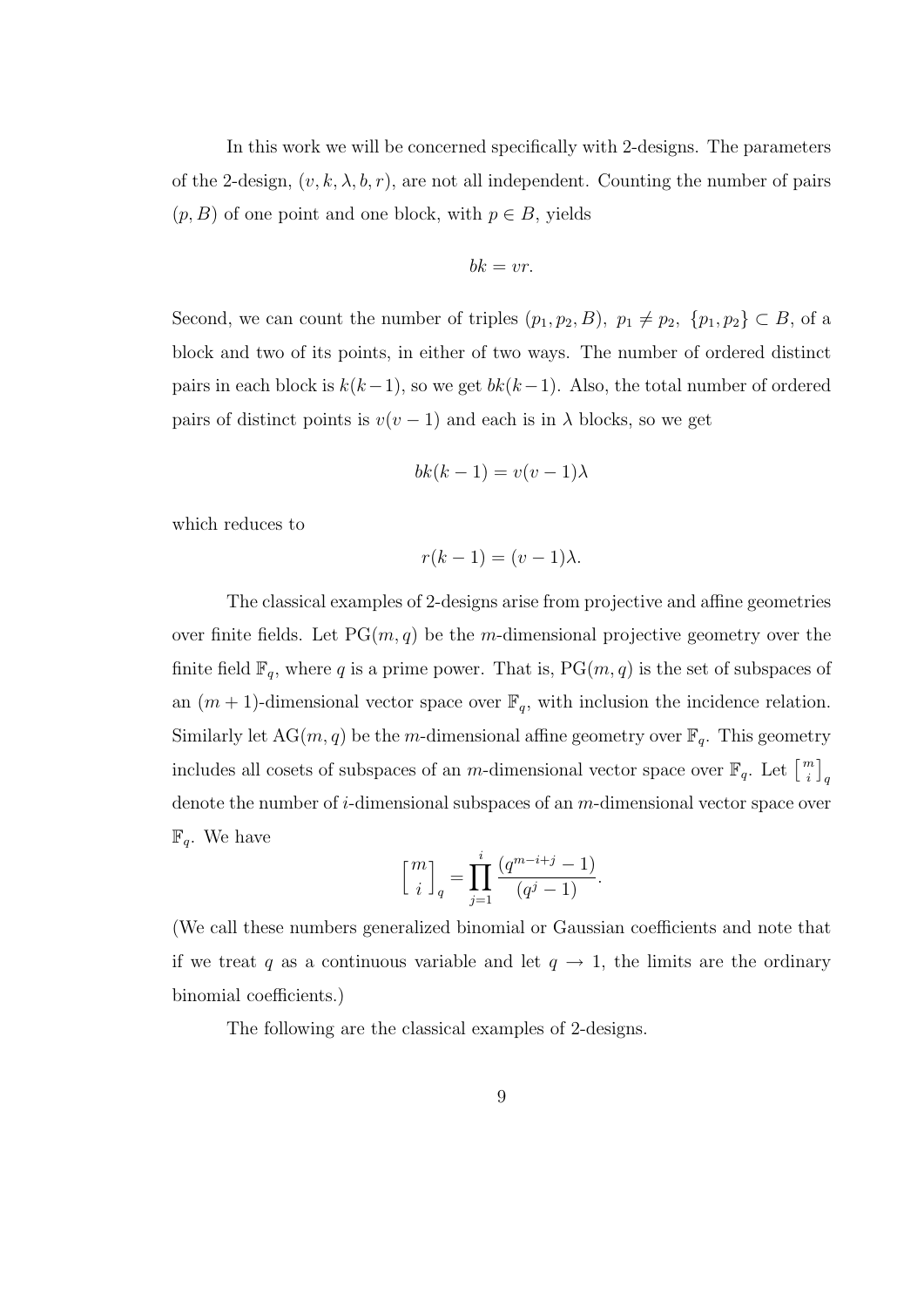In this work we will be concerned specifically with 2-designs. The parameters of the 2-design, $(v, k, \lambda, b, r)$, are not all independent. Counting the number of pairs $(p, B)$ of one point and one block, with $p \in B$, yields

$$bk = vr.$$

Second, we can count the number of triples $(p_1, p_2, B)$, $p_1 \neq p_2$, $\{p_1, p_2\} \subset B$, of a block and two of its points, in either of two ways. The number of ordered distinct pairs in each block is $k(k-1)$, so we get $bk(k-1)$. Also, the total number of ordered pairs of distinct points is $v(v-1)$ and each is in $\lambda$ blocks, so we get

$$bk(k-1) = v(v-1)\lambda$$

which reduces to

$$r(k-1) = (v-1)\lambda.$$

The classical examples of 2-designs arise from projective and affine geometries over finite fields. Let $\mathrm{PG}(m, q)$ be the $m$-dimensional projective geometry over the finite field $\mathbb{F}_q$, where $q$ is a prime power. That is, $\mathrm{PG}(m, q)$ is the set of subspaces of an $(m+1)$-dimensional vector space over $\mathbb{F}_q$, with inclusion the incidence relation. Similarly let $\mathrm{AG}(m, q)$ be the $m$-dimensional affine geometry over $\mathbb{F}_q$. This geometry includes all cosets of subspaces of an $m$-dimensional vector space over $\mathbb{F}_q$. Let $\left[ {m \atop i} \right]_q$ denote the number of $i$-dimensional subspaces of an $m$-dimensional vector space over $\mathbb{F}_q$. We have

$$\left[ {m \atop i} \right]_q = \prod_{j=1}^{i} \frac{(q^{m-i+j} - 1)}{(q^j - 1)}.$$

(We call these numbers generalized binomial or Gaussian coefficients and note that if we treat $q$ as a continuous variable and let $q \to 1$, the limits are the ordinary binomial coefficients.)

The following are the classical examples of 2-designs.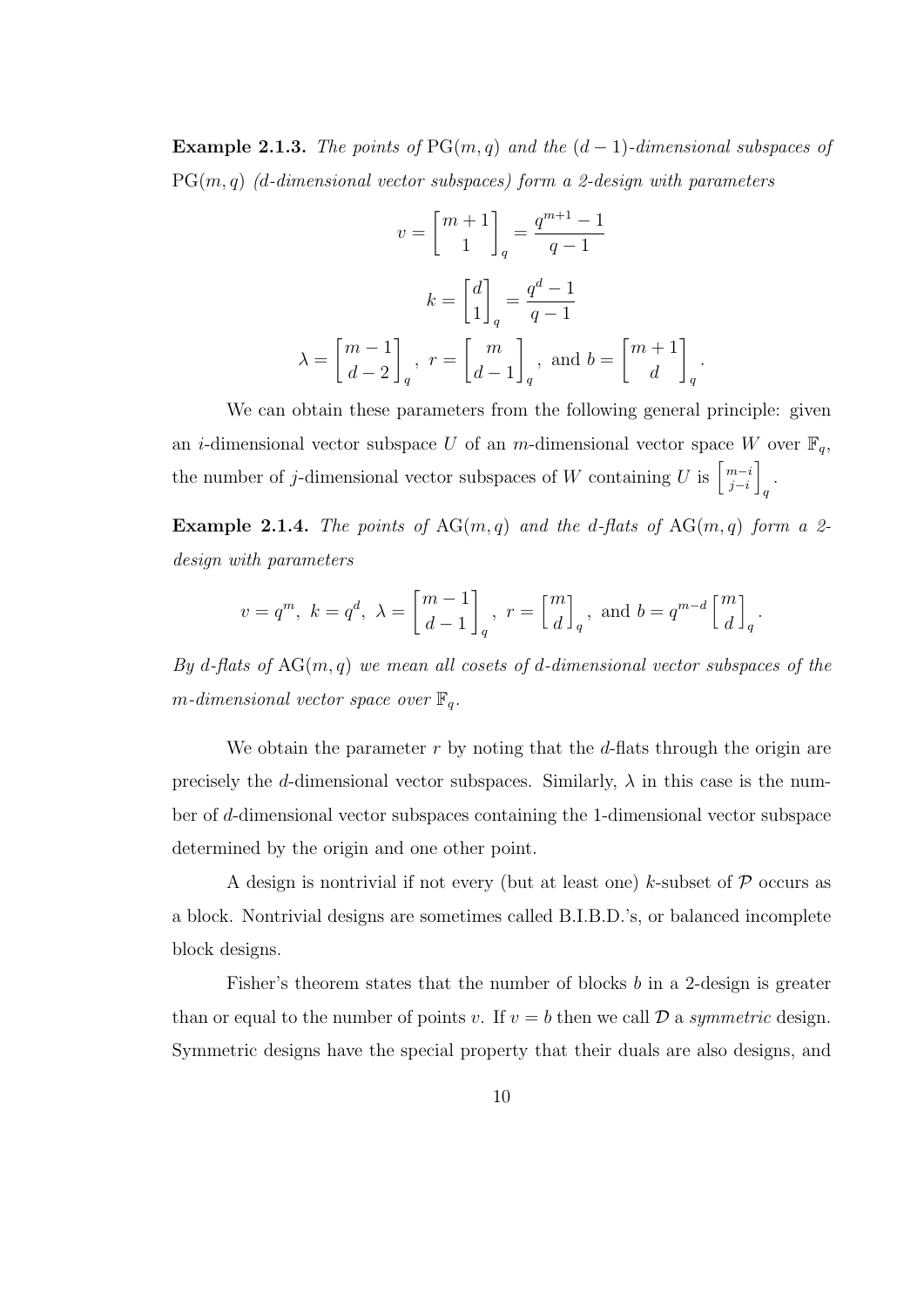**Example 2.1.3.** *The points of* $\mathrm{PG}(m,q)$ *and the* $(d-1)$*-dimensional subspaces of* $\mathrm{PG}(m,q)$ *(d-dimensional vector subspaces) form a 2-design with parameters*

$$v = \begin{bmatrix} m+1 \\ 1 \end{bmatrix}_q = \frac{q^{m+1}-1}{q-1}$$

$$k = \begin{bmatrix} d \\ 1 \end{bmatrix}_q = \frac{q^d-1}{q-1}$$

$$\lambda = \begin{bmatrix} m-1 \\ d-2 \end{bmatrix}_q, \ r = \begin{bmatrix} m \\ d-1 \end{bmatrix}_q, \ \text{and } b = \begin{bmatrix} m+1 \\ d \end{bmatrix}_q.$$

We can obtain these parameters from the following general principle: given an $i$-dimensional vector subspace $U$ of an $m$-dimensional vector space $W$ over $\mathbb{F}_q$, the number of $j$-dimensional vector subspaces of $W$ containing $U$ is $\left[\begin{smallmatrix} m-i \\ j-i \end{smallmatrix}\right]_q$.

**Example 2.1.4.** *The points of* $\mathrm{AG}(m,q)$ *and the d-flats of* $\mathrm{AG}(m,q)$ *form a 2-design with parameters*

$$v = q^m, \ k = q^d, \ \lambda = \begin{bmatrix} m-1 \\ d-1 \end{bmatrix}_q, \ r = \begin{bmatrix} m \\ d \end{bmatrix}_q, \ \text{and } b = q^{m-d}\begin{bmatrix} m \\ d \end{bmatrix}_q.$$

*By d-flats of* $\mathrm{AG}(m,q)$ *we mean all cosets of d-dimensional vector subspaces of the m-dimensional vector space over* $\mathbb{F}_q$.

We obtain the parameter $r$ by noting that the $d$-flats through the origin are precisely the $d$-dimensional vector subspaces. Similarly, $\lambda$ in this case is the number of $d$-dimensional vector subspaces containing the 1-dimensional vector subspace determined by the origin and one other point.

A design is nontrivial if not every (but at least one) $k$-subset of $\mathcal{P}$ occurs as a block. Nontrivial designs are sometimes called B.I.B.D.'s, or balanced incomplete block designs.

Fisher's theorem states that the number of blocks $b$ in a 2-design is greater than or equal to the number of points $v$. If $v = b$ then we call $\mathcal{D}$ a *symmetric* design. Symmetric designs have the special property that their duals are also designs, and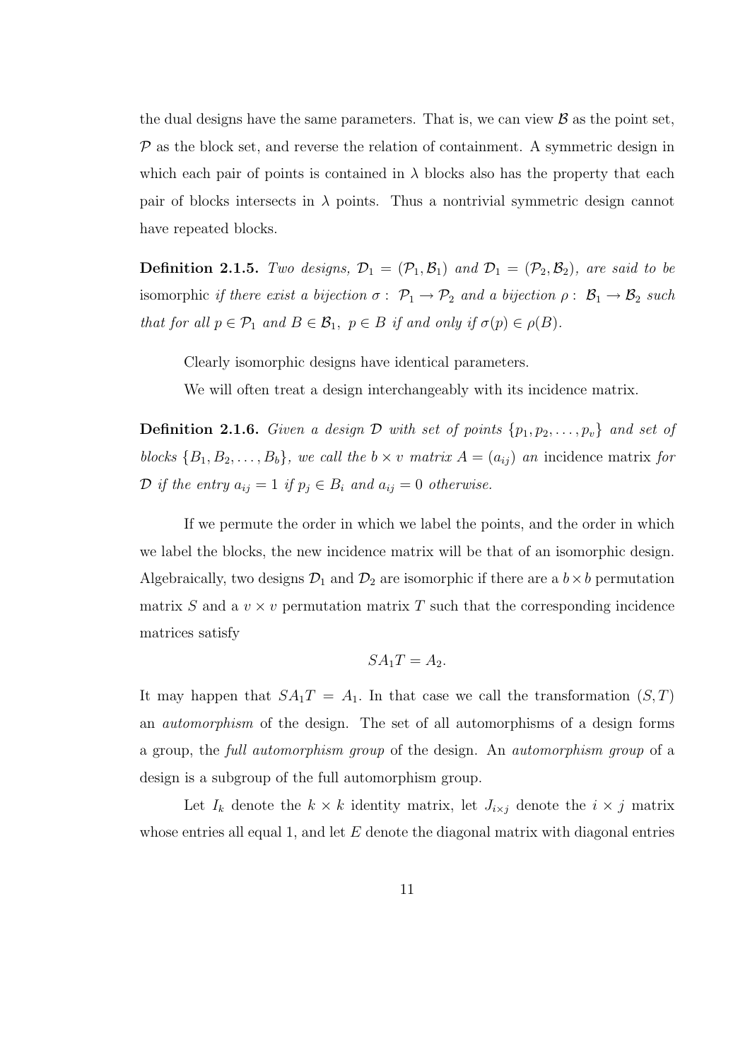the dual designs have the same parameters. That is, we can view $\mathcal{B}$ as the point set, $\mathcal{P}$ as the block set, and reverse the relation of containment. A symmetric design in which each pair of points is contained in $\lambda$ blocks also has the property that each pair of blocks intersects in $\lambda$ points. Thus a nontrivial symmetric design cannot have repeated blocks.

**Definition 2.1.5.** *Two designs, $\mathcal{D}_1 = (\mathcal{P}_1, \mathcal{B}_1)$ and $\mathcal{D}_1 = (\mathcal{P}_2, \mathcal{B}_2)$, are said to be* isomorphic *if there exist a bijection $\sigma: \mathcal{P}_1 \to \mathcal{P}_2$ and a bijection $\rho: \mathcal{B}_1 \to \mathcal{B}_2$ such that for all $p \in \mathcal{P}_1$ and $B \in \mathcal{B}_1$, $p \in B$ if and only if $\sigma(p) \in \rho(B)$.*

Clearly isomorphic designs have identical parameters.

We will often treat a design interchangeably with its incidence matrix.

**Definition 2.1.6.** *Given a design $\mathcal{D}$ with set of points $\{p_1, p_2, \ldots, p_v\}$ and set of blocks $\{B_1, B_2, \ldots, B_b\}$, we call the $b \times v$ matrix $A = (a_{ij})$ an* incidence matrix *for $\mathcal{D}$ if the entry $a_{ij} = 1$ if $p_j \in B_i$ and $a_{ij} = 0$ otherwise.*

If we permute the order in which we label the points, and the order in which we label the blocks, the new incidence matrix will be that of an isomorphic design. Algebraically, two designs $\mathcal{D}_1$ and $\mathcal{D}_2$ are isomorphic if there are a $b \times b$ permutation matrix $S$ and a $v \times v$ permutation matrix $T$ such that the corresponding incidence matrices satisfy

$$SA_1T = A_2.$$

It may happen that $SA_1T = A_1$. In that case we call the transformation $(S, T)$ an *automorphism* of the design. The set of all automorphisms of a design forms a group, the *full automorphism group* of the design. An *automorphism group* of a design is a subgroup of the full automorphism group.

Let $I_k$ denote the $k \times k$ identity matrix, let $J_{i \times j}$ denote the $i \times j$ matrix whose entries all equal 1, and let $E$ denote the diagonal matrix with diagonal entries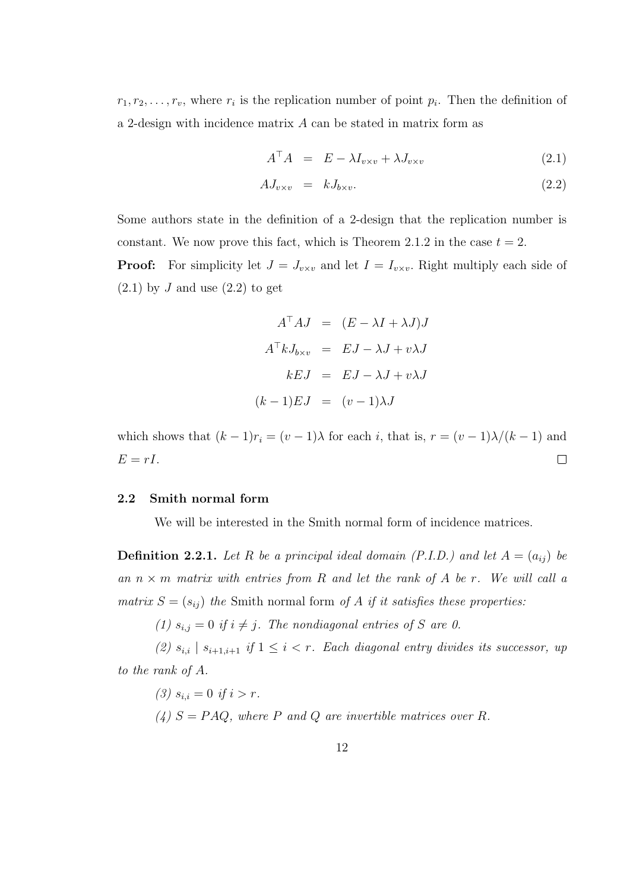$r_1, r_2, \ldots, r_v$, where $r_i$ is the replication number of point $p_i$. Then the definition of a 2-design with incidence matrix $A$ can be stated in matrix form as

$$A^\top A = E - \lambda I_{v\times v} + \lambda J_{v\times v} \tag{2.1}$$

$$AJ_{v\times v} = kJ_{b\times v}. \tag{2.2}$$

Some authors state in the definition of a 2-design that the replication number is constant. We now prove this fact, which is Theorem 2.1.2 in the case $t = 2$.

**Proof:** For simplicity let $J = J_{v\times v}$ and let $I = I_{v\times v}$. Right multiply each side of (2.1) by $J$ and use (2.2) to get

$$\begin{aligned} A^\top AJ &= (E - \lambda I + \lambda J)J \\ A^\top kJ_{b\times v} &= EJ - \lambda J + v\lambda J \\ kEJ &= EJ - \lambda J + v\lambda J \\ (k-1)EJ &= (v-1)\lambda J \end{aligned}$$

which shows that $(k-1)r_i = (v-1)\lambda$ for each $i$, that is, $r = (v-1)\lambda/(k-1)$ and $E = rI$. □

### 2.2 Smith normal form

We will be interested in the Smith normal form of incidence matrices.

**Definition 2.2.1.** *Let $R$ be a principal ideal domain (P.I.D.) and let $A = (a_{ij})$ be an $n \times m$ matrix with entries from $R$ and let the rank of $A$ be $r$. We will call a matrix $S = (s_{ij})$ the* Smith normal form *of $A$ if it satisfies these properties:*

*(1) $s_{i,j} = 0$ if $i \neq j$. The nondiagonal entries of $S$ are 0.*

*(2) $s_{i,i} \mid s_{i+1,i+1}$ if $1 \leq i < r$. Each diagonal entry divides its successor, up to the rank of $A$.*

*(3) $s_{i,i} = 0$ if $i > r$.*

*(4) $S = PAQ$, where $P$ and $Q$ are invertible matrices over $R$.*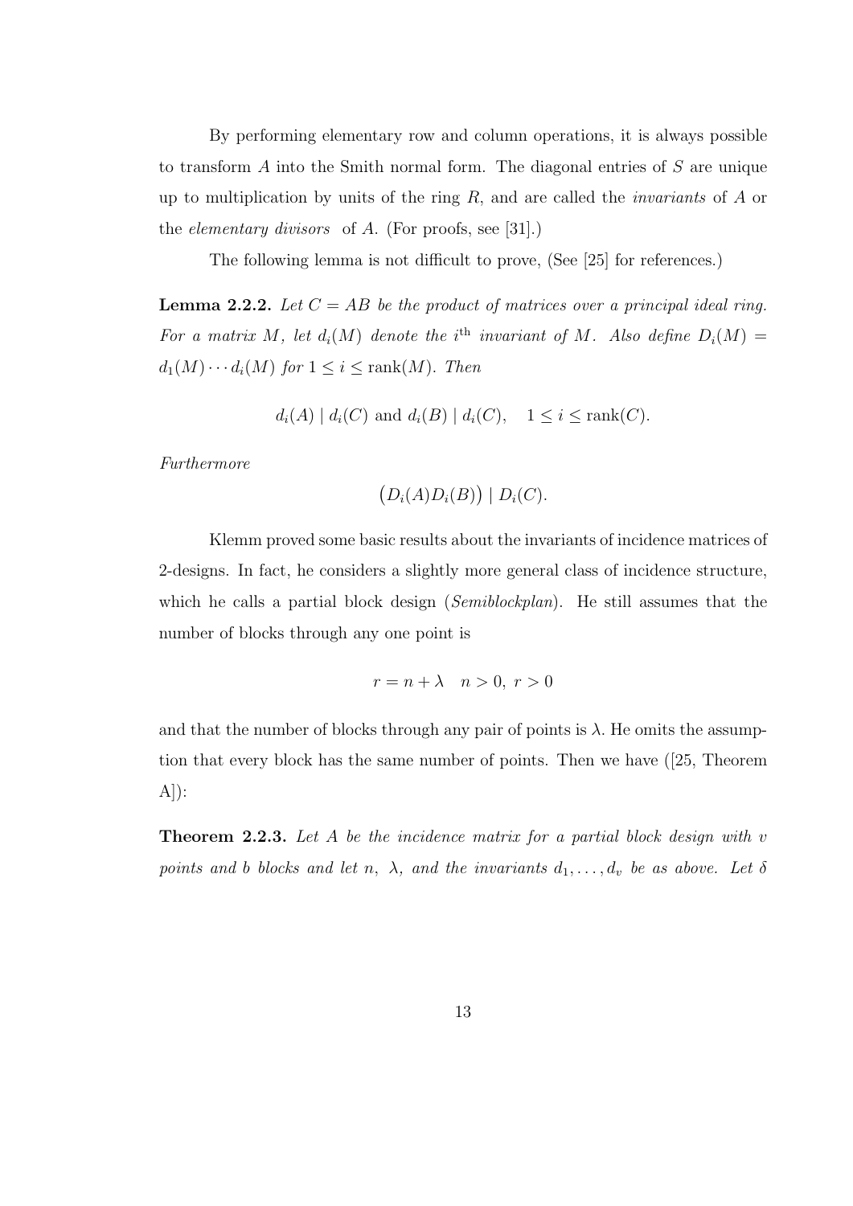By performing elementary row and column operations, it is always possible to transform $A$ into the Smith normal form. The diagonal entries of $S$ are unique up to multiplication by units of the ring $R$, and are called the *invariants* of $A$ or the *elementary divisors* of $A$. (For proofs, see [31].)

The following lemma is not difficult to prove, (See [25] for references.)

**Lemma 2.2.2.** *Let $C = AB$ be the product of matrices over a principal ideal ring. For a matrix $M$, let $d_i(M)$ denote the $i^{\text{th}}$ invariant of $M$. Also define $D_i(M) = d_1(M) \cdots d_i(M)$ for $1 \le i \le \text{rank}(M)$. Then*

$$d_i(A) \mid d_i(C) \text{ and } d_i(B) \mid d_i(C), \quad 1 \le i \le \text{rank}(C).$$

*Furthermore*

$$\big(D_i(A)D_i(B)\big) \mid D_i(C).$$

Klemm proved some basic results about the invariants of incidence matrices of 2-designs. In fact, he considers a slightly more general class of incidence structure, which he calls a partial block design (*Semiblockplan*). He still assumes that the number of blocks through any one point is

$$r = n + \lambda \quad n > 0, \; r > 0$$

and that the number of blocks through any pair of points is $\lambda$. He omits the assumption that every block has the same number of points. Then we have ([25, Theorem A]):

**Theorem 2.2.3.** *Let $A$ be the incidence matrix for a partial block design with $v$ points and $b$ blocks and let $n$, $\lambda$, and the invariants $d_1, \ldots, d_v$ be as above. Let $\delta$*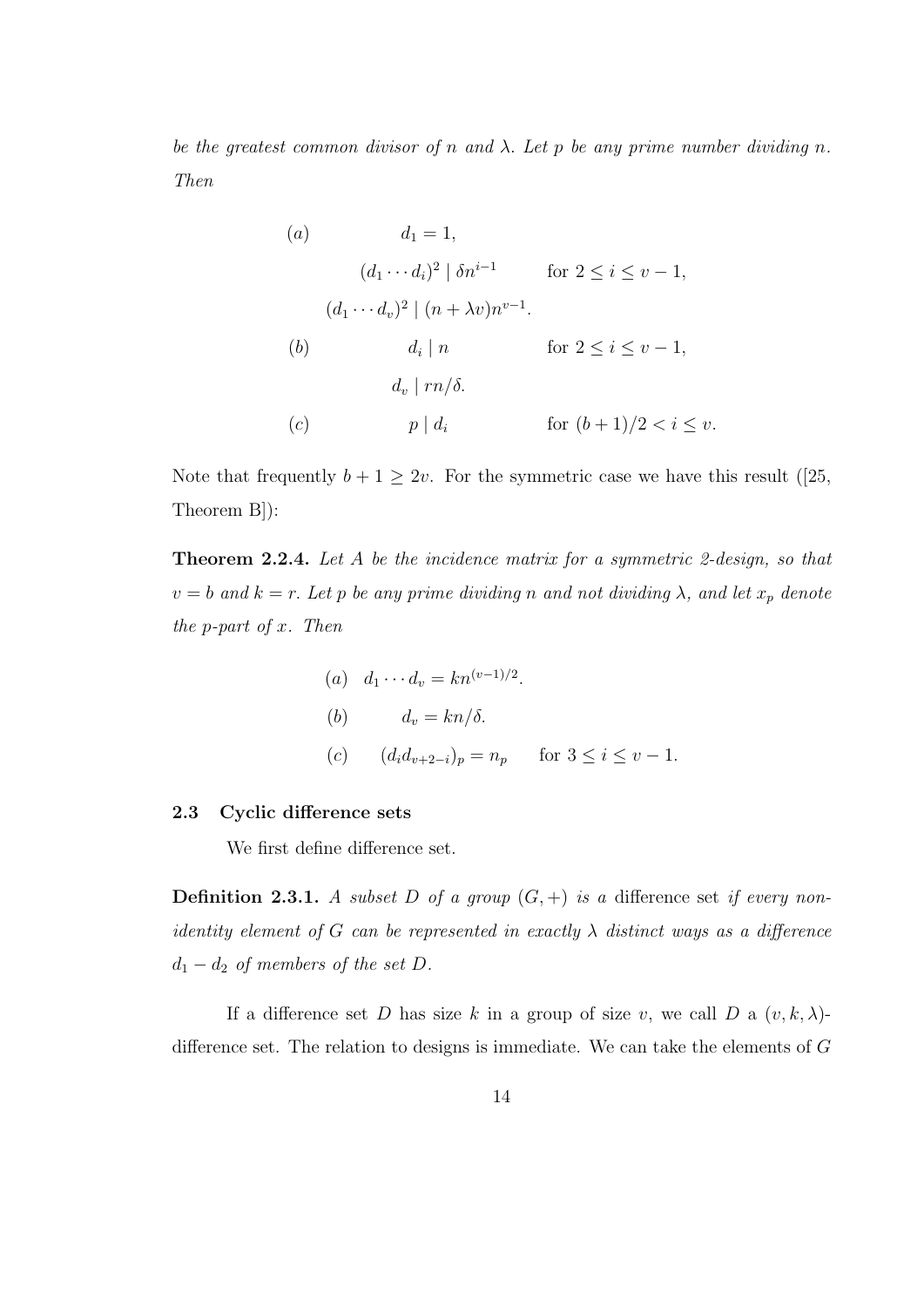*be the greatest common divisor of $n$ and $\lambda$. Let $p$ be any prime number dividing $n$. Then*

$$
\begin{aligned}
&(a) && d_1 = 1, && \\
& && (d_1 \cdots d_i)^2 \mid \delta n^{i-1} && \text{for } 2 \le i \le v-1, \\
& && (d_1 \cdots d_v)^2 \mid (n + \lambda v) n^{v-1}. && \\
&(b) && d_i \mid n && \text{for } 2 \le i \le v-1, \\
& && d_v \mid rn/\delta. && \\
&(c) && p \mid d_i && \text{for } (b+1)/2 < i \le v.
\end{aligned}
$$

Note that frequently $b + 1 \ge 2v$. For the symmetric case we have this result ([25, Theorem B]):

**Theorem 2.2.4.** *Let $A$ be the incidence matrix for a symmetric 2-design, so that $v = b$ and $k = r$. Let $p$ be any prime dividing $n$ and not dividing $\lambda$, and let $x_p$ denote the $p$-part of $x$. Then*

$$
\begin{aligned}
&(a) && d_1 \cdots d_v = kn^{(v-1)/2}. && \\
&(b) && d_v = kn/\delta. && \\
&(c) && (d_i d_{v+2-i})_p = n_p && \text{for } 3 \le i \le v-1.
\end{aligned}
$$

### 2.3 Cyclic difference sets

We first define difference set.

**Definition 2.3.1.** *A subset $D$ of a group $(G, +)$ is a* difference set *if every non-identity element of $G$ can be represented in exactly $\lambda$ distinct ways as a difference $d_1 - d_2$ of members of the set $D$.*

If a difference set $D$ has size $k$ in a group of size $v$, we call $D$ a $(v, k, \lambda)$-difference set. The relation to designs is immediate. We can take the elements of $G$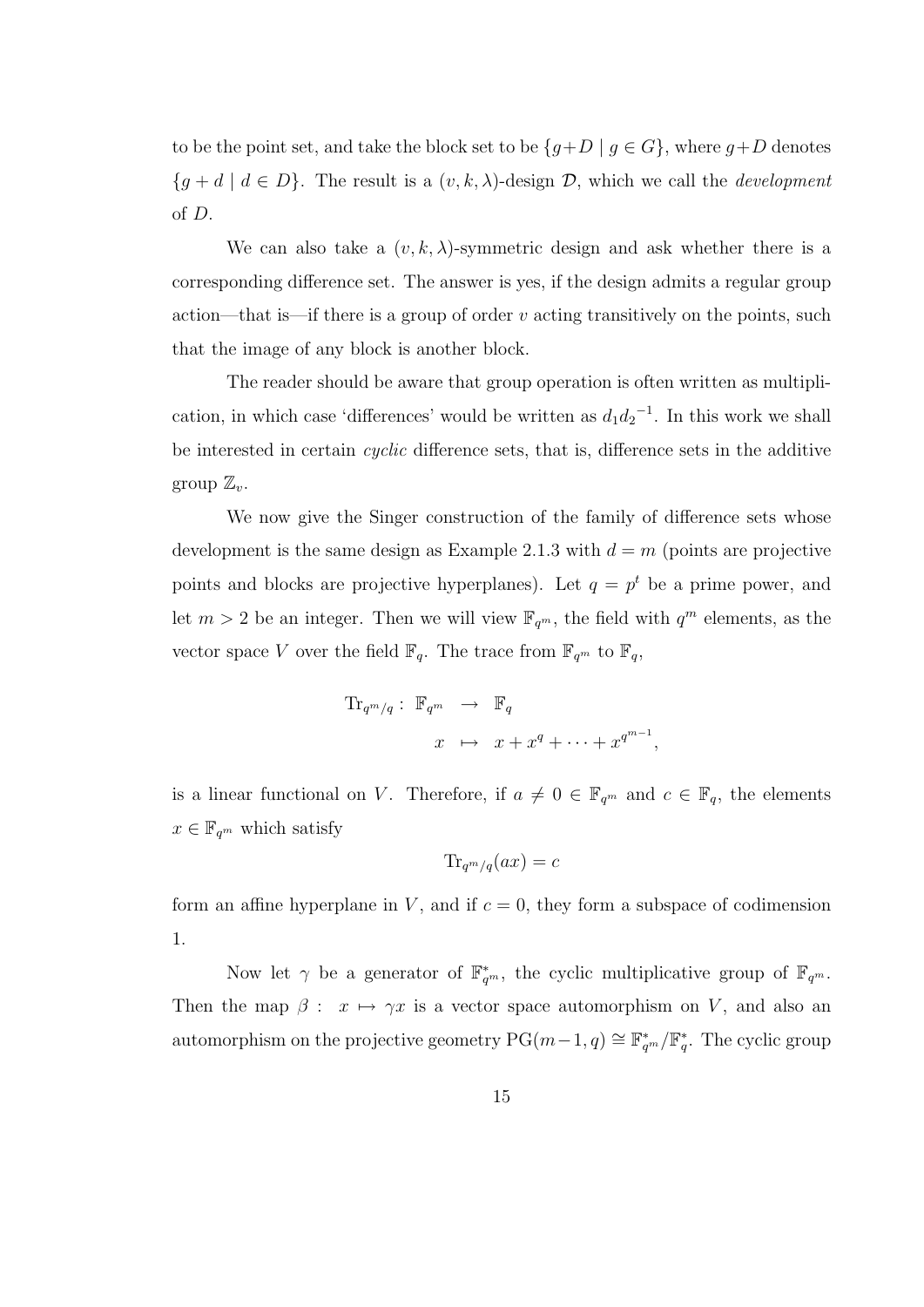to be the point set, and take the block set to be $\{g+D \mid g \in G\}$, where $g+D$ denotes $\{g+d \mid d \in D\}$. The result is a $(v, k, \lambda)$-design $\mathcal{D}$, which we call the *development* of $D$.

We can also take a $(v, k, \lambda)$-symmetric design and ask whether there is a corresponding difference set. The answer is yes, if the design admits a regular group action—that is—if there is a group of order $v$ acting transitively on the points, such that the image of any block is another block.

The reader should be aware that group operation is often written as multiplication, in which case 'differences' would be written as $d_1 {d_2}^{-1}$. In this work we shall be interested in certain *cyclic* difference sets, that is, difference sets in the additive group $\mathbb{Z}_v$.

We now give the Singer construction of the family of difference sets whose development is the same design as Example 2.1.3 with $d = m$ (points are projective points and blocks are projective hyperplanes). Let $q = p^t$ be a prime power, and let $m > 2$ be an integer. Then we will view $\mathbb{F}_{q^m}$, the field with $q^m$ elements, as the vector space $V$ over the field $\mathbb{F}_q$. The trace from $\mathbb{F}_{q^m}$ to $\mathbb{F}_q$,

$$\begin{aligned} \mathrm{Tr}_{q^m/q} : \ \mathbb{F}_{q^m} &\rightarrow \mathbb{F}_q \\ x &\mapsto x + x^q + \cdots + x^{q^{m-1}}, \end{aligned}$$

is a linear functional on $V$. Therefore, if $a \neq 0 \in \mathbb{F}_{q^m}$ and $c \in \mathbb{F}_q$, the elements $x \in \mathbb{F}_{q^m}$ which satisfy

$$\mathrm{Tr}_{q^m/q}(ax) = c$$

form an affine hyperplane in $V$, and if $c = 0$, they form a subspace of codimension 1.

Now let $\gamma$ be a generator of $\mathbb{F}_{q^m}^*$, the cyclic multiplicative group of $\mathbb{F}_{q^m}$. Then the map $\beta : \ x \mapsto \gamma x$ is a vector space automorphism on $V$, and also an automorphism on the projective geometry $\mathrm{PG}(m-1, q) \cong \mathbb{F}_{q^m}^*/\mathbb{F}_q^*$. The cyclic group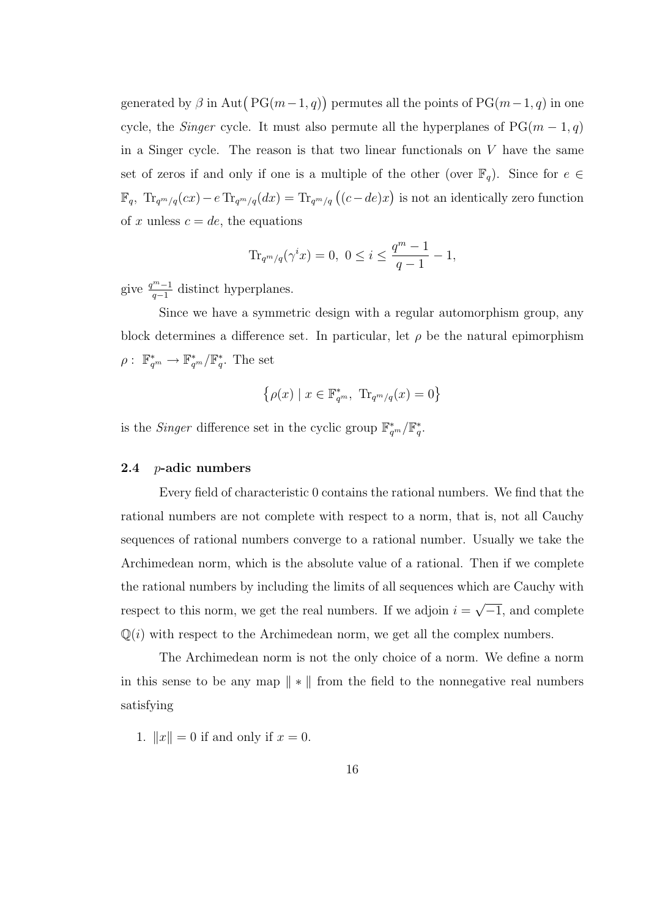generated by $\beta$ in $\mathrm{Aut}\big(\mathrm{PG}(m-1,q)\big)$ permutes all the points of $\mathrm{PG}(m-1,q)$ in one cycle, the *Singer* cycle. It must also permute all the hyperplanes of $\mathrm{PG}(m-1,q)$ in a Singer cycle. The reason is that two linear functionals on $V$ have the same set of zeros if and only if one is a multiple of the other (over $\mathbb{F}_q$). Since for $e \in \mathbb{F}_q$, $\mathrm{Tr}_{q^m/q}(cx) - e\,\mathrm{Tr}_{q^m/q}(dx) = \mathrm{Tr}_{q^m/q}\big((c-de)x\big)$ is not an identically zero function of $x$ unless $c = de$, the equations

$$\mathrm{Tr}_{q^m/q}(\gamma^i x) = 0,\ 0 \le i \le \frac{q^m-1}{q-1} - 1,$$

give $\frac{q^m-1}{q-1}$ distinct hyperplanes.

Since we have a symmetric design with a regular automorphism group, any block determines a difference set. In particular, let $\rho$ be the natural epimorphism $\rho :\ \mathbb{F}_{q^m}^* \to \mathbb{F}_{q^m}^*/\mathbb{F}_q^*$. The set

$$\big\{\rho(x) \mid x \in \mathbb{F}_{q^m}^*,\ \mathrm{Tr}_{q^m/q}(x) = 0\big\}$$

is the *Singer* difference set in the cyclic group $\mathbb{F}_{q^m}^*/\mathbb{F}_q^*$.

### 2.4 $p$-adic numbers

Every field of characteristic 0 contains the rational numbers. We find that the rational numbers are not complete with respect to a norm, that is, not all Cauchy sequences of rational numbers converge to a rational number. Usually we take the Archimedean norm, which is the absolute value of a rational. Then if we complete the rational numbers by including the limits of all sequences which are Cauchy with respect to this norm, we get the real numbers. If we adjoin $i = \sqrt{-1}$, and complete $\mathbb{Q}(i)$ with respect to the Archimedean norm, we get all the complex numbers.

The Archimedean norm is not the only choice of a norm. We define a norm in this sense to be any map $\|*\|$ from the field to the nonnegative real numbers satisfying

1. $\|x\| = 0$ if and only if $x = 0$.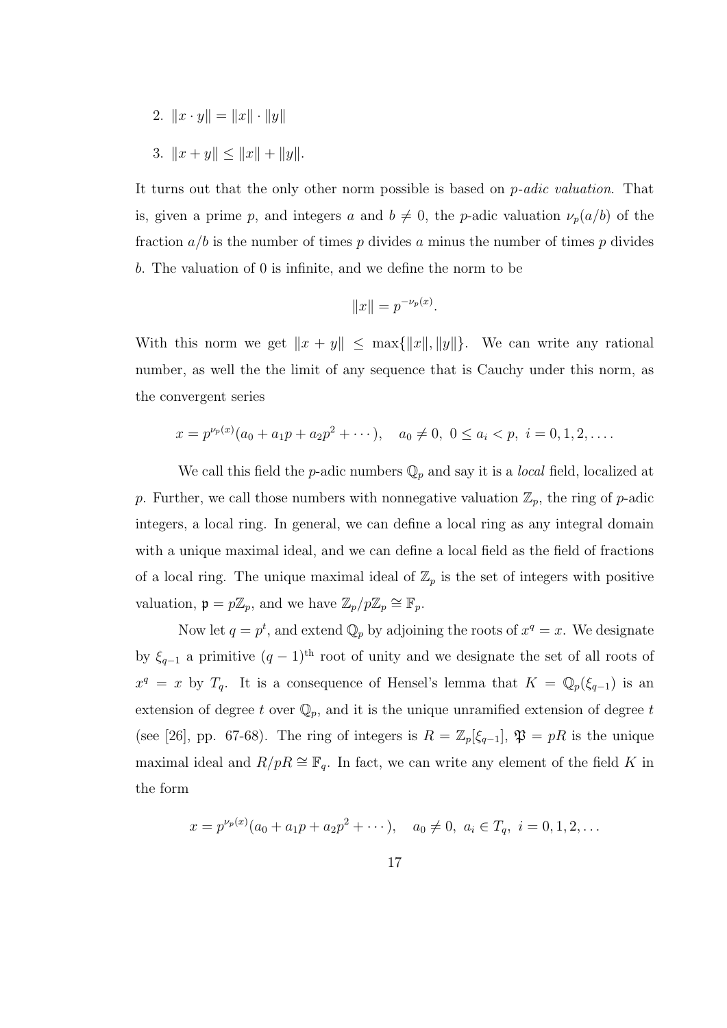2. $\|x \cdot y\| = \|x\| \cdot \|y\|$

3. $\|x + y\| \leq \|x\| + \|y\|$.

It turns out that the only other norm possible is based on *p-adic valuation*. That is, given a prime $p$, and integers $a$ and $b \neq 0$, the $p$-adic valuation $\nu_p(a/b)$ of the fraction $a/b$ is the number of times $p$ divides $a$ minus the number of times $p$ divides $b$. The valuation of 0 is infinite, and we define the norm to be

$$\|x\| = p^{-\nu_p(x)}.$$

With this norm we get $\|x + y\| \leq \max\{\|x\|, \|y\|\}$. We can write any rational number, as well the the limit of any sequence that is Cauchy under this norm, as the convergent series

$$x = p^{\nu_p(x)}(a_0 + a_1 p + a_2 p^2 + \cdots), \quad a_0 \neq 0,\ 0 \leq a_i < p,\ i = 0, 1, 2, \ldots.$$

We call this field the $p$-adic numbers $\mathbb{Q}_p$ and say it is a *local* field, localized at $p$. Further, we call those numbers with nonnegative valuation $\mathbb{Z}_p$, the ring of $p$-adic integers, a local ring. In general, we can define a local ring as any integral domain with a unique maximal ideal, and we can define a local field as the field of fractions of a local ring. The unique maximal ideal of $\mathbb{Z}_p$ is the set of integers with positive valuation, $\mathfrak{p} = p\mathbb{Z}_p$, and we have $\mathbb{Z}_p/p\mathbb{Z}_p \cong \mathbb{F}_p$.

Now let $q = p^t$, and extend $\mathbb{Q}_p$ by adjoining the roots of $x^q = x$. We designate by $\xi_{q-1}$ a primitive $(q-1)^{\text{th}}$ root of unity and we designate the set of all roots of $x^q = x$ by $T_q$. It is a consequence of Hensel's lemma that $K = \mathbb{Q}_p(\xi_{q-1})$ is an extension of degree $t$ over $\mathbb{Q}_p$, and it is the unique unramified extension of degree $t$ (see [26], pp. 67-68). The ring of integers is $R = \mathbb{Z}_p[\xi_{q-1}]$, $\mathfrak{P} = pR$ is the unique maximal ideal and $R/pR \cong \mathbb{F}_q$. In fact, we can write any element of the field $K$ in the form

$$x = p^{\nu_p(x)}(a_0 + a_1 p + a_2 p^2 + \cdots), \quad a_0 \neq 0,\ a_i \in T_q,\ i = 0, 1, 2, \ldots$$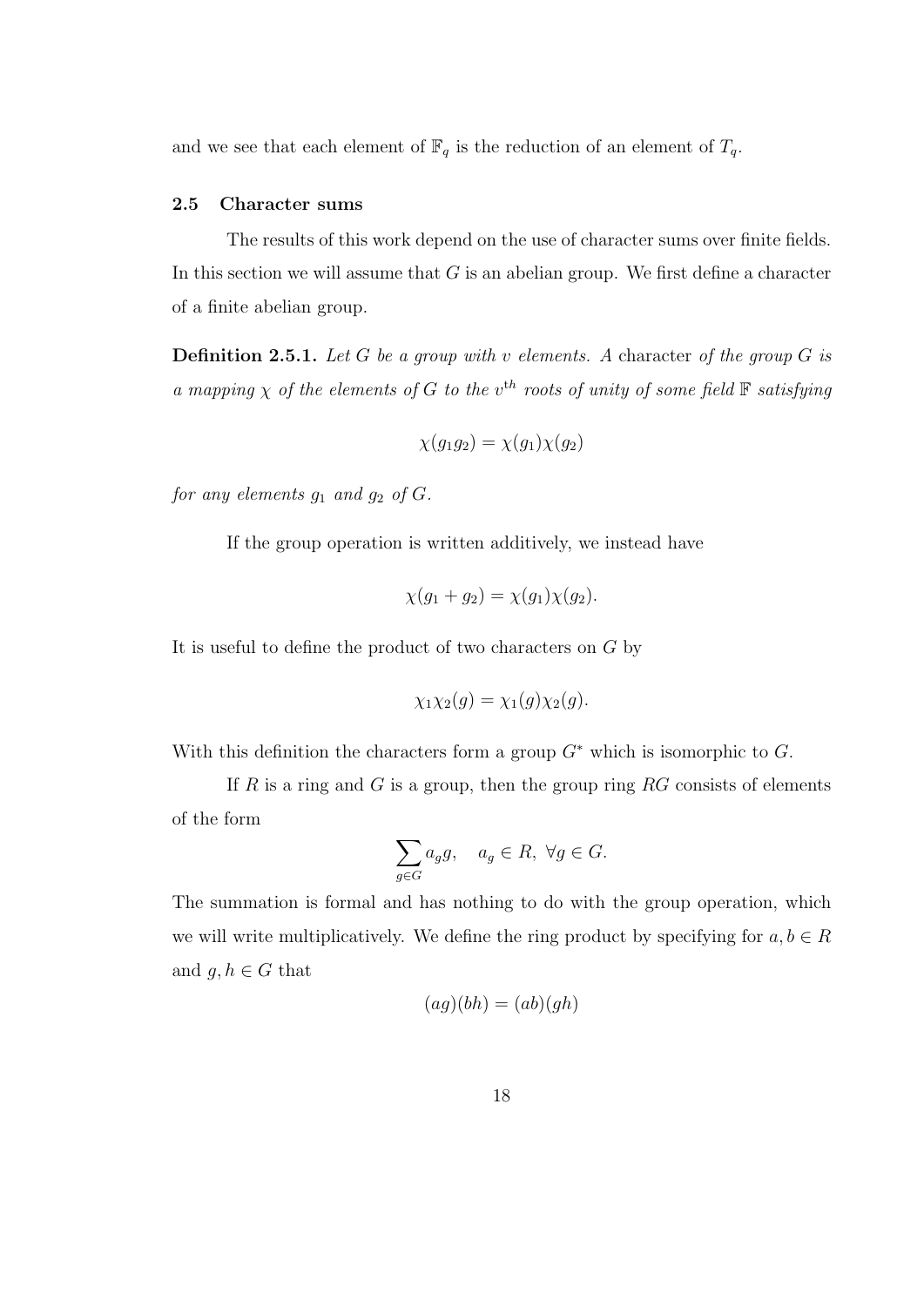and we see that each element of $\mathbb{F}_q$ is the reduction of an element of $T_q$.

### 2.5 Character sums

The results of this work depend on the use of character sums over finite fields. In this section we will assume that $G$ is an abelian group. We first define a character of a finite abelian group.

**Definition 2.5.1.** *Let $G$ be a group with $v$ elements. A* character *of the group $G$ is a mapping $\chi$ of the elements of $G$ to the $v^{\text{th}}$ roots of unity of some field $\mathbb{F}$ satisfying*

$$\chi(g_1 g_2) = \chi(g_1)\chi(g_2)$$

*for any elements $g_1$ and $g_2$ of $G$.*

If the group operation is written additively, we instead have

$$\chi(g_1 + g_2) = \chi(g_1)\chi(g_2).$$

It is useful to define the product of two characters on $G$ by

$$\chi_1\chi_2(g) = \chi_1(g)\chi_2(g).$$

With this definition the characters form a group $G^*$ which is isomorphic to $G$.

If $R$ is a ring and $G$ is a group, then the group ring $RG$ consists of elements of the form

$$\sum_{g \in G} a_g g, \quad a_g \in R, \ \forall g \in G.$$

The summation is formal and has nothing to do with the group operation, which we will write multiplicatively. We define the ring product by specifying for $a, b \in R$ and $g, h \in G$ that

$$(ag)(bh) = (ab)(gh)$$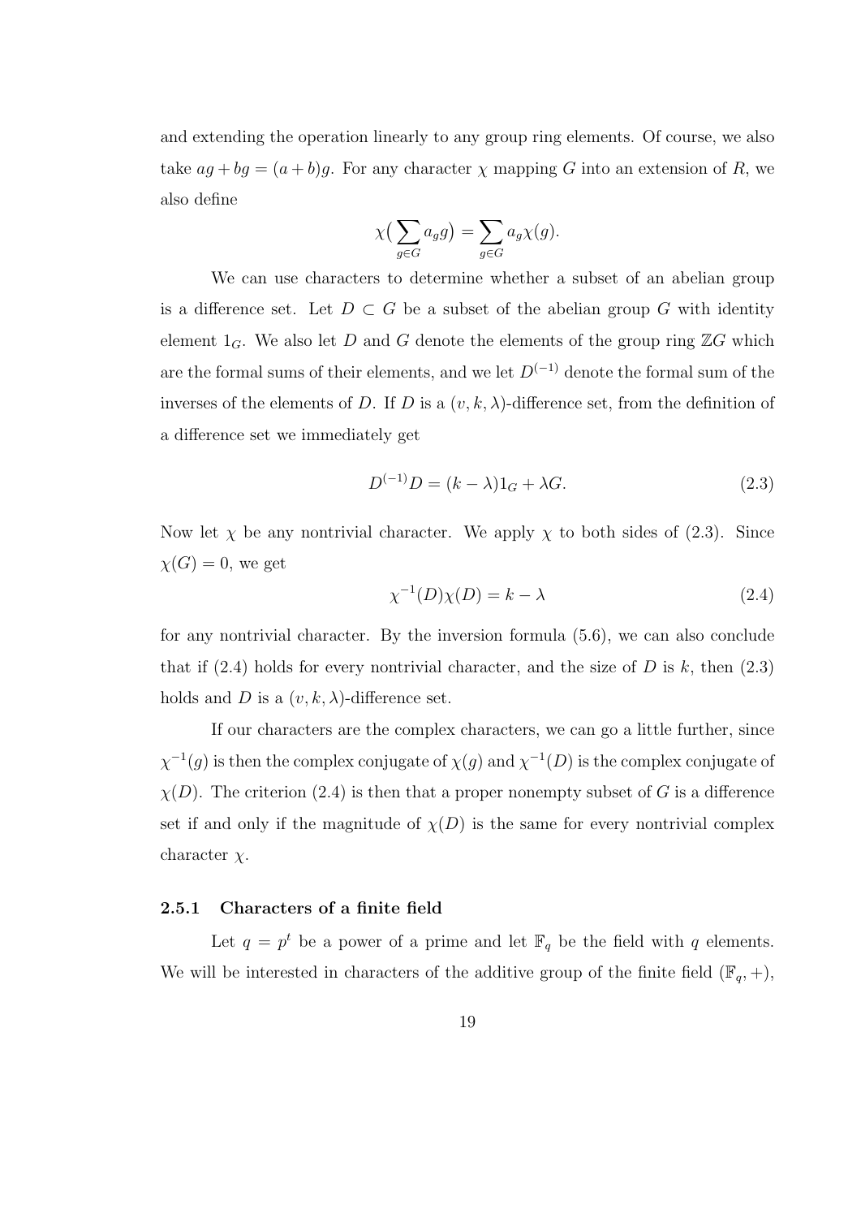and extending the operation linearly to any group ring elements. Of course, we also take $ag + bg = (a + b)g$. For any character $\chi$ mapping $G$ into an extension of $R$, we also define

$$\chi\big(\sum_{g \in G} a_g g\big) = \sum_{g \in G} a_g \chi(g).$$

We can use characters to determine whether a subset of an abelian group is a difference set. Let $D \subset G$ be a subset of the abelian group $G$ with identity element $1_G$. We also let $D$ and $G$ denote the elements of the group ring $\mathbb{Z}G$ which are the formal sums of their elements, and we let $D^{(-1)}$ denote the formal sum of the inverses of the elements of $D$. If $D$ is a $(v, k, \lambda)$-difference set, from the definition of a difference set we immediately get

$$D^{(-1)}D = (k - \lambda)1_G + \lambda G. \tag{2.3}$$

Now let $\chi$ be any nontrivial character. We apply $\chi$ to both sides of (2.3). Since $\chi(G) = 0$, we get

$$\chi^{-1}(D)\chi(D) = k - \lambda \tag{2.4}$$

for any nontrivial character. By the inversion formula (5.6), we can also conclude that if (2.4) holds for every nontrivial character, and the size of $D$ is $k$, then (2.3) holds and $D$ is a $(v, k, \lambda)$-difference set.

If our characters are the complex characters, we can go a little further, since $\chi^{-1}(g)$ is then the complex conjugate of $\chi(g)$ and $\chi^{-1}(D)$ is the complex conjugate of $\chi(D)$. The criterion (2.4) is then that a proper nonempty subset of $G$ is a difference set if and only if the magnitude of $\chi(D)$ is the same for every nontrivial complex character $\chi$.

### 2.5.1 Characters of a finite field

Let $q = p^t$ be a power of a prime and let $\mathbb{F}_q$ be the field with $q$ elements. We will be interested in characters of the additive group of the finite field $(\mathbb{F}_q, +)$,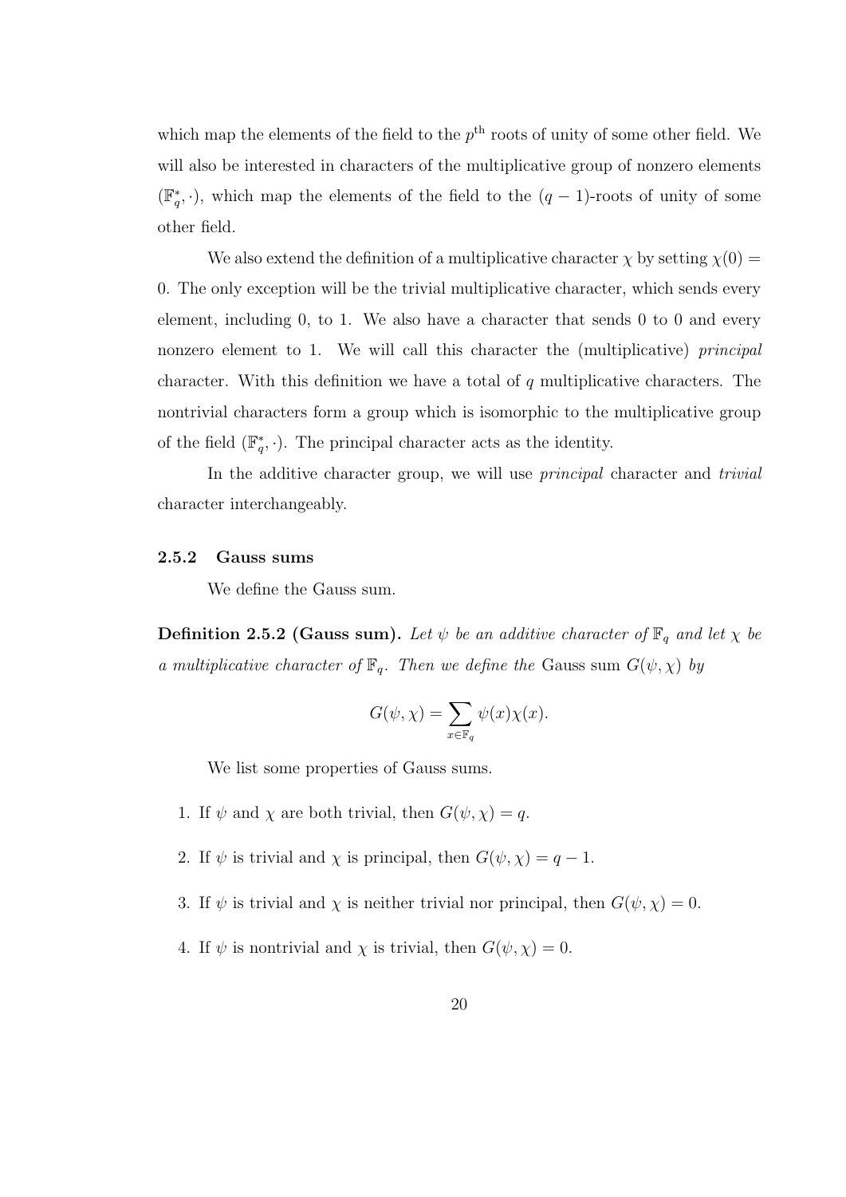which map the elements of the field to the $p^{\text{th}}$ roots of unity of some other field. We will also be interested in characters of the multiplicative group of nonzero elements $(\mathbb{F}_q^*, \cdot)$, which map the elements of the field to the $(q-1)$-roots of unity of some other field.

We also extend the definition of a multiplicative character $\chi$ by setting $\chi(0) = 0$. The only exception will be the trivial multiplicative character, which sends every element, including 0, to 1. We also have a character that sends 0 to 0 and every nonzero element to 1. We will call this character the (multiplicative) *principal* character. With this definition we have a total of $q$ multiplicative characters. The nontrivial characters form a group which is isomorphic to the multiplicative group of the field $(\mathbb{F}_q^*, \cdot)$. The principal character acts as the identity.

In the additive character group, we will use *principal* character and *trivial* character interchangeably.

### 2.5.2 Gauss sums

We define the Gauss sum.

**Definition 2.5.2 (Gauss sum).** *Let $\psi$ be an additive character of $\mathbb{F}_q$ and let $\chi$ be a multiplicative character of $\mathbb{F}_q$. Then we define the* Gauss sum *$G(\psi, \chi)$ by*

$$G(\psi, \chi) = \sum_{x \in \mathbb{F}_q} \psi(x)\chi(x).$$

We list some properties of Gauss sums.

1. If $\psi$ and $\chi$ are both trivial, then $G(\psi, \chi) = q$.
2. If $\psi$ is trivial and $\chi$ is principal, then $G(\psi, \chi) = q - 1$.
3. If $\psi$ is trivial and $\chi$ is neither trivial nor principal, then $G(\psi, \chi) = 0$.
4. If $\psi$ is nontrivial and $\chi$ is trivial, then $G(\psi, \chi) = 0$.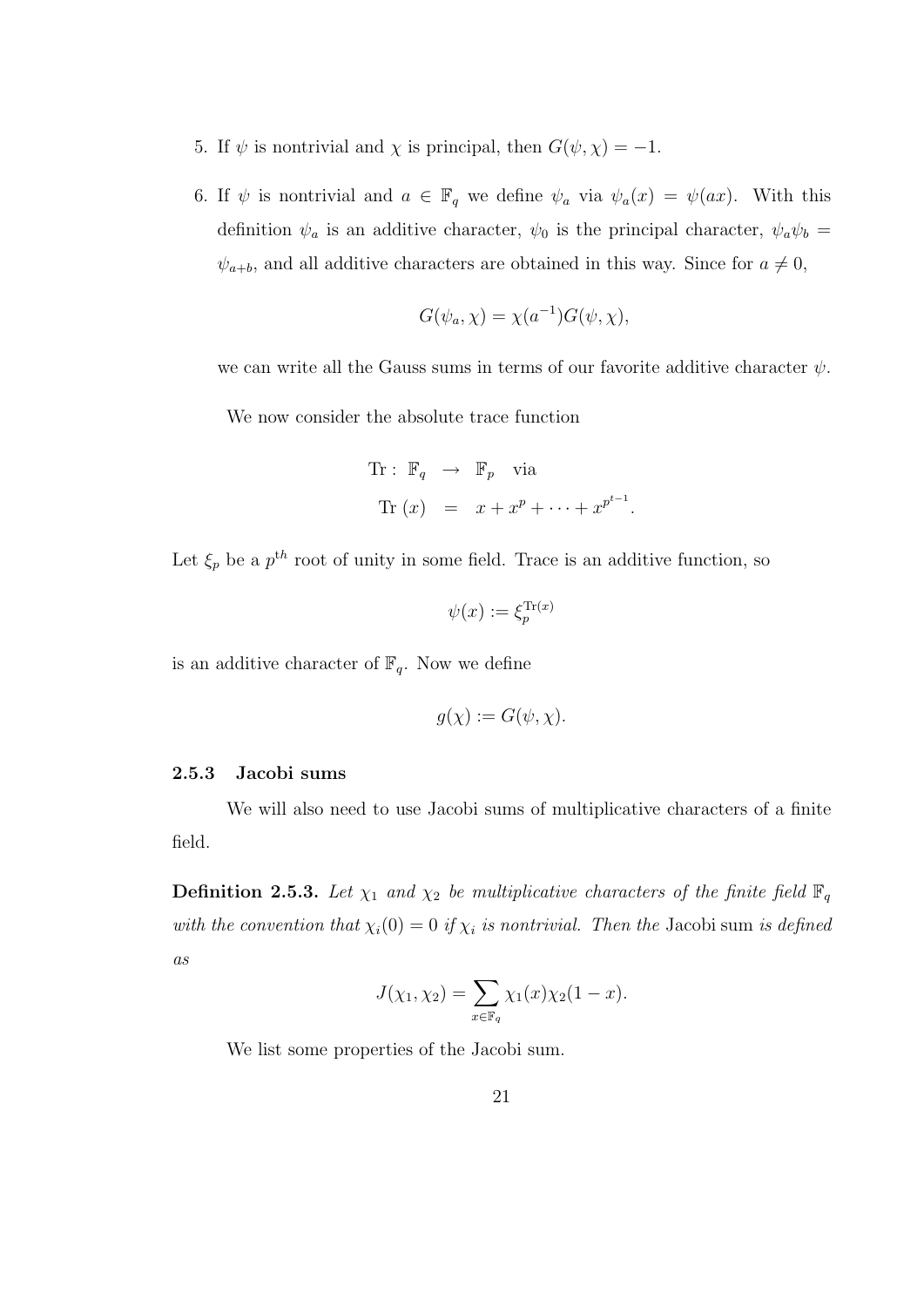5. If $\psi$ is nontrivial and $\chi$ is principal, then $G(\psi, \chi) = -1$.

6. If $\psi$ is nontrivial and $a \in \mathbb{F}_q$ we define $\psi_a$ via $\psi_a(x) = \psi(ax)$. With this definition $\psi_a$ is an additive character, $\psi_0$ is the principal character, $\psi_a \psi_b = \psi_{a+b}$, and all additive characters are obtained in this way. Since for $a \neq 0$,

$$G(\psi_a, \chi) = \chi(a^{-1}) G(\psi, \chi),$$

we can write all the Gauss sums in terms of our favorite additive character $\psi$.

We now consider the absolute trace function

$$\begin{aligned} \mathrm{Tr}: \ \mathbb{F}_q &\rightarrow \mathbb{F}_p \quad \text{via} \\ \mathrm{Tr}\ (x) &= x + x^p + \cdots + x^{p^{t-1}}. \end{aligned}$$

Let $\xi_p$ be a $p^{th}$ root of unity in some field. Trace is an additive function, so

$$\psi(x) := \xi_p^{\mathrm{Tr}(x)}$$

is an additive character of $\mathbb{F}_q$. Now we define

$$g(\chi) := G(\psi, \chi).$$

### 2.5.3 Jacobi sums

We will also need to use Jacobi sums of multiplicative characters of a finite field.

**Definition 2.5.3.** *Let $\chi_1$ and $\chi_2$ be multiplicative characters of the finite field $\mathbb{F}_q$ with the convention that $\chi_i(0) = 0$ if $\chi_i$ is nontrivial. Then the* Jacobi sum *is defined as*

$$J(\chi_1, \chi_2) = \sum_{x \in \mathbb{F}_q} \chi_1(x) \chi_2(1 - x).$$

We list some properties of the Jacobi sum.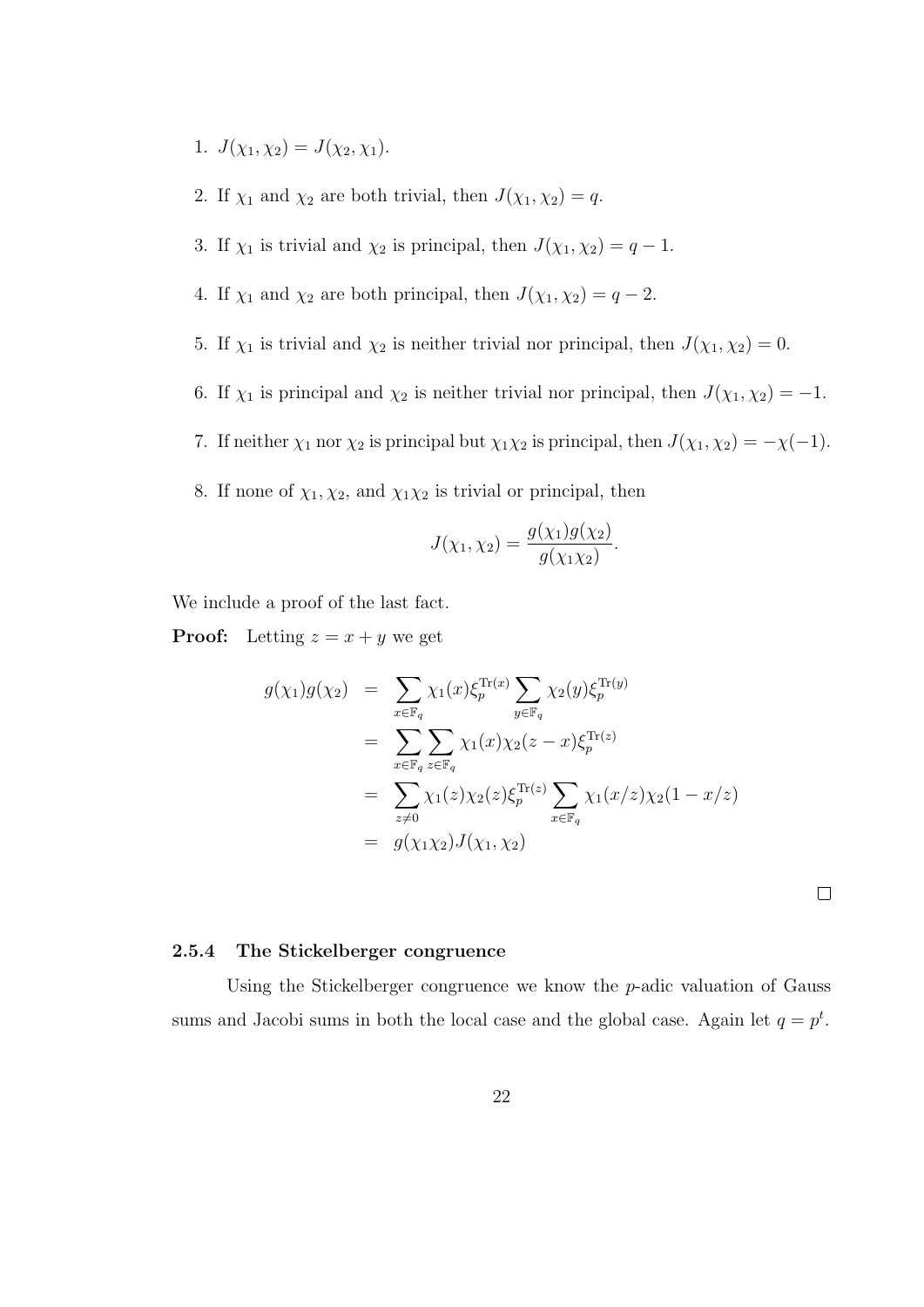1. $J(\chi_1, \chi_2) = J(\chi_2, \chi_1)$.
2. If $\chi_1$ and $\chi_2$ are both trivial, then $J(\chi_1, \chi_2) = q$.
3. If $\chi_1$ is trivial and $\chi_2$ is principal, then $J(\chi_1, \chi_2) = q - 1$.
4. If $\chi_1$ and $\chi_2$ are both principal, then $J(\chi_1, \chi_2) = q - 2$.
5. If $\chi_1$ is trivial and $\chi_2$ is neither trivial nor principal, then $J(\chi_1, \chi_2) = 0$.
6. If $\chi_1$ is principal and $\chi_2$ is neither trivial nor principal, then $J(\chi_1, \chi_2) = -1$.
7. If neither $\chi_1$ nor $\chi_2$ is principal but $\chi_1\chi_2$ is principal, then $J(\chi_1, \chi_2) = -\chi(-1)$.
8. If none of $\chi_1, \chi_2$, and $\chi_1\chi_2$ is trivial or principal, then

$$J(\chi_1, \chi_2) = \frac{g(\chi_1)g(\chi_2)}{g(\chi_1\chi_2)}.$$

We include a proof of the last fact.

**Proof:** Letting $z = x + y$ we get

$$\begin{aligned}
g(\chi_1)g(\chi_2) &= \sum_{x\in\mathbb{F}_q} \chi_1(x)\xi_p^{\mathrm{Tr}(x)} \sum_{y\in\mathbb{F}_q} \chi_2(y)\xi_p^{\mathrm{Tr}(y)} \\
&= \sum_{x\in\mathbb{F}_q} \sum_{z\in\mathbb{F}_q} \chi_1(x)\chi_2(z-x)\xi_p^{\mathrm{Tr}(z)} \\
&= \sum_{z\neq 0} \chi_1(z)\chi_2(z)\xi_p^{\mathrm{Tr}(z)} \sum_{x\in\mathbb{F}_q} \chi_1(x/z)\chi_2(1-x/z) \\
&= g(\chi_1\chi_2)J(\chi_1, \chi_2)
\end{aligned}$$

□

### 2.5.4 The Stickelberger congruence

Using the Stickelberger congruence we know the $p$-adic valuation of Gauss sums and Jacobi sums in both the local case and the global case. Again let $q = p^t$.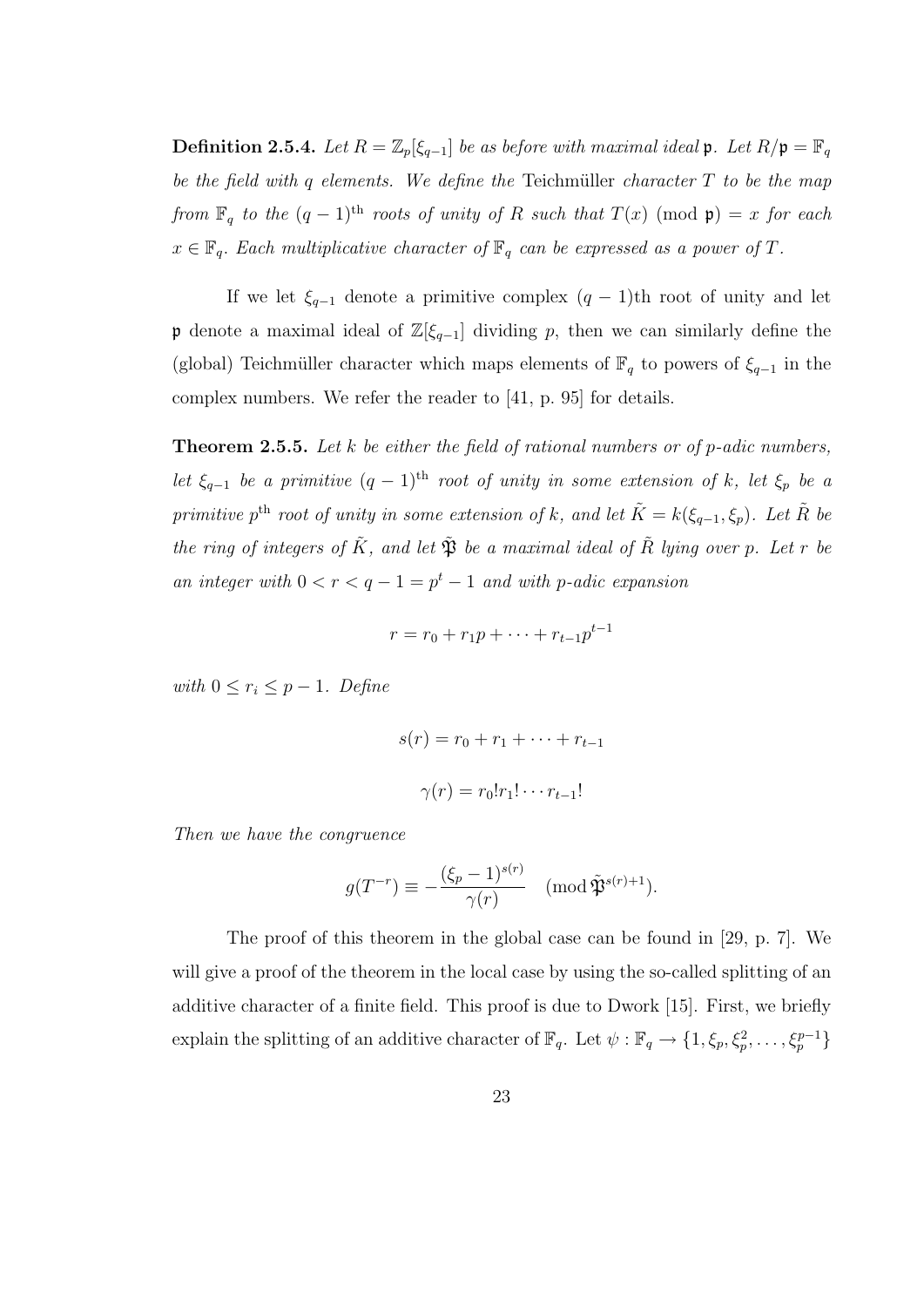**Definition 2.5.4.** *Let $R = \mathbb{Z}_p[\xi_{q-1}]$ be as before with maximal ideal $\mathfrak{p}$. Let $R/\mathfrak{p} = \mathbb{F}_q$ be the field with $q$ elements. We define the* Teichmüller *character $T$ to be the map from $\mathbb{F}_q$ to the $(q-1)^{\text{th}}$ roots of unity of $R$ such that $T(x) \pmod{\mathfrak{p}} = x$ for each $x \in \mathbb{F}_q$. Each multiplicative character of $\mathbb{F}_q$ can be expressed as a power of $T$.*

If we let $\xi_{q-1}$ denote a primitive complex $(q-1)$th root of unity and let $\mathfrak{p}$ denote a maximal ideal of $\mathbb{Z}[\xi_{q-1}]$ dividing $p$, then we can similarly define the (global) Teichmüller character which maps elements of $\mathbb{F}_q$ to powers of $\xi_{q-1}$ in the complex numbers. We refer the reader to [41, p. 95] for details.

**Theorem 2.5.5.** *Let $k$ be either the field of rational numbers or of $p$-adic numbers, let $\xi_{q-1}$ be a primitive $(q-1)^{\text{th}}$ root of unity in some extension of $k$, let $\xi_p$ be a primitive $p^{\text{th}}$ root of unity in some extension of $k$, and let $\tilde{K} = k(\xi_{q-1}, \xi_p)$. Let $\tilde{R}$ be the ring of integers of $\tilde{K}$, and let $\tilde{\mathfrak{P}}$ be a maximal ideal of $\tilde{R}$ lying over $p$. Let $r$ be an integer with $0 < r < q - 1 = p^t - 1$ and with $p$-adic expansion*

$$r = r_0 + r_1 p + \cdots + r_{t-1} p^{t-1}$$

*with $0 \leq r_i \leq p - 1$. Define*

$$s(r) = r_0 + r_1 + \cdots + r_{t-1}$$

$$\gamma(r) = r_0! r_1! \cdots r_{t-1}!$$

*Then we have the congruence*

$$g(T^{-r}) \equiv -\frac{(\xi_p - 1)^{s(r)}}{\gamma(r)} \pmod{\tilde{\mathfrak{P}}^{s(r)+1}}.$$

The proof of this theorem in the global case can be found in [29, p. 7]. We will give a proof of the theorem in the local case by using the so-called splitting of an additive character of a finite field. This proof is due to Dwork [15]. First, we briefly explain the splitting of an additive character of $\mathbb{F}_q$. Let $\psi : \mathbb{F}_q \to \{1, \xi_p, \xi_p^2, \ldots, \xi_p^{p-1}\}$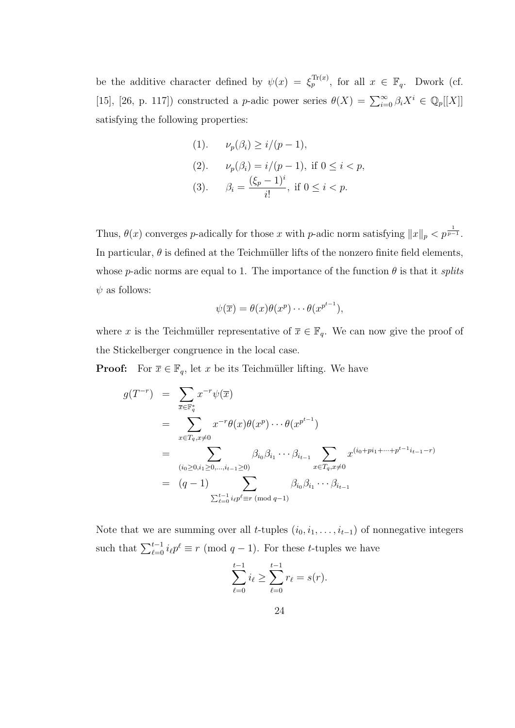be the additive character defined by $\psi(x) = \xi_p^{\mathrm{Tr}(x)}$, for all $x \in \mathbb{F}_q$. Dwork (cf. [15], [26, p. 117]) constructed a $p$-adic power series $\theta(X) = \sum_{i=0}^{\infty} \beta_i X^i \in \mathbb{Q}_p[[X]]$ satisfying the following properties:

$$
\begin{aligned}
&(1). \quad \nu_p(\beta_i) \geq i/(p-1), \\
&(2). \quad \nu_p(\beta_i) = i/(p-1), \text{ if } 0 \leq i < p, \\
&(3). \quad \beta_i = \frac{(\xi_p - 1)^i}{i!}, \text{ if } 0 \leq i < p.
\end{aligned}
$$

Thus, $\theta(x)$ converges $p$-adically for those $x$ with $p$-adic norm satisfying $\|x\|_p < p^{\frac{1}{p-1}}$. In particular, $\theta$ is defined at the Teichmüller lifts of the nonzero finite field elements, whose $p$-adic norms are equal to 1. The importance of the function $\theta$ is that it *splits* $\psi$ as follows:

$$\psi(\overline{x}) = \theta(x)\theta(x^p) \cdots \theta(x^{p^{t-1}}),$$

where $x$ is the Teichmüller representative of $\overline{x} \in \mathbb{F}_q$. We can now give the proof of the Stickelberger congruence in the local case.

**Proof:** For $\overline{x} \in \mathbb{F}_q$, let $x$ be its Teichmüller lifting. We have

$$
\begin{aligned}
g(T^{-r}) &= \sum_{\overline{x} \in \mathbb{F}_q^*} x^{-r} \psi(\overline{x}) \\
&= \sum_{x \in T_q, x \neq 0} x^{-r} \theta(x)\theta(x^p) \cdots \theta(x^{p^{t-1}}) \\
&= \sum_{(i_0 \geq 0, i_1 \geq 0, \ldots, i_{t-1} \geq 0)} \beta_{i_0} \beta_{i_1} \cdots \beta_{i_{t-1}} \sum_{x \in T_q, x \neq 0} x^{(i_0 + p i_1 + \cdots + p^{t-1} i_{t-1} - r)} \\
&= (q-1) \sum_{\sum_{\ell=0}^{t-1} i_\ell p^\ell \equiv r \pmod{q-1}} \beta_{i_0} \beta_{i_1} \cdots \beta_{i_{t-1}}
\end{aligned}
$$

Note that we are summing over all $t$-tuples $(i_0, i_1, \ldots, i_{t-1})$ of nonnegative integers such that $\sum_{\ell=0}^{t-1} i_\ell p^\ell \equiv r \pmod{q-1}$. For these $t$-tuples we have

$$\sum_{\ell=0}^{t-1} i_\ell \geq \sum_{\ell=0}^{t-1} r_\ell = s(r).$$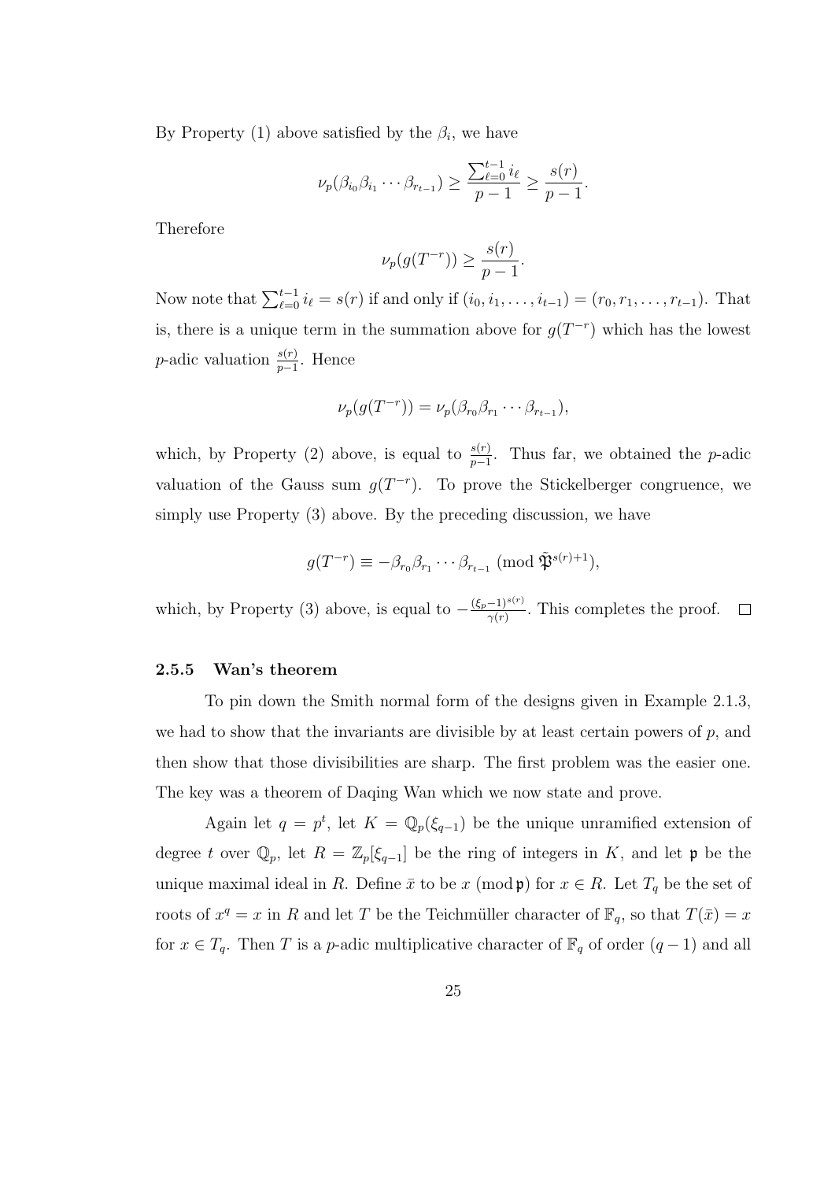By Property (1) above satisfied by the $\beta_i$, we have

$$\nu_p(\beta_{i_0}\beta_{i_1}\cdots\beta_{r_{t-1}}) \geq \frac{\sum_{\ell=0}^{t-1} i_\ell}{p-1} \geq \frac{s(r)}{p-1}.$$

Therefore

$$\nu_p(g(T^{-r})) \geq \frac{s(r)}{p-1}.$$

Now note that $\sum_{\ell=0}^{t-1} i_\ell = s(r)$ if and only if $(i_0, i_1, \ldots, i_{t-1}) = (r_0, r_1, \ldots, r_{t-1})$. That is, there is a unique term in the summation above for $g(T^{-r})$ which has the lowest $p$-adic valuation $\frac{s(r)}{p-1}$. Hence

$$\nu_p(g(T^{-r})) = \nu_p(\beta_{r_0}\beta_{r_1}\cdots\beta_{r_{t-1}}),$$

which, by Property (2) above, is equal to $\frac{s(r)}{p-1}$. Thus far, we obtained the $p$-adic valuation of the Gauss sum $g(T^{-r})$. To prove the Stickelberger congruence, we simply use Property (3) above. By the preceding discussion, we have

$$g(T^{-r}) \equiv -\beta_{r_0}\beta_{r_1}\cdots\beta_{r_{t-1}} \pmod{\tilde{\mathfrak{P}}^{s(r)+1}},$$

which, by Property (3) above, is equal to $-\frac{(\xi_p - 1)^{s(r)}}{\gamma(r)}$. This completes the proof. $\square$

### 2.5.5 Wan's theorem

To pin down the Smith normal form of the designs given in Example 2.1.3, we had to show that the invariants are divisible by at least certain powers of $p$, and then show that those divisibilities are sharp. The first problem was the easier one. The key was a theorem of Daqing Wan which we now state and prove.

Again let $q = p^t$, let $K = \mathbb{Q}_p(\xi_{q-1})$ be the unique unramified extension of degree $t$ over $\mathbb{Q}_p$, let $R = \mathbb{Z}_p[\xi_{q-1}]$ be the ring of integers in $K$, and let $\mathfrak{p}$ be the unique maximal ideal in $R$. Define $\bar{x}$ to be $x \pmod{\mathfrak{p}}$ for $x \in R$. Let $T_q$ be the set of roots of $x^q = x$ in $R$ and let $T$ be the Teichmüller character of $\mathbb{F}_q$, so that $T(\bar{x}) = x$ for $x \in T_q$. Then $T$ is a $p$-adic multiplicative character of $\mathbb{F}_q$ of order $(q-1)$ and all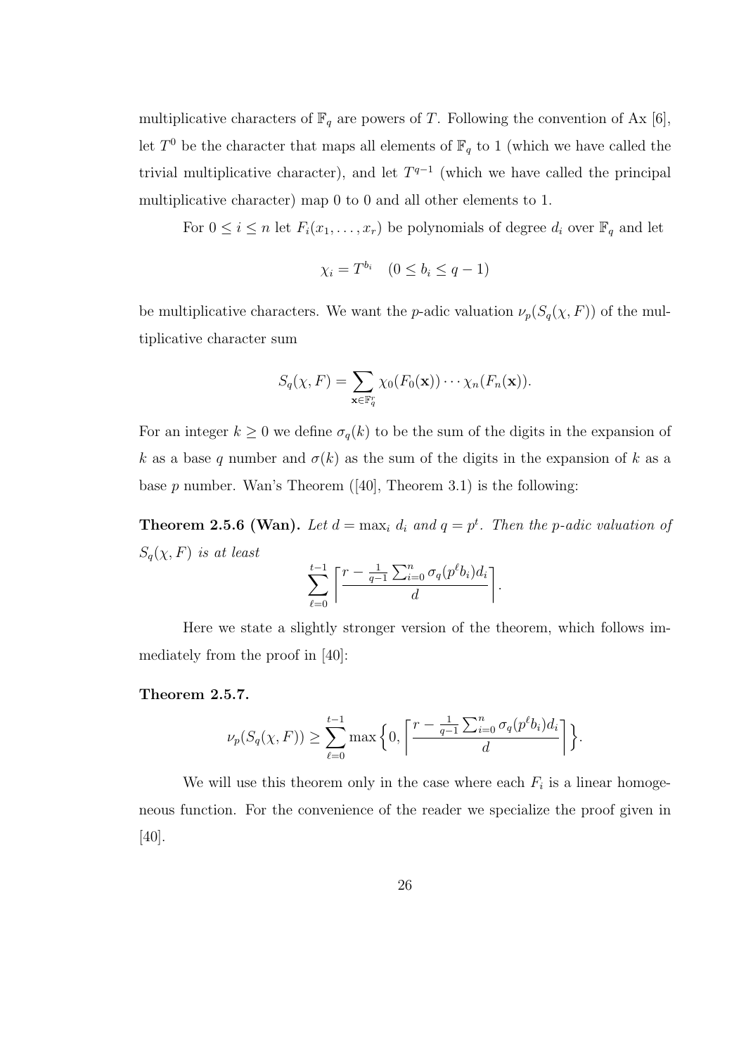multiplicative characters of $\mathbb{F}_q$ are powers of $T$. Following the convention of Ax [6], let $T^0$ be the character that maps all elements of $\mathbb{F}_q$ to 1 (which we have called the trivial multiplicative character), and let $T^{q-1}$ (which we have called the principal multiplicative character) map 0 to 0 and all other elements to 1.

For $0 \leq i \leq n$ let $F_i(x_1, \ldots, x_r)$ be polynomials of degree $d_i$ over $\mathbb{F}_q$ and let

$$\chi_i = T^{b_i} \quad (0 \leq b_i \leq q-1)$$

be multiplicative characters. We want the $p$-adic valuation $\nu_p(S_q(\chi, F))$ of the multiplicative character sum

$$S_q(\chi, F) = \sum_{\mathbf{x} \in \mathbb{F}_q^r} \chi_0(F_0(\mathbf{x})) \cdots \chi_n(F_n(\mathbf{x})).$$

For an integer $k \geq 0$ we define $\sigma_q(k)$ to be the sum of the digits in the expansion of $k$ as a base $q$ number and $\sigma(k)$ as the sum of the digits in the expansion of $k$ as a base $p$ number. Wan's Theorem ([40], Theorem 3.1) is the following:

**Theorem 2.5.6 (Wan).** *Let $d = \max_i d_i$ and $q = p^t$. Then the $p$-adic valuation of $S_q(\chi, F)$ is at least*

$$\sum_{\ell=0}^{t-1} \left\lceil \frac{r - \frac{1}{q-1} \sum_{i=0}^{n} \sigma_q(p^\ell b_i) d_i}{d} \right\rceil.$$

Here we state a slightly stronger version of the theorem, which follows immediately from the proof in [40]:

**Theorem 2.5.7.**

$$\nu_p(S_q(\chi, F)) \geq \sum_{\ell=0}^{t-1} \max\Big\{0, \left\lceil \frac{r - \frac{1}{q-1} \sum_{i=0}^{n} \sigma_q(p^\ell b_i) d_i}{d} \right\rceil \Big\}.$$

We will use this theorem only in the case where each $F_i$ is a linear homogeneous function. For the convenience of the reader we specialize the proof given in [40].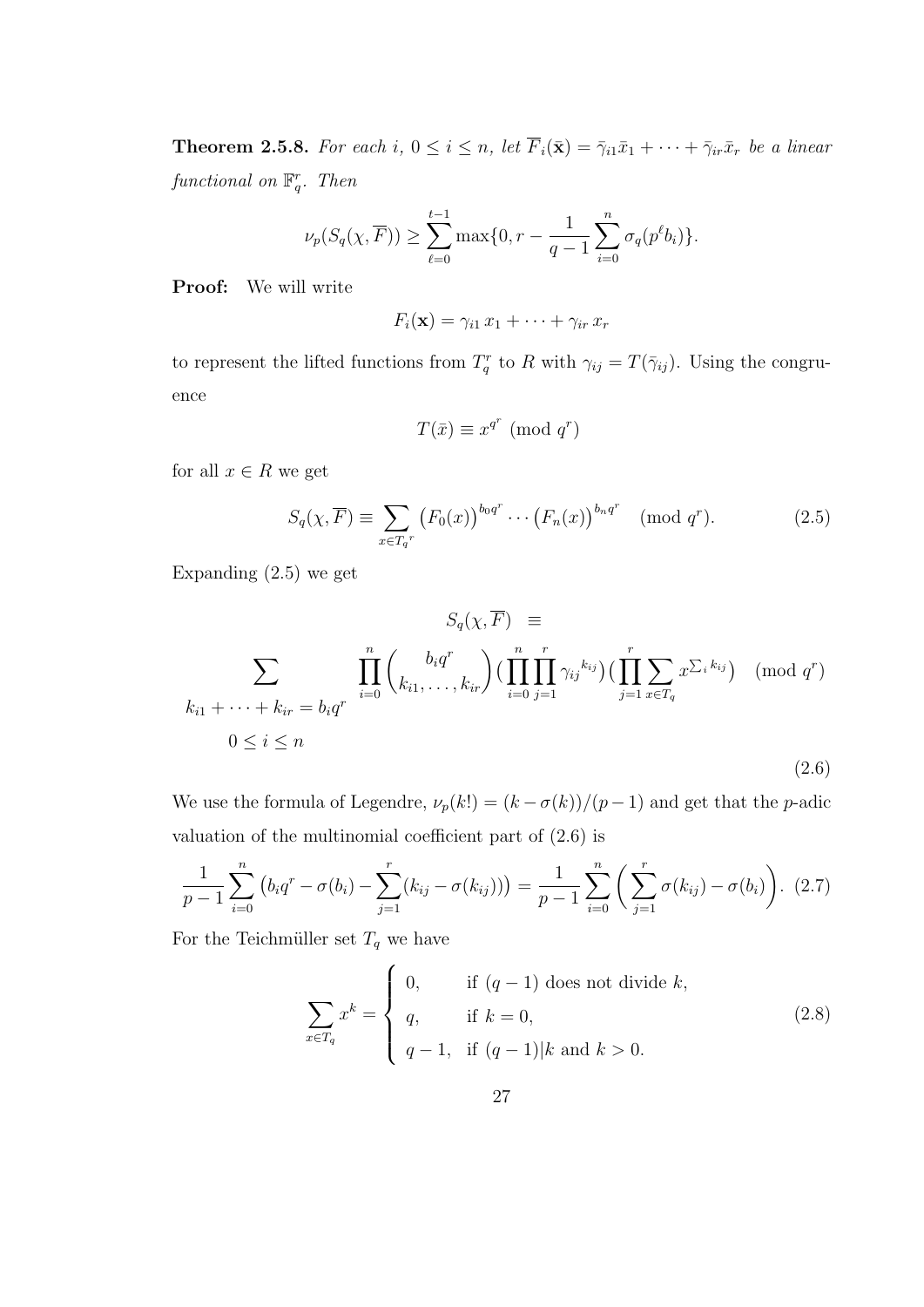**Theorem 2.5.8.** *For each $i$, $0 \leq i \leq n$, let $\overline{F}_i(\bar{\mathbf{x}}) = \bar{\gamma}_{i1}\bar{x}_1 + \cdots + \bar{\gamma}_{ir}\bar{x}_r$ be a linear functional on $\mathbb{F}_q^r$. Then*

$$\nu_p(S_q(\chi, \overline{F})) \geq \sum_{\ell=0}^{t-1} \max\{0, r - \frac{1}{q-1}\sum_{i=0}^{n} \sigma_q(p^\ell b_i)\}.$$

**Proof:** We will write

$$F_i(\mathbf{x}) = \gamma_{i1}\, x_1 + \cdots + \gamma_{ir}\, x_r$$

to represent the lifted functions from $T_q^r$ to $R$ with $\gamma_{ij} = T(\bar{\gamma}_{ij})$. Using the congruence

$$T(\bar{x}) \equiv x^{q^r} \pmod{q^r}$$

for all $x \in R$ we get

$$S_q(\chi, \overline{F}) \equiv \sum_{x \in {T_q}^r} \big(F_0(x)\big)^{b_0 q^r} \cdots \big(F_n(x)\big)^{b_n q^r} \pmod{q^r}. \tag{2.5}$$

Expanding (2.5) we get

$$S_q(\chi, \overline{F}) \equiv \sum_{\substack{k_{i1} + \cdots + k_{ir} = b_i q^r \\ 0 \leq i \leq n}} \prod_{i=0}^{n} \binom{b_i q^r}{k_{i1}, \ldots, k_{ir}} \Big(\prod_{i=0}^{n}\prod_{j=1}^{r} {\gamma_{ij}}^{k_{ij}}\Big) \Big(\prod_{j=1}^{r}\sum_{x \in T_q} x^{\sum_i k_{ij}}\Big) \pmod{q^r} \tag{2.6}$$

We use the formula of Legendre, $\nu_p(k!) = (k - \sigma(k))/(p-1)$ and get that the $p$-adic valuation of the multinomial coefficient part of (2.6) is

$$\frac{1}{p-1}\sum_{i=0}^{n}\big(b_i q^r - \sigma(b_i) - \sum_{j=1}^{r}(k_{ij} - \sigma(k_{ij}))\big) = \frac{1}{p-1}\sum_{i=0}^{n}\bigg(\sum_{j=1}^{r}\sigma(k_{ij}) - \sigma(b_i)\bigg). \tag{2.7}$$

For the Teichmüller set $T_q$ we have

$$\sum_{x \in T_q} x^k = \begin{cases} 0, & \text{if } (q-1) \text{ does not divide } k, \\ q, & \text{if } k = 0, \\ q-1, & \text{if } (q-1)|k \text{ and } k > 0. \end{cases} \tag{2.8}$$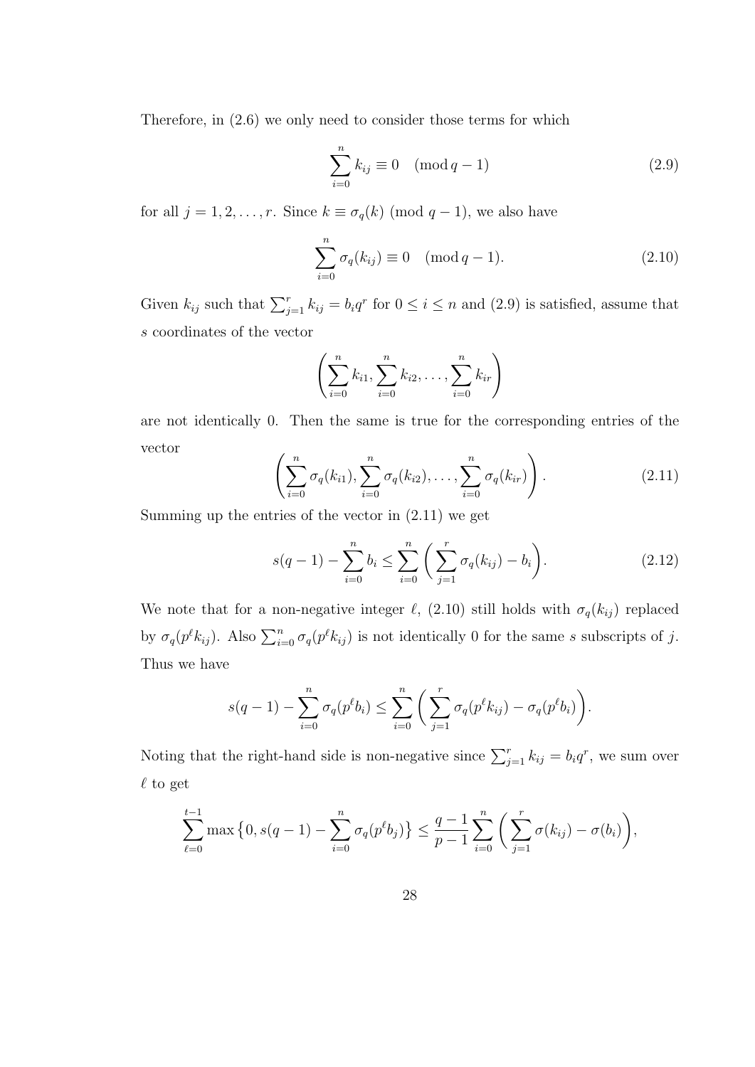Therefore, in (2.6) we only need to consider those terms for which

$$\sum_{i=0}^{n} k_{ij} \equiv 0 \pmod{q-1} \tag{2.9}$$

for all $j = 1, 2, \ldots, r$. Since $k \equiv \sigma_q(k) \pmod{q-1}$, we also have

$$\sum_{i=0}^{n} \sigma_q(k_{ij}) \equiv 0 \pmod{q-1}. \tag{2.10}$$

Given $k_{ij}$ such that $\sum_{j=1}^{r} k_{ij} = b_i q^r$ for $0 \le i \le n$ and (2.9) is satisfied, assume that $s$ coordinates of the vector

$$\left( \sum_{i=0}^{n} k_{i1}, \sum_{i=0}^{n} k_{i2}, \ldots, \sum_{i=0}^{n} k_{ir} \right)$$

are not identically 0. Then the same is true for the corresponding entries of the vector

$$\left( \sum_{i=0}^{n} \sigma_q(k_{i1}), \sum_{i=0}^{n} \sigma_q(k_{i2}), \ldots, \sum_{i=0}^{n} \sigma_q(k_{ir}) \right). \tag{2.11}$$

Summing up the entries of the vector in (2.11) we get

$$s(q-1) - \sum_{i=0}^{n} b_i \le \sum_{i=0}^{n} \left( \sum_{j=1}^{r} \sigma_q(k_{ij}) - b_i \right). \tag{2.12}$$

We note that for a non-negative integer $\ell$, (2.10) still holds with $\sigma_q(k_{ij})$ replaced by $\sigma_q(p^\ell k_{ij})$. Also $\sum_{i=0}^{n} \sigma_q(p^\ell k_{ij})$ is not identically 0 for the same $s$ subscripts of $j$. Thus we have

$$s(q-1) - \sum_{i=0}^{n} \sigma_q(p^\ell b_i) \le \sum_{i=0}^{n} \left( \sum_{j=1}^{r} \sigma_q(p^\ell k_{ij}) - \sigma_q(p^\ell b_i) \right).$$

Noting that the right-hand side is non-negative since $\sum_{j=1}^{r} k_{ij} = b_i q^r$, we sum over $\ell$ to get

$$\sum_{\ell=0}^{t-1} \max\left\{0, s(q-1) - \sum_{i=0}^{n} \sigma_q(p^\ell b_j)\right\} \le \frac{q-1}{p-1} \sum_{i=0}^{n} \left( \sum_{j=1}^{r} \sigma(k_{ij}) - \sigma(b_i) \right),$$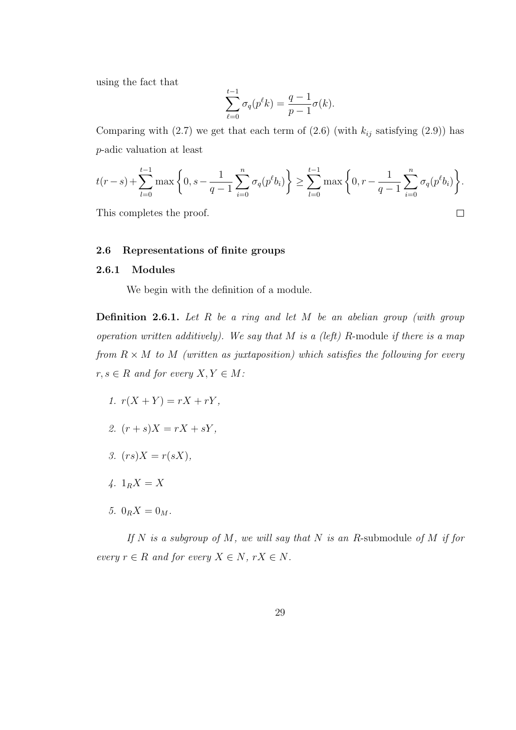using the fact that

$$\sum_{\ell=0}^{t-1} \sigma_q(p^\ell k) = \frac{q-1}{p-1}\sigma(k).$$

Comparing with (2.7) we get that each term of (2.6) (with $k_{ij}$ satisfying (2.9)) has $p$-adic valuation at least

$$t(r-s)+\sum_{l=0}^{t-1} \max\left\{0, s - \frac{1}{q-1}\sum_{i=0}^{n} \sigma_q(p^\ell b_i)\right\} \geq \sum_{l=0}^{t-1} \max\left\{0, r - \frac{1}{q-1}\sum_{i=0}^{n} \sigma_q(p^\ell b_i)\right\}.$$

This completes the proof. $\square$

## 2.6 Representations of finite groups

### 2.6.1 Modules

We begin with the definition of a module.

**Definition 2.6.1.** *Let $R$ be a ring and let $M$ be an abelian group (with group operation written additively). We say that $M$ is a (left) $R$-*module *if there is a map from $R \times M$ to $M$ (written as juxtaposition) which satisfies the following for every $r, s \in R$ and for every $X, Y \in M$:*

1. $r(X + Y) = rX + rY$,
2. $(r + s)X = rX + sY$,
3. $(rs)X = r(sX)$,
4. $1_R X = X$
5. $0_R X = 0_M$.

*If $N$ is a subgroup of $M$, we will say that $N$ is an $R$-*submodule *of $M$ if for every $r \in R$ and for every $X \in N$, $rX \in N$.*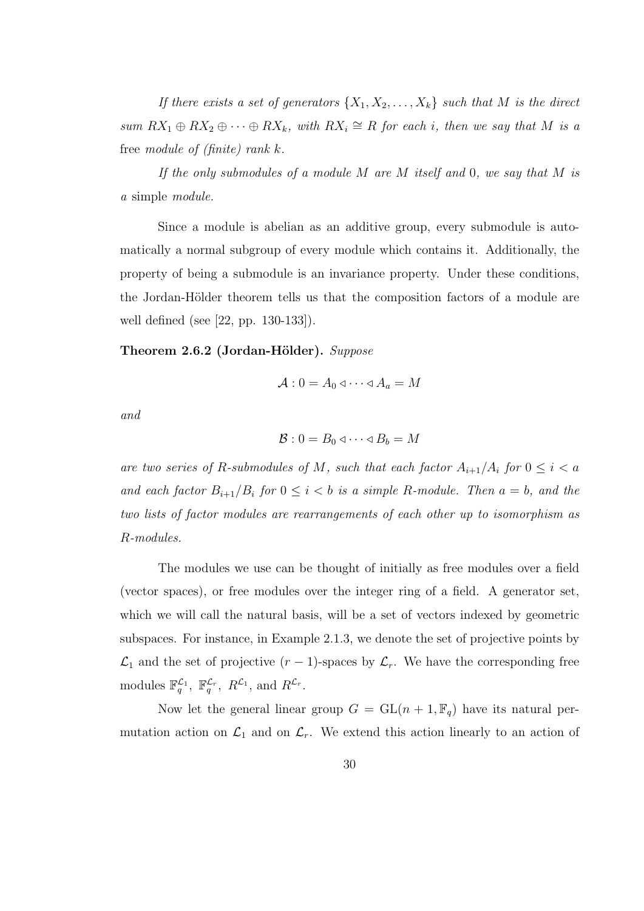*If there exists a set of generators $\{X_1, X_2, \ldots, X_k\}$ such that $M$ is the direct sum $RX_1 \oplus RX_2 \oplus \cdots \oplus RX_k$, with $RX_i \cong R$ for each $i$, then we say that $M$ is a* free *module of (finite) rank $k$.*

*If the only submodules of a module $M$ are $M$ itself and $0$, we say that $M$ is a* simple *module.*

Since a module is abelian as an additive group, every submodule is automatically a normal subgroup of every module which contains it. Additionally, the property of being a submodule is an invariance property. Under these conditions, the Jordan-Hölder theorem tells us that the composition factors of a module are well defined (see [22, pp. 130-133]).

**Theorem 2.6.2 (Jordan-Hölder).** *Suppose*

$$\mathcal{A} : 0 = A_0 \lhd \cdots \lhd A_a = M$$

*and*

$$\mathcal{B} : 0 = B_0 \lhd \cdots \lhd B_b = M$$

*are two series of $R$-submodules of $M$, such that each factor $A_{i+1}/A_i$ for $0 \leq i < a$ and each factor $B_{i+1}/B_i$ for $0 \leq i < b$ is a simple $R$-module. Then $a = b$, and the two lists of factor modules are rearrangements of each other up to isomorphism as $R$-modules.*

The modules we use can be thought of initially as free modules over a field (vector spaces), or free modules over the integer ring of a field. A generator set, which we will call the natural basis, will be a set of vectors indexed by geometric subspaces. For instance, in Example 2.1.3, we denote the set of projective points by $\mathcal{L}_1$ and the set of projective $(r-1)$-spaces by $\mathcal{L}_r$. We have the corresponding free modules $\mathbb{F}_q^{\mathcal{L}_1}$, $\mathbb{F}_q^{\mathcal{L}_r}$, $R^{\mathcal{L}_1}$, and $R^{\mathcal{L}_r}$.

Now let the general linear group $G = \mathrm{GL}(n+1, \mathbb{F}_q)$ have its natural permutation action on $\mathcal{L}_1$ and on $\mathcal{L}_r$. We extend this action linearly to an action of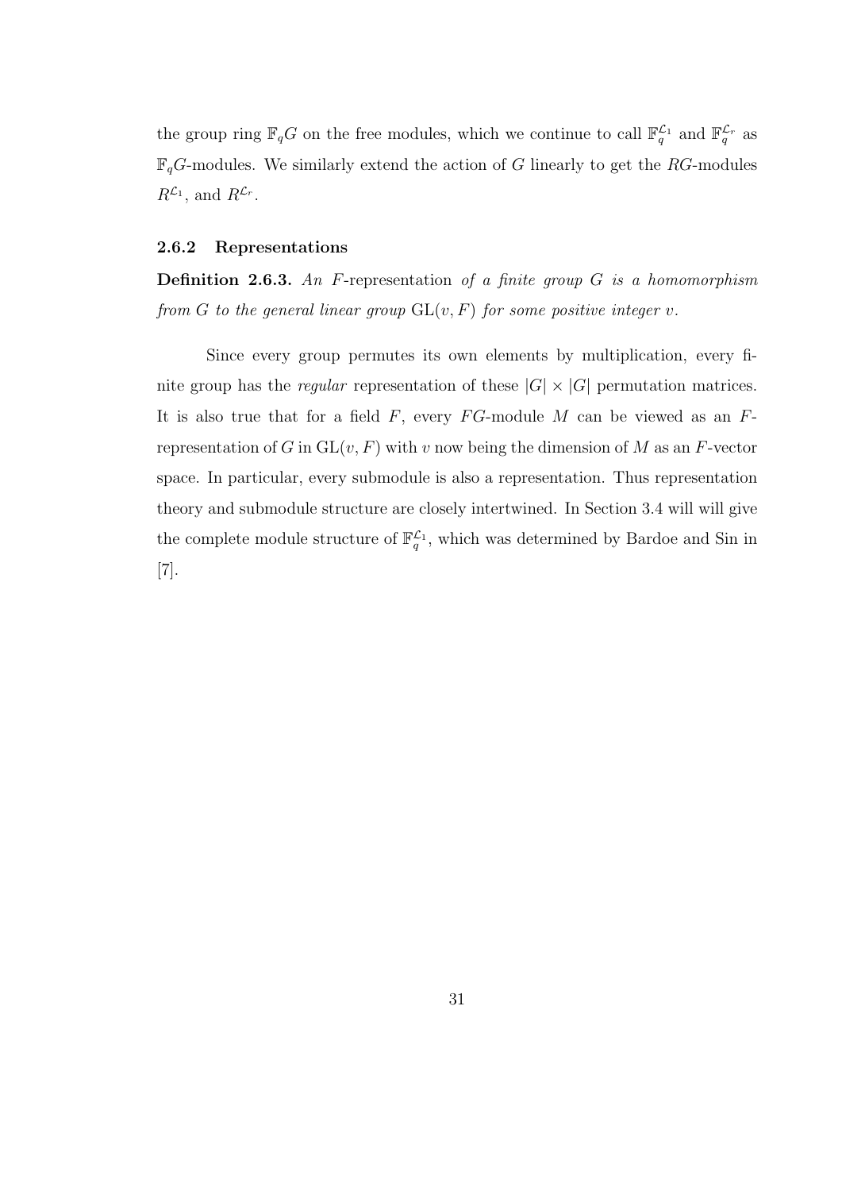the group ring $\mathbb{F}_q G$ on the free modules, which we continue to call $\mathbb{F}_q^{\mathcal{L}_1}$ and $\mathbb{F}_q^{\mathcal{L}_r}$ as $\mathbb{F}_q G$-modules. We similarly extend the action of $G$ linearly to get the $RG$-modules $R^{\mathcal{L}_1}$, and $R^{\mathcal{L}_r}$.

### 2.6.2 Representations

**Definition 2.6.3.** *An* $F$-representation *of a finite group* $G$ *is a homomorphism from* $G$ *to the general linear group* $\mathrm{GL}(v, F)$ *for some positive integer* $v$.

Since every group permutes its own elements by multiplication, every finite group has the *regular* representation of these $|G| \times |G|$ permutation matrices. It is also true that for a field $F$, every $FG$-module $M$ can be viewed as an $F$-representation of $G$ in $\mathrm{GL}(v, F)$ with $v$ now being the dimension of $M$ as an $F$-vector space. In particular, every submodule is also a representation. Thus representation theory and submodule structure are closely intertwined. In Section 3.4 will will give the complete module structure of $\mathbb{F}_q^{\mathcal{L}_1}$, which was determined by Bardoe and Sin in [7].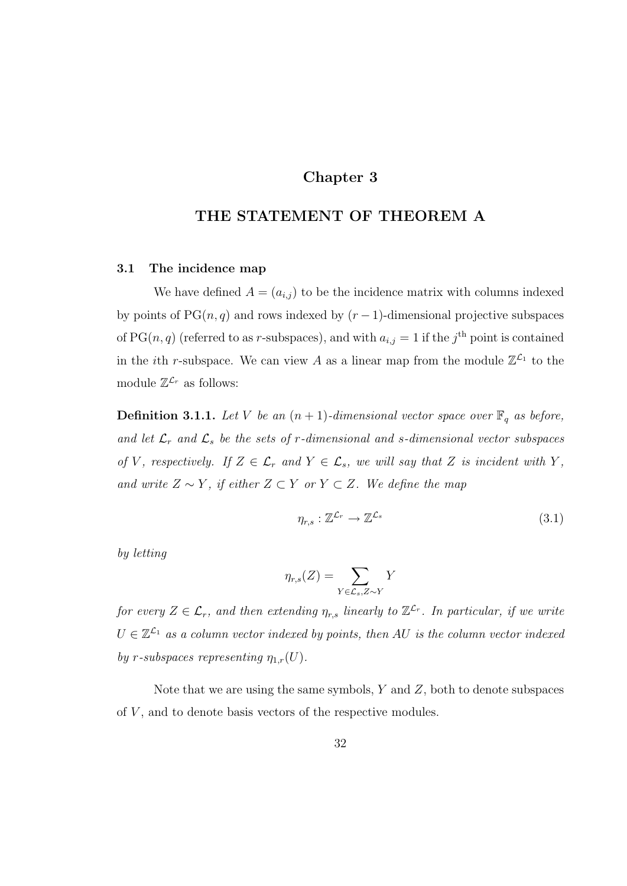# Chapter 3

# THE STATEMENT OF THEOREM A

## 3.1 The incidence map

We have defined $A = (a_{i,j})$ to be the incidence matrix with columns indexed by points of $\mathrm{PG}(n, q)$ and rows indexed by $(r-1)$-dimensional projective subspaces of $\mathrm{PG}(n, q)$ (referred to as $r$-subspaces), and with $a_{i,j} = 1$ if the $j^{\text{th}}$ point is contained in the $i$th $r$-subspace. We can view $A$ as a linear map from the module $\mathbb{Z}^{\mathcal{L}_1}$ to the module $\mathbb{Z}^{\mathcal{L}_r}$ as follows:

**Definition 3.1.1.** *Let $V$ be an $(n+1)$-dimensional vector space over $\mathbb{F}_q$ as before, and let $\mathcal{L}_r$ and $\mathcal{L}_s$ be the sets of $r$-dimensional and $s$-dimensional vector subspaces of $V$, respectively. If $Z \in \mathcal{L}_r$ and $Y \in \mathcal{L}_s$, we will say that $Z$ is incident with $Y$, and write $Z \sim Y$, if either $Z \subset Y$ or $Y \subset Z$. We define the map*

$$\eta_{r,s} : \mathbb{Z}^{\mathcal{L}_r} \to \mathbb{Z}^{\mathcal{L}_s} \tag{3.1}$$

*by letting*

$$\eta_{r,s}(Z) = \sum_{Y \in \mathcal{L}_s, Z \sim Y} Y$$

*for every $Z \in \mathcal{L}_r$, and then extending $\eta_{r,s}$ linearly to $\mathbb{Z}^{\mathcal{L}_r}$. In particular, if we write $U \in \mathbb{Z}^{\mathcal{L}_1}$ as a column vector indexed by points, then $AU$ is the column vector indexed by $r$-subspaces representing $\eta_{1,r}(U)$.*

Note that we are using the same symbols, $Y$ and $Z$, both to denote subspaces of $V$, and to denote basis vectors of the respective modules.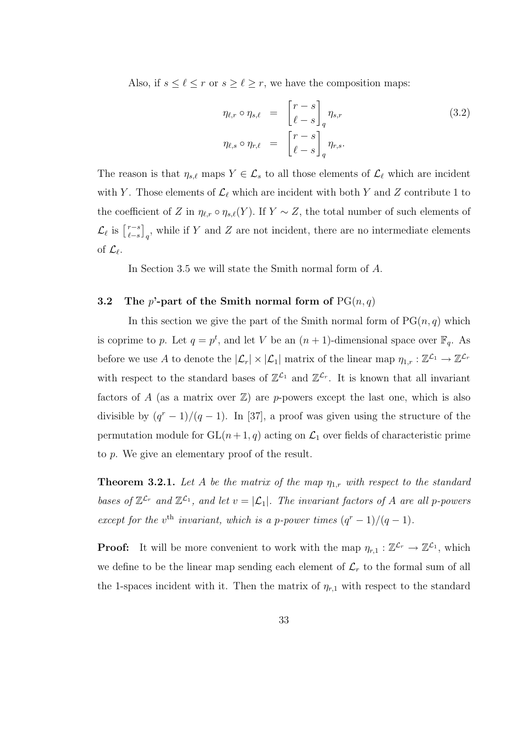Also, if $s \leq \ell \leq r$ or $s \geq \ell \geq r$, we have the composition maps:

$$\begin{aligned} \eta_{\ell,r} \circ \eta_{s,\ell} &= \begin{bmatrix} r-s \\ \ell-s \end{bmatrix}_q \eta_{s,r} \\ \eta_{\ell,s} \circ \eta_{r,\ell} &= \begin{bmatrix} r-s \\ \ell-s \end{bmatrix}_q \eta_{r,s}. \end{aligned} \tag{3.2}$$

The reason is that $\eta_{s,\ell}$ maps $Y \in \mathcal{L}_s$ to all those elements of $\mathcal{L}_\ell$ which are incident with $Y$. Those elements of $\mathcal{L}_\ell$ which are incident with both $Y$ and $Z$ contribute 1 to the coefficient of $Z$ in $\eta_{\ell,r} \circ \eta_{s,\ell}(Y)$. If $Y \sim Z$, the total number of such elements of $\mathcal{L}_\ell$ is $\begin{bmatrix} r-s \\ \ell-s \end{bmatrix}_q$, while if $Y$ and $Z$ are not incident, there are no intermediate elements of $\mathcal{L}_\ell$.

In Section 3.5 we will state the Smith normal form of $A$.

### 3.2 The $p$'-part of the Smith normal form of $\mathrm{PG}(n, q)$

In this section we give the part of the Smith normal form of $\mathrm{PG}(n, q)$ which is coprime to $p$. Let $q = p^t$, and let $V$ be an $(n+1)$-dimensional space over $\mathbb{F}_q$. As before we use $A$ to denote the $|\mathcal{L}_r| \times |\mathcal{L}_1|$ matrix of the linear map $\eta_{1,r} : \mathbb{Z}^{\mathcal{L}_1} \to \mathbb{Z}^{\mathcal{L}_r}$ with respect to the standard bases of $\mathbb{Z}^{\mathcal{L}_1}$ and $\mathbb{Z}^{\mathcal{L}_r}$. It is known that all invariant factors of $A$ (as a matrix over $\mathbb{Z}$) are $p$-powers except the last one, which is also divisible by $(q^r - 1)/(q - 1)$. In [37], a proof was given using the structure of the permutation module for $\mathrm{GL}(n+1, q)$ acting on $\mathcal{L}_1$ over fields of characteristic prime to $p$. We give an elementary proof of the result.

**Theorem 3.2.1.** *Let $A$ be the matrix of the map $\eta_{1,r}$ with respect to the standard bases of $\mathbb{Z}^{\mathcal{L}_r}$ and $\mathbb{Z}^{\mathcal{L}_1}$, and let $v = |\mathcal{L}_1|$. The invariant factors of $A$ are all $p$-powers except for the $v^{\text{th}}$ invariant, which is a $p$-power times $(q^r - 1)/(q - 1)$.*

**Proof:** It will be more convenient to work with the map $\eta_{r,1} : \mathbb{Z}^{\mathcal{L}_r} \to \mathbb{Z}^{\mathcal{L}_1}$, which we define to be the linear map sending each element of $\mathcal{L}_r$ to the formal sum of all the 1-spaces incident with it. Then the matrix of $\eta_{r,1}$ with respect to the standard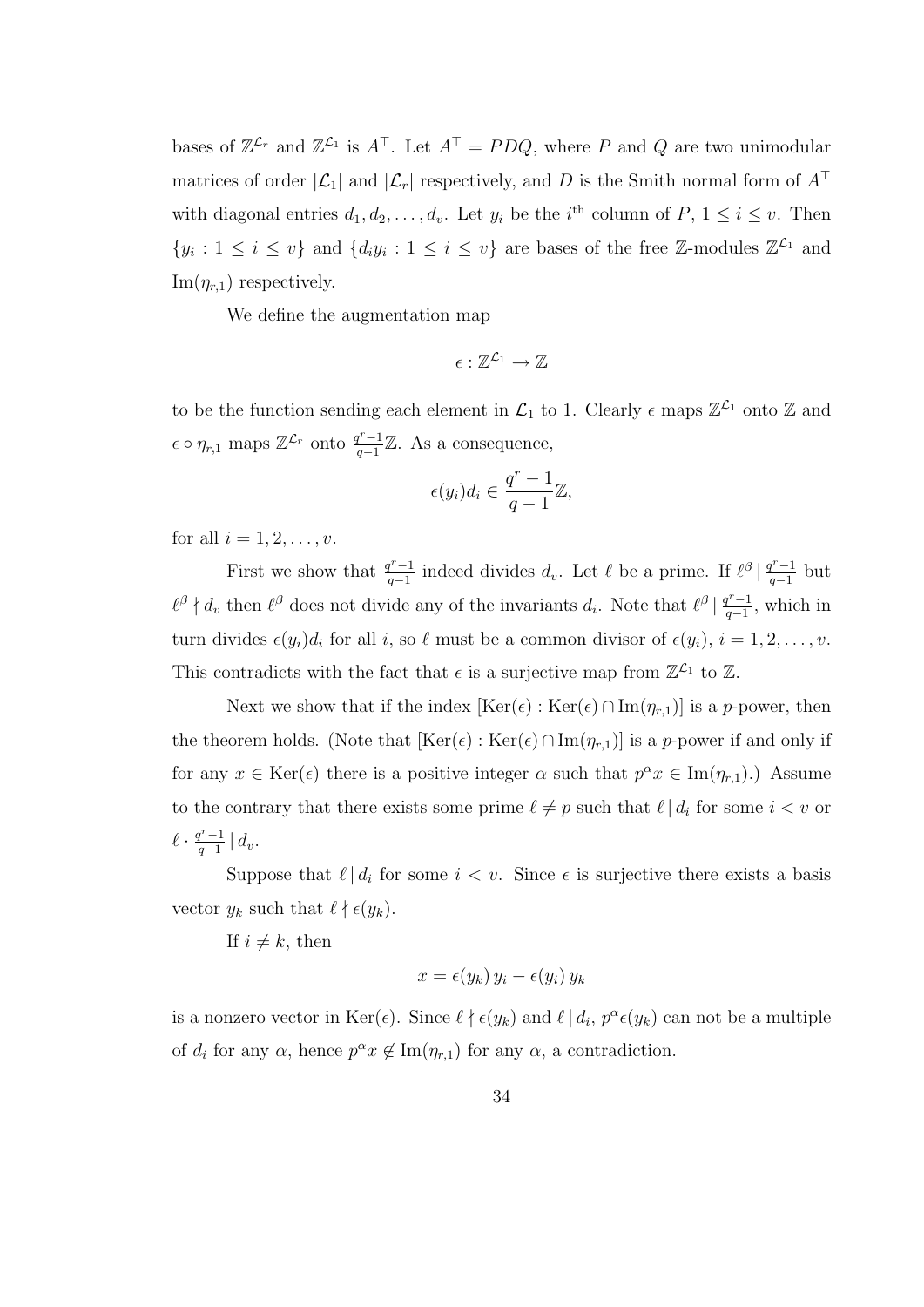bases of $\mathbb{Z}^{\mathcal{L}_r}$ and $\mathbb{Z}^{\mathcal{L}_1}$ is $A^\top$. Let $A^\top = PDQ$, where $P$ and $Q$ are two unimodular matrices of order $|\mathcal{L}_1|$ and $|\mathcal{L}_r|$ respectively, and $D$ is the Smith normal form of $A^\top$ with diagonal entries $d_1, d_2, \ldots, d_v$. Let $y_i$ be the $i^{\text{th}}$ column of $P$, $1 \le i \le v$. Then $\{y_i : 1 \le i \le v\}$ and $\{d_i y_i : 1 \le i \le v\}$ are bases of the free $\mathbb{Z}$-modules $\mathbb{Z}^{\mathcal{L}_1}$ and $\operatorname{Im}(\eta_{r,1})$ respectively.

We define the augmentation map

$$\epsilon : \mathbb{Z}^{\mathcal{L}_1} \to \mathbb{Z}$$

to be the function sending each element in $\mathcal{L}_1$ to 1. Clearly $\epsilon$ maps $\mathbb{Z}^{\mathcal{L}_1}$ onto $\mathbb{Z}$ and $\epsilon \circ \eta_{r,1}$ maps $\mathbb{Z}^{\mathcal{L}_r}$ onto $\frac{q^r-1}{q-1}\mathbb{Z}$. As a consequence,

$$\epsilon(y_i) d_i \in \frac{q^r - 1}{q - 1}\mathbb{Z},$$

for all $i = 1, 2, \ldots, v$.

First we show that $\frac{q^r-1}{q-1}$ indeed divides $d_v$. Let $\ell$ be a prime. If $\ell^\beta \mid \frac{q^r-1}{q-1}$ but $\ell^\beta \nmid d_v$ then $\ell^\beta$ does not divide any of the invariants $d_i$. Note that $\ell^\beta \mid \frac{q^r-1}{q-1}$, which in turn divides $\epsilon(y_i)d_i$ for all $i$, so $\ell$ must be a common divisor of $\epsilon(y_i)$, $i = 1, 2, \ldots, v$. This contradicts with the fact that $\epsilon$ is a surjective map from $\mathbb{Z}^{\mathcal{L}_1}$ to $\mathbb{Z}$.

Next we show that if the index $[\operatorname{Ker}(\epsilon) : \operatorname{Ker}(\epsilon) \cap \operatorname{Im}(\eta_{r,1})]$ is a $p$-power, then the theorem holds. (Note that $[\operatorname{Ker}(\epsilon) : \operatorname{Ker}(\epsilon) \cap \operatorname{Im}(\eta_{r,1})]$ is a $p$-power if and only if for any $x \in \operatorname{Ker}(\epsilon)$ there is a positive integer $\alpha$ such that $p^\alpha x \in \operatorname{Im}(\eta_{r,1})$.) Assume to the contrary that there exists some prime $\ell \ne p$ such that $\ell \mid d_i$ for some $i < v$ or $\ell \cdot \frac{q^r-1}{q-1} \mid d_v$.

Suppose that $\ell \mid d_i$ for some $i < v$. Since $\epsilon$ is surjective there exists a basis vector $y_k$ such that $\ell \nmid \epsilon(y_k)$.

If $i \ne k$, then

$$x = \epsilon(y_k)\, y_i - \epsilon(y_i)\, y_k$$

is a nonzero vector in $\operatorname{Ker}(\epsilon)$. Since $\ell \nmid \epsilon(y_k)$ and $\ell \mid d_i$, $p^\alpha \epsilon(y_k)$ can not be a multiple of $d_i$ for any $\alpha$, hence $p^\alpha x \notin \operatorname{Im}(\eta_{r,1})$ for any $\alpha$, a contradiction.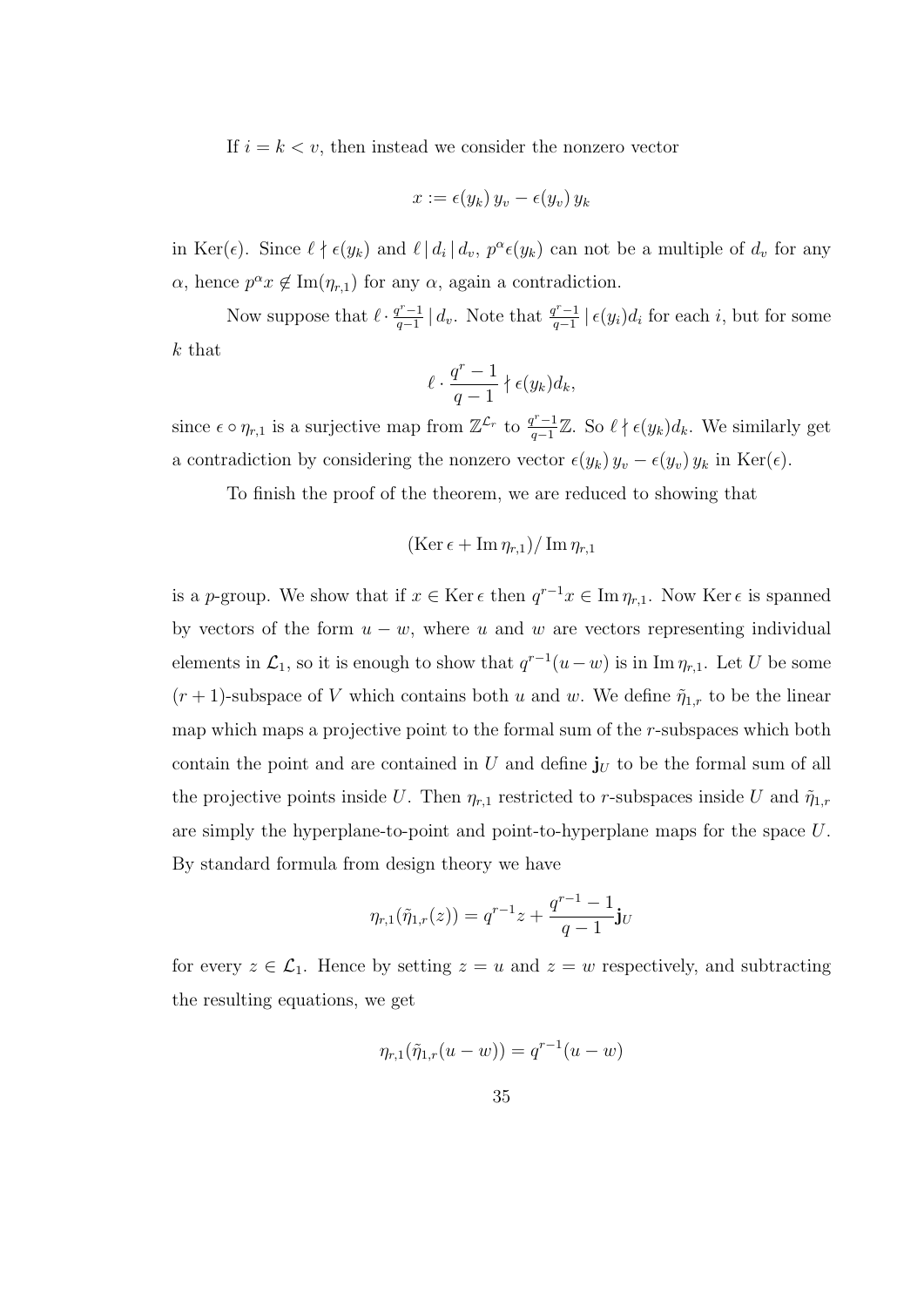If $i = k < v$, then instead we consider the nonzero vector

$$x := \epsilon(y_k)\, y_v - \epsilon(y_v)\, y_k$$

in $\operatorname{Ker}(\epsilon)$. Since $\ell \nmid \epsilon(y_k)$ and $\ell \mid d_i \mid d_v$, $p^\alpha \epsilon(y_k)$ can not be a multiple of $d_v$ for any $\alpha$, hence $p^\alpha x \notin \operatorname{Im}(\eta_{r,1})$ for any $\alpha$, again a contradiction.

Now suppose that $\ell \cdot \frac{q^r-1}{q-1} \mid d_v$. Note that $\frac{q^r-1}{q-1} \mid \epsilon(y_i)d_i$ for each $i$, but for some $k$ that

$$\ell \cdot \frac{q^r-1}{q-1} \nmid \epsilon(y_k)d_k,$$

since $\epsilon \circ \eta_{r,1}$ is a surjective map from $\mathbb{Z}^{\mathcal{L}_r}$ to $\frac{q^r-1}{q-1}\mathbb{Z}$. So $\ell \nmid \epsilon(y_k)d_k$. We similarly get a contradiction by considering the nonzero vector $\epsilon(y_k)\, y_v - \epsilon(y_v)\, y_k$ in $\operatorname{Ker}(\epsilon)$.

To finish the proof of the theorem, we are reduced to showing that

$$(\operatorname{Ker}\epsilon + \operatorname{Im}\eta_{r,1})/\operatorname{Im}\eta_{r,1}$$

is a $p$-group. We show that if $x \in \operatorname{Ker}\epsilon$ then $q^{r-1}x \in \operatorname{Im}\eta_{r,1}$. Now $\operatorname{Ker}\epsilon$ is spanned by vectors of the form $u - w$, where $u$ and $w$ are vectors representing individual elements in $\mathcal{L}_1$, so it is enough to show that $q^{r-1}(u-w)$ is in $\operatorname{Im}\eta_{r,1}$. Let $U$ be some $(r+1)$-subspace of $V$ which contains both $u$ and $w$. We define $\tilde{\eta}_{1,r}$ to be the linear map which maps a projective point to the formal sum of the $r$-subspaces which both contain the point and are contained in $U$ and define $\mathbf{j}_U$ to be the formal sum of all the projective points inside $U$. Then $\eta_{r,1}$ restricted to $r$-subspaces inside $U$ and $\tilde{\eta}_{1,r}$ are simply the hyperplane-to-point and point-to-hyperplane maps for the space $U$. By standard formula from design theory we have

$$\eta_{r,1}(\tilde{\eta}_{1,r}(z)) = q^{r-1}z + \frac{q^{r-1}-1}{q-1}\mathbf{j}_U$$

for every $z \in \mathcal{L}_1$. Hence by setting $z = u$ and $z = w$ respectively, and subtracting the resulting equations, we get

$$\eta_{r,1}(\tilde{\eta}_{1,r}(u-w)) = q^{r-1}(u-w)$$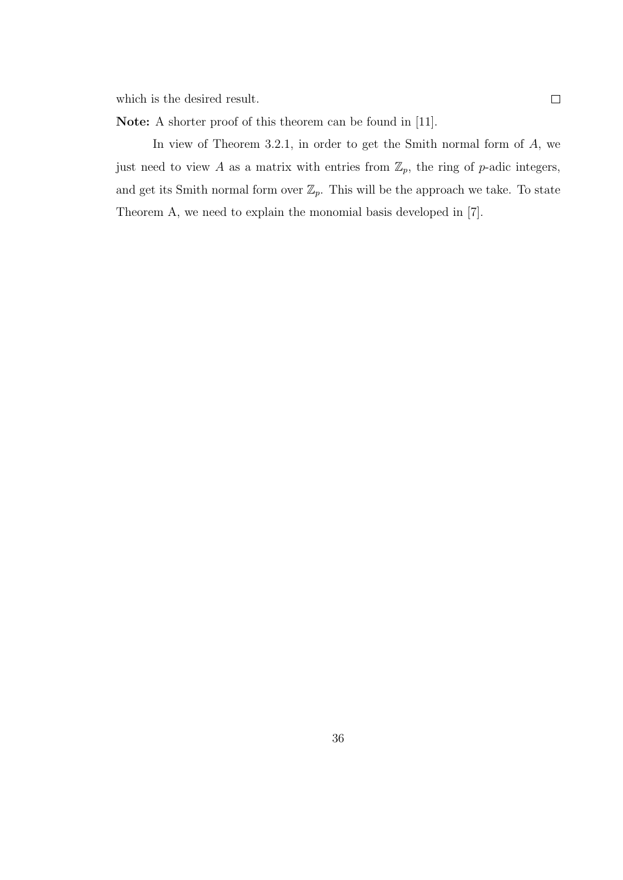which is the desired result. ∎

**Note:** A shorter proof of this theorem can be found in [11].

In view of Theorem 3.2.1, in order to get the Smith normal form of $A$, we just need to view $A$ as a matrix with entries from $\mathbb{Z}_p$, the ring of $p$-adic integers, and get its Smith normal form over $\mathbb{Z}_p$. This will be the approach we take. To state Theorem A, we need to explain the monomial basis developed in [7].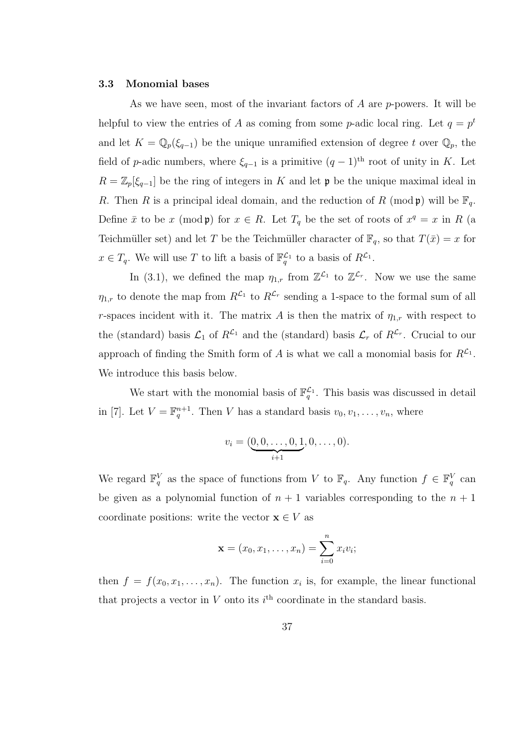### 3.3 Monomial bases

As we have seen, most of the invariant factors of $A$ are $p$-powers. It will be helpful to view the entries of $A$ as coming from some $p$-adic local ring. Let $q = p^t$ and let $K = \mathbb{Q}_p(\xi_{q-1})$ be the unique unramified extension of degree $t$ over $\mathbb{Q}_p$, the field of $p$-adic numbers, where $\xi_{q-1}$ is a primitive $(q-1)^{\text{th}}$ root of unity in $K$. Let $R = \mathbb{Z}_p[\xi_{q-1}]$ be the ring of integers in $K$ and let $\mathfrak{p}$ be the unique maximal ideal in $R$. Then $R$ is a principal ideal domain, and the reduction of $R \pmod{\mathfrak{p}}$ will be $\mathbb{F}_q$. Define $\bar{x}$ to be $x \pmod{\mathfrak{p}}$ for $x \in R$. Let $T_q$ be the set of roots of $x^q = x$ in $R$ (a Teichmüller set) and let $T$ be the Teichmüller character of $\mathbb{F}_q$, so that $T(\bar{x}) = x$ for $x \in T_q$. We will use $T$ to lift a basis of $\mathbb{F}_q^{\mathcal{L}_1}$ to a basis of $R^{\mathcal{L}_1}$.

In (3.1), we defined the map $\eta_{1,r}$ from $\mathbb{Z}^{\mathcal{L}_1}$ to $\mathbb{Z}^{\mathcal{L}_r}$. Now we use the same $\eta_{1,r}$ to denote the map from $R^{\mathcal{L}_1}$ to $R^{\mathcal{L}_r}$ sending a 1-space to the formal sum of all $r$-spaces incident with it. The matrix $A$ is then the matrix of $\eta_{1,r}$ with respect to the (standard) basis $\mathcal{L}_1$ of $R^{\mathcal{L}_1}$ and the (standard) basis $\mathcal{L}_r$ of $R^{\mathcal{L}_r}$. Crucial to our approach of finding the Smith form of $A$ is what we call a monomial basis for $R^{\mathcal{L}_1}$. We introduce this basis below.

We start with the monomial basis of $\mathbb{F}_q^{\mathcal{L}_1}$. This basis was discussed in detail in [7]. Let $V = \mathbb{F}_q^{n+1}$. Then $V$ has a standard basis $v_0, v_1, \ldots, v_n$, where

$$v_i = (\underbrace{0, 0, \ldots, 0, 1}_{i+1}, 0, \ldots, 0).$$

We regard $\mathbb{F}_q^V$ as the space of functions from $V$ to $\mathbb{F}_q$. Any function $f \in \mathbb{F}_q^V$ can be given as a polynomial function of $n+1$ variables corresponding to the $n+1$ coordinate positions: write the vector $\mathbf{x} \in V$ as

$$\mathbf{x} = (x_0, x_1, \ldots, x_n) = \sum_{i=0}^{n} x_i v_i;$$

then $f = f(x_0, x_1, \ldots, x_n)$. The function $x_i$ is, for example, the linear functional that projects a vector in $V$ onto its $i^{\text{th}}$ coordinate in the standard basis.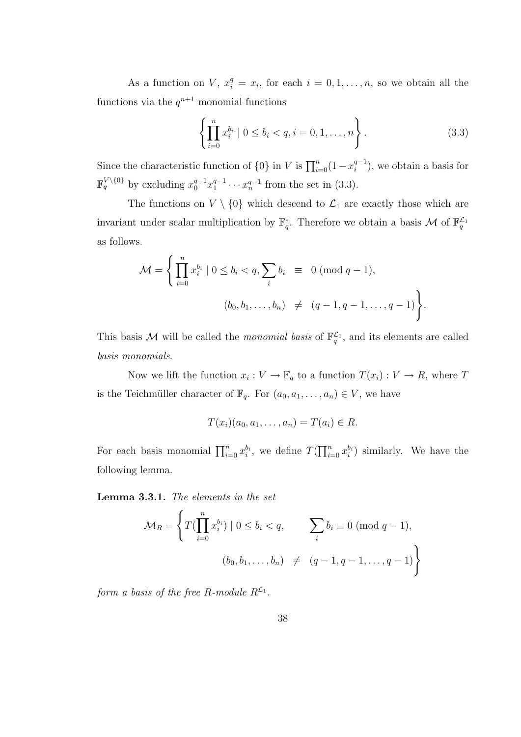As a function on $V$, $x_i^q = x_i$, for each $i = 0, 1, \ldots, n$, so we obtain all the functions via the $q^{n+1}$ monomial functions

$$\left\{ \prod_{i=0}^{n} x_i^{b_i} \mid 0 \leq b_i < q, i = 0, 1, \ldots, n \right\}. \tag{3.3}$$

Since the characteristic function of $\{0\}$ in $V$ is $\prod_{i=0}^{n}(1 - x_i^{q-1})$, we obtain a basis for $\mathbb{F}_q^{V \setminus \{0\}}$ by excluding $x_0^{q-1} x_1^{q-1} \cdots x_n^{q-1}$ from the set in (3.3).

The functions on $V \setminus \{0\}$ which descend to $\mathcal{L}_1$ are exactly those which are invariant under scalar multiplication by $\mathbb{F}_q^*$. Therefore we obtain a basis $\mathcal{M}$ of $\mathbb{F}_q^{\mathcal{L}_1}$ as follows.

$$\mathcal{M} = \left\{ \prod_{i=0}^{n} x_i^{b_i} \mid 0 \leq b_i < q, \sum_i b_i \equiv 0 \pmod{q-1}, \right.$$
$$\left. (b_0, b_1, \ldots, b_n) \neq (q-1, q-1, \ldots, q-1) \right\}.$$

This basis $\mathcal{M}$ will be called the *monomial basis* of $\mathbb{F}_q^{\mathcal{L}_1}$, and its elements are called *basis monomials*.

Now we lift the function $x_i : V \to \mathbb{F}_q$ to a function $T(x_i) : V \to R$, where $T$ is the Teichmüller character of $\mathbb{F}_q$. For $(a_0, a_1, \ldots, a_n) \in V$, we have

$$T(x_i)(a_0, a_1, \ldots, a_n) = T(a_i) \in R.$$

For each basis monomial $\prod_{i=0}^{n} x_i^{b_i}$, we define $T(\prod_{i=0}^{n} x_i^{b_i})$ similarly. We have the following lemma.

**Lemma 3.3.1.** *The elements in the set*

$$\mathcal{M}_R = \left\{ T(\prod_{i=0}^{n} x_i^{b_i}) \mid 0 \leq b_i < q, \quad \sum_i b_i \equiv 0 \pmod{q-1}, \right.$$
$$\left. (b_0, b_1, \ldots, b_n) \neq (q-1, q-1, \ldots, q-1) \right\}$$

*form a basis of the free $R$-module $R^{\mathcal{L}_1}$.*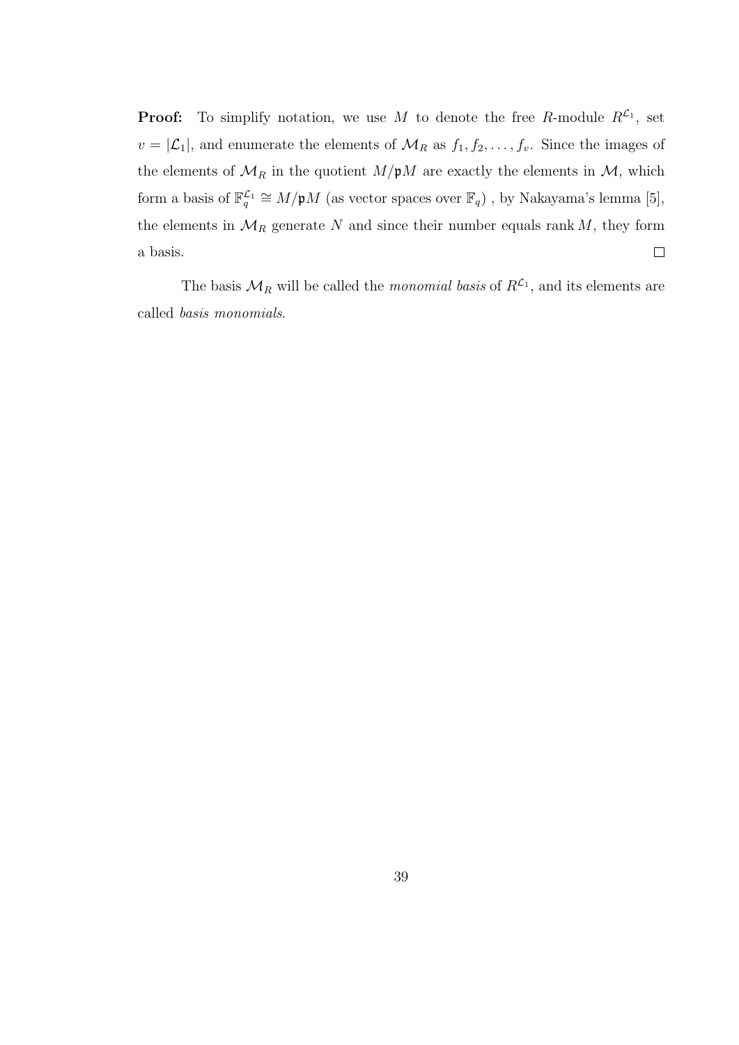**Proof:** To simplify notation, we use $M$ to denote the free $R$-module $R^{\mathcal{L}_1}$, set $v = |\mathcal{L}_1|$, and enumerate the elements of $\mathcal{M}_R$ as $f_1, f_2, \ldots, f_v$. Since the images of the elements of $\mathcal{M}_R$ in the quotient $M/\mathfrak{p}M$ are exactly the elements in $\mathcal{M}$, which form a basis of $\mathbb{F}_q^{\mathcal{L}_1} \cong M/\mathfrak{p}M$ (as vector spaces over $\mathbb{F}_q$) , by Nakayama's lemma [5], the elements in $\mathcal{M}_R$ generate $N$ and since their number equals $\operatorname{rank} M$, they form a basis. $\square$

The basis $\mathcal{M}_R$ will be called the *monomial basis* of $R^{\mathcal{L}_1}$, and its elements are called *basis monomials*.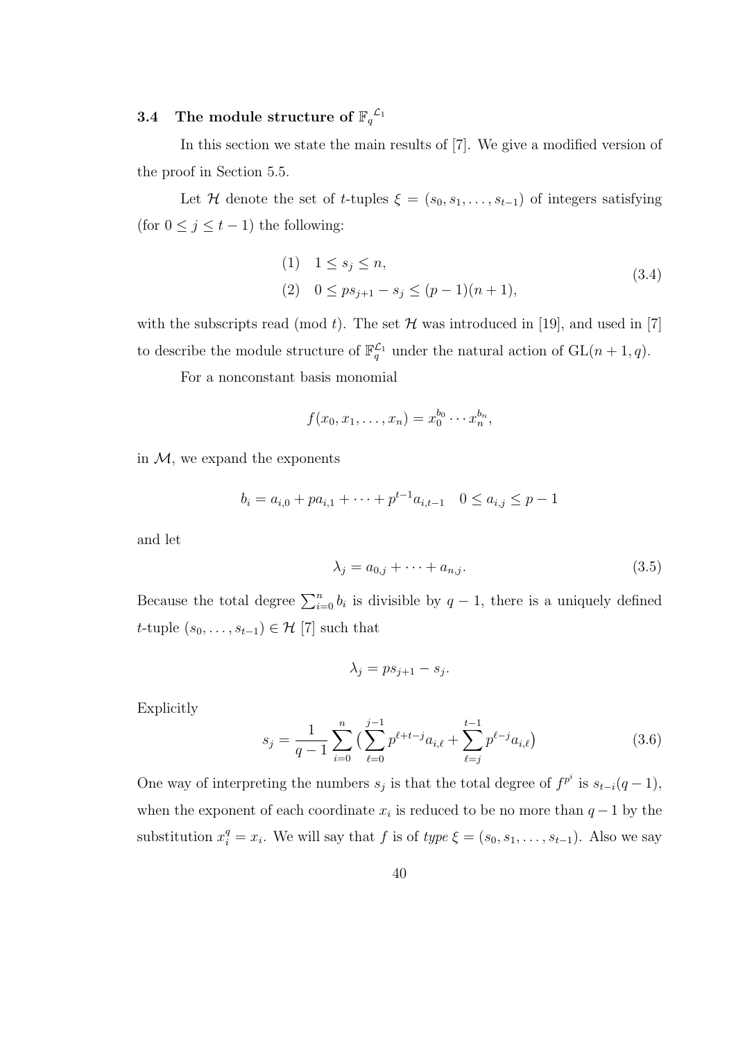## 3.4 The module structure of $\mathbb{F}_q^{\mathcal{L}_1}$

In this section we state the main results of [7]. We give a modified version of the proof in Section 5.5.

Let $\mathcal{H}$ denote the set of $t$-tuples $\xi = (s_0, s_1, \ldots, s_{t-1})$ of integers satisfying (for $0 \le j \le t-1$) the following:

$$\begin{aligned} &(1) \quad 1 \le s_j \le n, \\ &(2) \quad 0 \le ps_{j+1} - s_j \le (p-1)(n+1), \end{aligned} \tag{3.4}$$

with the subscripts read (mod $t$). The set $\mathcal{H}$ was introduced in [19], and used in [7] to describe the module structure of $\mathbb{F}_q^{\mathcal{L}_1}$ under the natural action of $\mathrm{GL}(n+1, q)$.

For a nonconstant basis monomial

$$f(x_0, x_1, \ldots, x_n) = x_0^{b_0} \cdots x_n^{b_n},$$

in $\mathcal{M}$, we expand the exponents

$$b_i = a_{i,0} + pa_{i,1} + \cdots + p^{t-1}a_{i,t-1} \quad 0 \le a_{i,j} \le p-1$$

and let

$$\lambda_j = a_{0,j} + \cdots + a_{n,j}. \tag{3.5}$$

Because the total degree $\sum_{i=0}^{n} b_i$ is divisible by $q-1$, there is a uniquely defined $t$-tuple $(s_0, \ldots, s_{t-1}) \in \mathcal{H}$ [7] such that

$$\lambda_j = ps_{j+1} - s_j.$$

Explicitly

$$s_j = \frac{1}{q-1} \sum_{i=0}^{n} \Big( \sum_{\ell=0}^{j-1} p^{\ell+t-j} a_{i,\ell} + \sum_{\ell=j}^{t-1} p^{\ell-j} a_{i,\ell} \Big) \tag{3.6}$$

One way of interpreting the numbers $s_j$ is that the total degree of $f^{p^i}$ is $s_{t-i}(q-1)$, when the exponent of each coordinate $x_i$ is reduced to be no more than $q-1$ by the substitution $x_i^q = x_i$. We will say that $f$ is of *type* $\xi = (s_0, s_1, \ldots, s_{t-1})$. Also we say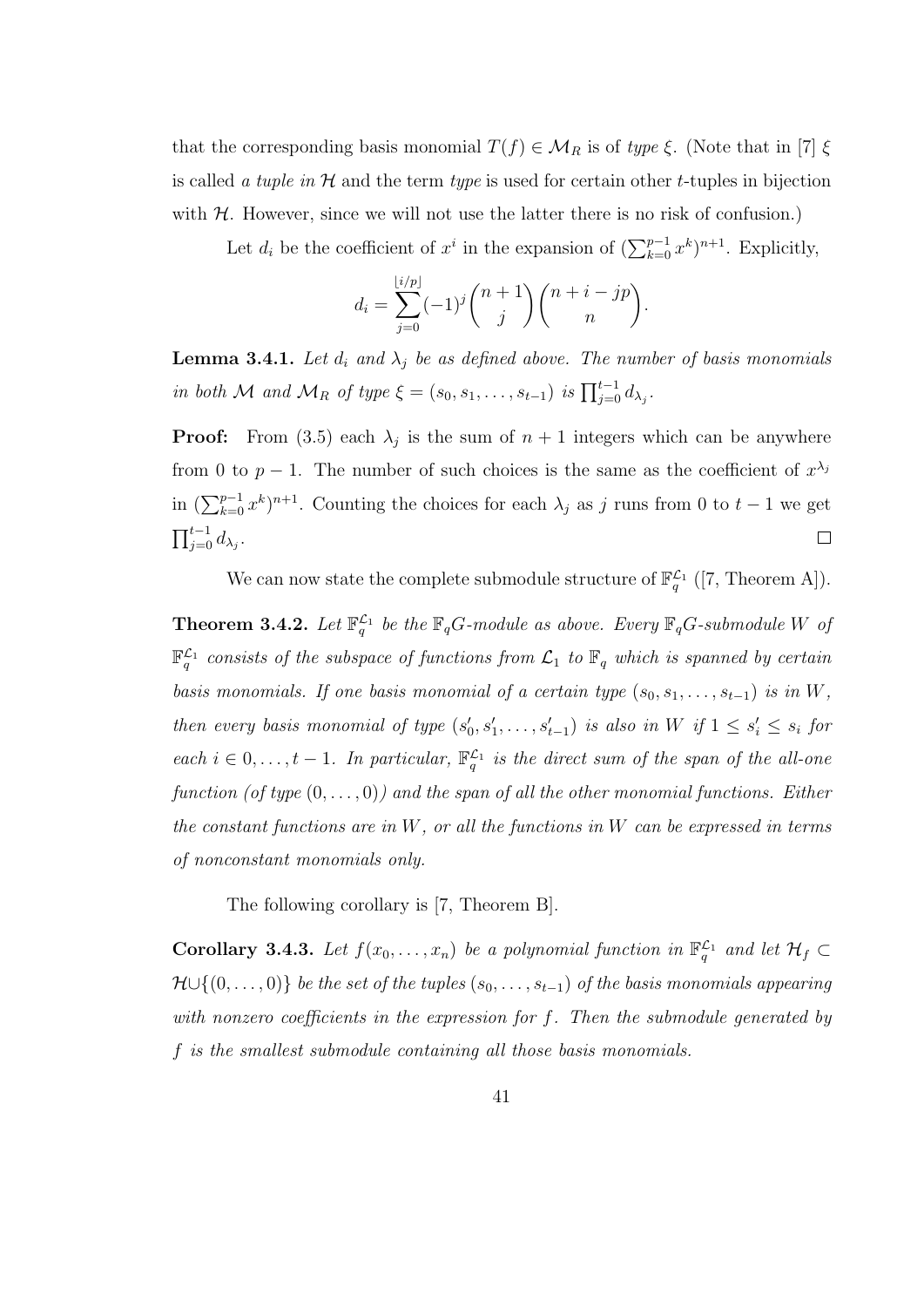that the corresponding basis monomial $T(f) \in \mathcal{M}_R$ is of *type* $\xi$. (Note that in [7] $\xi$ is called *a tuple in* $\mathcal{H}$ and the term *type* is used for certain other $t$-tuples in bijection with $\mathcal{H}$. However, since we will not use the latter there is no risk of confusion.)

Let $d_i$ be the coefficient of $x^i$ in the expansion of $(\sum_{k=0}^{p-1} x^k)^{n+1}$. Explicitly,

$$d_i = \sum_{j=0}^{\lfloor i/p \rfloor} (-1)^j \binom{n+1}{j} \binom{n+i-jp}{n}.$$

**Lemma 3.4.1.** *Let $d_i$ and $\lambda_j$ be as defined above. The number of basis monomials in both $\mathcal{M}$ and $\mathcal{M}_R$ of type $\xi = (s_0, s_1, \ldots, s_{t-1})$ is $\prod_{j=0}^{t-1} d_{\lambda_j}$.*

**Proof:** From (3.5) each $\lambda_j$ is the sum of $n+1$ integers which can be anywhere from 0 to $p-1$. The number of such choices is the same as the coefficient of $x^{\lambda_j}$ in $(\sum_{k=0}^{p-1} x^k)^{n+1}$. Counting the choices for each $\lambda_j$ as $j$ runs from 0 to $t-1$ we get $\prod_{j=0}^{t-1} d_{\lambda_j}$. $\square$

We can now state the complete submodule structure of $\mathbb{F}_q^{\mathcal{L}_1}$ ([7, Theorem A]).

**Theorem 3.4.2.** *Let $\mathbb{F}_q^{\mathcal{L}_1}$ be the $\mathbb{F}_q G$-module as above. Every $\mathbb{F}_q G$-submodule $W$ of $\mathbb{F}_q^{\mathcal{L}_1}$ consists of the subspace of functions from $\mathcal{L}_1$ to $\mathbb{F}_q$ which is spanned by certain basis monomials. If one basis monomial of a certain type $(s_0, s_1, \ldots, s_{t-1})$ is in $W$, then every basis monomial of type $(s'_0, s'_1, \ldots, s'_{t-1})$ is also in $W$ if $1 \le s'_i \le s_i$ for each $i \in 0, \ldots, t-1$. In particular, $\mathbb{F}_q^{\mathcal{L}_1}$ is the direct sum of the span of the all-one function (of type $(0, \ldots, 0)$) and the span of all the other monomial functions. Either the constant functions are in $W$, or all the functions in $W$ can be expressed in terms of nonconstant monomials only.*

The following corollary is [7, Theorem B].

**Corollary 3.4.3.** *Let $f(x_0, \ldots, x_n)$ be a polynomial function in $\mathbb{F}_q^{\mathcal{L}_1}$ and let $\mathcal{H}_f \subset \mathcal{H} \cup \{(0, \ldots, 0)\}$ be the set of the tuples $(s_0, \ldots, s_{t-1})$ of the basis monomials appearing with nonzero coefficients in the expression for $f$. Then the submodule generated by $f$ is the smallest submodule containing all those basis monomials.*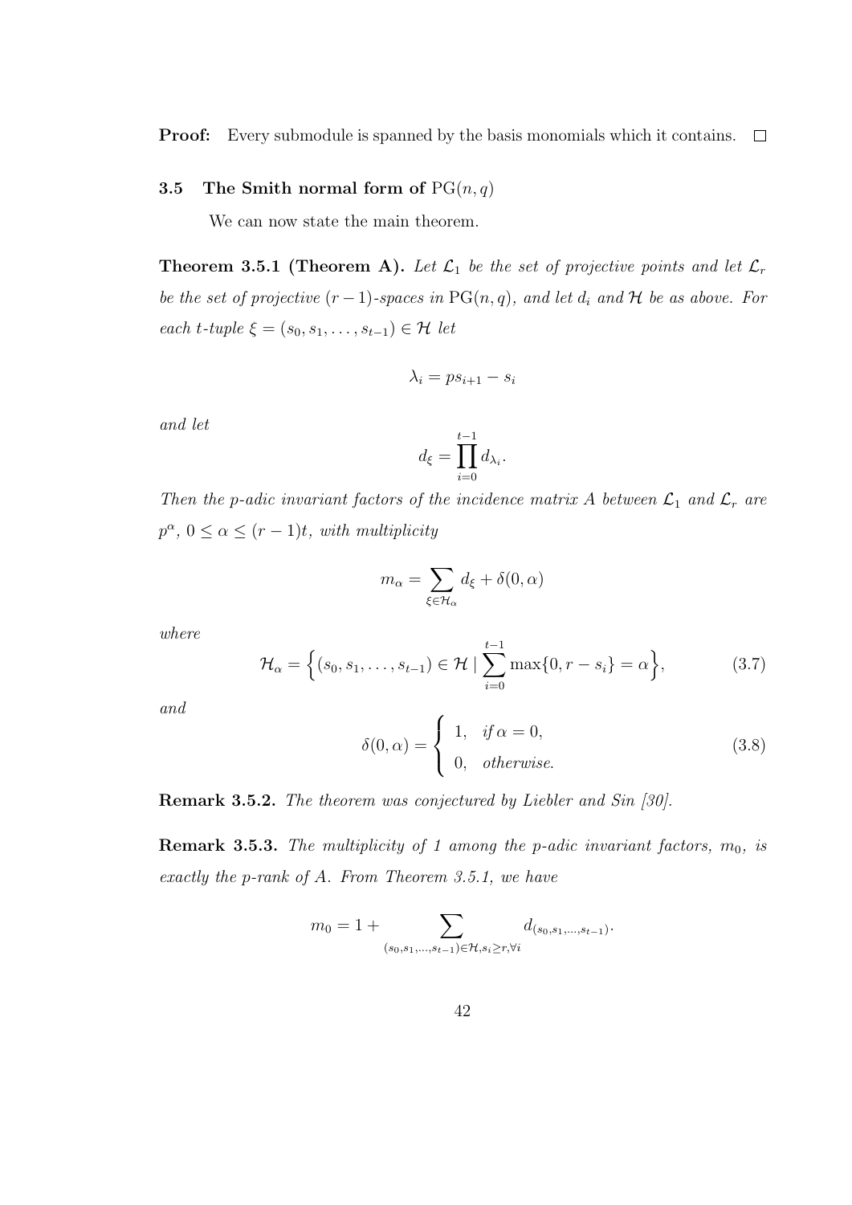**Proof:** Every submodule is spanned by the basis monomials which it contains. □

### 3.5 The Smith normal form of $\mathrm{PG}(n, q)$

We can now state the main theorem.

**Theorem 3.5.1 (Theorem A).** *Let $\mathcal{L}_1$ be the set of projective points and let $\mathcal{L}_r$ be the set of projective $(r-1)$-spaces in $\mathrm{PG}(n, q)$, and let $d_i$ and $\mathcal{H}$ be as above. For each $t$-tuple $\xi = (s_0, s_1, \ldots, s_{t-1}) \in \mathcal{H}$ let*

$$\lambda_i = ps_{i+1} - s_i$$

*and let*

$$d_\xi = \prod_{i=0}^{t-1} d_{\lambda_i}.$$

*Then the $p$-adic invariant factors of the incidence matrix $A$ between $\mathcal{L}_1$ and $\mathcal{L}_r$ are $p^\alpha$, $0 \leq \alpha \leq (r-1)t$, with multiplicity*

$$m_\alpha = \sum_{\xi \in \mathcal{H}_\alpha} d_\xi + \delta(0, \alpha)$$

*where*

$$\mathcal{H}_\alpha = \Big\{ (s_0, s_1, \ldots, s_{t-1}) \in \mathcal{H} \mid \sum_{i=0}^{t-1} \max\{0, r - s_i\} = \alpha \Big\}, \tag{3.7}$$

*and*

$$\delta(0, \alpha) = \begin{cases} 1, & \text{if } \alpha = 0, \\ 0, & \text{otherwise.} \end{cases} \tag{3.8}$$

**Remark 3.5.2.** *The theorem was conjectured by Liebler and Sin [30].*

**Remark 3.5.3.** *The multiplicity of 1 among the $p$-adic invariant factors, $m_0$, is exactly the $p$-rank of $A$. From Theorem 3.5.1, we have*

$$m_0 = 1 + \sum_{(s_0, s_1, \ldots, s_{t-1}) \in \mathcal{H}, s_i \geq r, \forall i} d_{(s_0, s_1, \ldots, s_{t-1})}.$$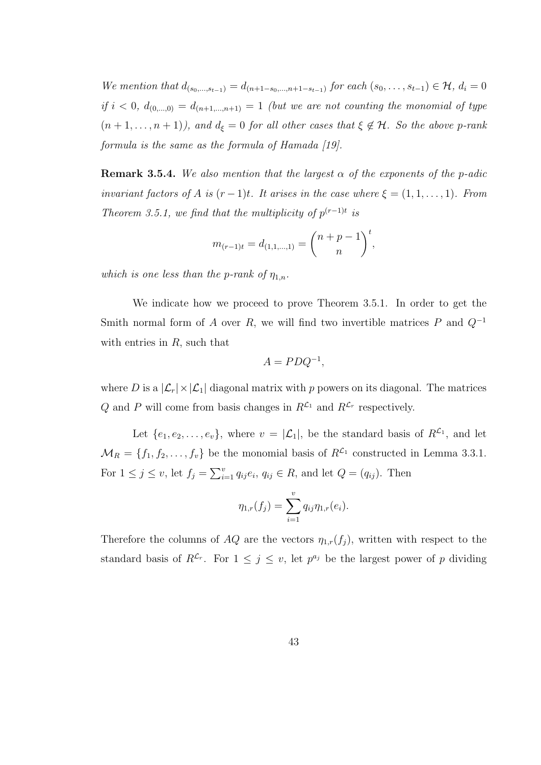*We mention that* $d_{(s_0,\ldots,s_{t-1})} = d_{(n+1-s_0,\ldots,n+1-s_{t-1})}$ *for each* $(s_0,\ldots,s_{t-1}) \in \mathcal{H}$*,* $d_i = 0$ *if* $i < 0$*,* $d_{(0,\ldots,0)} = d_{(n+1,\ldots,n+1)} = 1$ *(but we are not counting the monomial of type* $(n+1,\ldots,n+1)$*), and* $d_\xi = 0$ *for all other cases that* $\xi \notin \mathcal{H}$*. So the above p-rank formula is the same as the formula of Hamada [19].*

**Remark 3.5.4.** *We also mention that the largest* $\alpha$ *of the exponents of the p-adic invariant factors of A is* $(r-1)t$*. It arises in the case where* $\xi = (1,1,\ldots,1)$*. From Theorem 3.5.1, we find that the multiplicity of* $p^{(r-1)t}$ *is*

$$m_{(r-1)t} = d_{(1,1,\ldots,1)} = \binom{n+p-1}{n}^t,$$

*which is one less than the p-rank of* $\eta_{1,n}$*.*

We indicate how we proceed to prove Theorem 3.5.1. In order to get the Smith normal form of $A$ over $R$, we will find two invertible matrices $P$ and $Q^{-1}$ with entries in $R$, such that

$$A = PDQ^{-1},$$

where $D$ is a $|\mathcal{L}_r| \times |\mathcal{L}_1|$ diagonal matrix with $p$ powers on its diagonal. The matrices $Q$ and $P$ will come from basis changes in $R^{\mathcal{L}_1}$ and $R^{\mathcal{L}_r}$ respectively.

Let $\{e_1, e_2, \ldots, e_v\}$, where $v = |\mathcal{L}_1|$, be the standard basis of $R^{\mathcal{L}_1}$, and let $\mathcal{M}_R = \{f_1, f_2, \ldots, f_v\}$ be the monomial basis of $R^{\mathcal{L}_1}$ constructed in Lemma 3.3.1. For $1 \le j \le v$, let $f_j = \sum_{i=1}^{v} q_{ij} e_i$, $q_{ij} \in R$, and let $Q = (q_{ij})$. Then

$$\eta_{1,r}(f_j) = \sum_{i=1}^{v} q_{ij}\eta_{1,r}(e_i).$$

Therefore the columns of $AQ$ are the vectors $\eta_{1,r}(f_j)$, written with respect to the standard basis of $R^{\mathcal{L}_r}$. For $1 \le j \le v$, let $p^{a_j}$ be the largest power of $p$ dividing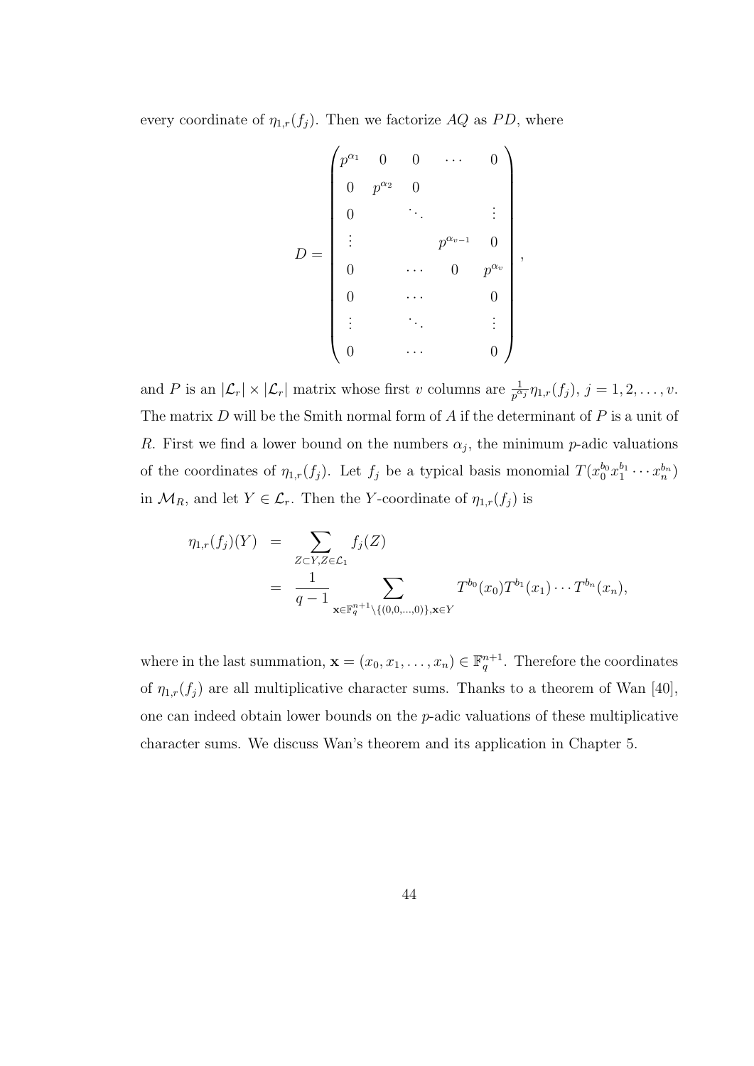every coordinate of $\eta_{1,r}(f_j)$. Then we factorize $AQ$ as $PD$, where

$$D = \begin{pmatrix} p^{\alpha_1} & 0 & 0 & \cdots & 0 \\ 0 & p^{\alpha_2} & 0 & & \\ 0 & & \ddots & & \vdots \\ \vdots & & & p^{\alpha_{v-1}} & 0 \\ 0 & & \cdots & 0 & p^{\alpha_v} \\ 0 & & \cdots & & 0 \\ \vdots & & \ddots & & \vdots \\ 0 & & \cdots & & 0 \end{pmatrix},$$

and $P$ is an $|\mathcal{L}_r| \times |\mathcal{L}_r|$ matrix whose first $v$ columns are $\frac{1}{p^{\alpha_j}}\eta_{1,r}(f_j)$, $j = 1, 2, \ldots, v$. The matrix $D$ will be the Smith normal form of $A$ if the determinant of $P$ is a unit of $R$. First we find a lower bound on the numbers $\alpha_j$, the minimum $p$-adic valuations of the coordinates of $\eta_{1,r}(f_j)$. Let $f_j$ be a typical basis monomial $T(x_0^{b_0}x_1^{b_1}\cdots x_n^{b_n})$ in $\mathcal{M}_R$, and let $Y \in \mathcal{L}_r$. Then the $Y$-coordinate of $\eta_{1,r}(f_j)$ is

$$\begin{aligned} \eta_{1,r}(f_j)(Y) &= \sum_{Z \subset Y, Z \in \mathcal{L}_1} f_j(Z) \\ &= \frac{1}{q-1} \sum_{\mathbf{x} \in \mathbb{F}_q^{n+1} \setminus \{(0,0,\ldots,0)\}, \mathbf{x} \in Y} T^{b_0}(x_0)T^{b_1}(x_1)\cdots T^{b_n}(x_n), \end{aligned}$$

where in the last summation, $\mathbf{x} = (x_0, x_1, \ldots, x_n) \in \mathbb{F}_q^{n+1}$. Therefore the coordinates of $\eta_{1,r}(f_j)$ are all multiplicative character sums. Thanks to a theorem of Wan [40], one can indeed obtain lower bounds on the $p$-adic valuations of these multiplicative character sums. We discuss Wan's theorem and its application in Chapter 5.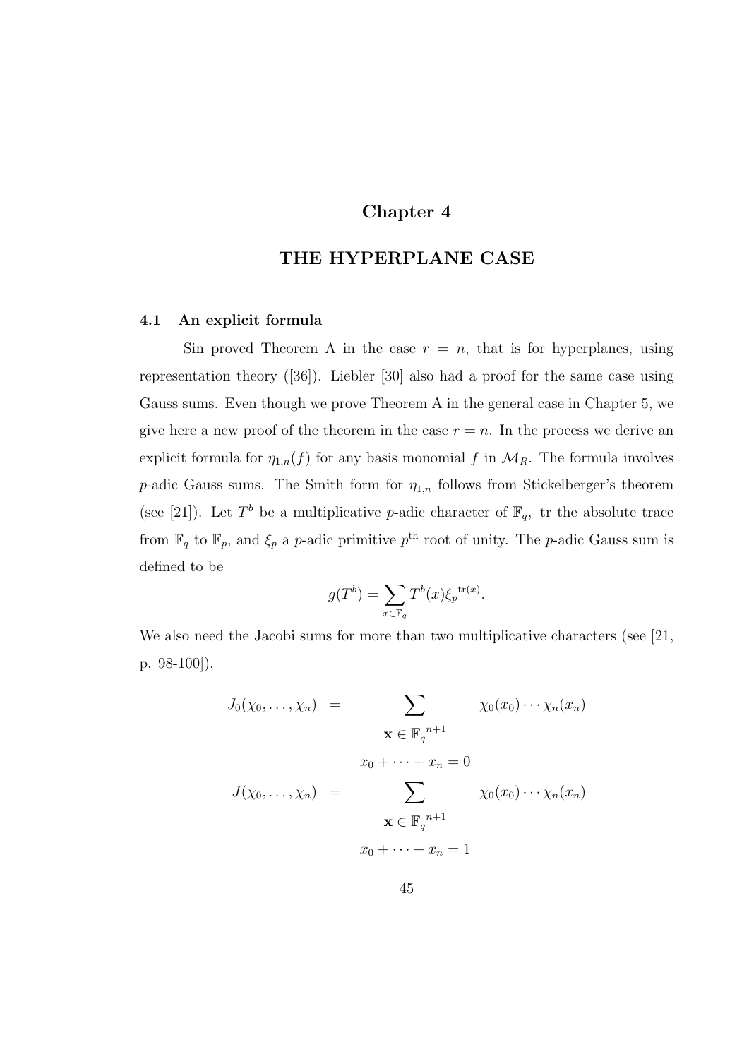# Chapter 4

# THE HYPERPLANE CASE

### 4.1 An explicit formula

Sin proved Theorem A in the case $r = n$, that is for hyperplanes, using representation theory ([36]). Liebler [30] also had a proof for the same case using Gauss sums. Even though we prove Theorem A in the general case in Chapter 5, we give here a new proof of the theorem in the case $r = n$. In the process we derive an explicit formula for $\eta_{1,n}(f)$ for any basis monomial $f$ in $\mathcal{M}_R$. The formula involves $p$-adic Gauss sums. The Smith form for $\eta_{1,n}$ follows from Stickelberger's theorem (see [21]). Let $T^b$ be a multiplicative $p$-adic character of $\mathbb{F}_q$, tr the absolute trace from $\mathbb{F}_q$ to $\mathbb{F}_p$, and $\xi_p$ a $p$-adic primitive $p^{\text{th}}$ root of unity. The $p$-adic Gauss sum is defined to be

$$g(T^b) = \sum_{x \in \mathbb{F}_q} T^b(x) {\xi_p}^{\operatorname{tr}(x)}.$$

We also need the Jacobi sums for more than two multiplicative characters (see [21, p. 98-100]).

$$J_0(\chi_0, \ldots, \chi_n) = \sum_{\substack{\mathbf{x} \in {\mathbb{F}_q}^{n+1} \\ x_0 + \cdots + x_n = 0}} \chi_0(x_0) \cdots \chi_n(x_n)$$

$$J(\chi_0, \ldots, \chi_n) = \sum_{\substack{\mathbf{x} \in {\mathbb{F}_q}^{n+1} \\ x_0 + \cdots + x_n = 1}} \chi_0(x_0) \cdots \chi_n(x_n)$$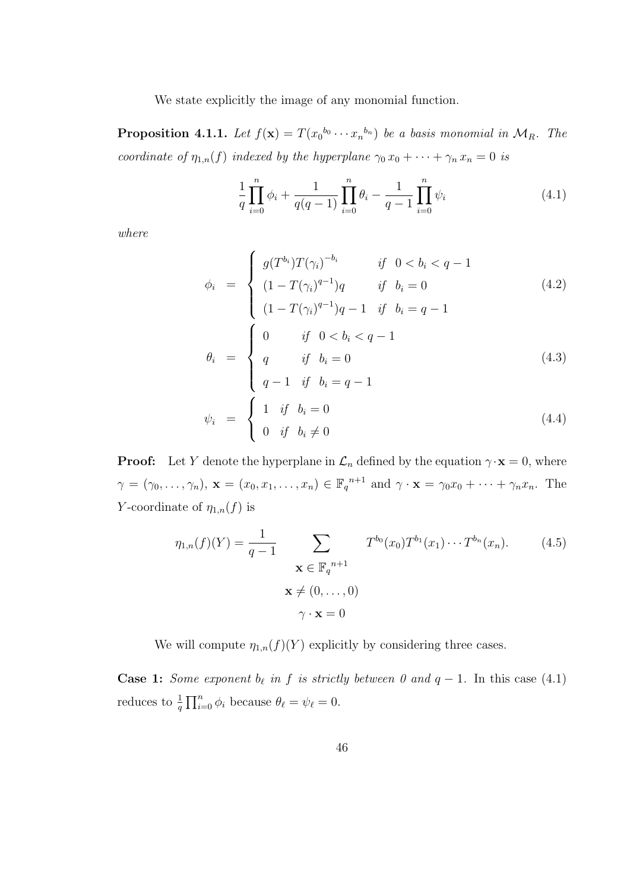We state explicitly the image of any monomial function.

**Proposition 4.1.1.** *Let $f(\mathbf{x}) = T({x_0}^{b_0} \cdots {x_n}^{b_n})$ be a basis monomial in $\mathcal{M}_R$. The coordinate of $\eta_{1,n}(f)$ indexed by the hyperplane $\gamma_0\, x_0 + \cdots + \gamma_n\, x_n = 0$ is*

$$\frac{1}{q}\prod_{i=0}^{n} \phi_i + \frac{1}{q(q-1)}\prod_{i=0}^{n} \theta_i - \frac{1}{q-1}\prod_{i=0}^{n} \psi_i \tag{4.1}$$

*where*

$$\phi_i = \begin{cases} g(T^{b_i}) {T(\gamma_i)}^{-b_i} & \text{if} \quad 0 < b_i < q-1 \\ (1 - {T(\gamma_i)}^{q-1})q & \text{if} \quad b_i = 0 \\ (1 - {T(\gamma_i)}^{q-1})q - 1 & \text{if} \quad b_i = q-1 \end{cases} \tag{4.2}$$

$$\theta_i = \begin{cases} 0 & \text{if} \quad 0 < b_i < q-1 \\ q & \text{if} \quad b_i = 0 \\ q-1 & \text{if} \quad b_i = q-1 \end{cases} \tag{4.3}$$

$$\psi_i = \begin{cases} 1 & \text{if} \quad b_i = 0 \\ 0 & \text{if} \quad b_i \neq 0 \end{cases} \tag{4.4}$$

**Proof:** Let $Y$ denote the hyperplane in $\mathcal{L}_n$ defined by the equation $\gamma \cdot \mathbf{x} = 0$, where $\gamma = (\gamma_0, \ldots, \gamma_n)$, $\mathbf{x} = (x_0, x_1, \ldots, x_n) \in {\mathbb{F}_q}^{n+1}$ and $\gamma \cdot \mathbf{x} = \gamma_0 x_0 + \cdots + \gamma_n x_n$. The $Y$-coordinate of $\eta_{1,n}(f)$ is

$$\eta_{1,n}(f)(Y) = \frac{1}{q-1} \sum_{\substack{\mathbf{x} \in {\mathbb{F}_q}^{n+1} \\ \mathbf{x} \neq (0, \ldots, 0) \\ \gamma \cdot \mathbf{x} = 0}} T^{b_0}(x_0) T^{b_1}(x_1) \cdots T^{b_n}(x_n). \tag{4.5}$$

We will compute $\eta_{1,n}(f)(Y)$ explicitly by considering three cases.

**Case 1:** *Some exponent $b_\ell$ in $f$ is strictly between 0 and $q-1$.* In this case (4.1) reduces to $\frac{1}{q}\prod_{i=0}^{n} \phi_i$ because $\theta_\ell = \psi_\ell = 0$.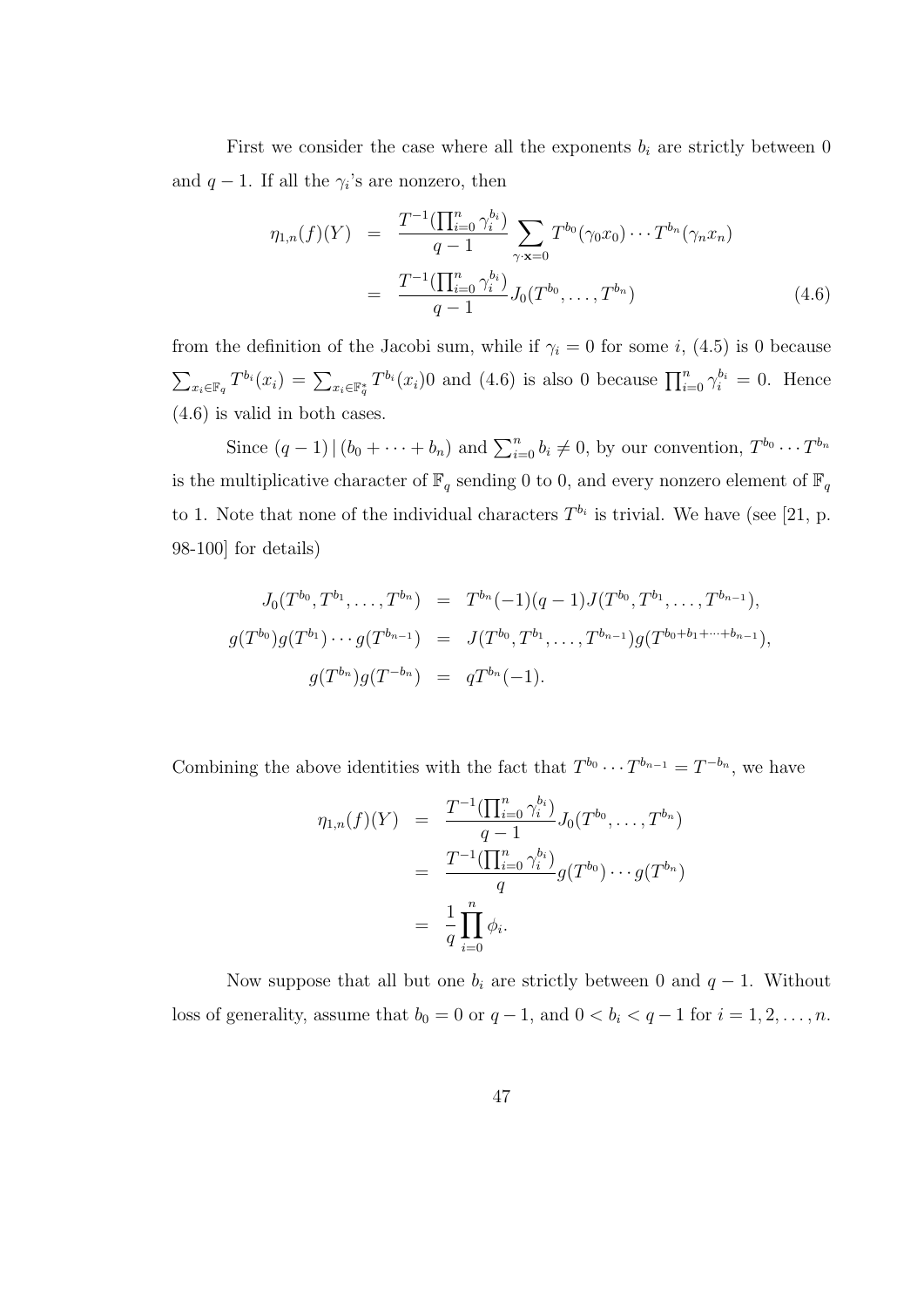First we consider the case where all the exponents $b_i$ are strictly between 0 and $q-1$. If all the $\gamma_i$'s are nonzero, then

$$
\begin{aligned}
\eta_{1,n}(f)(Y) &= \frac{T^{-1}(\prod_{i=0}^{n}\gamma_i^{b_i})}{q-1}\sum_{\gamma\cdot\mathbf{x}=0} T^{b_0}(\gamma_0 x_0)\cdots T^{b_n}(\gamma_n x_n) \\
&= \frac{T^{-1}(\prod_{i=0}^{n}\gamma_i^{b_i})}{q-1} J_0(T^{b_0},\ldots,T^{b_n}) \qquad (4.6)
\end{aligned}
$$

from the definition of the Jacobi sum, while if $\gamma_i = 0$ for some $i$, (4.5) is 0 because $\sum_{x_i\in\mathbb{F}_q} T^{b_i}(x_i) = \sum_{x_i\in\mathbb{F}_q^*} T^{b_i}(x_i)0$ and (4.6) is also 0 because $\prod_{i=0}^{n}\gamma_i^{b_i} = 0$. Hence (4.6) is valid in both cases.

Since $(q-1)\,|\,(b_0+\cdots+b_n)$ and $\sum_{i=0}^{n} b_i \neq 0$, by our convention, $T^{b_0}\cdots T^{b_n}$ is the multiplicative character of $\mathbb{F}_q$ sending 0 to 0, and every nonzero element of $\mathbb{F}_q$ to 1. Note that none of the individual characters $T^{b_i}$ is trivial. We have (see [21, p. 98-100] for details)

$$
\begin{aligned}
J_0(T^{b_0},T^{b_1},\ldots,T^{b_n}) &= T^{b_n}(-1)(q-1)J(T^{b_0},T^{b_1},\ldots,T^{b_{n-1}}), \\
g(T^{b_0})g(T^{b_1})\cdots g(T^{b_{n-1}}) &= J(T^{b_0},T^{b_1},\ldots,T^{b_{n-1}})g(T^{b_0+b_1+\cdots+b_{n-1}}), \\
g(T^{b_n})g(T^{-b_n}) &= qT^{b_n}(-1).
\end{aligned}
$$

Combining the above identities with the fact that $T^{b_0}\cdots T^{b_{n-1}} = T^{-b_n}$, we have

$$
\begin{aligned}
\eta_{1,n}(f)(Y) &= \frac{T^{-1}(\prod_{i=0}^{n}\gamma_i^{b_i})}{q-1} J_0(T^{b_0},\ldots,T^{b_n}) \\
&= \frac{T^{-1}(\prod_{i=0}^{n}\gamma_i^{b_i})}{q} g(T^{b_0})\cdots g(T^{b_n}) \\
&= \frac{1}{q}\prod_{i=0}^{n}\phi_i.
\end{aligned}
$$

Now suppose that all but one $b_i$ are strictly between 0 and $q-1$. Without loss of generality, assume that $b_0 = 0$ or $q-1$, and $0 < b_i < q-1$ for $i = 1,2,\ldots,n$.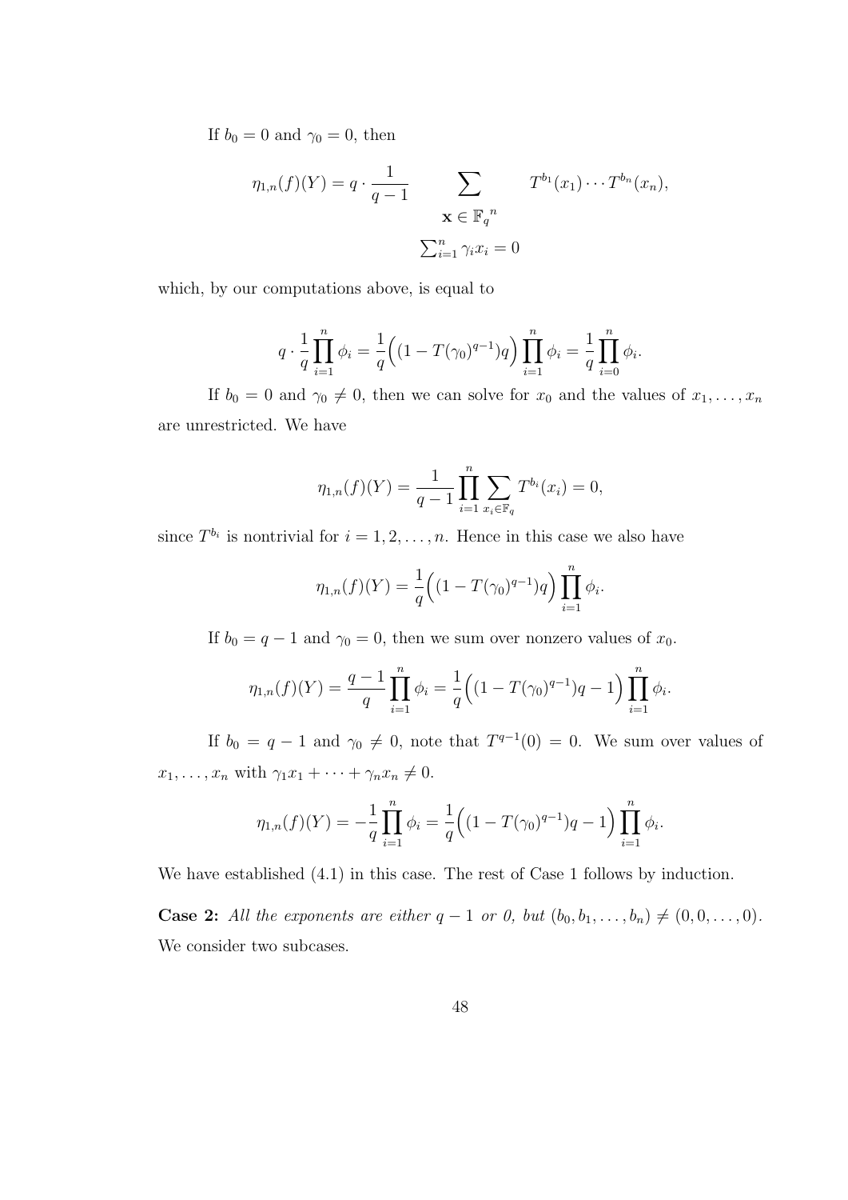If $b_0 = 0$ and $\gamma_0 = 0$, then

$$\eta_{1,n}(f)(Y) = q \cdot \frac{1}{q-1} \sum_{\substack{\mathbf{x} \in \mathbb{F}_q{}^n \\ \sum_{i=1}^n \gamma_i x_i = 0}} T^{b_1}(x_1) \cdots T^{b_n}(x_n),$$

which, by our computations above, is equal to

$$q \cdot \frac{1}{q} \prod_{i=1}^n \phi_i = \frac{1}{q}\Big((1 - T(\gamma_0)^{q-1})q\Big) \prod_{i=1}^n \phi_i = \frac{1}{q} \prod_{i=0}^n \phi_i.$$

If $b_0 = 0$ and $\gamma_0 \neq 0$, then we can solve for $x_0$ and the values of $x_1, \ldots, x_n$ are unrestricted. We have

$$\eta_{1,n}(f)(Y) = \frac{1}{q-1} \prod_{i=1}^n \sum_{x_i \in \mathbb{F}_q} T^{b_i}(x_i) = 0,$$

since $T^{b_i}$ is nontrivial for $i = 1, 2, \ldots, n$. Hence in this case we also have

$$\eta_{1,n}(f)(Y) = \frac{1}{q}\Big((1 - T(\gamma_0)^{q-1})q\Big) \prod_{i=1}^n \phi_i.$$

If $b_0 = q-1$ and $\gamma_0 = 0$, then we sum over nonzero values of $x_0$.

$$\eta_{1,n}(f)(Y) = \frac{q-1}{q} \prod_{i=1}^n \phi_i = \frac{1}{q}\Big((1 - T(\gamma_0)^{q-1})q - 1\Big) \prod_{i=1}^n \phi_i.$$

If $b_0 = q-1$ and $\gamma_0 \neq 0$, note that $T^{q-1}(0) = 0$. We sum over values of $x_1, \ldots, x_n$ with $\gamma_1 x_1 + \cdots + \gamma_n x_n \neq 0$.

$$\eta_{1,n}(f)(Y) = -\frac{1}{q} \prod_{i=1}^n \phi_i = \frac{1}{q}\Big((1 - T(\gamma_0)^{q-1})q - 1\Big) \prod_{i=1}^n \phi_i.$$

We have established (4.1) in this case. The rest of Case 1 follows by induction.

**Case 2:** *All the exponents are either $q-1$ or 0, but $(b_0, b_1, \ldots, b_n) \neq (0, 0, \ldots, 0)$.* We consider two subcases.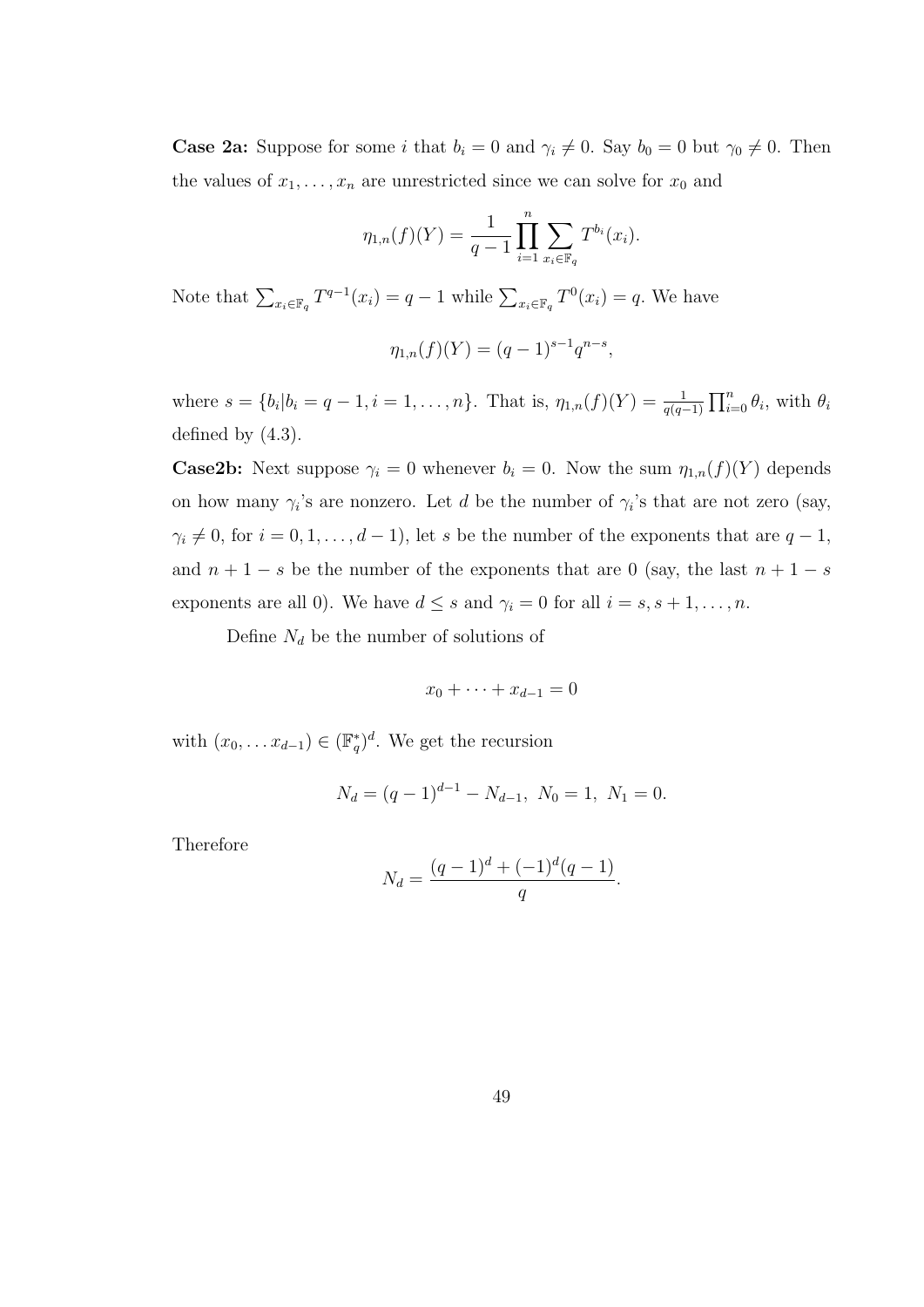**Case 2a:** Suppose for some $i$ that $b_i = 0$ and $\gamma_i \neq 0$. Say $b_0 = 0$ but $\gamma_0 \neq 0$. Then the values of $x_1, \ldots, x_n$ are unrestricted since we can solve for $x_0$ and

$$\eta_{1,n}(f)(Y) = \frac{1}{q-1} \prod_{i=1}^{n} \sum_{x_i \in \mathbb{F}_q} T^{b_i}(x_i).$$

Note that $\sum_{x_i \in \mathbb{F}_q} T^{q-1}(x_i) = q - 1$ while $\sum_{x_i \in \mathbb{F}_q} T^0(x_i) = q$. We have

$$\eta_{1,n}(f)(Y) = (q-1)^{s-1} q^{n-s},$$

where $s = \{b_i | b_i = q-1, i = 1, \ldots, n\}$. That is, $\eta_{1,n}(f)(Y) = \frac{1}{q(q-1)} \prod_{i=0}^{n} \theta_i$, with $\theta_i$ defined by (4.3).

**Case2b:** Next suppose $\gamma_i = 0$ whenever $b_i = 0$. Now the sum $\eta_{1,n}(f)(Y)$ depends on how many $\gamma_i$'s are nonzero. Let $d$ be the number of $\gamma_i$'s that are not zero (say, $\gamma_i \neq 0$, for $i = 0, 1, \ldots, d-1$), let $s$ be the number of the exponents that are $q-1$, and $n+1-s$ be the number of the exponents that are 0 (say, the last $n+1-s$ exponents are all 0). We have $d \leq s$ and $\gamma_i = 0$ for all $i = s, s+1, \ldots, n$.

Define $N_d$ be the number of solutions of

$$x_0 + \cdots + x_{d-1} = 0$$

with $(x_0, \ldots x_{d-1}) \in (\mathbb{F}_q^*)^d$. We get the recursion

$$N_d = (q-1)^{d-1} - N_{d-1}, \; N_0 = 1, \; N_1 = 0.$$

Therefore

$$N_d = \frac{(q-1)^d + (-1)^d (q-1)}{q}.$$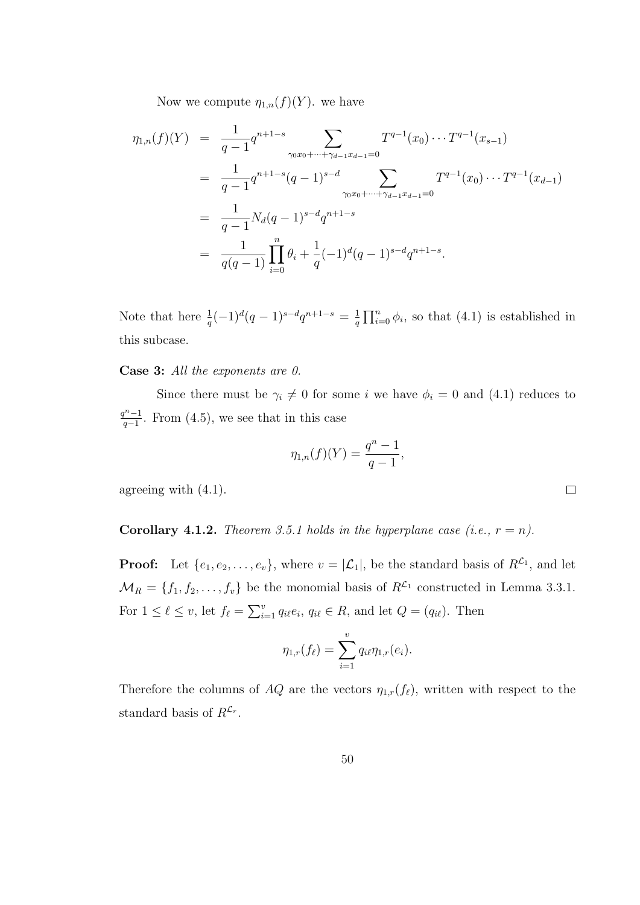Now we compute $\eta_{1,n}(f)(Y)$. we have

$$
\begin{aligned}
\eta_{1,n}(f)(Y) &= \frac{1}{q-1}q^{n+1-s}\sum_{\gamma_0 x_0+\cdots+\gamma_{d-1}x_{d-1}=0} T^{q-1}(x_0)\cdots T^{q-1}(x_{s-1}) \\
&= \frac{1}{q-1}q^{n+1-s}(q-1)^{s-d}\sum_{\gamma_0 x_0+\cdots+\gamma_{d-1}x_{d-1}=0} T^{q-1}(x_0)\cdots T^{q-1}(x_{d-1}) \\
&= \frac{1}{q-1}N_d(q-1)^{s-d}q^{n+1-s} \\
&= \frac{1}{q(q-1)}\prod_{i=0}^{n}\theta_i + \frac{1}{q}(-1)^d(q-1)^{s-d}q^{n+1-s}.
\end{aligned}
$$

Note that here $\frac{1}{q}(-1)^d(q-1)^{s-d}q^{n+1-s} = \frac{1}{q}\prod_{i=0}^{n}\phi_i$, so that (4.1) is established in this subcase.

**Case 3:** *All the exponents are 0.*

Since there must be $\gamma_i \neq 0$ for some $i$ we have $\phi_i = 0$ and (4.1) reduces to $\frac{q^n-1}{q-1}$. From (4.5), we see that in this case

$$\eta_{1,n}(f)(Y) = \frac{q^n-1}{q-1},$$

agreeing with (4.1). $\square$

**Corollary 4.1.2.** *Theorem 3.5.1 holds in the hyperplane case (i.e., $r = n$).*

**Proof:** Let $\{e_1, e_2, \ldots, e_v\}$, where $v = |\mathcal{L}_1|$, be the standard basis of $R^{\mathcal{L}_1}$, and let $\mathcal{M}_R = \{f_1, f_2, \ldots, f_v\}$ be the monomial basis of $R^{\mathcal{L}_1}$ constructed in Lemma 3.3.1. For $1 \leq \ell \leq v$, let $f_\ell = \sum_{i=1}^{v} q_{i\ell}e_i$, $q_{i\ell} \in R$, and let $Q = (q_{i\ell})$. Then

$$\eta_{1,r}(f_\ell) = \sum_{i=1}^{v} q_{i\ell}\eta_{1,r}(e_i).$$

Therefore the columns of $AQ$ are the vectors $\eta_{1,r}(f_\ell)$, written with respect to the standard basis of $R^{\mathcal{L}_r}$.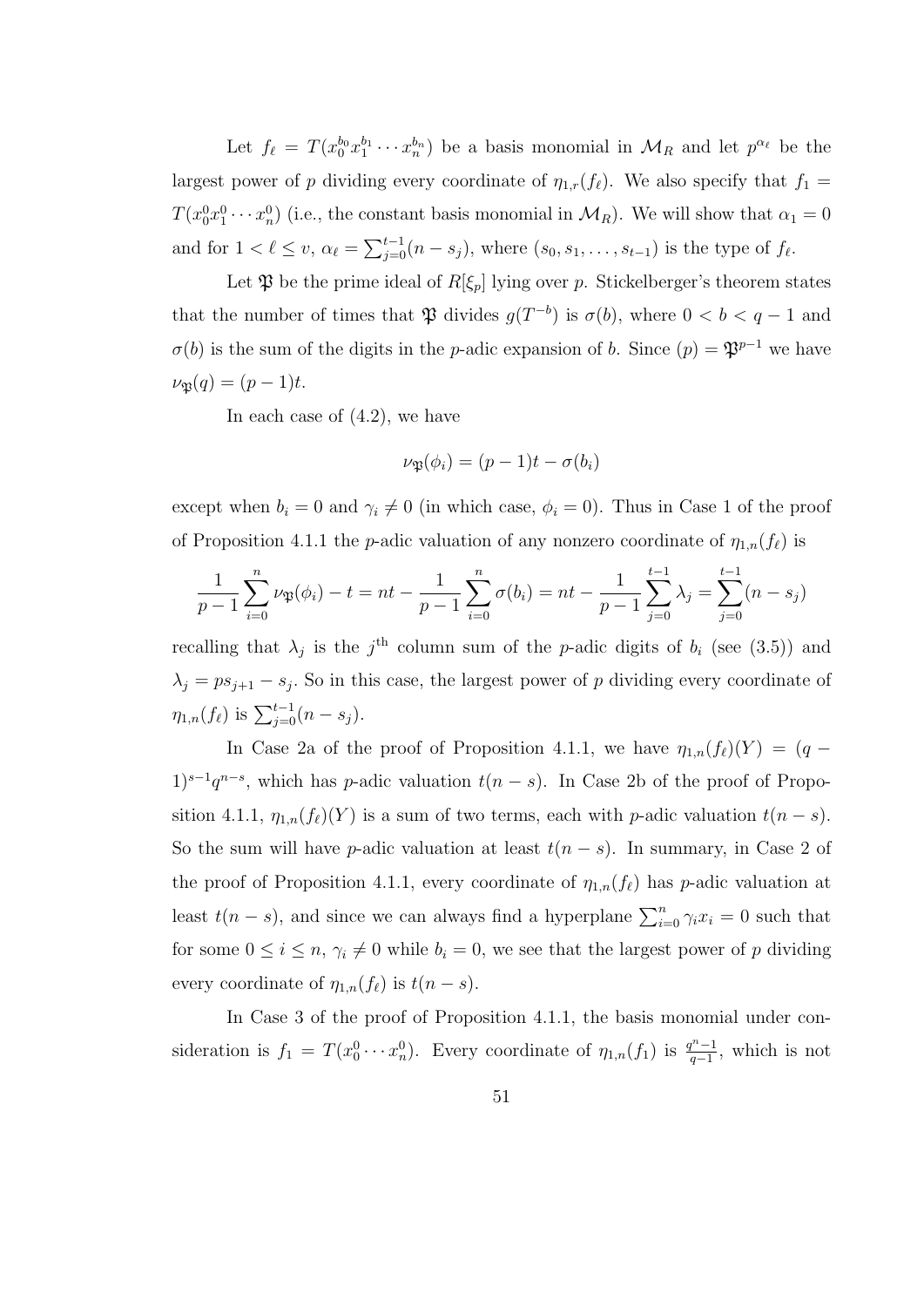Let $f_\ell = T(x_0^{b_0}x_1^{b_1}\cdots x_n^{b_n})$ be a basis monomial in $\mathcal{M}_R$ and let $p^{\alpha_\ell}$ be the largest power of $p$ dividing every coordinate of $\eta_{1,r}(f_\ell)$. We also specify that $f_1 = T(x_0^0 x_1^0 \cdots x_n^0)$ (i.e., the constant basis monomial in $\mathcal{M}_R$). We will show that $\alpha_1 = 0$ and for $1 < \ell \le v$, $\alpha_\ell = \sum_{j=0}^{t-1}(n - s_j)$, where $(s_0, s_1, \ldots, s_{t-1})$ is the type of $f_\ell$.

Let $\mathfrak{P}$ be the prime ideal of $R[\xi_p]$ lying over $p$. Stickelberger's theorem states that the number of times that $\mathfrak{P}$ divides $g(T^{-b})$ is $\sigma(b)$, where $0 < b < q-1$ and $\sigma(b)$ is the sum of the digits in the $p$-adic expansion of $b$. Since $(p) = \mathfrak{P}^{p-1}$ we have $\nu_{\mathfrak{P}}(q) = (p-1)t$.

In each case of (4.2), we have

$$\nu_{\mathfrak{P}}(\phi_i) = (p-1)t - \sigma(b_i)$$

except when $b_i = 0$ and $\gamma_i \neq 0$ (in which case, $\phi_i = 0$). Thus in Case 1 of the proof of Proposition 4.1.1 the $p$-adic valuation of any nonzero coordinate of $\eta_{1,n}(f_\ell)$ is

$$\frac{1}{p-1}\sum_{i=0}^{n}\nu_{\mathfrak{P}}(\phi_i) - t = nt - \frac{1}{p-1}\sum_{i=0}^{n}\sigma(b_i) = nt - \frac{1}{p-1}\sum_{j=0}^{t-1}\lambda_j = \sum_{j=0}^{t-1}(n - s_j)$$

recalling that $\lambda_j$ is the $j^{\text{th}}$ column sum of the $p$-adic digits of $b_i$ (see (3.5)) and $\lambda_j = ps_{j+1} - s_j$. So in this case, the largest power of $p$ dividing every coordinate of $\eta_{1,n}(f_\ell)$ is $\sum_{j=0}^{t-1}(n - s_j)$.

In Case 2a of the proof of Proposition 4.1.1, we have $\eta_{1,n}(f_\ell)(Y) = (q-1)^{s-1}q^{n-s}$, which has $p$-adic valuation $t(n-s)$. In Case 2b of the proof of Proposition 4.1.1, $\eta_{1,n}(f_\ell)(Y)$ is a sum of two terms, each with $p$-adic valuation $t(n-s)$. So the sum will have $p$-adic valuation at least $t(n-s)$. In summary, in Case 2 of the proof of Proposition 4.1.1, every coordinate of $\eta_{1,n}(f_\ell)$ has $p$-adic valuation at least $t(n-s)$, and since we can always find a hyperplane $\sum_{i=0}^{n}\gamma_i x_i = 0$ such that for some $0 \le i \le n$, $\gamma_i \neq 0$ while $b_i = 0$, we see that the largest power of $p$ dividing every coordinate of $\eta_{1,n}(f_\ell)$ is $t(n-s)$.

In Case 3 of the proof of Proposition 4.1.1, the basis monomial under consideration is $f_1 = T(x_0^0 \cdots x_n^0)$. Every coordinate of $\eta_{1,n}(f_1)$ is $\frac{q^n-1}{q-1}$, which is not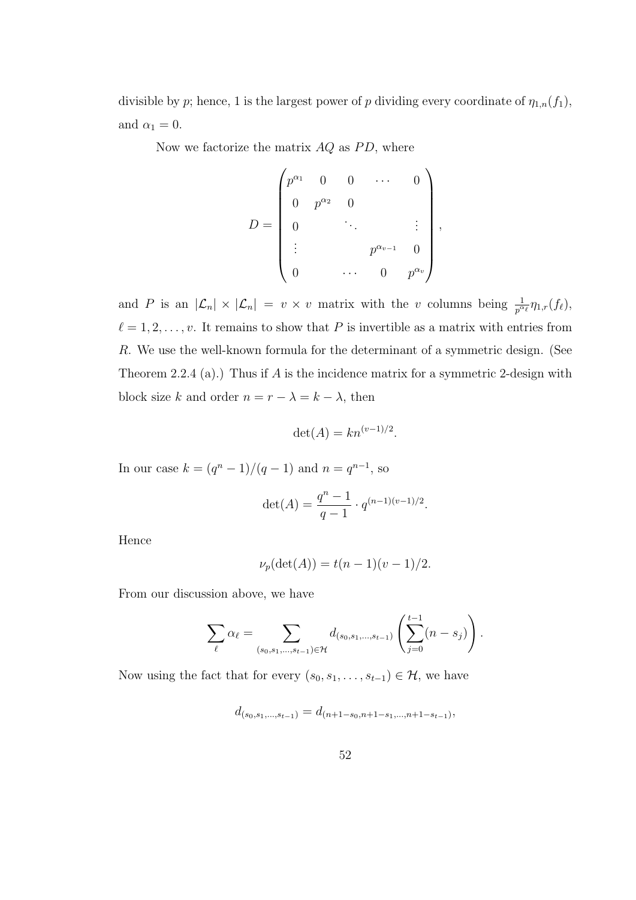divisible by $p$; hence, 1 is the largest power of $p$ dividing every coordinate of $\eta_{1,n}(f_1)$, and $\alpha_1 = 0$.

Now we factorize the matrix $AQ$ as $PD$, where

$$D = \begin{pmatrix} p^{\alpha_1} & 0 & 0 & \cdots & 0 \\ 0 & p^{\alpha_2} & 0 & & \\ 0 & & \ddots & & \vdots \\ \vdots & & & p^{\alpha_{v-1}} & 0 \\ 0 & & \cdots & 0 & p^{\alpha_v} \end{pmatrix},$$

and $P$ is an $|\mathcal{L}_n| \times |\mathcal{L}_n| = v \times v$ matrix with the $v$ columns being $\frac{1}{p^{\alpha_\ell}}\eta_{1,r}(f_\ell)$, $\ell = 1, 2, \ldots, v$. It remains to show that $P$ is invertible as a matrix with entries from $R$. We use the well-known formula for the determinant of a symmetric design. (See Theorem 2.2.4 (a).) Thus if $A$ is the incidence matrix for a symmetric 2-design with block size $k$ and order $n = r - \lambda = k - \lambda$, then

$$\det(A) = kn^{(v-1)/2}.$$

In our case $k = (q^n - 1)/(q - 1)$ and $n = q^{n-1}$, so

$$\det(A) = \frac{q^n - 1}{q - 1} \cdot q^{(n-1)(v-1)/2}.$$

Hence

$$\nu_p(\det(A)) = t(n-1)(v-1)/2.$$

From our discussion above, we have

$$\sum_\ell \alpha_\ell = \sum_{(s_0, s_1, \ldots, s_{t-1}) \in \mathcal{H}} d_{(s_0, s_1, \ldots, s_{t-1})} \left( \sum_{j=0}^{t-1} (n - s_j) \right).$$

Now using the fact that for every $(s_0, s_1, \ldots, s_{t-1}) \in \mathcal{H}$, we have

$$d_{(s_0, s_1, \ldots, s_{t-1})} = d_{(n+1-s_0, n+1-s_1, \ldots, n+1-s_{t-1})},$$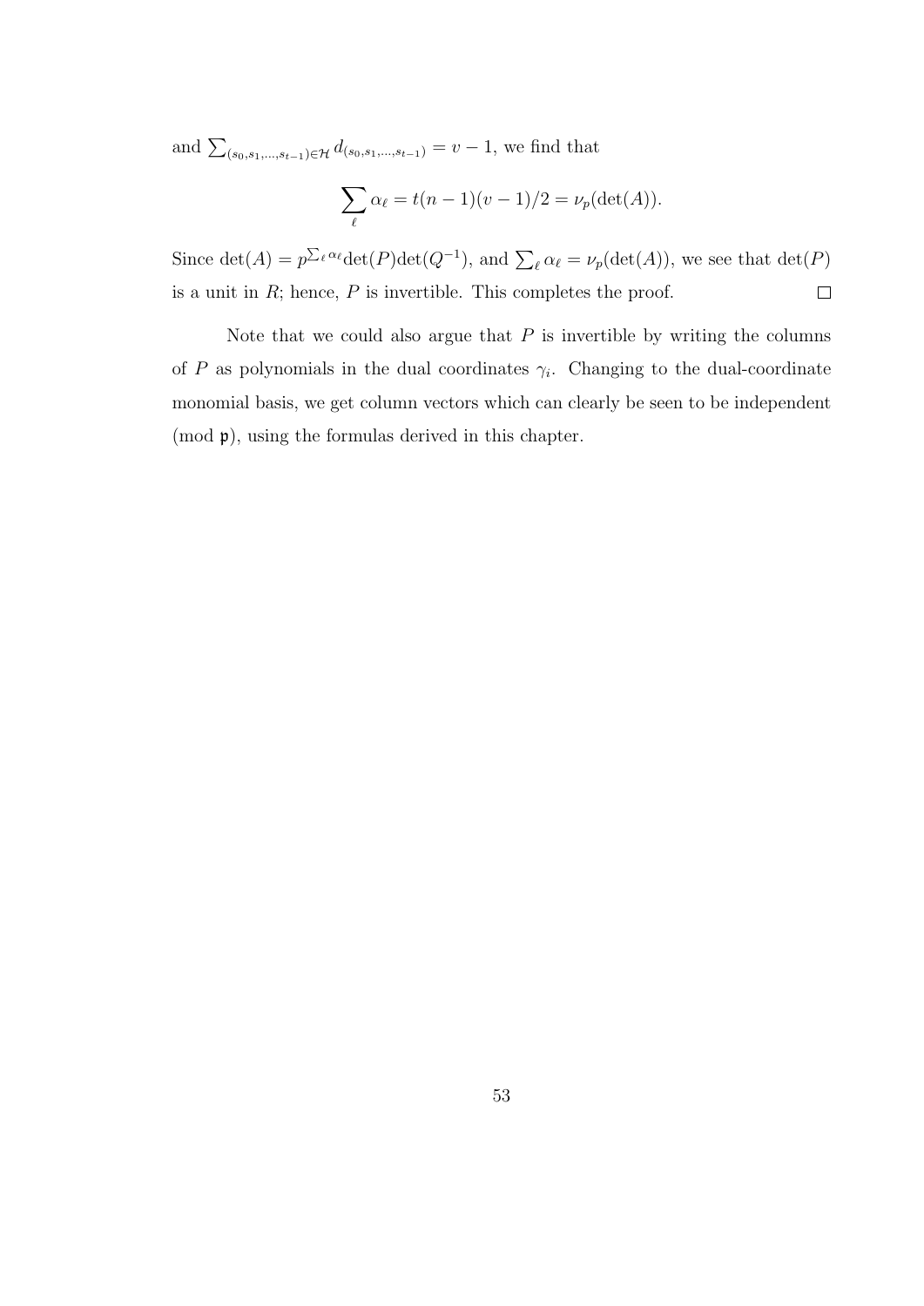and $\sum_{(s_0,s_1,\ldots,s_{t-1})\in\mathcal{H}} d_{(s_0,s_1,\ldots,s_{t-1})} = v-1$, we find that

$$\sum_{\ell} \alpha_\ell = t(n-1)(v-1)/2 = \nu_p(\det(A)).$$

Since $\det(A) = p^{\sum_\ell \alpha_\ell}\det(P)\det(Q^{-1})$, and $\sum_\ell \alpha_\ell = \nu_p(\det(A))$, we see that $\det(P)$ is a unit in $R$; hence, $P$ is invertible. This completes the proof. $\square$

Note that we could also argue that $P$ is invertible by writing the columns of $P$ as polynomials in the dual coordinates $\gamma_i$. Changing to the dual-coordinate monomial basis, we get column vectors which can clearly be seen to be independent (mod $\mathfrak{p}$), using the formulas derived in this chapter.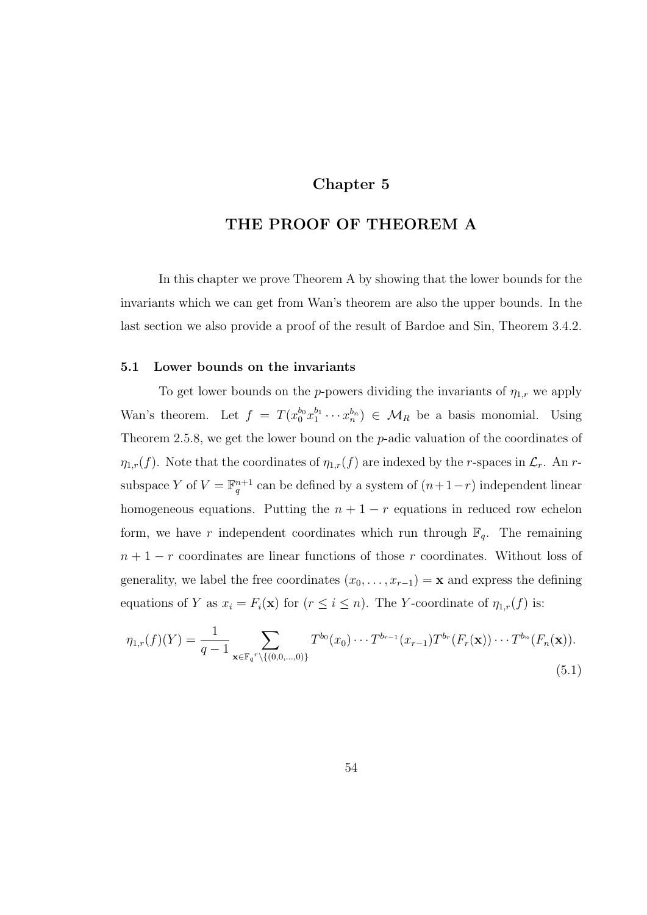# Chapter 5

# THE PROOF OF THEOREM A

In this chapter we prove Theorem A by showing that the lower bounds for the invariants which we can get from Wan's theorem are also the upper bounds. In the last section we also provide a proof of the result of Bardoe and Sin, Theorem 3.4.2.

## 5.1 Lower bounds on the invariants

To get lower bounds on the $p$-powers dividing the invariants of $\eta_{1,r}$ we apply Wan's theorem. Let $f = T(x_0^{b_0} x_1^{b_1} \cdots x_n^{b_n}) \in \mathcal{M}_R$ be a basis monomial. Using Theorem 2.5.8, we get the lower bound on the $p$-adic valuation of the coordinates of $\eta_{1,r}(f)$. Note that the coordinates of $\eta_{1,r}(f)$ are indexed by the $r$-spaces in $\mathcal{L}_r$. An $r$-subspace $Y$ of $V = \mathbb{F}_q^{n+1}$ can be defined by a system of $(n+1-r)$ independent linear homogeneous equations. Putting the $n+1-r$ equations in reduced row echelon form, we have $r$ independent coordinates which run through $\mathbb{F}_q$. The remaining $n+1-r$ coordinates are linear functions of those $r$ coordinates. Without loss of generality, we label the free coordinates $(x_0, \ldots, x_{r-1}) = \mathbf{x}$ and express the defining equations of $Y$ as $x_i = F_i(\mathbf{x})$ for $(r \leq i \leq n)$. The $Y$-coordinate of $\eta_{1,r}(f)$ is:

$$\eta_{1,r}(f)(Y) = \frac{1}{q-1} \sum_{\mathbf{x} \in \mathbb{F}_q{}^r \setminus \{(0,0,\ldots,0)\}} T^{b_0}(x_0) \cdots T^{b_{r-1}}(x_{r-1}) T^{b_r}(F_r(\mathbf{x})) \cdots T^{b_n}(F_n(\mathbf{x})). \tag{5.1}$$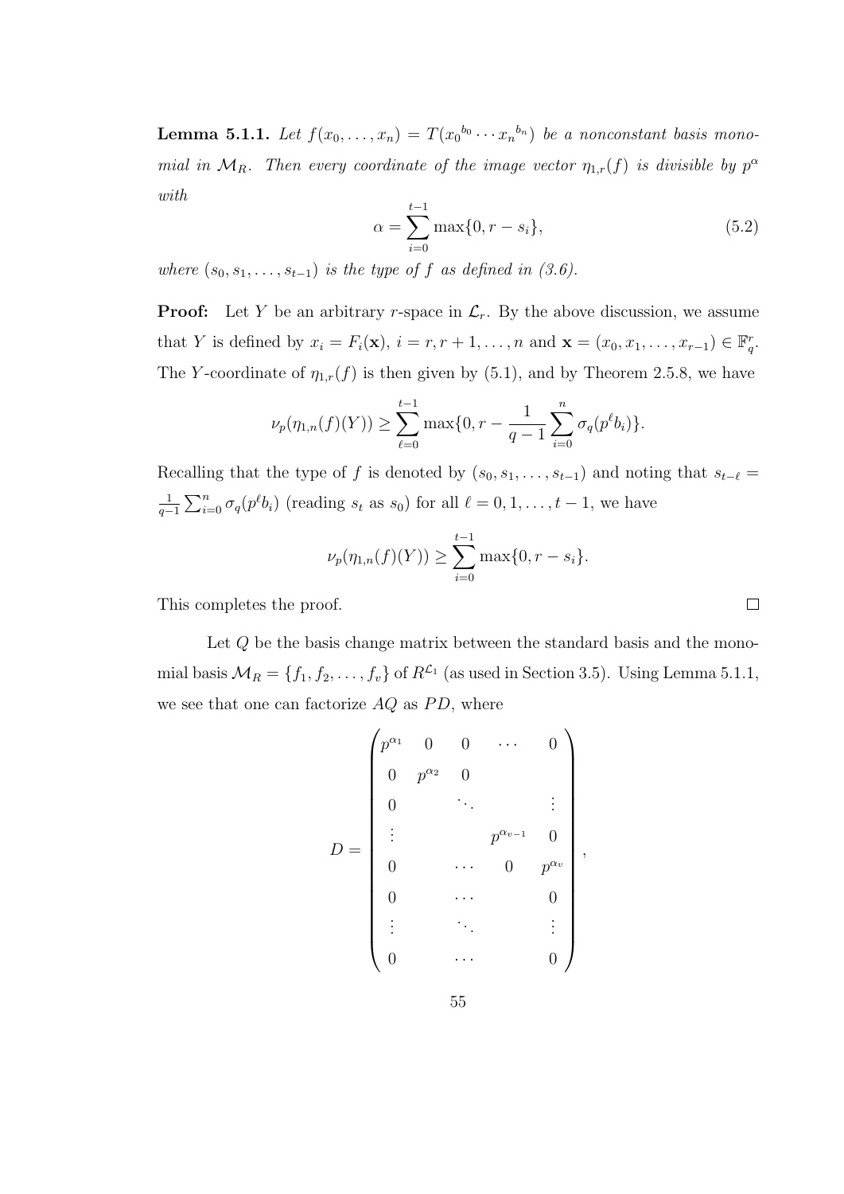**Lemma 5.1.1.** *Let $f(x_0, \ldots, x_n) = T({x_0}^{b_0} \cdots {x_n}^{b_n})$ be a nonconstant basis monomial in $\mathcal{M}_R$. Then every coordinate of the image vector $\eta_{1,r}(f)$ is divisible by $p^\alpha$ with*

$$\alpha = \sum_{i=0}^{t-1} \max\{0, r - s_i\}, \tag{5.2}$$

*where $(s_0, s_1, \ldots, s_{t-1})$ is the type of $f$ as defined in (3.6).*

**Proof:** Let $Y$ be an arbitrary $r$-space in $\mathcal{L}_r$. By the above discussion, we assume that $Y$ is defined by $x_i = F_i(\mathbf{x})$, $i = r, r+1, \ldots, n$ and $\mathbf{x} = (x_0, x_1, \ldots, x_{r-1}) \in \mathbb{F}_q^r$. The $Y$-coordinate of $\eta_{1,r}(f)$ is then given by (5.1), and by Theorem 2.5.8, we have

$$\nu_p(\eta_{1,n}(f)(Y)) \geq \sum_{\ell=0}^{t-1} \max\{0, r - \frac{1}{q-1}\sum_{i=0}^{n} \sigma_q(p^\ell b_i)\}.$$

Recalling that the type of $f$ is denoted by $(s_0, s_1, \ldots, s_{t-1})$ and noting that $s_{t-\ell} = \frac{1}{q-1}\sum_{i=0}^{n} \sigma_q(p^\ell b_i)$ (reading $s_t$ as $s_0$) for all $\ell = 0, 1, \ldots, t-1$, we have

$$\nu_p(\eta_{1,n}(f)(Y)) \geq \sum_{i=0}^{t-1} \max\{0, r - s_i\}.$$

This completes the proof. $\square$

Let $Q$ be the basis change matrix between the standard basis and the monomial basis $\mathcal{M}_R = \{f_1, f_2, \ldots, f_v\}$ of $R^{\mathcal{L}_1}$ (as used in Section 3.5). Using Lemma 5.1.1, we see that one can factorize $AQ$ as $PD$, where

$$D = \begin{pmatrix} p^{\alpha_1} & 0 & 0 & \cdots & 0 \\ 0 & p^{\alpha_2} & 0 & & \\ 0 & & \ddots & & \vdots \\ \vdots & & & p^{\alpha_{v-1}} & 0 \\ 0 & & \cdots & 0 & p^{\alpha_v} \\ 0 & & \cdots & & 0 \\ \vdots & & \ddots & & \vdots \\ 0 & & \cdots & & 0 \end{pmatrix},$$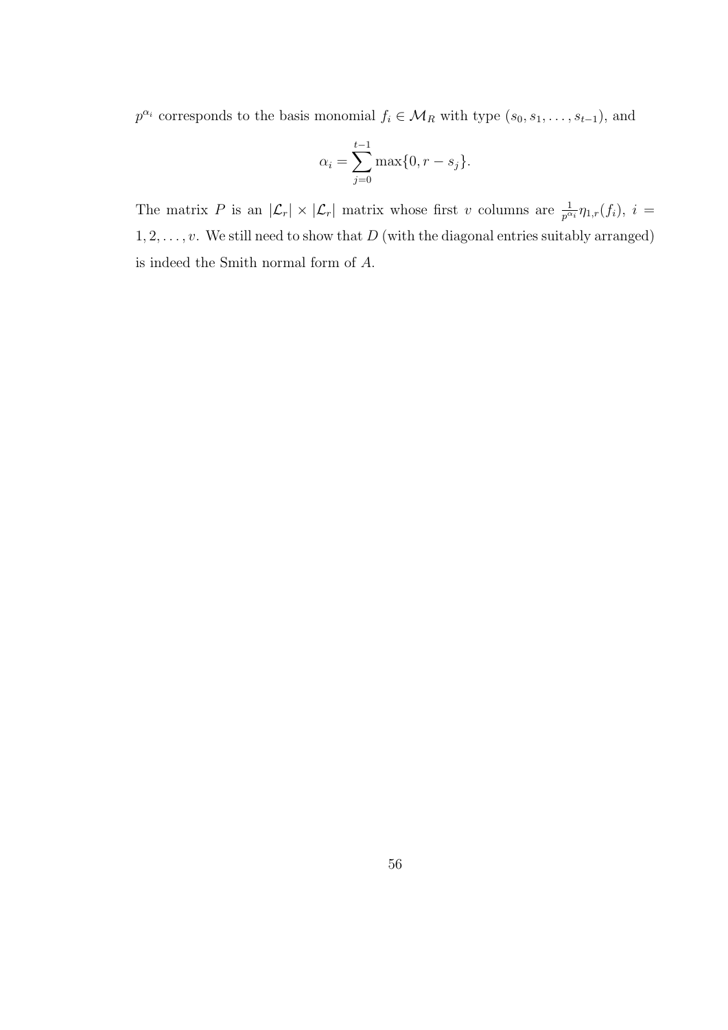$p^{\alpha_i}$ corresponds to the basis monomial $f_i \in \mathcal{M}_R$ with type $(s_0, s_1, \ldots, s_{t-1})$, and

$$\alpha_i = \sum_{j=0}^{t-1} \max\{0, r - s_j\}.$$

The matrix $P$ is an $|\mathcal{L}_r| \times |\mathcal{L}_r|$ matrix whose first $v$ columns are $\frac{1}{p^{\alpha_i}} \eta_{1,r}(f_i)$, $i = 1, 2, \ldots, v$. We still need to show that $D$ (with the diagonal entries suitably arranged) is indeed the Smith normal form of $A$.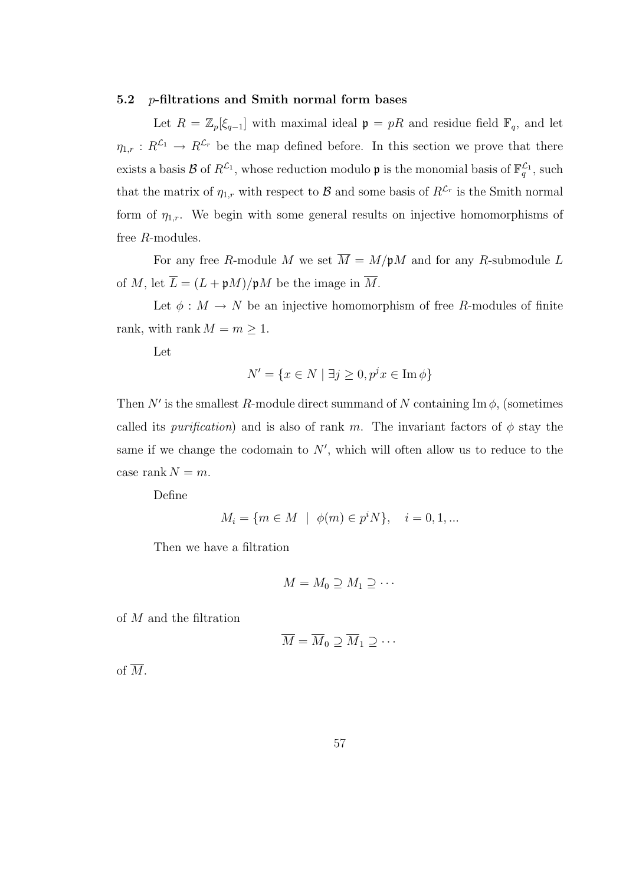### 5.2 $p$-filtrations and Smith normal form bases

Let $R = \mathbb{Z}_p[\xi_{q-1}]$ with maximal ideal $\mathfrak{p} = pR$ and residue field $\mathbb{F}_q$, and let $\eta_{1,r} : R^{\mathcal{L}_1} \to R^{\mathcal{L}_r}$ be the map defined before. In this section we prove that there exists a basis $\mathcal{B}$ of $R^{\mathcal{L}_1}$, whose reduction modulo $\mathfrak{p}$ is the monomial basis of $\mathbb{F}_q^{\mathcal{L}_1}$, such that the matrix of $\eta_{1,r}$ with respect to $\mathcal{B}$ and some basis of $R^{\mathcal{L}_r}$ is the Smith normal form of $\eta_{1,r}$. We begin with some general results on injective homomorphisms of free $R$-modules.

For any free $R$-module $M$ we set $\overline{M} = M/\mathfrak{p}M$ and for any $R$-submodule $L$ of $M$, let $\overline{L} = (L + \mathfrak{p}M)/\mathfrak{p}M$ be the image in $\overline{M}$.

Let $\phi : M \to N$ be an injective homomorphism of free $R$-modules of finite rank, with $\operatorname{rank} M = m \geq 1$.

Let

$$N' = \{x \in N \mid \exists j \geq 0, p^j x \in \operatorname{Im} \phi\}$$

Then $N'$ is the smallest $R$-module direct summand of $N$ containing $\operatorname{Im} \phi$, (sometimes called its *purification*) and is also of rank $m$. The invariant factors of $\phi$ stay the same if we change the codomain to $N'$, which will often allow us to reduce to the case $\operatorname{rank} N = m$.

Define

$$M_i = \{m \in M \ \mid \ \phi(m) \in p^i N\}, \quad i = 0, 1, ...$$

Then we have a filtration

$$M = M_0 \supseteq M_1 \supseteq \cdots$$

of $M$ and the filtration

$$\overline{M} = \overline{M}_0 \supseteq \overline{M}_1 \supseteq \cdots$$

of $\overline{M}$.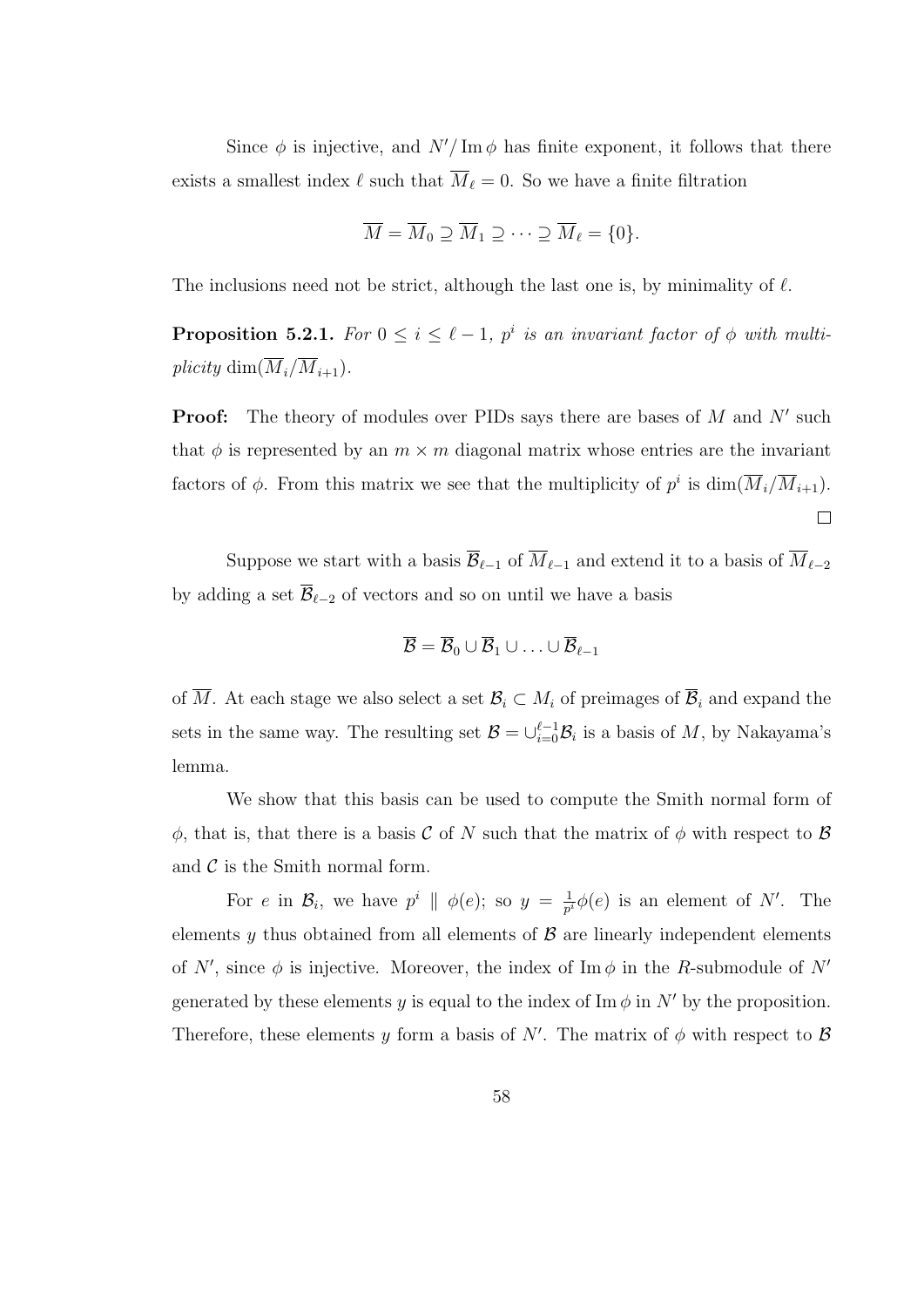Since $\phi$ is injective, and $N'/\operatorname{Im}\phi$ has finite exponent, it follows that there exists a smallest index $\ell$ such that $\overline{M}_\ell = 0$. So we have a finite filtration

$$\overline{M} = \overline{M}_0 \supseteq \overline{M}_1 \supseteq \cdots \supseteq \overline{M}_\ell = \{0\}.$$

The inclusions need not be strict, although the last one is, by minimality of $\ell$.

**Proposition 5.2.1.** *For $0 \leq i \leq \ell - 1$, $p^i$ is an invariant factor of $\phi$ with multiplicity $\dim(\overline{M}_i/\overline{M}_{i+1})$.*

**Proof:** The theory of modules over PIDs says there are bases of $M$ and $N'$ such that $\phi$ is represented by an $m \times m$ diagonal matrix whose entries are the invariant factors of $\phi$. From this matrix we see that the multiplicity of $p^i$ is $\dim(\overline{M}_i/\overline{M}_{i+1})$. $\square$

Suppose we start with a basis $\overline{\mathcal{B}}_{\ell-1}$ of $\overline{M}_{\ell-1}$ and extend it to a basis of $\overline{M}_{\ell-2}$ by adding a set $\overline{\mathcal{B}}_{\ell-2}$ of vectors and so on until we have a basis

$$\overline{\mathcal{B}} = \overline{\mathcal{B}}_0 \cup \overline{\mathcal{B}}_1 \cup \ldots \cup \overline{\mathcal{B}}_{\ell-1}$$

of $\overline{M}$. At each stage we also select a set $\mathcal{B}_i \subset M_i$ of preimages of $\overline{\mathcal{B}}_i$ and expand the sets in the same way. The resulting set $\mathcal{B} = \cup_{i=0}^{\ell-1}\mathcal{B}_i$ is a basis of $M$, by Nakayama's lemma.

We show that this basis can be used to compute the Smith normal form of $\phi$, that is, that there is a basis $\mathcal{C}$ of $N$ such that the matrix of $\phi$ with respect to $\mathcal{B}$ and $\mathcal{C}$ is the Smith normal form.

For $e$ in $\mathcal{B}_i$, we have $p^i \parallel \phi(e)$; so $y = \frac{1}{p^i}\phi(e)$ is an element of $N'$. The elements $y$ thus obtained from all elements of $\mathcal{B}$ are linearly independent elements of $N'$, since $\phi$ is injective. Moreover, the index of $\operatorname{Im}\phi$ in the $R$-submodule of $N'$ generated by these elements $y$ is equal to the index of $\operatorname{Im}\phi$ in $N'$ by the proposition. Therefore, these elements $y$ form a basis of $N'$. The matrix of $\phi$ with respect to $\mathcal{B}$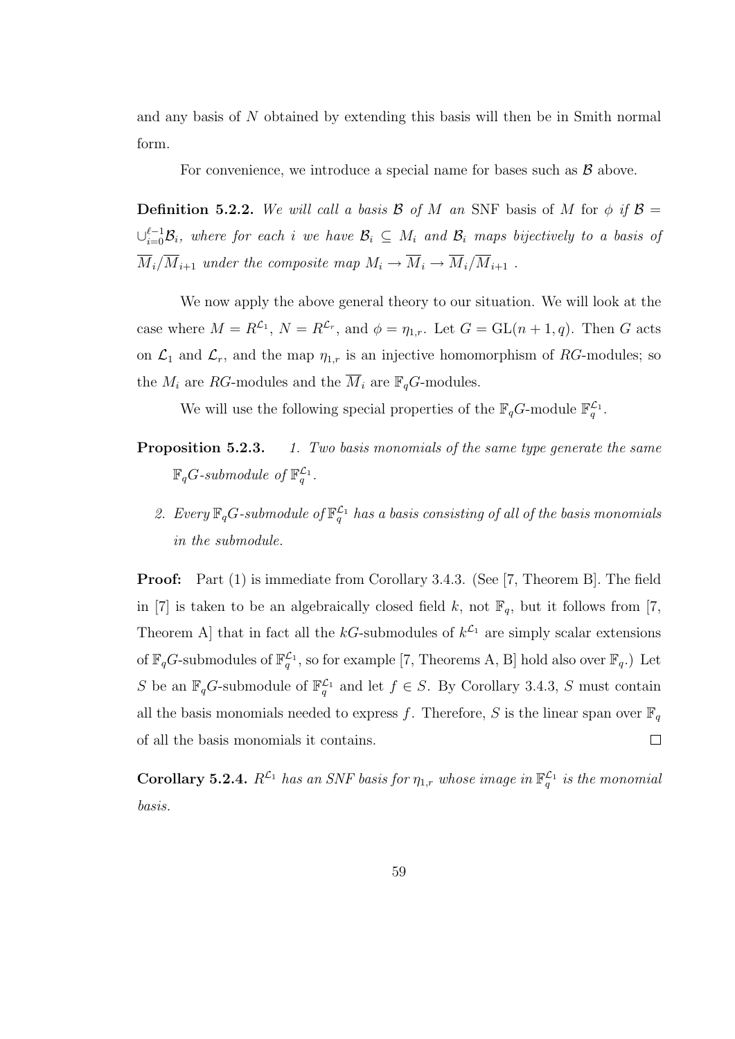and any basis of $N$ obtained by extending this basis will then be in Smith normal form.

For convenience, we introduce a special name for bases such as $\mathcal{B}$ above.

**Definition 5.2.2.** *We will call a basis $\mathcal{B}$ of $M$ an* SNF basis *of $M$ for $\phi$ if $\mathcal{B} = \cup_{i=0}^{\ell-1}\mathcal{B}_i$, where for each $i$ we have $\mathcal{B}_i \subseteq M_i$ and $\mathcal{B}_i$ maps bijectively to a basis of $\overline{M}_i/\overline{M}_{i+1}$ under the composite map $M_i \to \overline{M}_i \to \overline{M}_i/\overline{M}_{i+1}$ .*

We now apply the above general theory to our situation. We will look at the case where $M = R^{\mathcal{L}_1}$, $N = R^{\mathcal{L}_r}$, and $\phi = \eta_{1,r}$. Let $G = \mathrm{GL}(n+1, q)$. Then $G$ acts on $\mathcal{L}_1$ and $\mathcal{L}_r$, and the map $\eta_{1,r}$ is an injective homomorphism of $RG$-modules; so the $M_i$ are $RG$-modules and the $\overline{M}_i$ are $\mathbb{F}_qG$-modules.

We will use the following special properties of the $\mathbb{F}_qG$-module $\mathbb{F}_q^{\mathcal{L}_1}$.

**Proposition 5.2.3.**

1. *Two basis monomials of the same type generate the same $\mathbb{F}_qG$-submodule of $\mathbb{F}_q^{\mathcal{L}_1}$.*
2. *Every $\mathbb{F}_qG$-submodule of $\mathbb{F}_q^{\mathcal{L}_1}$ has a basis consisting of all of the basis monomials in the submodule.*

**Proof:** Part (1) is immediate from Corollary 3.4.3. (See [7, Theorem B]. The field in [7] is taken to be an algebraically closed field $k$, not $\mathbb{F}_q$, but it follows from [7, Theorem A] that in fact all the $kG$-submodules of $k^{\mathcal{L}_1}$ are simply scalar extensions of $\mathbb{F}_qG$-submodules of $\mathbb{F}_q^{\mathcal{L}_1}$, so for example [7, Theorems A, B] hold also over $\mathbb{F}_q$.) Let $S$ be an $\mathbb{F}_qG$-submodule of $\mathbb{F}_q^{\mathcal{L}_1}$ and let $f \in S$. By Corollary 3.4.3, $S$ must contain all the basis monomials needed to express $f$. Therefore, $S$ is the linear span over $\mathbb{F}_q$ of all the basis monomials it contains. $\square$

**Corollary 5.2.4.** *$R^{\mathcal{L}_1}$ has an SNF basis for $\eta_{1,r}$ whose image in $\mathbb{F}_q^{\mathcal{L}_1}$ is the monomial basis.*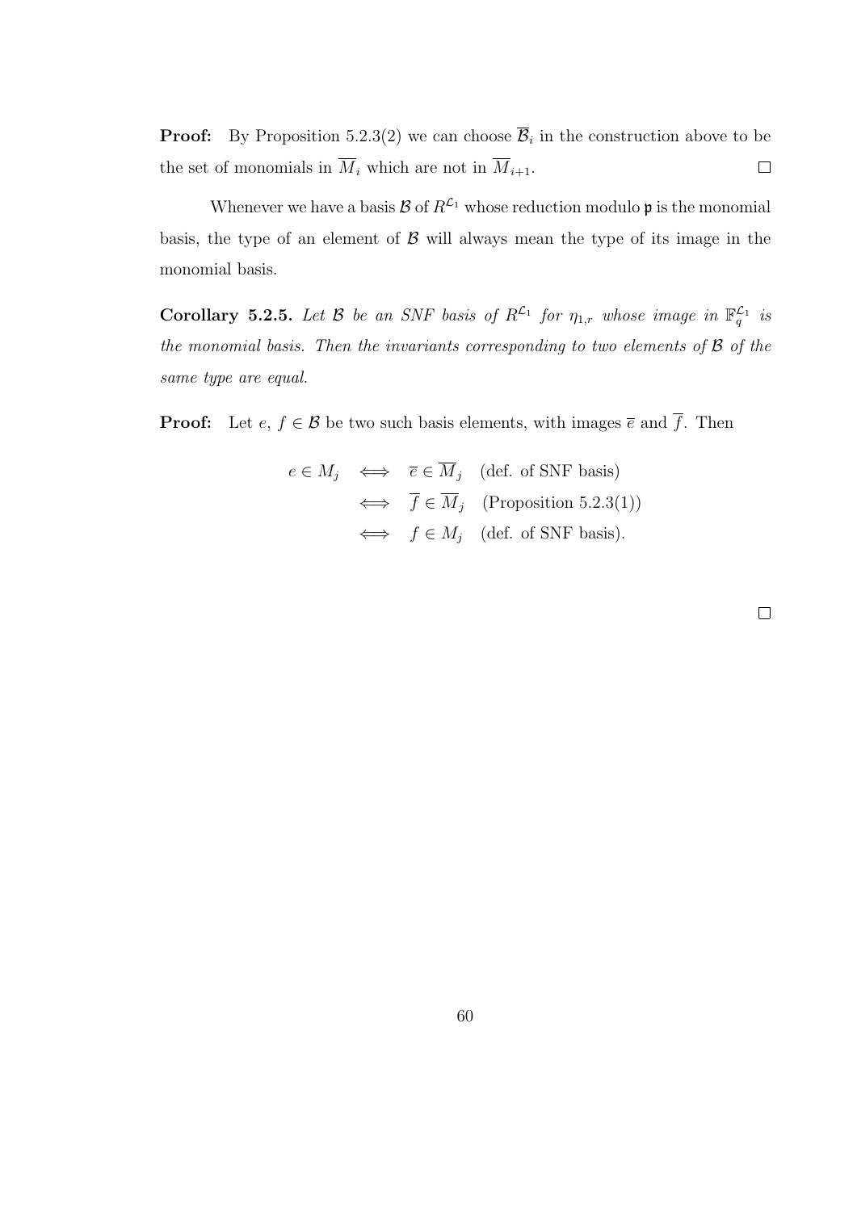**Proof:** By Proposition 5.2.3(2) we can choose $\overline{\mathcal{B}}_i$ in the construction above to be the set of monomials in $\overline{M}_i$ which are not in $\overline{M}_{i+1}$. $\square$

Whenever we have a basis $\mathcal{B}$ of $R^{\mathcal{L}_1}$ whose reduction modulo $\mathfrak{p}$ is the monomial basis, the type of an element of $\mathcal{B}$ will always mean the type of its image in the monomial basis.

**Corollary 5.2.5.** *Let $\mathcal{B}$ be an SNF basis of $R^{\mathcal{L}_1}$ for $\eta_{1,r}$ whose image in $\mathbb{F}_q^{\mathcal{L}_1}$ is the monomial basis. Then the invariants corresponding to two elements of $\mathcal{B}$ of the same type are equal.*

**Proof:** Let $e$, $f \in \mathcal{B}$ be two such basis elements, with images $\overline{e}$ and $\overline{f}$. Then

$$
\begin{aligned}
e \in M_j \quad &\iff \quad \overline{e} \in \overline{M}_j \quad \text{(def. of SNF basis)} \\
&\iff \quad \overline{f} \in \overline{M}_j \quad \text{(Proposition 5.2.3(1))} \\
&\iff \quad f \in M_j \quad \text{(def. of SNF basis).}
\end{aligned}
$$

$\square$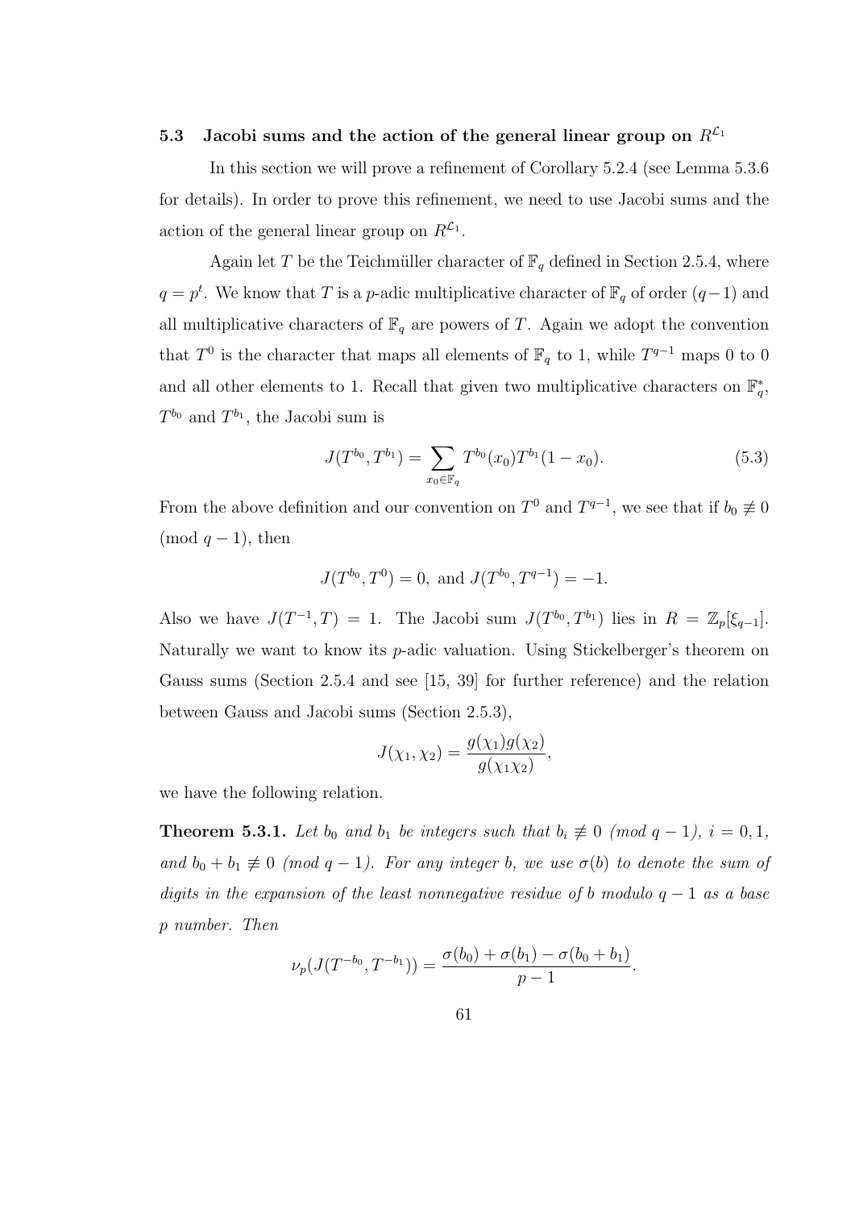### 5.3 Jacobi sums and the action of the general linear group on $R^{\mathcal{L}_1}$

In this section we will prove a refinement of Corollary 5.2.4 (see Lemma 5.3.6 for details). In order to prove this refinement, we need to use Jacobi sums and the action of the general linear group on $R^{\mathcal{L}_1}$.

Again let $T$ be the Teichmüller character of $\mathbb{F}_q$ defined in Section 2.5.4, where $q = p^t$. We know that $T$ is a $p$-adic multiplicative character of $\mathbb{F}_q$ of order $(q-1)$ and all multiplicative characters of $\mathbb{F}_q$ are powers of $T$. Again we adopt the convention that $T^0$ is the character that maps all elements of $\mathbb{F}_q$ to 1, while $T^{q-1}$ maps 0 to 0 and all other elements to 1. Recall that given two multiplicative characters on $\mathbb{F}_q^*$, $T^{b_0}$ and $T^{b_1}$, the Jacobi sum is

$$J(T^{b_0}, T^{b_1}) = \sum_{x_0 \in \mathbb{F}_q} T^{b_0}(x_0) T^{b_1}(1 - x_0). \tag{5.3}$$

From the above definition and our convention on $T^0$ and $T^{q-1}$, we see that if $b_0 \not\equiv 0 \pmod{q-1}$, then

$$J(T^{b_0}, T^0) = 0, \text{ and } J(T^{b_0}, T^{q-1}) = -1.$$

Also we have $J(T^{-1}, T) = 1$. The Jacobi sum $J(T^{b_0}, T^{b_1})$ lies in $R = \mathbb{Z}_p[\xi_{q-1}]$. Naturally we want to know its $p$-adic valuation. Using Stickelberger's theorem on Gauss sums (Section 2.5.4 and see [15, 39] for further reference) and the relation between Gauss and Jacobi sums (Section 2.5.3),

$$J(\chi_1, \chi_2) = \frac{g(\chi_1) g(\chi_2)}{g(\chi_1 \chi_2)},$$

we have the following relation.

**Theorem 5.3.1.** *Let $b_0$ and $b_1$ be integers such that $b_i \not\equiv 0$ (mod $q-1$), $i = 0, 1$, and $b_0 + b_1 \not\equiv 0$ (mod $q-1$). For any integer $b$, we use $\sigma(b)$ to denote the sum of digits in the expansion of the least nonnegative residue of $b$ modulo $q-1$ as a base $p$ number. Then*

$$\nu_p(J(T^{-b_0}, T^{-b_1})) = \frac{\sigma(b_0) + \sigma(b_1) - \sigma(b_0 + b_1)}{p - 1}.$$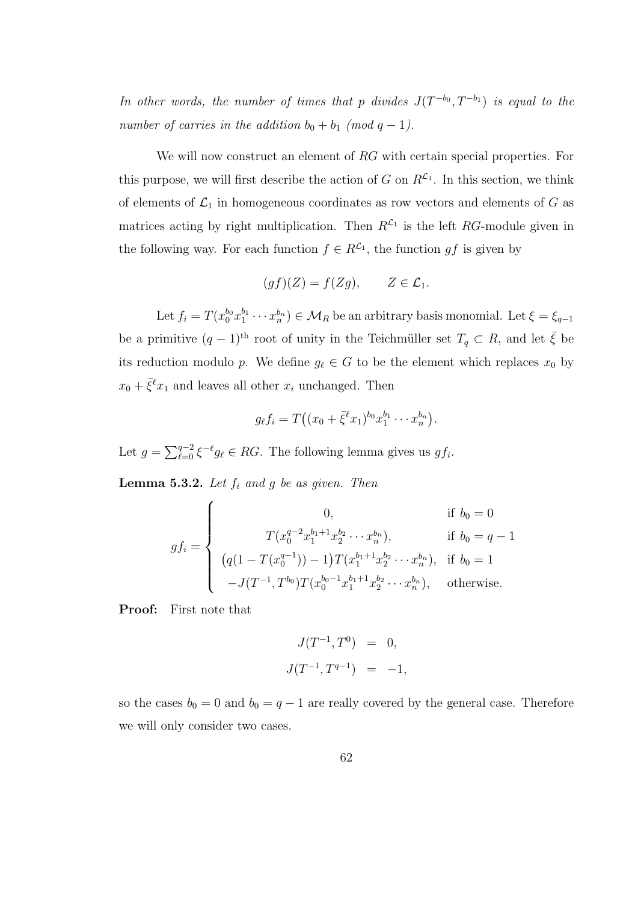*In other words, the number of times that $p$ divides $J(T^{-b_0}, T^{-b_1})$ is equal to the number of carries in the addition $b_0 + b_1$ (mod $q-1$).*

We will now construct an element of $RG$ with certain special properties. For this purpose, we will first describe the action of $G$ on $R^{\mathcal{L}_1}$. In this section, we think of elements of $\mathcal{L}_1$ in homogeneous coordinates as row vectors and elements of $G$ as matrices acting by right multiplication. Then $R^{\mathcal{L}_1}$ is the left $RG$-module given in the following way. For each function $f \in R^{\mathcal{L}_1}$, the function $gf$ is given by

$$(gf)(Z) = f(Zg), \qquad Z \in \mathcal{L}_1.$$

Let $f_i = T(x_0^{b_0} x_1^{b_1} \cdots x_n^{b_n}) \in \mathcal{M}_R$ be an arbitrary basis monomial. Let $\xi = \xi_{q-1}$ be a primitive $(q-1)^{\text{th}}$ root of unity in the Teichmüller set $T_q \subset R$, and let $\bar{\xi}$ be its reduction modulo $p$. We define $g_\ell \in G$ to be the element which replaces $x_0$ by $x_0 + \bar{\xi}^\ell x_1$ and leaves all other $x_i$ unchanged. Then

$$g_\ell f_i = T\big((x_0 + \bar{\xi}^\ell x_1)^{b_0} x_1^{b_1} \cdots x_n^{b_n}\big).$$

Let $g = \sum_{\ell=0}^{q-2} \xi^{-\ell} g_\ell \in RG$. The following lemma gives us $gf_i$.

**Lemma 5.3.2.** *Let $f_i$ and $g$ be as given. Then*

$$gf_i = \begin{cases} 0, & \text{if } b_0 = 0 \\ T(x_0^{q-2} x_1^{b_1+1} x_2^{b_2} \cdots x_n^{b_n}), & \text{if } b_0 = q-1 \\ \big(q(1 - T(x_0^{q-1})) - 1\big) T(x_1^{b_1+1} x_2^{b_2} \cdots x_n^{b_n}), & \text{if } b_0 = 1 \\ -J(T^{-1}, T^{b_0}) T(x_0^{b_0-1} x_1^{b_1+1} x_2^{b_2} \cdots x_n^{b_n}), & \text{otherwise.} \end{cases}$$

**Proof:** First note that

$$\begin{aligned} J(T^{-1}, T^0) &= 0, \\ J(T^{-1}, T^{q-1}) &= -1, \end{aligned}$$

so the cases $b_0 = 0$ and $b_0 = q-1$ are really covered by the general case. Therefore we will only consider two cases.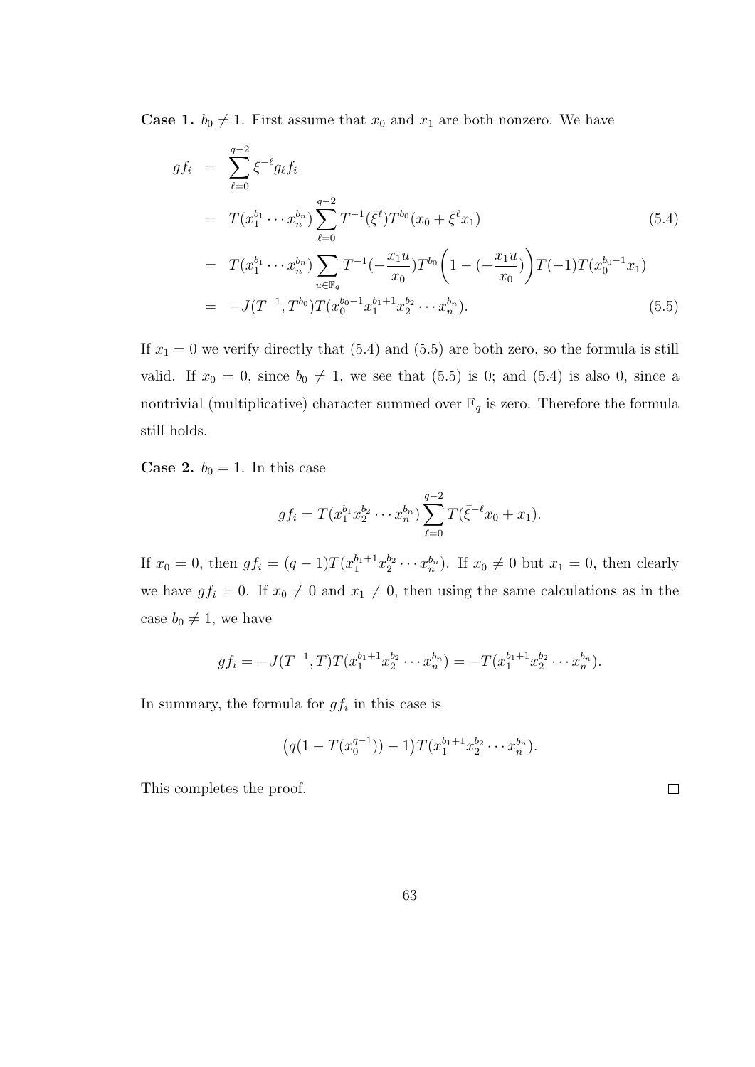**Case 1.** $b_0 \neq 1$. First assume that $x_0$ and $x_1$ are both nonzero. We have

$$
\begin{aligned}
gf_i &= \sum_{\ell=0}^{q-2} \xi^{-\ell} g_\ell f_i \\
&= T(x_1^{b_1} \cdots x_n^{b_n}) \sum_{\ell=0}^{q-2} T^{-1}(\bar{\xi}^\ell) T^{b_0}(x_0 + \bar{\xi}^\ell x_1) \qquad (5.4) \\
&= T(x_1^{b_1} \cdots x_n^{b_n}) \sum_{u \in \mathbb{F}_q} T^{-1}(-\frac{x_1 u}{x_0}) T^{b_0}\left(1 - (-\frac{x_1 u}{x_0})\right) T(-1) T(x_0^{b_0 - 1} x_1) \\
&= -J(T^{-1}, T^{b_0}) T(x_0^{b_0-1} x_1^{b_1+1} x_2^{b_2} \cdots x_n^{b_n}). \qquad (5.5)
\end{aligned}
$$

If $x_1 = 0$ we verify directly that (5.4) and (5.5) are both zero, so the formula is still valid. If $x_0 = 0$, since $b_0 \neq 1$, we see that (5.5) is 0; and (5.4) is also 0, since a nontrivial (multiplicative) character summed over $\mathbb{F}_q$ is zero. Therefore the formula still holds.

**Case 2.** $b_0 = 1$. In this case

$$
gf_i = T(x_1^{b_1} x_2^{b_2} \cdots x_n^{b_n}) \sum_{\ell=0}^{q-2} T(\bar{\xi}^{-\ell} x_0 + x_1).
$$

If $x_0 = 0$, then $gf_i = (q-1)T(x_1^{b_1+1} x_2^{b_2} \cdots x_n^{b_n})$. If $x_0 \neq 0$ but $x_1 = 0$, then clearly we have $gf_i = 0$. If $x_0 \neq 0$ and $x_1 \neq 0$, then using the same calculations as in the case $b_0 \neq 1$, we have

$$
gf_i = -J(T^{-1}, T) T(x_1^{b_1+1} x_2^{b_2} \cdots x_n^{b_n}) = -T(x_1^{b_1+1} x_2^{b_2} \cdots x_n^{b_n}).
$$

In summary, the formula for $gf_i$ in this case is

$$
\big(q(1 - T(x_0^{q-1})) - 1\big) T(x_1^{b_1+1} x_2^{b_2} \cdots x_n^{b_n}).
$$

This completes the proof. □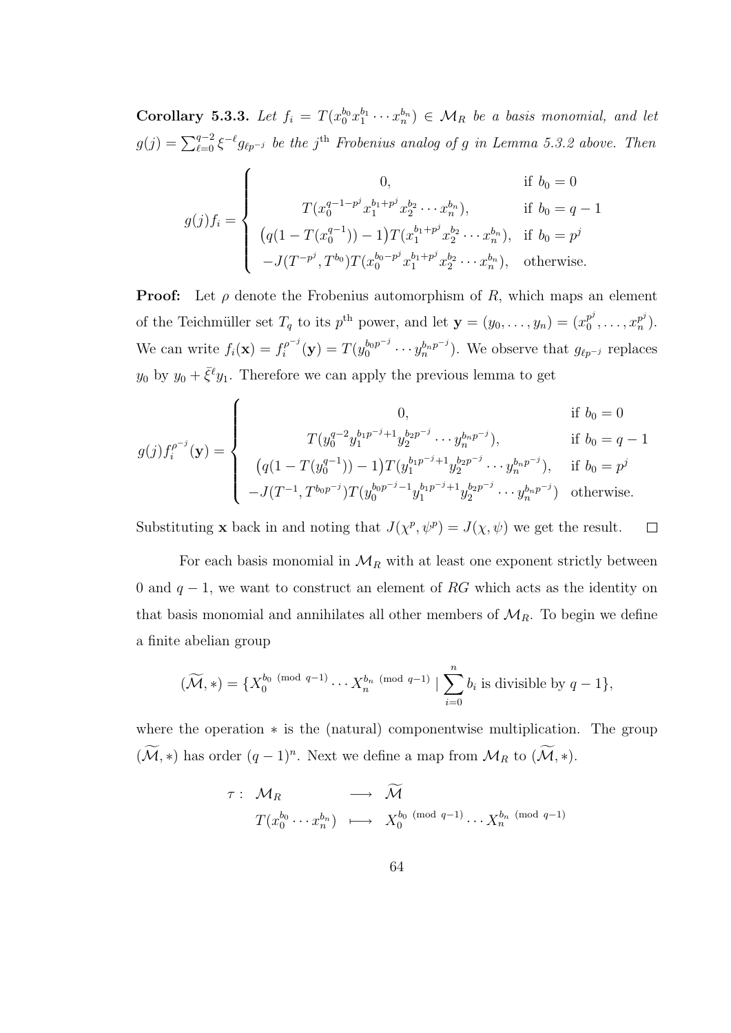**Corollary 5.3.3.** *Let $f_i = T(x_0^{b_0} x_1^{b_1} \cdots x_n^{b_n}) \in \mathcal{M}_R$ be a basis monomial, and let $g(j) = \sum_{\ell=0}^{q-2} \xi^{-\ell} g_{\ell p^{-j}}$ be the $j^{\text{th}}$ Frobenius analog of $g$ in Lemma 5.3.2 above. Then*

$$
g(j)f_i = \begin{cases} 0, & \text{if } b_0 = 0 \\ T(x_0^{q-1-p^j} x_1^{b_1+p^j} x_2^{b_2} \cdots x_n^{b_n}), & \text{if } b_0 = q-1 \\ \big(q(1 - T(x_0^{q-1})) - 1\big) T(x_1^{b_1+p^j} x_2^{b_2} \cdots x_n^{b_n}), & \text{if } b_0 = p^j \\ -J(T^{-p^j}, T^{b_0}) T(x_0^{b_0-p^j} x_1^{b_1+p^j} x_2^{b_2} \cdots x_n^{b_n}), & \text{otherwise.} \end{cases}
$$

**Proof:** Let $\rho$ denote the Frobenius automorphism of $R$, which maps an element of the Teichmüller set $T_q$ to its $p^{\text{th}}$ power, and let $\mathbf{y} = (y_0, \ldots, y_n) = (x_0^{p^j}, \ldots, x_n^{p^j})$. We can write $f_i(\mathbf{x}) = f_i^{\rho^{-j}}(\mathbf{y}) = T(y_0^{b_0 p^{-j}} \cdots y_n^{b_n p^{-j}})$. We observe that $g_{\ell p^{-j}}$ replaces $y_0$ by $y_0 + \bar{\xi}^\ell y_1$. Therefore we can apply the previous lemma to get

$$
g(j)f_i^{\rho^{-j}}(\mathbf{y}) = \begin{cases} 0, & \text{if } b_0 = 0 \\ T(y_0^{q-2} y_1^{b_1 p^{-j}+1} y_2^{b_2 p^{-j}} \cdots y_n^{b_n p^{-j}}), & \text{if } b_0 = q-1 \\ \big(q(1 - T(y_0^{q-1})) - 1\big) T(y_1^{b_1 p^{-j}+1} y_2^{b_2 p^{-j}} \cdots y_n^{b_n p^{-j}}), & \text{if } b_0 = p^j \\ -J(T^{-1}, T^{b_0 p^{-j}}) T(y_0^{b_0 p^{-j}-1} y_1^{b_1 p^{-j}+1} y_2^{b_2 p^{-j}} \cdots y_n^{b_n p^{-j}}) & \text{otherwise.} \end{cases}
$$

Substituting $\mathbf{x}$ back in and noting that $J(\chi^p, \psi^p) = J(\chi, \psi)$ we get the result. $\square$

For each basis monomial in $\mathcal{M}_R$ with at least one exponent strictly between 0 and $q-1$, we want to construct an element of $RG$ which acts as the identity on that basis monomial and annihilates all other members of $\mathcal{M}_R$. To begin we define a finite abelian group

$$
(\widetilde{\mathcal{M}}, *) = \{X_0^{b_0 \pmod{q-1}} \cdots X_n^{b_n \pmod{q-1}} \mid \sum_{i=0}^n b_i \text{ is divisible by } q-1\},
$$

where the operation $*$ is the (natural) componentwise multiplication. The group $(\widetilde{\mathcal{M}}, *)$ has order $(q-1)^n$. Next we define a map from $\mathcal{M}_R$ to $(\widetilde{\mathcal{M}}, *)$.

$$
\begin{aligned} \tau : \ \mathcal{M}_R & \longrightarrow \widetilde{\mathcal{M}} \\ T(x_0^{b_0} \cdots x_n^{b_n}) & \longmapsto X_0^{b_0 \pmod{q-1}} \cdots X_n^{b_n \pmod{q-1}} \end{aligned}
$$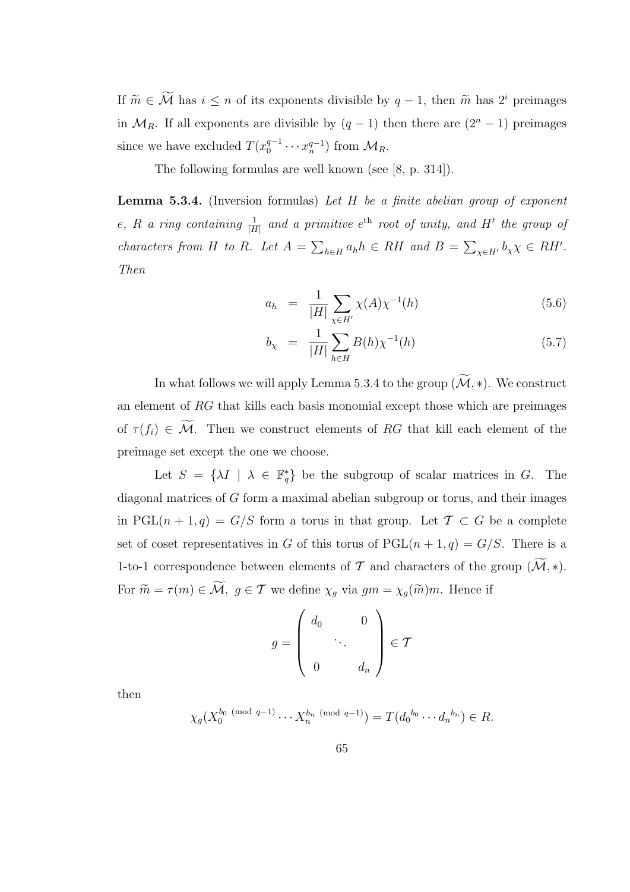If $\widetilde{m} \in \widetilde{\mathcal{M}}$ has $i \leq n$ of its exponents divisible by $q-1$, then $\widetilde{m}$ has $2^i$ preimages in $\mathcal{M}_R$. If all exponents are divisible by $(q-1)$ then there are $(2^n - 1)$ preimages since we have excluded $T(x_0^{q-1} \cdots x_n^{q-1})$ from $\mathcal{M}_R$.

The following formulas are well known (see [8, p. 314]).

**Lemma 5.3.4.** (Inversion formulas) *Let $H$ be a finite abelian group of exponent $e$, $R$ a ring containing $\frac{1}{|H|}$ and a primitive $e^{\text{th}}$ root of unity, and $H'$ the group of characters from $H$ to $R$. Let $A = \sum_{h \in H} a_h h \in RH$ and $B = \sum_{\chi \in H'} b_\chi \chi \in RH'$. Then*

$$a_h = \frac{1}{|H|} \sum_{\chi \in H'} \chi(A) \chi^{-1}(h) \tag{5.6}$$

$$b_\chi = \frac{1}{|H|} \sum_{h \in H} B(h) \chi^{-1}(h) \tag{5.7}$$

In what follows we will apply Lemma 5.3.4 to the group $(\widetilde{\mathcal{M}}, *)$. We construct an element of $RG$ that kills each basis monomial except those which are preimages of $\tau(f_i) \in \widetilde{\mathcal{M}}$. Then we construct elements of $RG$ that kill each element of the preimage set except the one we choose.

Let $S = \{\lambda I \mid \lambda \in \mathbb{F}_q^*\}$ be the subgroup of scalar matrices in $G$. The diagonal matrices of $G$ form a maximal abelian subgroup or torus, and their images in $\mathrm{PGL}(n+1, q) = G/S$ form a torus in that group. Let $\mathcal{T} \subset G$ be a complete set of coset representatives in $G$ of this torus of $\mathrm{PGL}(n+1, q) = G/S$. There is a 1-to-1 correspondence between elements of $\mathcal{T}$ and characters of the group $(\widetilde{\mathcal{M}}, *)$. For $\widetilde{m} = \tau(m) \in \widetilde{\mathcal{M}}$, $g \in \mathcal{T}$ we define $\chi_g$ via $gm = \chi_g(\widetilde{m})m$. Hence if

$$g = \begin{pmatrix} d_0 & & 0 \\ & \ddots & \\ 0 & & d_n \end{pmatrix} \in \mathcal{T}$$

then

$$\chi_g(X_0^{b_0 \pmod{q-1}} \cdots X_n^{b_n \pmod{q-1}}) = T({d_0}^{b_0} \cdots {d_n}^{b_n}) \in R.$$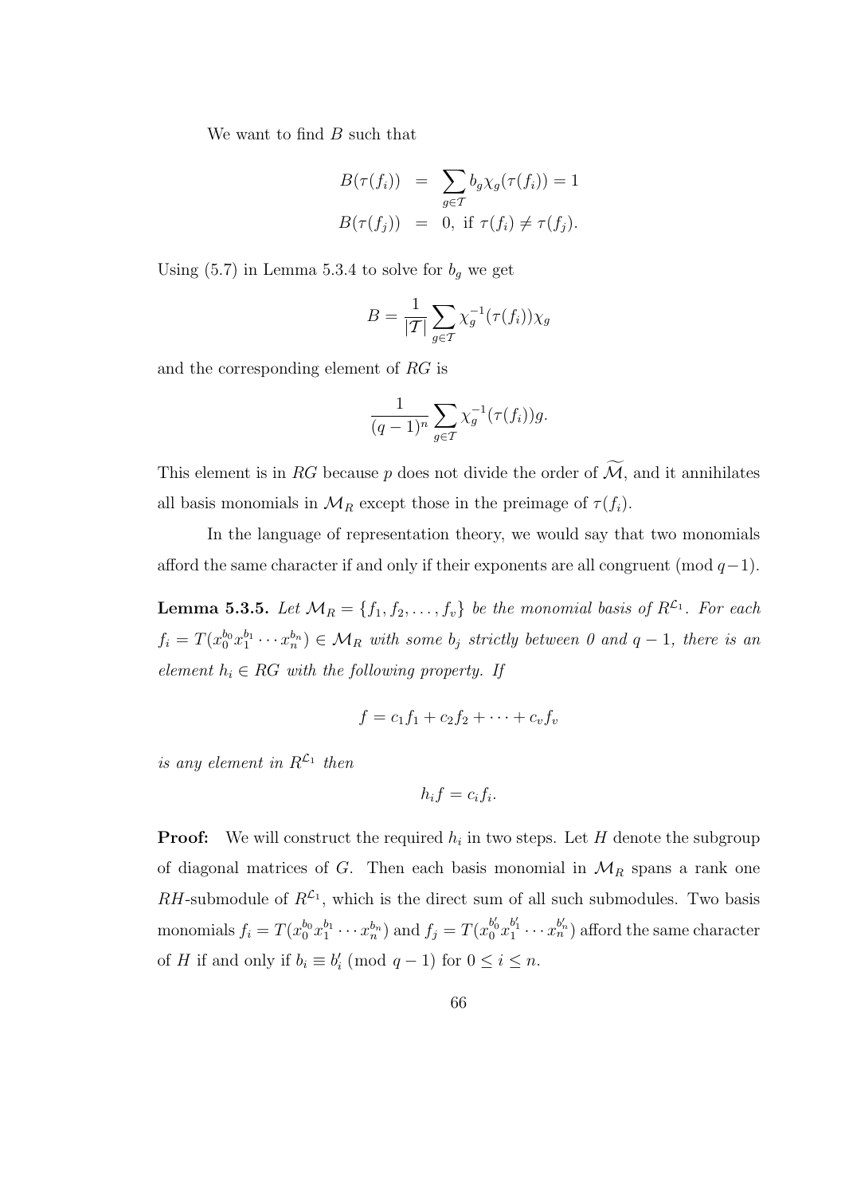We want to find $B$ such that

$$
\begin{aligned}
B(\tau(f_i)) &= \sum_{g\in\mathcal{T}} b_g \chi_g(\tau(f_i)) = 1 \\
B(\tau(f_j)) &= 0, \text{ if } \tau(f_i) \neq \tau(f_j).
\end{aligned}
$$

Using (5.7) in Lemma 5.3.4 to solve for $b_g$ we get

$$
B = \frac{1}{|\mathcal{T}|} \sum_{g\in\mathcal{T}} \chi_g^{-1}(\tau(f_i))\chi_g
$$

and the corresponding element of $RG$ is

$$
\frac{1}{(q-1)^n} \sum_{g\in\mathcal{T}} \chi_g^{-1}(\tau(f_i))g.
$$

This element is in $RG$ because $p$ does not divide the order of $\widetilde{\mathcal{M}}$, and it annihilates all basis monomials in $\mathcal{M}_R$ except those in the preimage of $\tau(f_i)$.

In the language of representation theory, we would say that two monomials afford the same character if and only if their exponents are all congruent (mod $q-1$).

**Lemma 5.3.5.** *Let $\mathcal{M}_R = \{f_1, f_2, \ldots, f_v\}$ be the monomial basis of $R^{\mathcal{L}_1}$. For each $f_i = T(x_0^{b_0}x_1^{b_1}\cdots x_n^{b_n}) \in \mathcal{M}_R$ with some $b_j$ strictly between 0 and $q-1$, there is an element $h_i \in RG$ with the following property. If*

$$
f = c_1 f_1 + c_2 f_2 + \cdots + c_v f_v
$$

*is any element in $R^{\mathcal{L}_1}$ then*

$$
h_i f = c_i f_i.
$$

**Proof:** We will construct the required $h_i$ in two steps. Let $H$ denote the subgroup of diagonal matrices of $G$. Then each basis monomial in $\mathcal{M}_R$ spans a rank one $RH$-submodule of $R^{\mathcal{L}_1}$, which is the direct sum of all such submodules. Two basis monomials $f_i = T(x_0^{b_0}x_1^{b_1}\cdots x_n^{b_n})$ and $f_j = T(x_0^{b_0'}x_1^{b_1'}\cdots x_n^{b_n'})$ afford the same character of $H$ if and only if $b_i \equiv b_i' \pmod{q-1}$ for $0 \le i \le n$.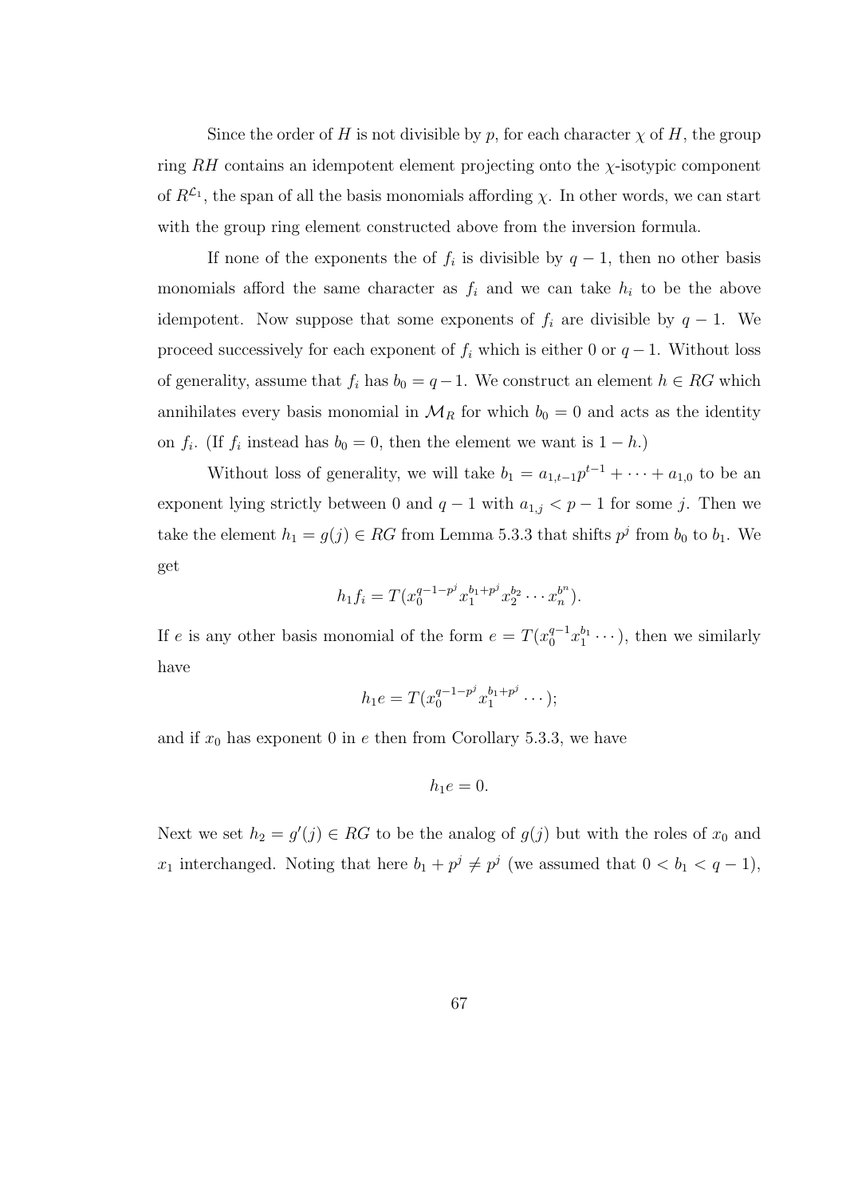Since the order of $H$ is not divisible by $p$, for each character $\chi$ of $H$, the group ring $RH$ contains an idempotent element projecting onto the $\chi$-isotypic component of $R^{\mathcal{L}_1}$, the span of all the basis monomials affording $\chi$. In other words, we can start with the group ring element constructed above from the inversion formula.

If none of the exponents the of $f_i$ is divisible by $q-1$, then no other basis monomials afford the same character as $f_i$ and we can take $h_i$ to be the above idempotent. Now suppose that some exponents of $f_i$ are divisible by $q-1$. We proceed successively for each exponent of $f_i$ which is either 0 or $q-1$. Without loss of generality, assume that $f_i$ has $b_0 = q-1$. We construct an element $h \in RG$ which annihilates every basis monomial in $\mathcal{M}_R$ for which $b_0 = 0$ and acts as the identity on $f_i$. (If $f_i$ instead has $b_0 = 0$, then the element we want is $1-h$.)

Without loss of generality, we will take $b_1 = a_{1,t-1}p^{t-1} + \cdots + a_{1,0}$ to be an exponent lying strictly between 0 and $q-1$ with $a_{1,j} < p-1$ for some $j$. Then we take the element $h_1 = g(j) \in RG$ from Lemma 5.3.3 that shifts $p^j$ from $b_0$ to $b_1$. We get

$$h_1 f_i = T(x_0^{q-1-p^j} x_1^{b_1+p^j} x_2^{b_2} \cdots x_n^{b^n}).$$

If $e$ is any other basis monomial of the form $e = T(x_0^{q-1} x_1^{b_1} \cdots)$, then we similarly have

$$h_1 e = T(x_0^{q-1-p^j} x_1^{b_1+p^j} \cdots);$$

and if $x_0$ has exponent 0 in $e$ then from Corollary 5.3.3, we have

$$h_1 e = 0.$$

Next we set $h_2 = g'(j) \in RG$ to be the analog of $g(j)$ but with the roles of $x_0$ and $x_1$ interchanged. Noting that here $b_1 + p^j \neq p^j$ (we assumed that $0 < b_1 < q-1$),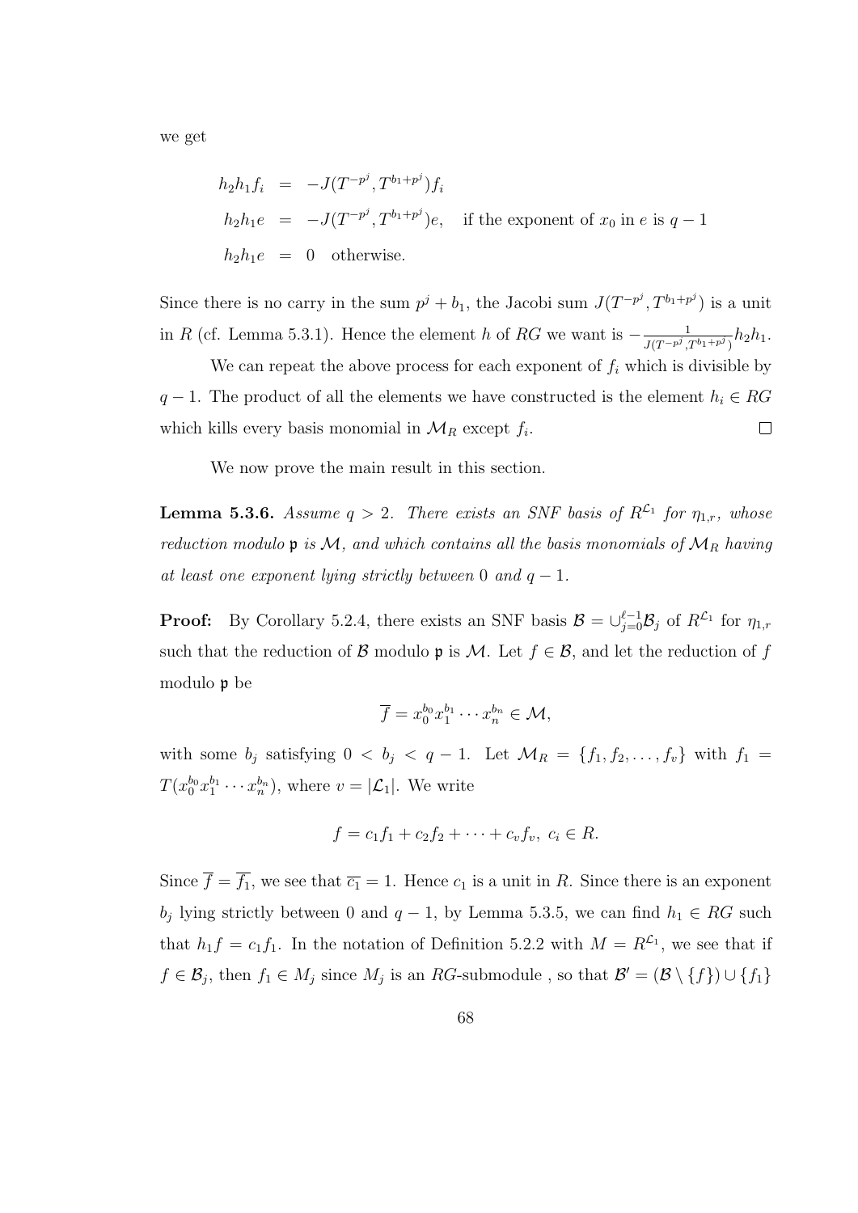we get

$$
\begin{aligned}
h_2h_1f_i &= -J(T^{-p^j}, T^{b_1+p^j})f_i \\
h_2h_1e &= -J(T^{-p^j}, T^{b_1+p^j})e, \quad \text{if the exponent of } x_0 \text{ in } e \text{ is } q-1 \\
h_2h_1e &= 0 \quad \text{otherwise.}
\end{aligned}
$$

Since there is no carry in the sum $p^j + b_1$, the Jacobi sum $J(T^{-p^j}, T^{b_1+p^j})$ is a unit in $R$ (cf. Lemma 5.3.1). Hence the element $h$ of $RG$ we want is $-\frac{1}{J(T^{-p^j},T^{b_1+p^j})}h_2h_1$.

We can repeat the above process for each exponent of $f_i$ which is divisible by $q-1$. The product of all the elements we have constructed is the element $h_i \in RG$ which kills every basis monomial in $\mathcal{M}_R$ except $f_i$. $\square$

We now prove the main result in this section.

**Lemma 5.3.6.** *Assume $q > 2$. There exists an SNF basis of $R^{\mathcal{L}_1}$ for $\eta_{1,r}$, whose reduction modulo $\mathfrak{p}$ is $\mathcal{M}$, and which contains all the basis monomials of $\mathcal{M}_R$ having at least one exponent lying strictly between 0 and $q-1$.*

**Proof:** By Corollary 5.2.4, there exists an SNF basis $\mathcal{B} = \cup_{j=0}^{\ell-1}\mathcal{B}_j$ of $R^{\mathcal{L}_1}$ for $\eta_{1,r}$ such that the reduction of $\mathcal{B}$ modulo $\mathfrak{p}$ is $\mathcal{M}$. Let $f \in \mathcal{B}$, and let the reduction of $f$ modulo $\mathfrak{p}$ be

$$\overline{f} = x_0^{b_0}x_1^{b_1}\cdots x_n^{b_n} \in \mathcal{M},$$

with some $b_j$ satisfying $0 < b_j < q-1$. Let $\mathcal{M}_R = \{f_1, f_2, \ldots, f_v\}$ with $f_1 = T(x_0^{b_0}x_1^{b_1}\cdots x_n^{b_n})$, where $v = |\mathcal{L}_1|$. We write

$$f = c_1f_1 + c_2f_2 + \cdots + c_vf_v, \; c_i \in R.$$

Since $\overline{f} = \overline{f_1}$, we see that $\overline{c_1} = 1$. Hence $c_1$ is a unit in $R$. Since there is an exponent $b_j$ lying strictly between 0 and $q-1$, by Lemma 5.3.5, we can find $h_1 \in RG$ such that $h_1f = c_1f_1$. In the notation of Definition 5.2.2 with $M = R^{\mathcal{L}_1}$, we see that if $f \in \mathcal{B}_j$, then $f_1 \in M_j$ since $M_j$ is an $RG$-submodule , so that $\mathcal{B}' = (\mathcal{B} \setminus \{f\}) \cup \{f_1\}$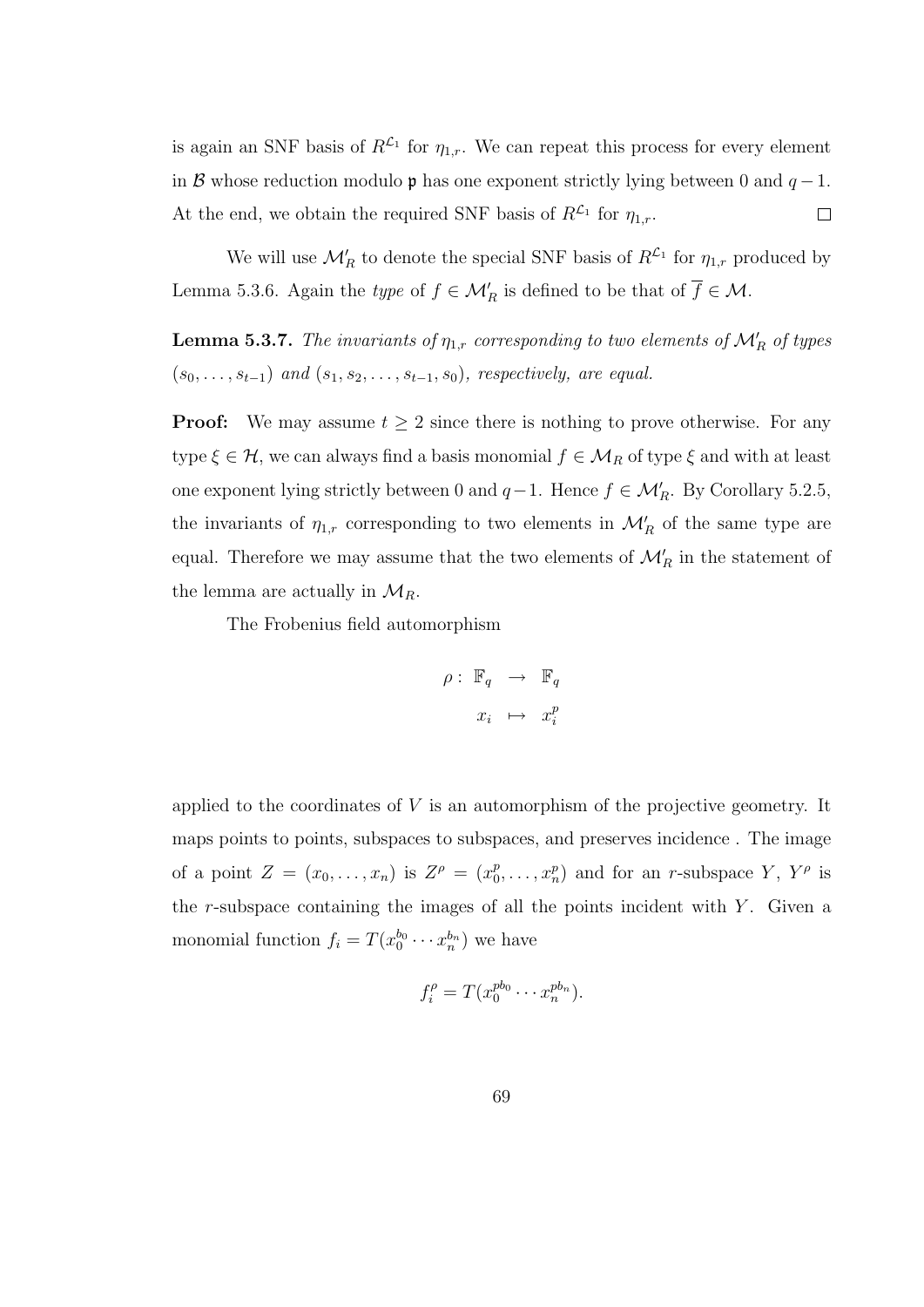is again an SNF basis of $R^{\mathcal{L}_1}$ for $\eta_{1,r}$. We can repeat this process for every element in $\mathcal{B}$ whose reduction modulo $\mathfrak{p}$ has one exponent strictly lying between 0 and $q-1$. At the end, we obtain the required SNF basis of $R^{\mathcal{L}_1}$ for $\eta_{1,r}$. $\square$

We will use $\mathcal{M}'_R$ to denote the special SNF basis of $R^{\mathcal{L}_1}$ for $\eta_{1,r}$ produced by Lemma 5.3.6. Again the *type* of $f \in \mathcal{M}'_R$ is defined to be that of $\overline{f} \in \mathcal{M}$.

**Lemma 5.3.7.** *The invariants of $\eta_{1,r}$ corresponding to two elements of $\mathcal{M}'_R$ of types $(s_0, \ldots, s_{t-1})$ and $(s_1, s_2, \ldots, s_{t-1}, s_0)$, respectively, are equal.*

**Proof:** We may assume $t \geq 2$ since there is nothing to prove otherwise. For any type $\xi \in \mathcal{H}$, we can always find a basis monomial $f \in \mathcal{M}_R$ of type $\xi$ and with at least one exponent lying strictly between 0 and $q-1$. Hence $f \in \mathcal{M}'_R$. By Corollary 5.2.5, the invariants of $\eta_{1,r}$ corresponding to two elements in $\mathcal{M}'_R$ of the same type are equal. Therefore we may assume that the two elements of $\mathcal{M}'_R$ in the statement of the lemma are actually in $\mathcal{M}_R$.

The Frobenius field automorphism

$$\begin{aligned} \rho : \ \mathbb{F}_q &\rightarrow \mathbb{F}_q \\ x_i &\mapsto x_i^p \end{aligned}$$

applied to the coordinates of $V$ is an automorphism of the projective geometry. It maps points to points, subspaces to subspaces, and preserves incidence . The image of a point $Z = (x_0, \ldots, x_n)$ is $Z^\rho = (x_0^p, \ldots, x_n^p)$ and for an $r$-subspace $Y$, $Y^\rho$ is the $r$-subspace containing the images of all the points incident with $Y$. Given a monomial function $f_i = T(x_0^{b_0} \cdots x_n^{b_n})$ we have

$$f_i^\rho = T(x_0^{pb_0} \cdots x_n^{pb_n}).$$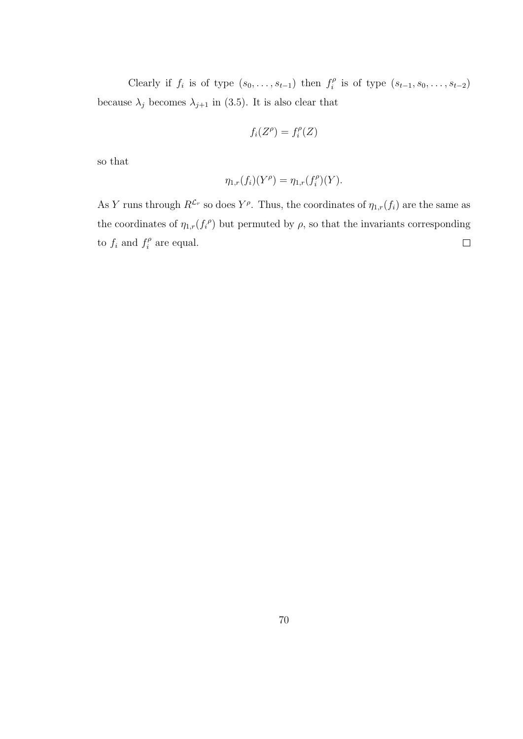Clearly if $f_i$ is of type $(s_0, \ldots, s_{t-1})$ then $f_i^\rho$ is of type $(s_{t-1}, s_0, \ldots, s_{t-2})$ because $\lambda_j$ becomes $\lambda_{j+1}$ in (3.5). It is also clear that

$$f_i(Z^\rho) = f_i^\rho(Z)$$

so that

$$\eta_{1,r}(f_i)(Y^\rho) = \eta_{1,r}(f_i^\rho)(Y).$$

As $Y$ runs through $R^{\mathcal{L}_r}$ so does $Y^\rho$. Thus, the coordinates of $\eta_{1,r}(f_i)$ are the same as the coordinates of $\eta_{1,r}({f_i}^\rho)$ but permuted by $\rho$, so that the invariants corresponding to $f_i$ and $f_i^\rho$ are equal. $\square$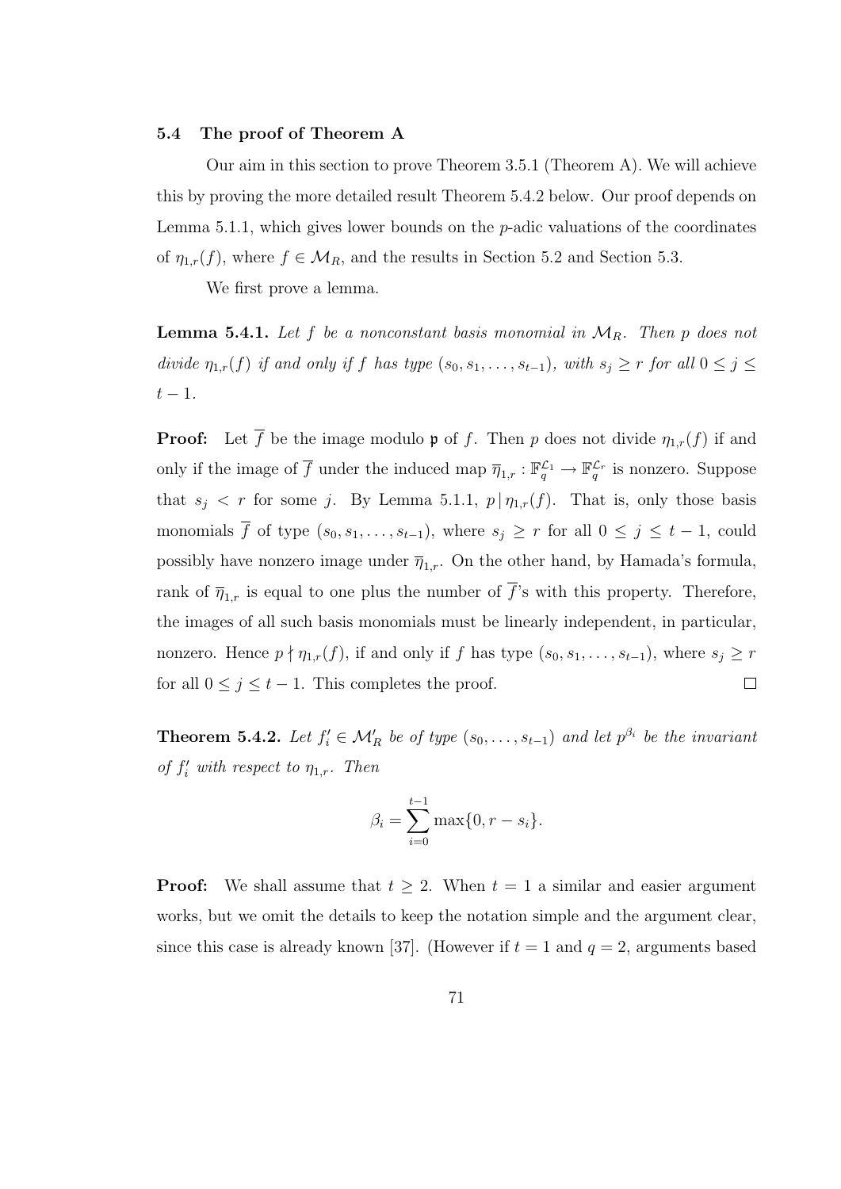### 5.4 The proof of Theorem A

Our aim in this section to prove Theorem 3.5.1 (Theorem A). We will achieve this by proving the more detailed result Theorem 5.4.2 below. Our proof depends on Lemma 5.1.1, which gives lower bounds on the $p$-adic valuations of the coordinates of $\eta_{1,r}(f)$, where $f \in \mathcal{M}_R$, and the results in Section 5.2 and Section 5.3.

We first prove a lemma.

**Lemma 5.4.1.** *Let $f$ be a nonconstant basis monomial in $\mathcal{M}_R$. Then $p$ does not divide $\eta_{1,r}(f)$ if and only if $f$ has type $(s_0, s_1, \ldots, s_{t-1})$, with $s_j \geq r$ for all $0 \leq j \leq t-1$.*

**Proof:** Let $\overline{f}$ be the image modulo $\mathfrak{p}$ of $f$. Then $p$ does not divide $\eta_{1,r}(f)$ if and only if the image of $\overline{f}$ under the induced map $\overline{\eta}_{1,r} : \mathbb{F}_q^{\mathcal{L}_1} \to \mathbb{F}_q^{\mathcal{L}_r}$ is nonzero. Suppose that $s_j < r$ for some $j$. By Lemma 5.1.1, $p \,|\, \eta_{1,r}(f)$. That is, only those basis monomials $\overline{f}$ of type $(s_0, s_1, \ldots, s_{t-1})$, where $s_j \geq r$ for all $0 \leq j \leq t-1$, could possibly have nonzero image under $\overline{\eta}_{1,r}$. On the other hand, by Hamada's formula, rank of $\overline{\eta}_{1,r}$ is equal to one plus the number of $\overline{f}$'s with this property. Therefore, the images of all such basis monomials must be linearly independent, in particular, nonzero. Hence $p \nmid \eta_{1,r}(f)$, if and only if $f$ has type $(s_0, s_1, \ldots, s_{t-1})$, where $s_j \geq r$ for all $0 \leq j \leq t-1$. This completes the proof. $\square$

**Theorem 5.4.2.** *Let $f_i' \in \mathcal{M}_R'$ be of type $(s_0, \ldots, s_{t-1})$ and let $p^{\beta_i}$ be the invariant of $f_i'$ with respect to $\eta_{1,r}$. Then*

$$\beta_i = \sum_{i=0}^{t-1} \max\{0, r - s_i\}.$$

**Proof:** We shall assume that $t \geq 2$. When $t = 1$ a similar and easier argument works, but we omit the details to keep the notation simple and the argument clear, since this case is already known [37]. (However if $t = 1$ and $q = 2$, arguments based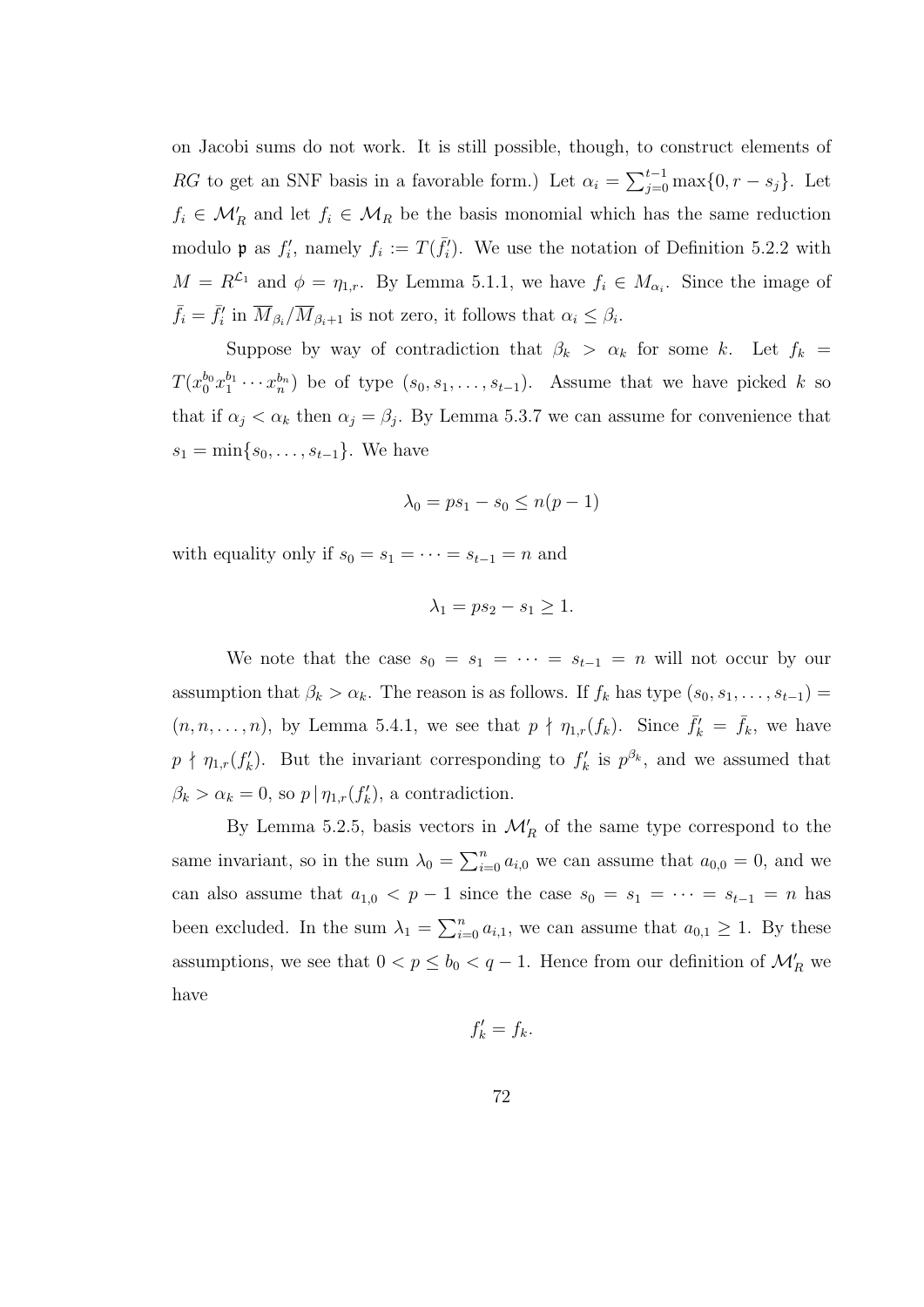on Jacobi sums do not work. It is still possible, though, to construct elements of $RG$ to get an SNF basis in a favorable form.) Let $\alpha_i = \sum_{j=0}^{t-1} \max\{0, r - s_j\}$. Let $f_i \in \mathcal{M}'_R$ and let $f_i \in \mathcal{M}_R$ be the basis monomial which has the same reduction modulo $\mathfrak{p}$ as $f'_i$, namely $f_i := T(\bar{f}'_i)$. We use the notation of Definition 5.2.2 with $M = R^{\mathcal{L}_1}$ and $\phi = \eta_{1,r}$. By Lemma 5.1.1, we have $f_i \in M_{\alpha_i}$. Since the image of $\bar{f}_i = \bar{f}'_i$ in $\overline{M}_{\beta_i}/\overline{M}_{\beta_i+1}$ is not zero, it follows that $\alpha_i \leq \beta_i$.

Suppose by way of contradiction that $\beta_k > \alpha_k$ for some $k$. Let $f_k = T(x_0^{b_0} x_1^{b_1} \cdots x_n^{b_n})$ be of type $(s_0, s_1, \ldots, s_{t-1})$. Assume that we have picked $k$ so that if $\alpha_j < \alpha_k$ then $\alpha_j = \beta_j$. By Lemma 5.3.7 we can assume for convenience that $s_1 = \min\{s_0, \ldots, s_{t-1}\}$. We have

$$\lambda_0 = ps_1 - s_0 \leq n(p-1)$$

with equality only if $s_0 = s_1 = \cdots = s_{t-1} = n$ and

$$\lambda_1 = ps_2 - s_1 \geq 1.$$

We note that the case $s_0 = s_1 = \cdots = s_{t-1} = n$ will not occur by our assumption that $\beta_k > \alpha_k$. The reason is as follows. If $f_k$ has type $(s_0, s_1, \ldots, s_{t-1}) = (n, n, \ldots, n)$, by Lemma 5.4.1, we see that $p \nmid \eta_{1,r}(f_k)$. Since $\bar{f}'_k = \bar{f}_k$, we have $p \nmid \eta_{1,r}(f'_k)$. But the invariant corresponding to $f'_k$ is $p^{\beta_k}$, and we assumed that $\beta_k > \alpha_k = 0$, so $p \,|\, \eta_{1,r}(f'_k)$, a contradiction.

By Lemma 5.2.5, basis vectors in $\mathcal{M}'_R$ of the same type correspond to the same invariant, so in the sum $\lambda_0 = \sum_{i=0}^{n} a_{i,0}$ we can assume that $a_{0,0} = 0$, and we can also assume that $a_{1,0} < p - 1$ since the case $s_0 = s_1 = \cdots = s_{t-1} = n$ has been excluded. In the sum $\lambda_1 = \sum_{i=0}^{n} a_{i,1}$, we can assume that $a_{0,1} \geq 1$. By these assumptions, we see that $0 < p \leq b_0 < q - 1$. Hence from our definition of $\mathcal{M}'_R$ we have

$$f'_k = f_k.$$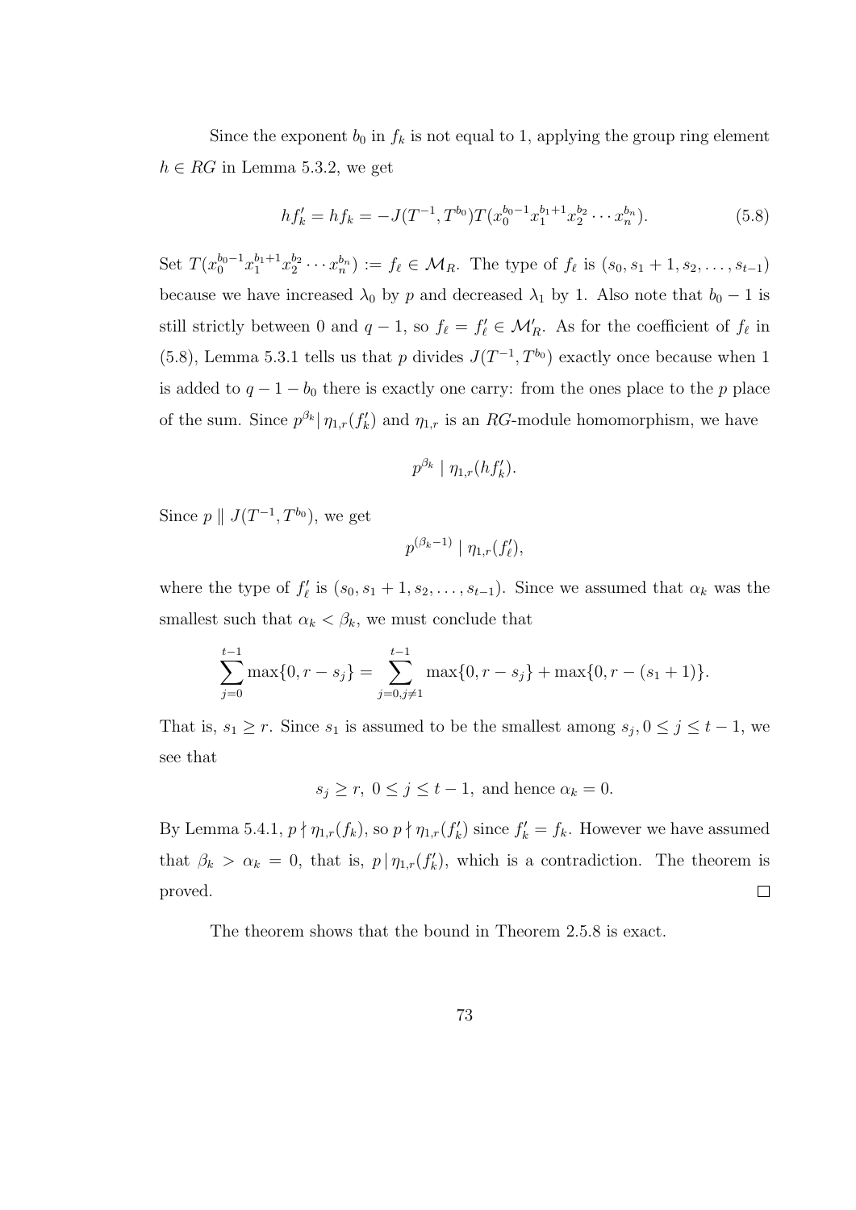Since the exponent $b_0$ in $f_k$ is not equal to 1, applying the group ring element $h \in RG$ in Lemma 5.3.2, we get

$$hf'_k = hf_k = -J(T^{-1}, T^{b_0})T(x_0^{b_0-1}x_1^{b_1+1}x_2^{b_2}\cdots x_n^{b_n}). \tag{5.8}$$

Set $T(x_0^{b_0-1}x_1^{b_1+1}x_2^{b_2}\cdots x_n^{b_n}) := f_\ell \in \mathcal{M}_R$. The type of $f_\ell$ is $(s_0, s_1+1, s_2, \ldots, s_{t-1})$ because we have increased $\lambda_0$ by $p$ and decreased $\lambda_1$ by 1. Also note that $b_0 - 1$ is still strictly between 0 and $q-1$, so $f_\ell = f'_\ell \in \mathcal{M}'_R$. As for the coefficient of $f_\ell$ in (5.8), Lemma 5.3.1 tells us that $p$ divides $J(T^{-1}, T^{b_0})$ exactly once because when 1 is added to $q - 1 - b_0$ there is exactly one carry: from the ones place to the $p$ place of the sum. Since $p^{\beta_k} | \, \eta_{1,r}(f'_k)$ and $\eta_{1,r}$ is an $RG$-module homomorphism, we have

$$p^{\beta_k} \mid \eta_{1,r}(hf'_k).$$

Since $p \parallel J(T^{-1}, T^{b_0})$, we get

$$p^{(\beta_k - 1)} \mid \eta_{1,r}(f'_\ell),$$

where the type of $f'_\ell$ is $(s_0, s_1+1, s_2, \ldots, s_{t-1})$. Since we assumed that $\alpha_k$ was the smallest such that $\alpha_k < \beta_k$, we must conclude that

$$\sum_{j=0}^{t-1} \max\{0, r - s_j\} = \sum_{j=0, j\neq 1}^{t-1} \max\{0, r - s_j\} + \max\{0, r - (s_1 + 1)\}.$$

That is, $s_1 \geq r$. Since $s_1$ is assumed to be the smallest among $s_j, 0 \leq j \leq t-1$, we see that

$$s_j \geq r, \; 0 \leq j \leq t-1, \text{ and hence } \alpha_k = 0.$$

By Lemma 5.4.1, $p \nmid \eta_{1,r}(f_k)$, so $p \nmid \eta_{1,r}(f'_k)$ since $f'_k = f_k$. However we have assumed that $\beta_k > \alpha_k = 0$, that is, $p \, | \, \eta_{1,r}(f'_k)$, which is a contradiction. The theorem is proved. $\square$

The theorem shows that the bound in Theorem 2.5.8 is exact.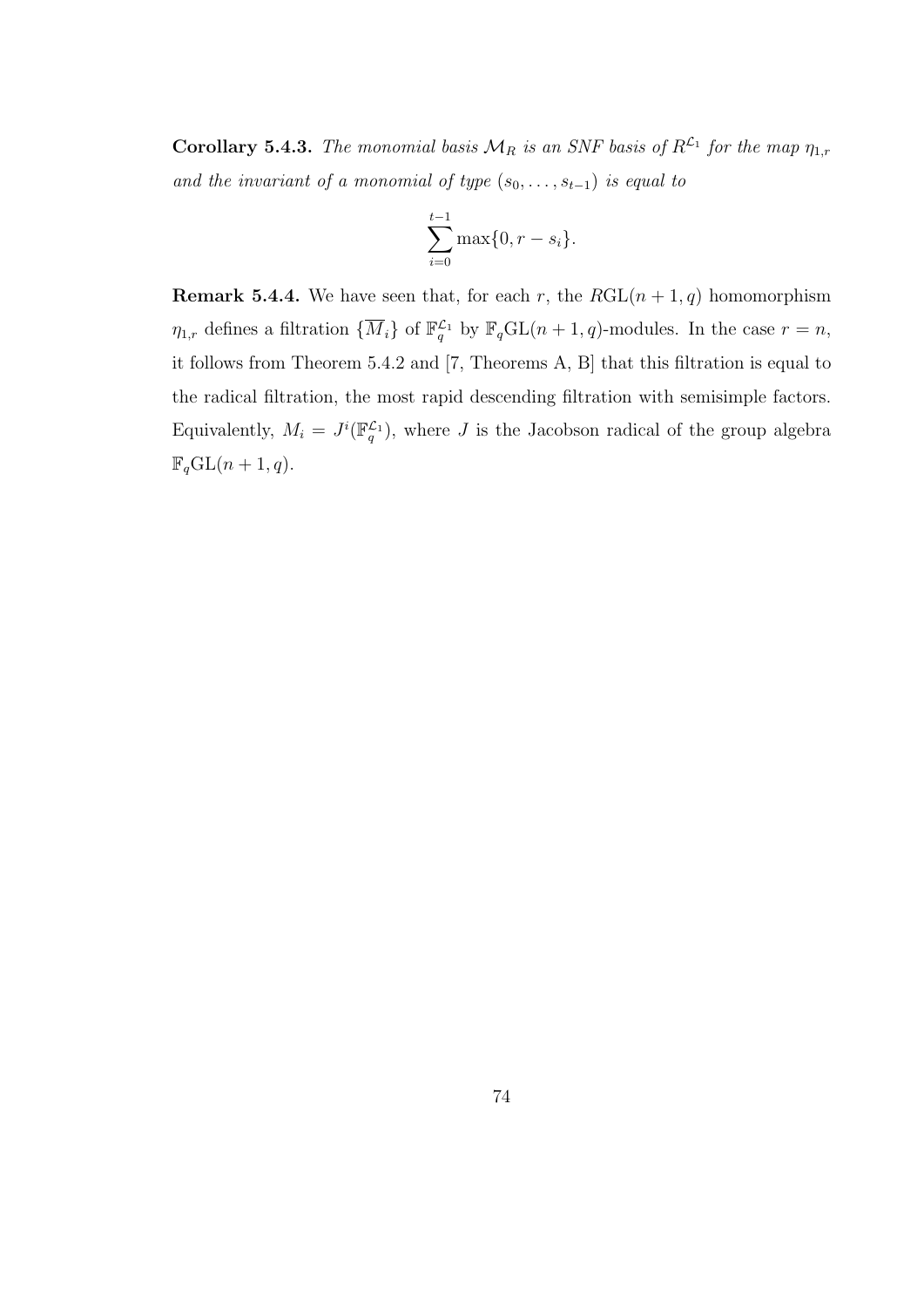**Corollary 5.4.3.** *The monomial basis $\mathcal{M}_R$ is an SNF basis of $R^{\mathcal{L}_1}$ for the map $\eta_{1,r}$ and the invariant of a monomial of type $(s_0, \ldots, s_{t-1})$ is equal to*

$$\sum_{i=0}^{t-1} \max\{0, r - s_i\}.$$

**Remark 5.4.4.** We have seen that, for each $r$, the $R\mathrm{GL}(n+1, q)$ homomorphism $\eta_{1,r}$ defines a filtration $\{\overline{M}_i\}$ of $\mathbb{F}_q^{\mathcal{L}_1}$ by $\mathbb{F}_q\mathrm{GL}(n+1, q)$-modules. In the case $r = n$, it follows from Theorem 5.4.2 and [7, Theorems A, B] that this filtration is equal to the radical filtration, the most rapid descending filtration with semisimple factors. Equivalently, $M_i = J^i(\mathbb{F}_q^{\mathcal{L}_1})$, where $J$ is the Jacobson radical of the group algebra $\mathbb{F}_q\mathrm{GL}(n+1, q)$.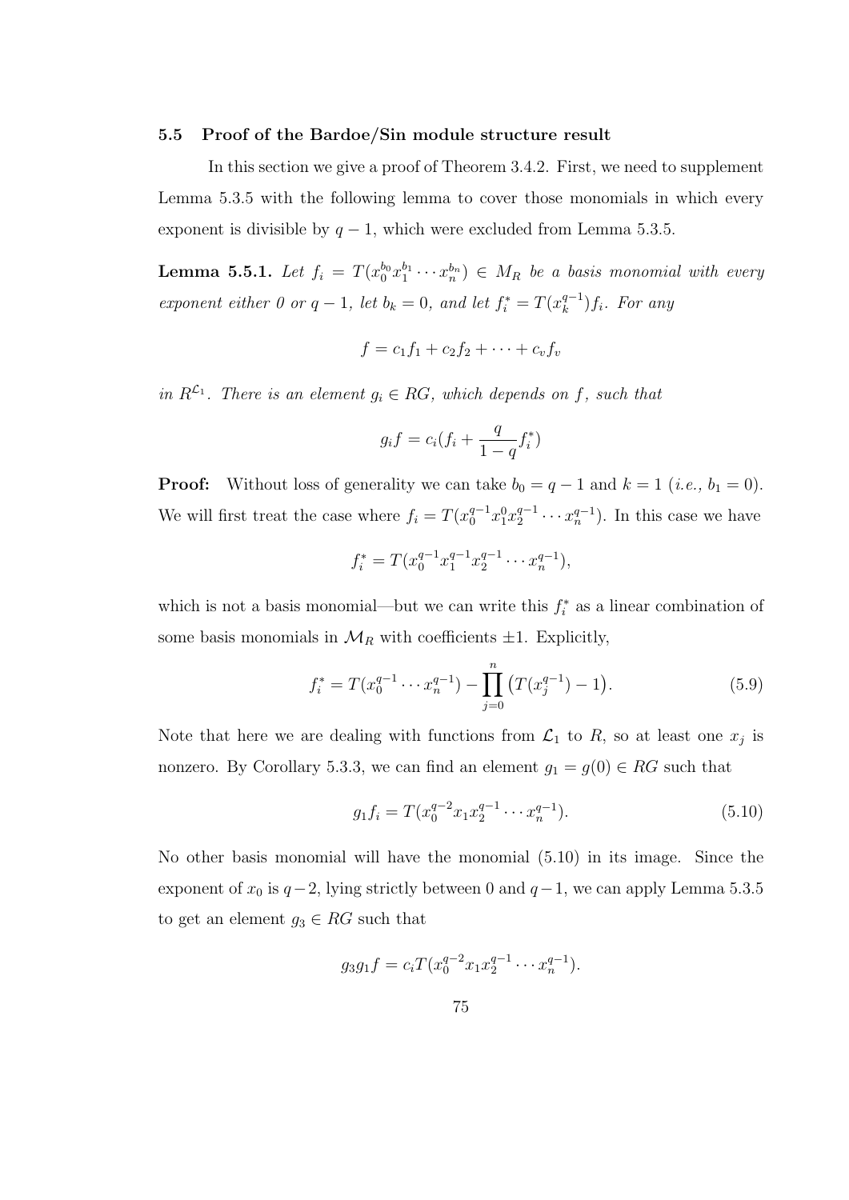### 5.5 Proof of the Bardoe/Sin module structure result

In this section we give a proof of Theorem 3.4.2. First, we need to supplement Lemma 5.3.5 with the following lemma to cover those monomials in which every exponent is divisible by $q-1$, which were excluded from Lemma 5.3.5.

**Lemma 5.5.1.** *Let $f_i = T(x_0^{b_0}x_1^{b_1}\cdots x_n^{b_n}) \in M_R$ be a basis monomial with every exponent either 0 or $q-1$, let $b_k = 0$, and let $f_i^* = T(x_k^{q-1})f_i$. For any*

$$f = c_1 f_1 + c_2 f_2 + \cdots + c_v f_v$$

*in $R^{\mathcal{L}_1}$. There is an element $g_i \in RG$, which depends on $f$, such that*

$$g_i f = c_i(f_i + \frac{q}{1-q} f_i^*)$$

**Proof:** Without loss of generality we can take $b_0 = q-1$ and $k = 1$ (*i.e.*, $b_1 = 0$). We will first treat the case where $f_i = T(x_0^{q-1}x_1^0x_2^{q-1}\cdots x_n^{q-1})$. In this case we have

$$f_i^* = T(x_0^{q-1}x_1^{q-1}x_2^{q-1}\cdots x_n^{q-1}),$$

which is not a basis monomial—but we can write this $f_i^*$ as a linear combination of some basis monomials in $\mathcal{M}_R$ with coefficients $\pm 1$. Explicitly,

$$f_i^* = T(x_0^{q-1}\cdots x_n^{q-1}) - \prod_{j=0}^{n}\big(T(x_j^{q-1}) - 1\big). \tag{5.9}$$

Note that here we are dealing with functions from $\mathcal{L}_1$ to $R$, so at least one $x_j$ is nonzero. By Corollary 5.3.3, we can find an element $g_1 = g(0) \in RG$ such that

$$g_1 f_i = T(x_0^{q-2}x_1x_2^{q-1}\cdots x_n^{q-1}). \tag{5.10}$$

No other basis monomial will have the monomial (5.10) in its image. Since the exponent of $x_0$ is $q-2$, lying strictly between 0 and $q-1$, we can apply Lemma 5.3.5 to get an element $g_3 \in RG$ such that

$$g_3 g_1 f = c_i T(x_0^{q-2}x_1x_2^{q-1}\cdots x_n^{q-1}).$$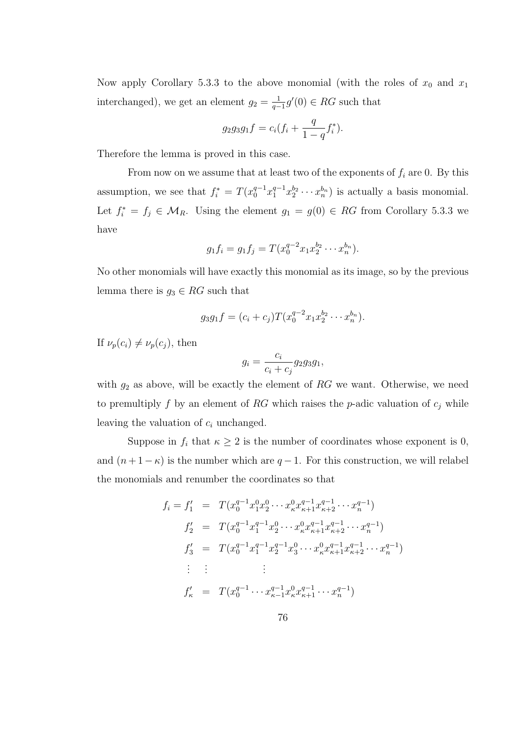Now apply Corollary 5.3.3 to the above monomial (with the roles of $x_0$ and $x_1$ interchanged), we get an element $g_2 = \frac{1}{q-1}g'(0) \in RG$ such that

$$g_2 g_3 g_1 f = c_i(f_i + \frac{q}{1-q}f_i^*).$$

Therefore the lemma is proved in this case.

From now on we assume that at least two of the exponents of $f_i$ are 0. By this assumption, we see that $f_i^* = T(x_0^{q-1}x_1^{q-1}x_2^{b_2}\cdots x_n^{b_n})$ is actually a basis monomial. Let $f_i^* = f_j \in \mathcal{M}_R$. Using the element $g_1 = g(0) \in RG$ from Corollary 5.3.3 we have

$$g_1 f_i = g_1 f_j = T(x_0^{q-2}x_1 x_2^{b_2}\cdots x_n^{b_n}).$$

No other monomials will have exactly this monomial as its image, so by the previous lemma there is $g_3 \in RG$ such that

$$g_3 g_1 f = (c_i + c_j)T(x_0^{q-2}x_1 x_2^{b_2}\cdots x_n^{b_n}).$$

If $\nu_p(c_i) \neq \nu_p(c_j)$, then

$$g_i = \frac{c_i}{c_i + c_j} g_2 g_3 g_1,$$

with $g_2$ as above, will be exactly the element of $RG$ we want. Otherwise, we need to premultiply $f$ by an element of $RG$ which raises the $p$-adic valuation of $c_j$ while leaving the valuation of $c_i$ unchanged.

Suppose in $f_i$ that $\kappa \geq 2$ is the number of coordinates whose exponent is 0, and $(n+1-\kappa)$ is the number which are $q-1$. For this construction, we will relabel the monomials and renumber the coordinates so that

$$\begin{aligned}
f_i = f_1' &= T(x_0^{q-1}x_1^0 x_2^0 \cdots x_\kappa^0 x_{\kappa+1}^{q-1}x_{\kappa+2}^{q-1}\cdots x_n^{q-1}) \\
f_2' &= T(x_0^{q-1}x_1^{q-1}x_2^0 \cdots x_\kappa^0 x_{\kappa+1}^{q-1}x_{\kappa+2}^{q-1}\cdots x_n^{q-1}) \\
f_3' &= T(x_0^{q-1}x_1^{q-1}x_2^{q-1}x_3^0 \cdots x_\kappa^0 x_{\kappa+1}^{q-1}x_{\kappa+2}^{q-1}\cdots x_n^{q-1}) \\
\vdots\ \ &\ \ \vdots \qquad\qquad \vdots \\
f_\kappa' &= T(x_0^{q-1}\cdots x_{\kappa-1}^{q-1}x_\kappa^0 x_{\kappa+1}^{q-1}\cdots x_n^{q-1})
\end{aligned}$$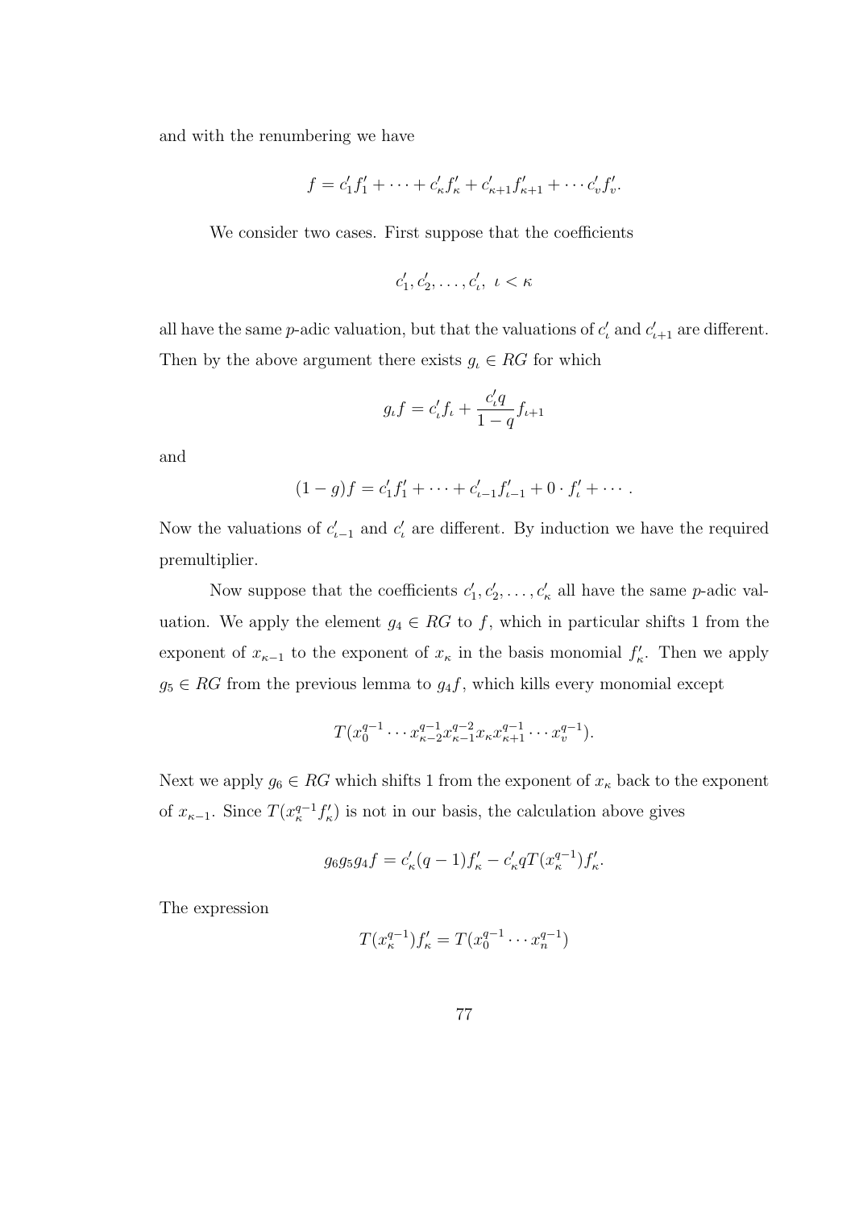and with the renumbering we have

$$f = c'_1 f'_1 + \cdots + c'_\kappa f'_\kappa + c'_{\kappa+1} f'_{\kappa+1} + \cdots c'_v f'_v.$$

We consider two cases. First suppose that the coefficients

$$c'_1, c'_2, \ldots, c'_\iota, \ \iota < \kappa$$

all have the same $p$-adic valuation, but that the valuations of $c'_\iota$ and $c'_{\iota+1}$ are different. Then by the above argument there exists $g_\iota \in RG$ for which

$$g_\iota f = c'_\iota f_\iota + \frac{c'_\iota q}{1-q} f_{\iota+1}$$

and

$$(1-g)f = c'_1 f'_1 + \cdots + c'_{\iota-1} f'_{\iota-1} + 0 \cdot f'_\iota + \cdots .$$

Now the valuations of $c'_{\iota-1}$ and $c'_\iota$ are different. By induction we have the required premultiplier.

Now suppose that the coefficients $c'_1, c'_2, \ldots, c'_\kappa$ all have the same $p$-adic valuation. We apply the element $g_4 \in RG$ to $f$, which in particular shifts 1 from the exponent of $x_{\kappa-1}$ to the exponent of $x_\kappa$ in the basis monomial $f'_\kappa$. Then we apply $g_5 \in RG$ from the previous lemma to $g_4 f$, which kills every monomial except

$$T(x_0^{q-1} \cdots x_{\kappa-2}^{q-1} x_{\kappa-1}^{q-2} x_\kappa x_{\kappa+1}^{q-1} \cdots x_v^{q-1}).$$

Next we apply $g_6 \in RG$ which shifts 1 from the exponent of $x_\kappa$ back to the exponent of $x_{\kappa-1}$. Since $T(x_\kappa^{q-1} f'_\kappa)$ is not in our basis, the calculation above gives

$$g_6 g_5 g_4 f = c'_\kappa (q-1) f'_\kappa - c'_\kappa q T(x_\kappa^{q-1}) f'_\kappa.$$

The expression

$$T(x_\kappa^{q-1}) f'_\kappa = T(x_0^{q-1} \cdots x_n^{q-1})$$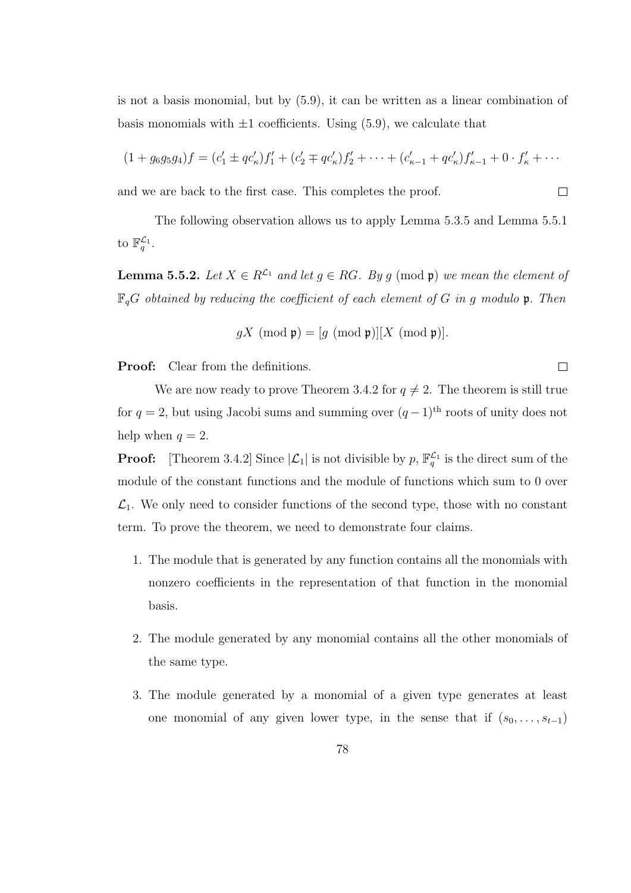is not a basis monomial, but by (5.9), it can be written as a linear combination of basis monomials with $\pm 1$ coefficients. Using (5.9), we calculate that

$$(1 + g_6 g_5 g_4) f = (c_1' \pm q c_\kappa') f_1' + (c_2' \mp q c_\kappa') f_2' + \cdots + (c_{\kappa-1}' + q c_\kappa') f_{\kappa-1}' + 0 \cdot f_\kappa' + \cdots$$

and we are back to the first case. This completes the proof. $\square$

The following observation allows us to apply Lemma 5.3.5 and Lemma 5.5.1 to $\mathbb{F}_q^{\mathcal{L}_1}$.

**Lemma 5.5.2.** *Let $X \in R^{\mathcal{L}_1}$ and let $g \in RG$. By $g \pmod{\mathfrak{p}}$ we mean the element of $\mathbb{F}_q G$ obtained by reducing the coefficient of each element of $G$ in $g$ modulo $\mathfrak{p}$. Then*

$$gX \pmod{\mathfrak{p}} = [g \pmod{\mathfrak{p}}][X \pmod{\mathfrak{p}}].$$

**Proof:** Clear from the definitions. $\square$

We are now ready to prove Theorem 3.4.2 for $q \neq 2$. The theorem is still true for $q = 2$, but using Jacobi sums and summing over $(q-1)^{\text{th}}$ roots of unity does not help when $q = 2$.

**Proof:** [Theorem 3.4.2] Since $|\mathcal{L}_1|$ is not divisible by $p$, $\mathbb{F}_q^{\mathcal{L}_1}$ is the direct sum of the module of the constant functions and the module of functions which sum to 0 over $\mathcal{L}_1$. We only need to consider functions of the second type, those with no constant term. To prove the theorem, we need to demonstrate four claims.

1. The module that is generated by any function contains all the monomials with nonzero coefficients in the representation of that function in the monomial basis.
2. The module generated by any monomial contains all the other monomials of the same type.
3. The module generated by a monomial of a given type generates at least one monomial of any given lower type, in the sense that if $(s_0, \ldots, s_{t-1})$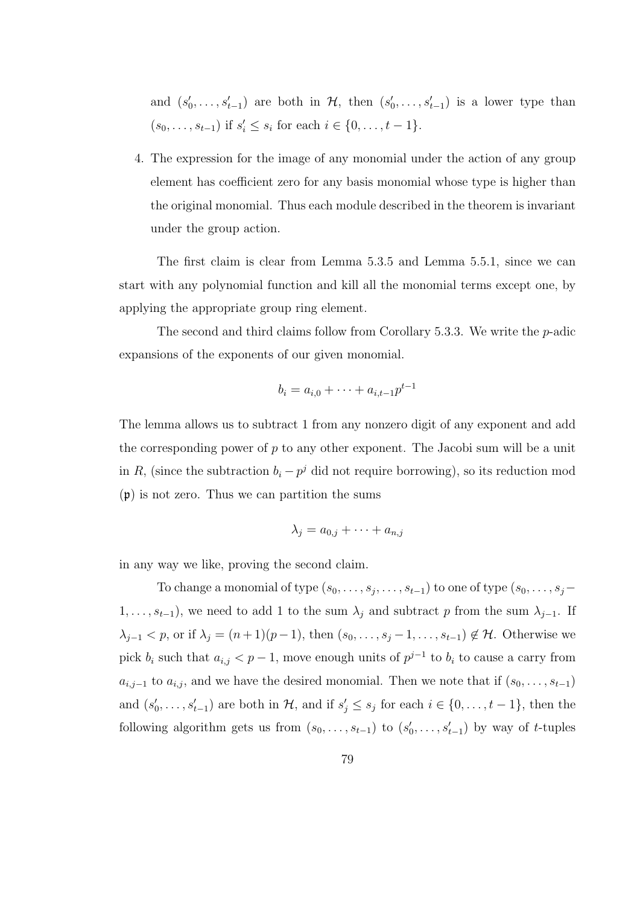and $(s'_0, \ldots, s'_{t-1})$ are both in $\mathcal{H}$, then $(s'_0, \ldots, s'_{t-1})$ is a lower type than $(s_0, \ldots, s_{t-1})$ if $s'_i \leq s_i$ for each $i \in \{0, \ldots, t-1\}$.

4. The expression for the image of any monomial under the action of any group element has coefficient zero for any basis monomial whose type is higher than the original monomial. Thus each module described in the theorem is invariant under the group action.

The first claim is clear from Lemma 5.3.5 and Lemma 5.5.1, since we can start with any polynomial function and kill all the monomial terms except one, by applying the appropriate group ring element.

The second and third claims follow from Corollary 5.3.3. We write the $p$-adic expansions of the exponents of our given monomial.

$$b_i = a_{i,0} + \cdots + a_{i,t-1}p^{t-1}$$

The lemma allows us to subtract 1 from any nonzero digit of any exponent and add the corresponding power of $p$ to any other exponent. The Jacobi sum will be a unit in $R$, (since the subtraction $b_i - p^j$ did not require borrowing), so its reduction mod $(\mathfrak{p})$ is not zero. Thus we can partition the sums

$$\lambda_j = a_{0,j} + \cdots + a_{n,j}$$

in any way we like, proving the second claim.

To change a monomial of type $(s_0, \ldots, s_j, \ldots, s_{t-1})$ to one of type $(s_0, \ldots, s_j - 1, \ldots, s_{t-1})$, we need to add 1 to the sum $\lambda_j$ and subtract $p$ from the sum $\lambda_{j-1}$. If $\lambda_{j-1} < p$, or if $\lambda_j = (n+1)(p-1)$, then $(s_0, \ldots, s_j - 1, \ldots, s_{t-1}) \notin \mathcal{H}$. Otherwise we pick $b_i$ such that $a_{i,j} < p - 1$, move enough units of $p^{j-1}$ to $b_i$ to cause a carry from $a_{i,j-1}$ to $a_{i,j}$, and we have the desired monomial. Then we note that if $(s_0, \ldots, s_{t-1})$ and $(s'_0, \ldots, s'_{t-1})$ are both in $\mathcal{H}$, and if $s'_j \leq s_j$ for each $i \in \{0, \ldots, t-1\}$, then the following algorithm gets us from $(s_0, \ldots, s_{t-1})$ to $(s'_0, \ldots, s'_{t-1})$ by way of $t$-tuples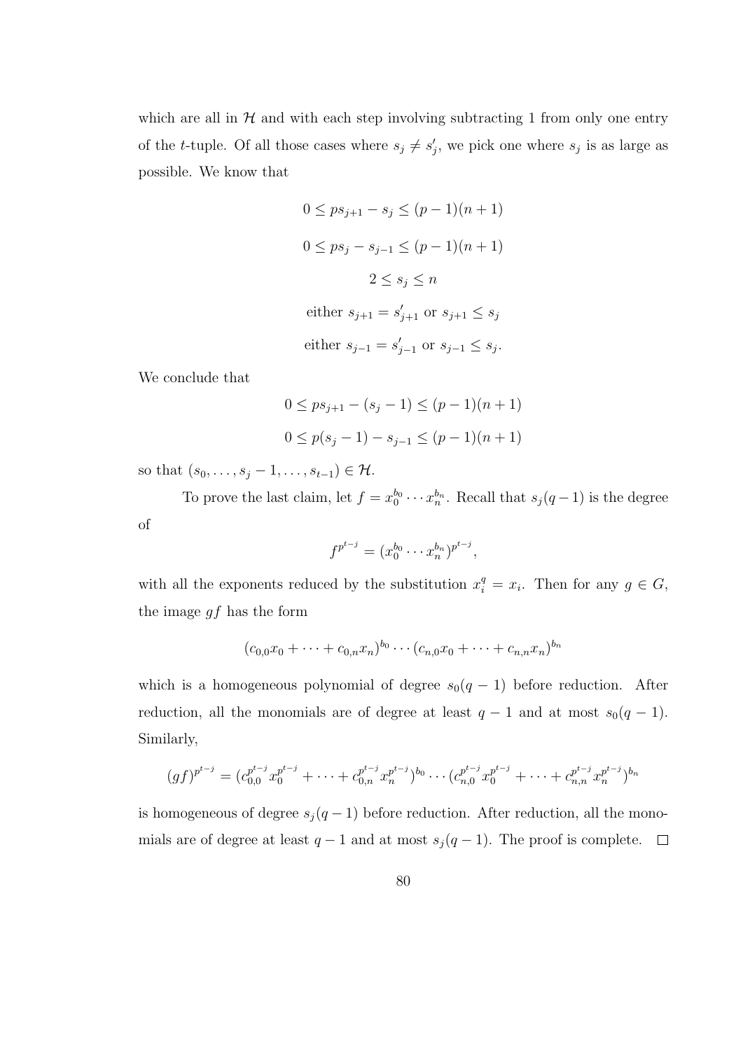which are all in $\mathcal{H}$ and with each step involving subtracting 1 from only one entry of the $t$-tuple. Of all those cases where $s_j \neq s'_j$, we pick one where $s_j$ is as large as possible. We know that

$$0 \leq ps_{j+1} - s_j \leq (p-1)(n+1)$$

$$0 \leq ps_j - s_{j-1} \leq (p-1)(n+1)$$

$$2 \leq s_j \leq n$$

$$\text{either } s_{j+1} = s'_{j+1} \text{ or } s_{j+1} \leq s_j$$

$$\text{either } s_{j-1} = s'_{j-1} \text{ or } s_{j-1} \leq s_j.$$

We conclude that

$$0 \leq ps_{j+1} - (s_j - 1) \leq (p-1)(n+1)$$

$$0 \leq p(s_j - 1) - s_{j-1} \leq (p-1)(n+1)$$

so that $(s_0, \ldots, s_j - 1, \ldots, s_{t-1}) \in \mathcal{H}$.

To prove the last claim, let $f = x_0^{b_0} \cdots x_n^{b_n}$. Recall that $s_j(q-1)$ is the degree of

$$f^{p^{t-j}} = (x_0^{b_0} \cdots x_n^{b_n})^{p^{t-j}},$$

with all the exponents reduced by the substitution $x_i^q = x_i$. Then for any $g \in G$, the image $gf$ has the form

$$(c_{0,0}x_0 + \cdots + c_{0,n}x_n)^{b_0} \cdots (c_{n,0}x_0 + \cdots + c_{n,n}x_n)^{b_n}$$

which is a homogeneous polynomial of degree $s_0(q-1)$ before reduction. After reduction, all the monomials are of degree at least $q-1$ and at most $s_0(q-1)$. Similarly,

$$(gf)^{p^{t-j}} = (c_{0,0}^{p^{t-j}} x_0^{p^{t-j}} + \cdots + c_{0,n}^{p^{t-j}} x_n^{p^{t-j}})^{b_0} \cdots (c_{n,0}^{p^{t-j}} x_0^{p^{t-j}} + \cdots + c_{n,n}^{p^{t-j}} x_n^{p^{t-j}})^{b_n}$$

is homogeneous of degree $s_j(q-1)$ before reduction. After reduction, all the monomials are of degree at least $q-1$ and at most $s_j(q-1)$. The proof is complete. $\square$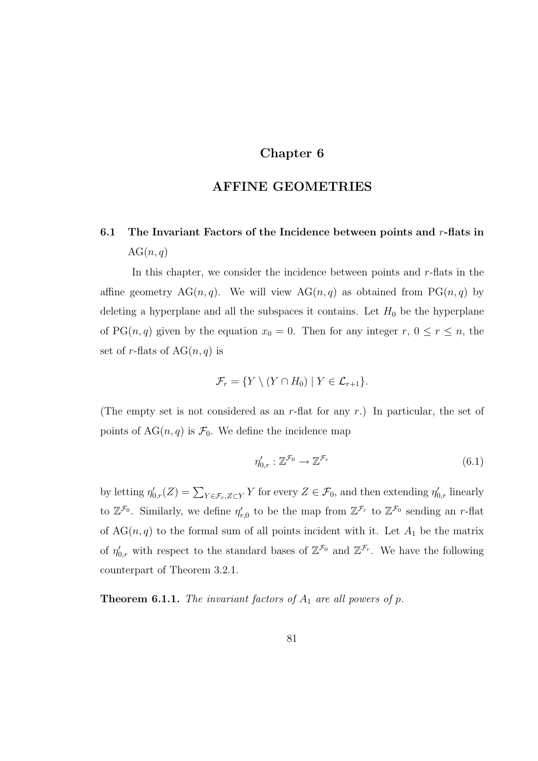# Chapter 6

# AFFINE GEOMETRIES

## 6.1 The Invariant Factors of the Incidence between points and $r$-flats in $\mathrm{AG}(n, q)$

In this chapter, we consider the incidence between points and $r$-flats in the affine geometry $\mathrm{AG}(n, q)$. We will view $\mathrm{AG}(n, q)$ as obtained from $\mathrm{PG}(n, q)$ by deleting a hyperplane and all the subspaces it contains. Let $H_0$ be the hyperplane of $\mathrm{PG}(n, q)$ given by the equation $x_0 = 0$. Then for any integer $r$, $0 \leq r \leq n$, the set of $r$-flats of $\mathrm{AG}(n, q)$ is

$$\mathcal{F}_r = \{Y \setminus (Y \cap H_0) \mid Y \in \mathcal{L}_{r+1}\}.$$

(The empty set is not considered as an $r$-flat for any $r$.) In particular, the set of points of $\mathrm{AG}(n, q)$ is $\mathcal{F}_0$. We define the incidence map

$$\eta'_{0,r} : \mathbb{Z}^{\mathcal{F}_0} \to \mathbb{Z}^{\mathcal{F}_r} \tag{6.1}$$

by letting $\eta'_{0,r}(Z) = \sum_{Y \in \mathcal{F}_r, Z \subset Y} Y$ for every $Z \in \mathcal{F}_0$, and then extending $\eta'_{0,r}$ linearly to $\mathbb{Z}^{\mathcal{F}_0}$. Similarly, we define $\eta'_{r,0}$ to be the map from $\mathbb{Z}^{\mathcal{F}_r}$ to $\mathbb{Z}^{\mathcal{F}_0}$ sending an $r$-flat of $\mathrm{AG}(n, q)$ to the formal sum of all points incident with it. Let $A_1$ be the matrix of $\eta'_{0,r}$ with respect to the standard bases of $\mathbb{Z}^{\mathcal{F}_0}$ and $\mathbb{Z}^{\mathcal{F}_r}$. We have the following counterpart of Theorem 3.2.1.

**Theorem 6.1.1.** *The invariant factors of $A_1$ are all powers of $p$.*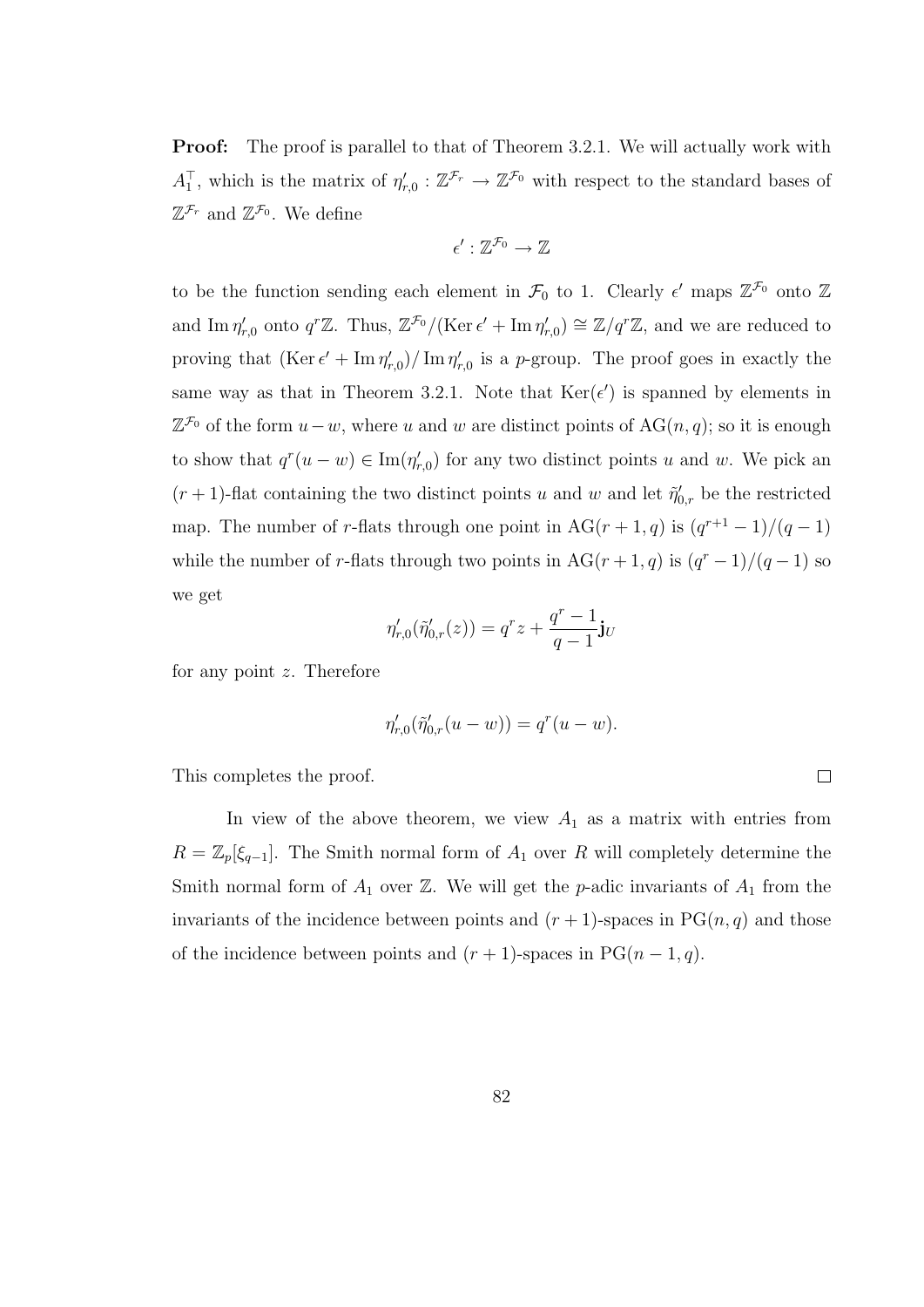**Proof:** The proof is parallel to that of Theorem 3.2.1. We will actually work with $A_1^\top$, which is the matrix of $\eta'_{r,0} : \mathbb{Z}^{\mathcal{F}_r} \to \mathbb{Z}^{\mathcal{F}_0}$ with respect to the standard bases of $\mathbb{Z}^{\mathcal{F}_r}$ and $\mathbb{Z}^{\mathcal{F}_0}$. We define

$$\epsilon' : \mathbb{Z}^{\mathcal{F}_0} \to \mathbb{Z}$$

to be the function sending each element in $\mathcal{F}_0$ to 1. Clearly $\epsilon'$ maps $\mathbb{Z}^{\mathcal{F}_0}$ onto $\mathbb{Z}$ and $\operatorname{Im} \eta'_{r,0}$ onto $q^r\mathbb{Z}$. Thus, $\mathbb{Z}^{\mathcal{F}_0}/(\operatorname{Ker} \epsilon' + \operatorname{Im} \eta'_{r,0}) \cong \mathbb{Z}/q^r\mathbb{Z}$, and we are reduced to proving that $(\operatorname{Ker} \epsilon' + \operatorname{Im} \eta'_{r,0})/\operatorname{Im} \eta'_{r,0}$ is a $p$-group. The proof goes in exactly the same way as that in Theorem 3.2.1. Note that $\operatorname{Ker}(\epsilon')$ is spanned by elements in $\mathbb{Z}^{\mathcal{F}_0}$ of the form $u - w$, where $u$ and $w$ are distinct points of $\operatorname{AG}(n, q)$; so it is enough to show that $q^r(u - w) \in \operatorname{Im}(\eta'_{r,0})$ for any two distinct points $u$ and $w$. We pick an $(r + 1)$-flat containing the two distinct points $u$ and $w$ and let $\tilde{\eta}'_{0,r}$ be the restricted map. The number of $r$-flats through one point in $\operatorname{AG}(r + 1, q)$ is $(q^{r+1} - 1)/(q - 1)$ while the number of $r$-flats through two points in $\operatorname{AG}(r + 1, q)$ is $(q^r - 1)/(q - 1)$ so we get

$$\eta'_{r,0}(\tilde{\eta}'_{0,r}(z)) = q^r z + \frac{q^r - 1}{q - 1}\mathbf{j}_U$$

for any point $z$. Therefore

$$\eta'_{r,0}(\tilde{\eta}'_{0,r}(u - w)) = q^r(u - w).$$

This completes the proof. $\square$

In view of the above theorem, we view $A_1$ as a matrix with entries from $R = \mathbb{Z}_p[\xi_{q-1}]$. The Smith normal form of $A_1$ over $R$ will completely determine the Smith normal form of $A_1$ over $\mathbb{Z}$. We will get the $p$-adic invariants of $A_1$ from the invariants of the incidence between points and $(r + 1)$-spaces in $\operatorname{PG}(n, q)$ and those of the incidence between points and $(r + 1)$-spaces in $\operatorname{PG}(n - 1, q)$.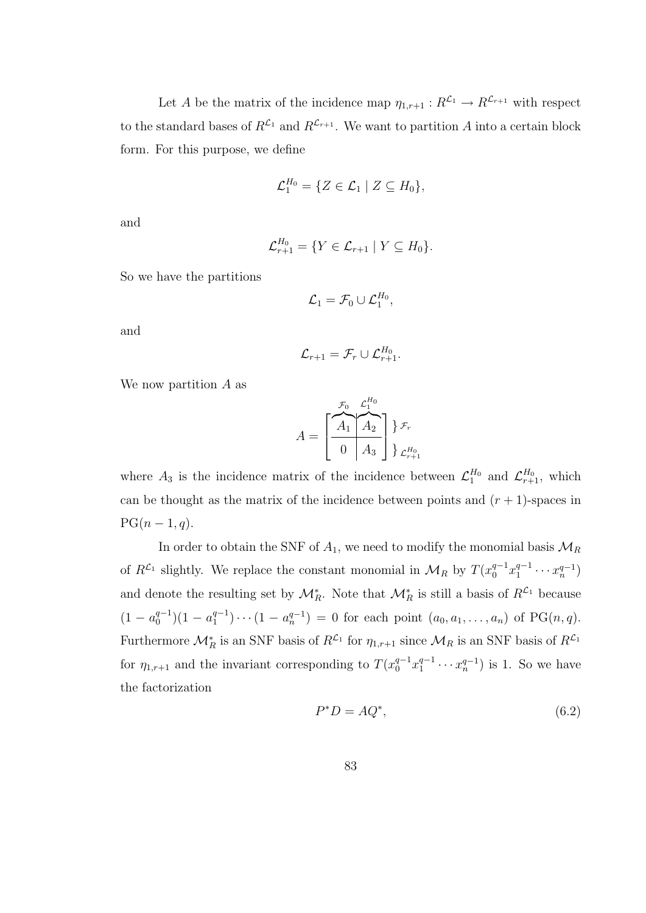Let $A$ be the matrix of the incidence map $\eta_{1,r+1} : R^{\mathcal{L}_1} \to R^{\mathcal{L}_{r+1}}$ with respect to the standard bases of $R^{\mathcal{L}_1}$ and $R^{\mathcal{L}_{r+1}}$. We want to partition $A$ into a certain block form. For this purpose, we define

$$\mathcal{L}_1^{H_0} = \{Z \in \mathcal{L}_1 \mid Z \subseteq H_0\},$$

and

$$\mathcal{L}_{r+1}^{H_0} = \{Y \in \mathcal{L}_{r+1} \mid Y \subseteq H_0\}.$$

So we have the partitions

$$\mathcal{L}_1 = \mathcal{F}_0 \cup \mathcal{L}_1^{H_0},$$

and

$$\mathcal{L}_{r+1} = \mathcal{F}_r \cup \mathcal{L}_{r+1}^{H_0}.$$

We now partition $A$ as

$$A = \begin{array}{c} \begin{array}{cc} \scriptstyle\mathcal{F}_0 & \scriptstyle\mathcal{L}_1^{H_0} \end{array} \\ \left[\begin{array}{c|c} A_1 & A_2 \\ \hline 0 & A_3 \end{array}\right] \end{array} \begin{array}{l} \} \, \mathcal{F}_r \\ \} \, \mathcal{L}_{r+1}^{H_0} \end{array}$$

where $A_3$ is the incidence matrix of the incidence between $\mathcal{L}_1^{H_0}$ and $\mathcal{L}_{r+1}^{H_0}$, which can be thought as the matrix of the incidence between points and $(r+1)$-spaces in $\mathrm{PG}(n-1, q)$.

In order to obtain the SNF of $A_1$, we need to modify the monomial basis $\mathcal{M}_R$ of $R^{\mathcal{L}_1}$ slightly. We replace the constant monomial in $\mathcal{M}_R$ by $T(x_0^{q-1}x_1^{q-1}\cdots x_n^{q-1})$ and denote the resulting set by $\mathcal{M}_R^*$. Note that $\mathcal{M}_R^*$ is still a basis of $R^{\mathcal{L}_1}$ because $(1-a_0^{q-1})(1-a_1^{q-1})\cdots(1-a_n^{q-1}) = 0$ for each point $(a_0, a_1, \ldots, a_n)$ of $\mathrm{PG}(n,q)$. Furthermore $\mathcal{M}_R^*$ is an SNF basis of $R^{\mathcal{L}_1}$ for $\eta_{1,r+1}$ since $\mathcal{M}_R$ is an SNF basis of $R^{\mathcal{L}_1}$ for $\eta_{1,r+1}$ and the invariant corresponding to $T(x_0^{q-1}x_1^{q-1}\cdots x_n^{q-1})$ is 1. So we have the factorization

$$P^*D = AQ^*, \tag{6.2}$$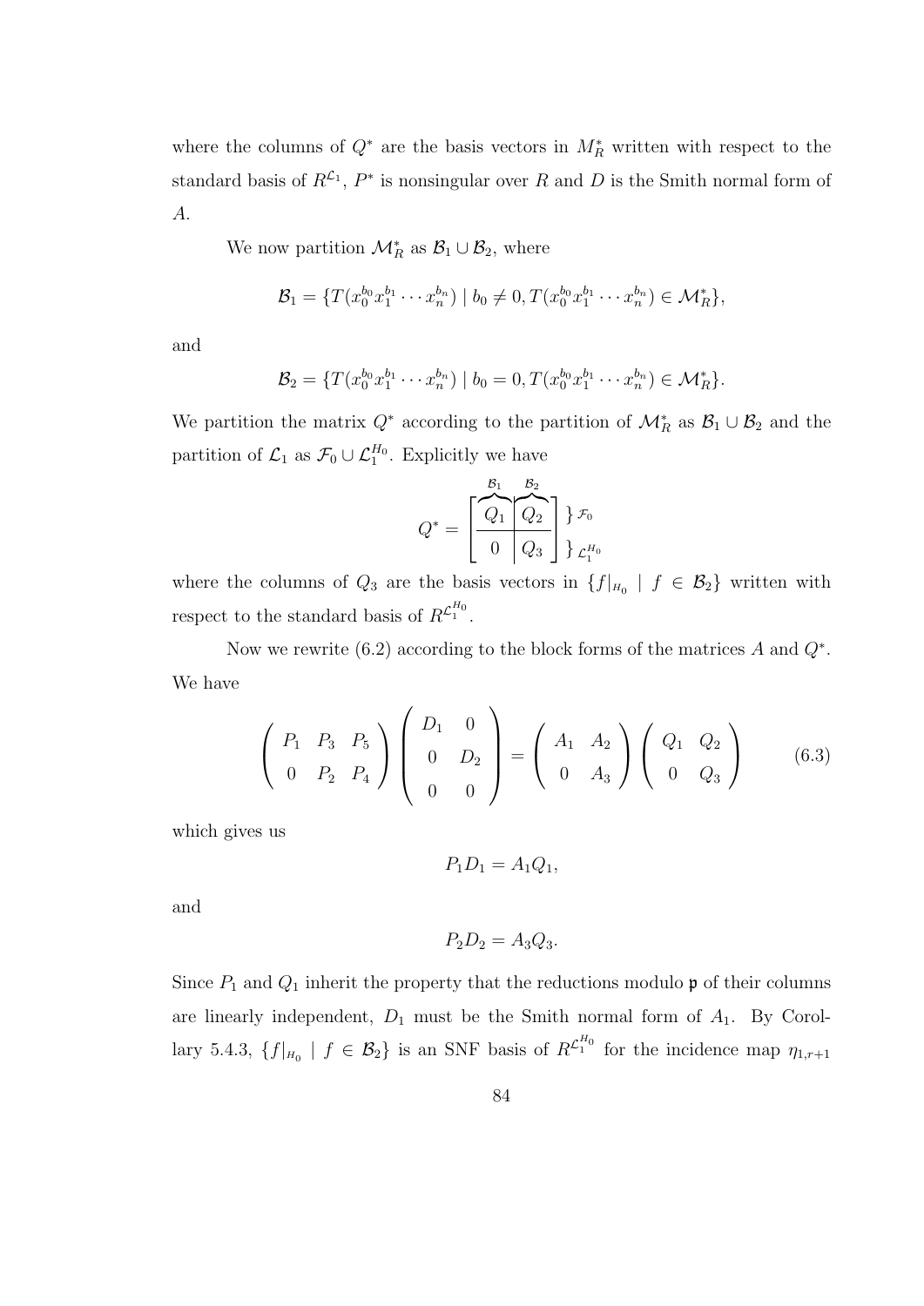where the columns of $Q^*$ are the basis vectors in $M_R^*$ written with respect to the standard basis of $R^{\mathcal{L}_1}$, $P^*$ is nonsingular over $R$ and $D$ is the Smith normal form of $A$.

We now partition $\mathcal{M}_R^*$ as $\mathcal{B}_1 \cup \mathcal{B}_2$, where

$$\mathcal{B}_1 = \{T(x_0^{b_0} x_1^{b_1} \cdots x_n^{b_n}) \mid b_0 \neq 0, T(x_0^{b_0} x_1^{b_1} \cdots x_n^{b_n}) \in \mathcal{M}_R^*\},$$

and

$$\mathcal{B}_2 = \{T(x_0^{b_0} x_1^{b_1} \cdots x_n^{b_n}) \mid b_0 = 0, T(x_0^{b_0} x_1^{b_1} \cdots x_n^{b_n}) \in \mathcal{M}_R^*\}.$$

We partition the matrix $Q^*$ according to the partition of $\mathcal{M}_R^*$ as $\mathcal{B}_1 \cup \mathcal{B}_2$ and the partition of $\mathcal{L}_1$ as $\mathcal{F}_0 \cup \mathcal{L}_1^{H_0}$. Explicitly we have

$$Q^* = \left[\begin{array}{c|c} \overbrace{Q_1}^{\mathcal{B}_1} & \overbrace{Q_2}^{\mathcal{B}_2} \\ \hline 0 & Q_3 \end{array}\right] \begin{array}{l} \}\, \mathcal{F}_0 \\ \}\, \mathcal{L}_1^{H_0} \end{array}$$

where the columns of $Q_3$ are the basis vectors in $\{f|_{H_0} \mid f \in \mathcal{B}_2\}$ written with respect to the standard basis of $R^{\mathcal{L}_1^{H_0}}$.

Now we rewrite (6.2) according to the block forms of the matrices $A$ and $Q^*$. We have

$$\begin{pmatrix} P_1 & P_3 & P_5 \\ 0 & P_2 & P_4 \end{pmatrix} \begin{pmatrix} D_1 & 0 \\ 0 & D_2 \\ 0 & 0 \end{pmatrix} = \begin{pmatrix} A_1 & A_2 \\ 0 & A_3 \end{pmatrix} \begin{pmatrix} Q_1 & Q_2 \\ 0 & Q_3 \end{pmatrix} \tag{6.3}$$

which gives us

$$P_1 D_1 = A_1 Q_1,$$

and

$$P_2 D_2 = A_3 Q_3.$$

Since $P_1$ and $Q_1$ inherit the property that the reductions modulo $\mathfrak{p}$ of their columns are linearly independent, $D_1$ must be the Smith normal form of $A_1$. By Corollary 5.4.3, $\{f|_{H_0} \mid f \in \mathcal{B}_2\}$ is an SNF basis of $R^{\mathcal{L}_1^{H_0}}$ for the incidence map $\eta_{1,r+1}$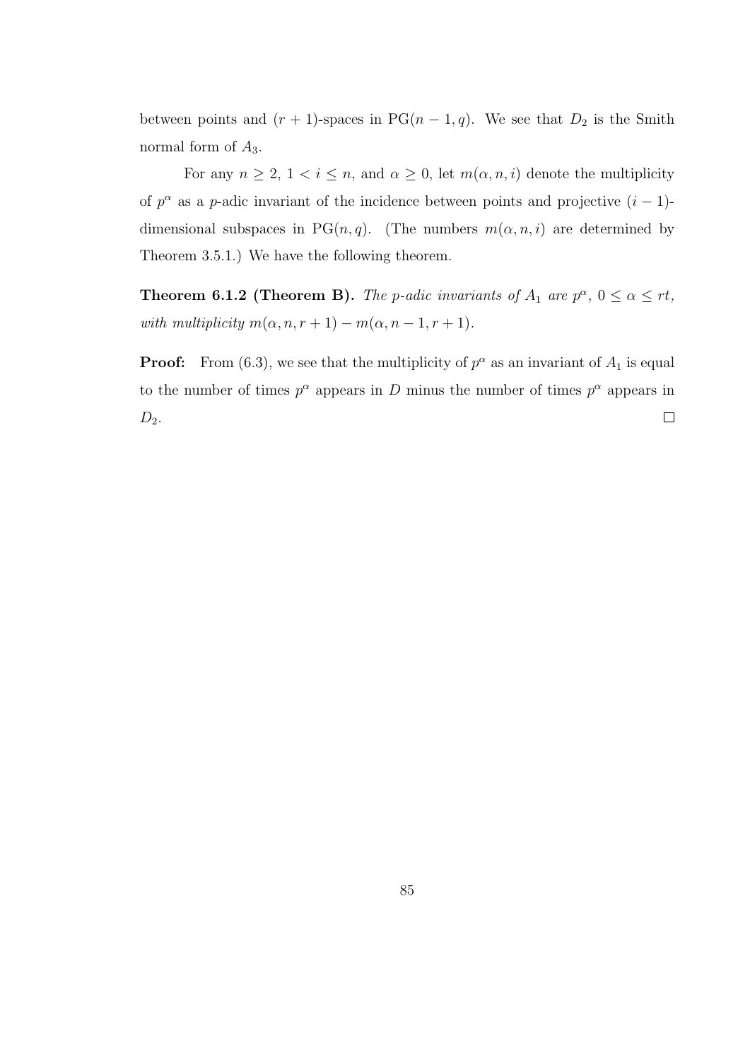between points and $(r+1)$-spaces in $\mathrm{PG}(n-1,q)$. We see that $D_2$ is the Smith normal form of $A_3$.

For any $n \geq 2$, $1 < i \leq n$, and $\alpha \geq 0$, let $m(\alpha, n, i)$ denote the multiplicity of $p^\alpha$ as a $p$-adic invariant of the incidence between points and projective $(i-1)$-dimensional subspaces in $\mathrm{PG}(n,q)$. (The numbers $m(\alpha, n, i)$ are determined by Theorem 3.5.1.) We have the following theorem.

**Theorem 6.1.2 (Theorem B).** *The $p$-adic invariants of $A_1$ are $p^\alpha$, $0 \leq \alpha \leq rt$, with multiplicity $m(\alpha, n, r+1) - m(\alpha, n-1, r+1)$.*

**Proof:** From (6.3), we see that the multiplicity of $p^\alpha$ as an invariant of $A_1$ is equal to the number of times $p^\alpha$ appears in $D$ minus the number of times $p^\alpha$ appears in $D_2$. □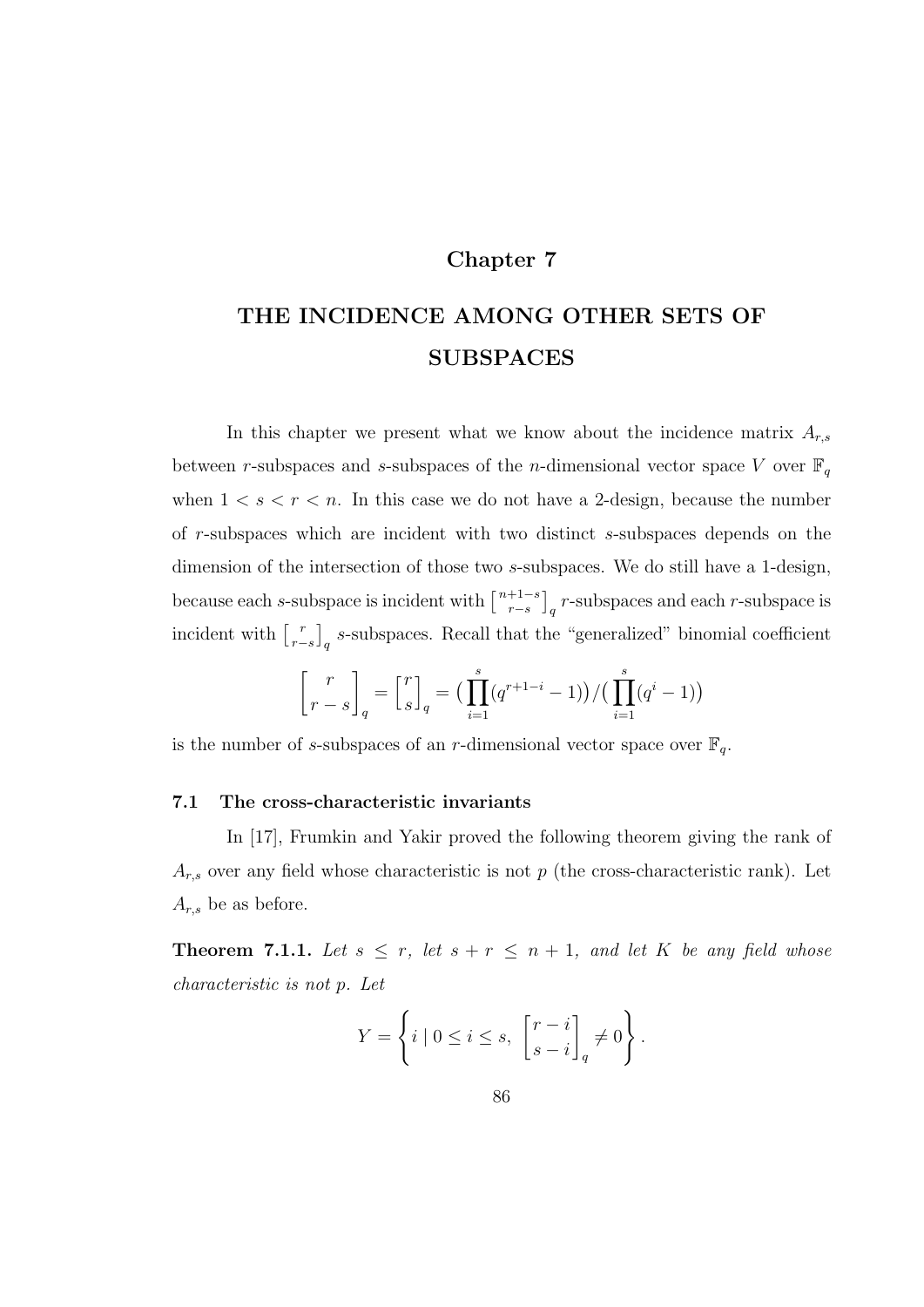# Chapter 7

# THE INCIDENCE AMONG OTHER SETS OF SUBSPACES

In this chapter we present what we know about the incidence matrix $A_{r,s}$ between $r$-subspaces and $s$-subspaces of the $n$-dimensional vector space $V$ over $\mathbb{F}_q$ when $1 < s < r < n$. In this case we do not have a 2-design, because the number of $r$-subspaces which are incident with two distinct $s$-subspaces depends on the dimension of the intersection of those two $s$-subspaces. We do still have a 1-design, because each $s$-subspace is incident with $\left[ {n+1-s \atop r-s} \right]_q$ $r$-subspaces and each $r$-subspace is incident with $\left[ {r \atop r-s} \right]_q$ $s$-subspaces. Recall that the "generalized" binomial coefficient

$$\begin{bmatrix} r \\ r-s \end{bmatrix}_q = \begin{bmatrix} r \\ s \end{bmatrix}_q = \big(\prod_{i=1}^{s}(q^{r+1-i}-1)\big)/\big(\prod_{i=1}^{s}(q^i-1)\big)$$

is the number of $s$-subspaces of an $r$-dimensional vector space over $\mathbb{F}_q$.

### 7.1 The cross-characteristic invariants

In [17], Frumkin and Yakir proved the following theorem giving the rank of $A_{r,s}$ over any field whose characteristic is not $p$ (the cross-characteristic rank). Let $A_{r,s}$ be as before.

**Theorem 7.1.1.** *Let $s \leq r$, let $s + r \leq n + 1$, and let $K$ be any field whose characteristic is not $p$. Let*

$$Y = \left\{ i \mid 0 \leq i \leq s, \; \begin{bmatrix} r-i \\ s-i \end{bmatrix}_q \neq 0 \right\}.$$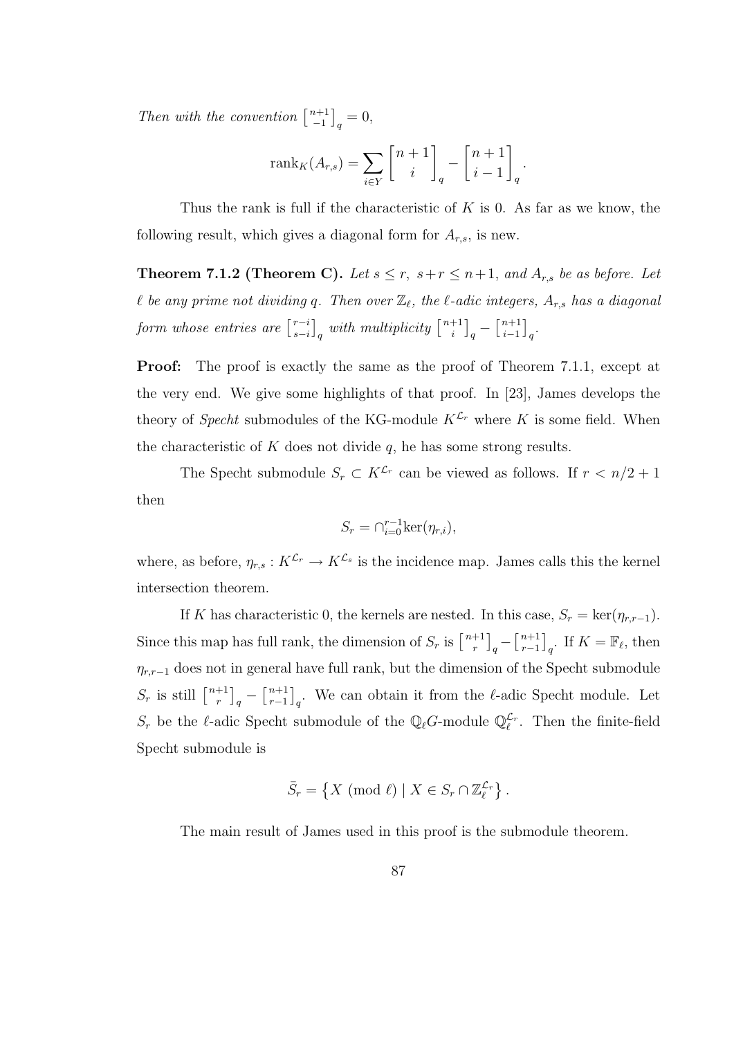*Then with the convention* $\left[ {n+1 \atop -1} \right]_q = 0$,

$$\mathrm{rank}_K(A_{r,s}) = \sum_{i \in Y} \left[ {n+1 \atop i} \right]_q - \left[ {n+1 \atop i-1} \right]_q .$$

Thus the rank is full if the characteristic of $K$ is 0. As far as we know, the following result, which gives a diagonal form for $A_{r,s}$, is new.

**Theorem 7.1.2 (Theorem C).** *Let* $s \leq r$, $s+r \leq n+1$, *and* $A_{r,s}$ *be as before. Let* $\ell$ *be any prime not dividing* $q$. *Then over* $\mathbb{Z}_\ell$, *the* $\ell$*-adic integers,* $A_{r,s}$ *has a diagonal form whose entries are* $\left[ {r-i \atop s-i} \right]_q$ *with multiplicity* $\left[ {n+1 \atop i} \right]_q - \left[ {n+1 \atop i-1} \right]_q$.

**Proof:** The proof is exactly the same as the proof of Theorem 7.1.1, except at the very end. We give some highlights of that proof. In [23], James develops the theory of *Specht* submodules of the KG-module $K^{\mathcal{L}_r}$ where $K$ is some field. When the characteristic of $K$ does not divide $q$, he has some strong results.

The Specht submodule $S_r \subset K^{\mathcal{L}_r}$ can be viewed as follows. If $r < n/2 + 1$ then

$$S_r = \cap_{i=0}^{r-1} \ker(\eta_{r,i}),$$

where, as before, $\eta_{r,s} : K^{\mathcal{L}_r} \to K^{\mathcal{L}_s}$ is the incidence map. James calls this the kernel intersection theorem.

If $K$ has characteristic 0, the kernels are nested. In this case, $S_r = \ker(\eta_{r,r-1})$. Since this map has full rank, the dimension of $S_r$ is $\left[ {n+1 \atop r} \right]_q - \left[ {n+1 \atop r-1} \right]_q$. If $K = \mathbb{F}_\ell$, then $\eta_{r,r-1}$ does not in general have full rank, but the dimension of the Specht submodule $S_r$ is still $\left[ {n+1 \atop r} \right]_q - \left[ {n+1 \atop r-1} \right]_q$. We can obtain it from the $\ell$-adic Specht module. Let $S_r$ be the $\ell$-adic Specht submodule of the $\mathbb{Q}_\ell G$-module $\mathbb{Q}_\ell^{\mathcal{L}_r}$. Then the finite-field Specht submodule is

$$\bar{S}_r = \left\{ X \pmod{\ell} \mid X \in S_r \cap \mathbb{Z}_\ell^{\mathcal{L}_r} \right\}.$$

The main result of James used in this proof is the submodule theorem.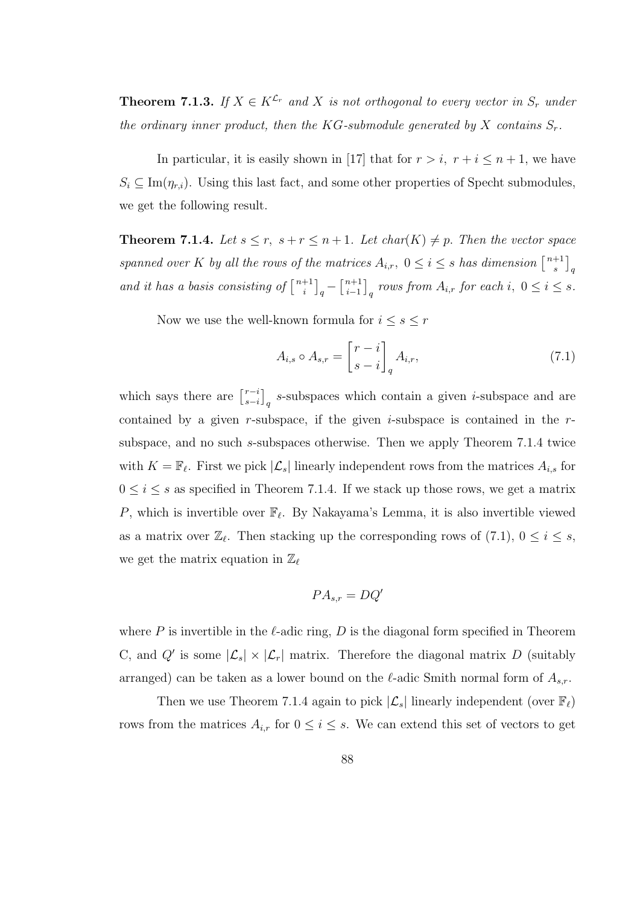**Theorem 7.1.3.** *If $X \in K^{\mathcal{L}_r}$ and $X$ is not orthogonal to every vector in $S_r$ under the ordinary inner product, then the $KG$-submodule generated by $X$ contains $S_r$.*

In particular, it is easily shown in [17] that for $r > i,\ r + i \leq n + 1$, we have $S_i \subseteq \mathrm{Im}(\eta_{r,i})$. Using this last fact, and some other properties of Specht submodules, we get the following result.

**Theorem 7.1.4.** *Let $s \leq r,\ s + r \leq n + 1$. Let $char(K) \neq p$. Then the vector space spanned over $K$ by all the rows of the matrices $A_{i,r},\ 0 \leq i \leq s$ has dimension $\left[ {n+1 \atop s} \right]_q$ and it has a basis consisting of $\left[ {n+1 \atop i} \right]_q - \left[ {n+1 \atop i-1} \right]_q$ rows from $A_{i,r}$ for each $i,\ 0 \leq i \leq s$.*

Now we use the well-known formula for $i \leq s \leq r$

$$A_{i,s} \circ A_{s,r} = \begin{bmatrix} r-i \\ s-i \end{bmatrix}_q A_{i,r}, \tag{7.1}$$

which says there are $\left[ {r-i \atop s-i} \right]_q$ $s$-subspaces which contain a given $i$-subspace and are contained by a given $r$-subspace, if the given $i$-subspace is contained in the $r$-subspace, and no such $s$-subspaces otherwise. Then we apply Theorem 7.1.4 twice with $K = \mathbb{F}_\ell$. First we pick $|\mathcal{L}_s|$ linearly independent rows from the matrices $A_{i,s}$ for $0 \leq i \leq s$ as specified in Theorem 7.1.4. If we stack up those rows, we get a matrix $P$, which is invertible over $\mathbb{F}_\ell$. By Nakayama's Lemma, it is also invertible viewed as a matrix over $\mathbb{Z}_\ell$. Then stacking up the corresponding rows of (7.1), $0 \leq i \leq s$, we get the matrix equation in $\mathbb{Z}_\ell$

$$PA_{s,r} = DQ'$$

where $P$ is invertible in the $\ell$-adic ring, $D$ is the diagonal form specified in Theorem C, and $Q'$ is some $|\mathcal{L}_s| \times |\mathcal{L}_r|$ matrix. Therefore the diagonal matrix $D$ (suitably arranged) can be taken as a lower bound on the $\ell$-adic Smith normal form of $A_{s,r}$.

Then we use Theorem 7.1.4 again to pick $|\mathcal{L}_s|$ linearly independent (over $\mathbb{F}_\ell$) rows from the matrices $A_{i,r}$ for $0 \leq i \leq s$. We can extend this set of vectors to get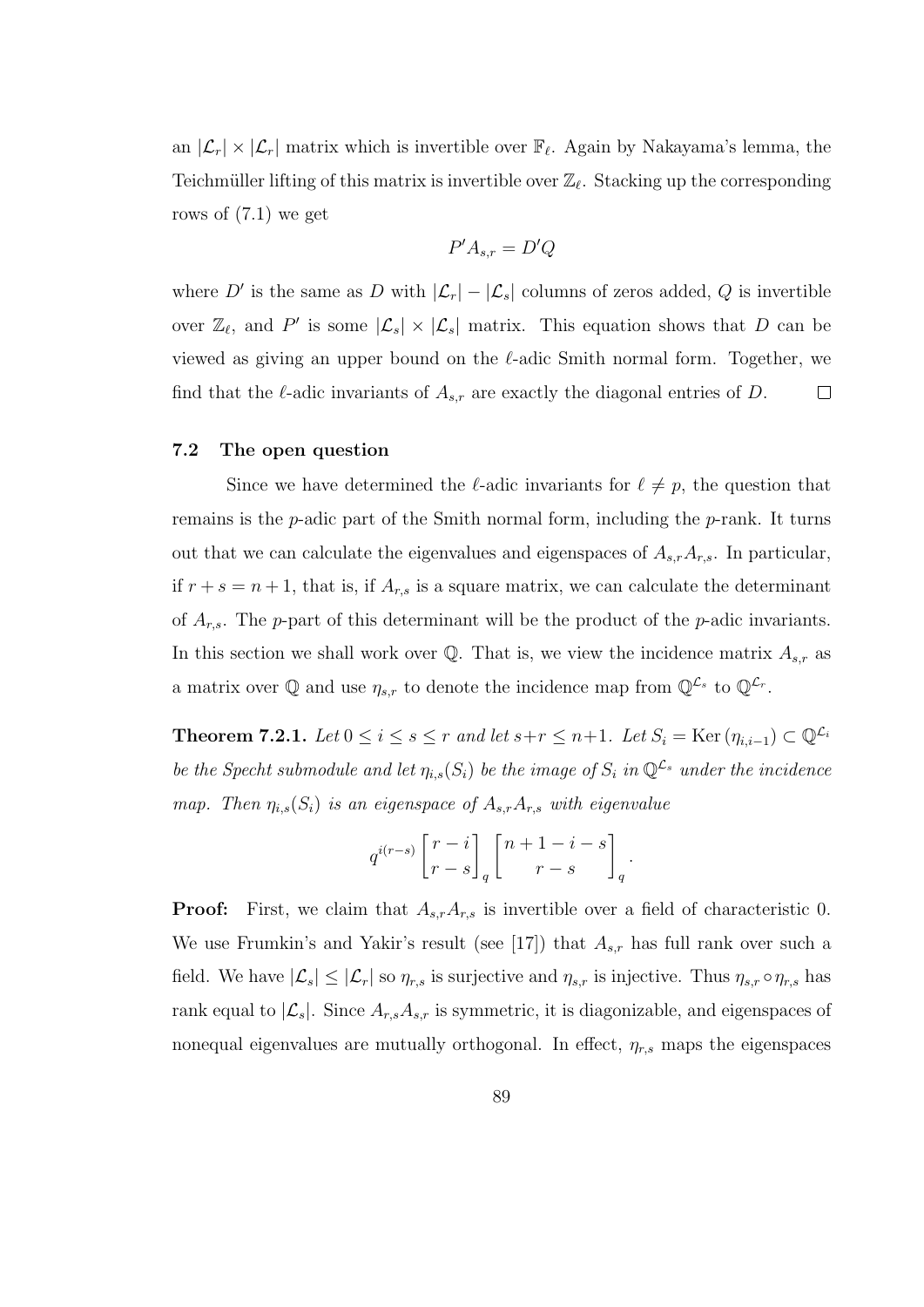an $|\mathcal{L}_r| \times |\mathcal{L}_r|$ matrix which is invertible over $\mathbb{F}_\ell$. Again by Nakayama's lemma, the Teichmüller lifting of this matrix is invertible over $\mathbb{Z}_\ell$. Stacking up the corresponding rows of (7.1) we get

$$P' A_{s,r} = D' Q$$

where $D'$ is the same as $D$ with $|\mathcal{L}_r| - |\mathcal{L}_s|$ columns of zeros added, $Q$ is invertible over $\mathbb{Z}_\ell$, and $P'$ is some $|\mathcal{L}_s| \times |\mathcal{L}_s|$ matrix. This equation shows that $D$ can be viewed as giving an upper bound on the $\ell$-adic Smith normal form. Together, we find that the $\ell$-adic invariants of $A_{s,r}$ are exactly the diagonal entries of $D$. $\square$

### 7.2 The open question

Since we have determined the $\ell$-adic invariants for $\ell \neq p$, the question that remains is the $p$-adic part of the Smith normal form, including the $p$-rank. It turns out that we can calculate the eigenvalues and eigenspaces of $A_{s,r}A_{r,s}$. In particular, if $r + s = n + 1$, that is, if $A_{r,s}$ is a square matrix, we can calculate the determinant of $A_{r,s}$. The $p$-part of this determinant will be the product of the $p$-adic invariants. In this section we shall work over $\mathbb{Q}$. That is, we view the incidence matrix $A_{s,r}$ as a matrix over $\mathbb{Q}$ and use $\eta_{s,r}$ to denote the incidence map from $\mathbb{Q}^{\mathcal{L}_s}$ to $\mathbb{Q}^{\mathcal{L}_r}$.

**Theorem 7.2.1.** *Let $0 \leq i \leq s \leq r$ and let $s+r \leq n+1$. Let $S_i = \operatorname{Ker}(\eta_{i,i-1}) \subset \mathbb{Q}^{\mathcal{L}_i}$ be the Specht submodule and let $\eta_{i,s}(S_i)$ be the image of $S_i$ in $\mathbb{Q}^{\mathcal{L}_s}$ under the incidence map. Then $\eta_{i,s}(S_i)$ is an eigenspace of $A_{s,r}A_{r,s}$ with eigenvalue*

$$q^{i(r-s)} \begin{bmatrix} r-i \\ r-s \end{bmatrix}_q \begin{bmatrix} n+1-i-s \\ r-s \end{bmatrix}_q .$$

**Proof:** First, we claim that $A_{s,r}A_{r,s}$ is invertible over a field of characteristic 0. We use Frumkin's and Yakir's result (see [17]) that $A_{s,r}$ has full rank over such a field. We have $|\mathcal{L}_s| \leq |\mathcal{L}_r|$ so $\eta_{r,s}$ is surjective and $\eta_{s,r}$ is injective. Thus $\eta_{s,r} \circ \eta_{r,s}$ has rank equal to $|\mathcal{L}_s|$. Since $A_{r,s}A_{s,r}$ is symmetric, it is diagonizable, and eigenspaces of nonequal eigenvalues are mutually orthogonal. In effect, $\eta_{r,s}$ maps the eigenspaces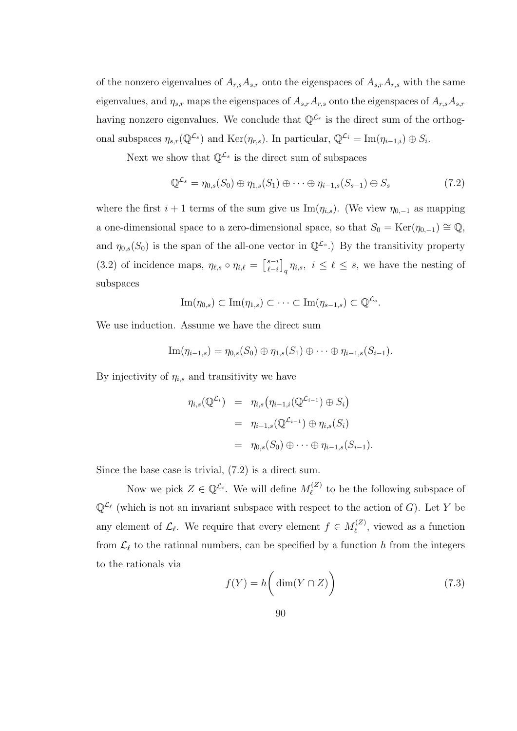of the nonzero eigenvalues of $A_{r,s}A_{s,r}$ onto the eigenspaces of $A_{s,r}A_{r,s}$ with the same eigenvalues, and $\eta_{s,r}$ maps the eigenspaces of $A_{s,r}A_{r,s}$ onto the eigenspaces of $A_{r,s}A_{s,r}$ having nonzero eigenvalues. We conclude that $\mathbb{Q}^{\mathcal{L}_r}$ is the direct sum of the orthogonal subspaces $\eta_{s,r}(\mathbb{Q}^{\mathcal{L}_s})$ and $\mathrm{Ker}(\eta_{r,s})$. In particular, $\mathbb{Q}^{\mathcal{L}_i} = \mathrm{Im}(\eta_{i-1,i}) \oplus S_i$.

Next we show that $\mathbb{Q}^{\mathcal{L}_s}$ is the direct sum of subspaces

$$\mathbb{Q}^{\mathcal{L}_s} = \eta_{0,s}(S_0) \oplus \eta_{1,s}(S_1) \oplus \cdots \oplus \eta_{i-1,s}(S_{s-1}) \oplus S_s \tag{7.2}$$

where the first $i+1$ terms of the sum give us $\mathrm{Im}(\eta_{i,s})$. (We view $\eta_{0,-1}$ as mapping a one-dimensional space to a zero-dimensional space, so that $S_0 = \mathrm{Ker}(\eta_{0,-1}) \cong \mathbb{Q}$, and $\eta_{0,s}(S_0)$ is the span of the all-one vector in $\mathbb{Q}^{\mathcal{L}_s}$.) By the transitivity property (3.2) of incidence maps, $\eta_{\ell,s} \circ \eta_{i,\ell} = \left[{s-i \atop \ell-i}\right]_q \eta_{i,s}$, $i \leq \ell \leq s$, we have the nesting of subspaces

$$\mathrm{Im}(\eta_{0,s}) \subset \mathrm{Im}(\eta_{1,s}) \subset \cdots \subset \mathrm{Im}(\eta_{s-1,s}) \subset \mathbb{Q}^{\mathcal{L}_s}.$$

We use induction. Assume we have the direct sum

$$\mathrm{Im}(\eta_{i-1,s}) = \eta_{0,s}(S_0) \oplus \eta_{1,s}(S_1) \oplus \cdots \oplus \eta_{i-1,s}(S_{i-1}).$$

By injectivity of $\eta_{i,s}$ and transitivity we have

$$\begin{aligned}
\eta_{i,s}(\mathbb{Q}^{\mathcal{L}_i}) &= \eta_{i,s}\big(\eta_{i-1,i}(\mathbb{Q}^{\mathcal{L}_{i-1}}) \oplus S_i\big) \\
&= \eta_{i-1,s}(\mathbb{Q}^{\mathcal{L}_{i-1}}) \oplus \eta_{i,s}(S_i) \\
&= \eta_{0,s}(S_0) \oplus \cdots \oplus \eta_{i-1,s}(S_{i-1}).
\end{aligned}$$

Since the base case is trivial, (7.2) is a direct sum.

Now we pick $Z \in \mathbb{Q}^{\mathcal{L}_i}$. We will define $M_\ell^{(Z)}$ to be the following subspace of $\mathbb{Q}^{\mathcal{L}_\ell}$ (which is not an invariant subspace with respect to the action of $G$). Let $Y$ be any element of $\mathcal{L}_\ell$. We require that every element $f \in M_\ell^{(Z)}$, viewed as a function from $\mathcal{L}_\ell$ to the rational numbers, can be specified by a function $h$ from the integers to the rationals via

$$f(Y) = h\bigg(\dim(Y \cap Z)\bigg) \tag{7.3}$$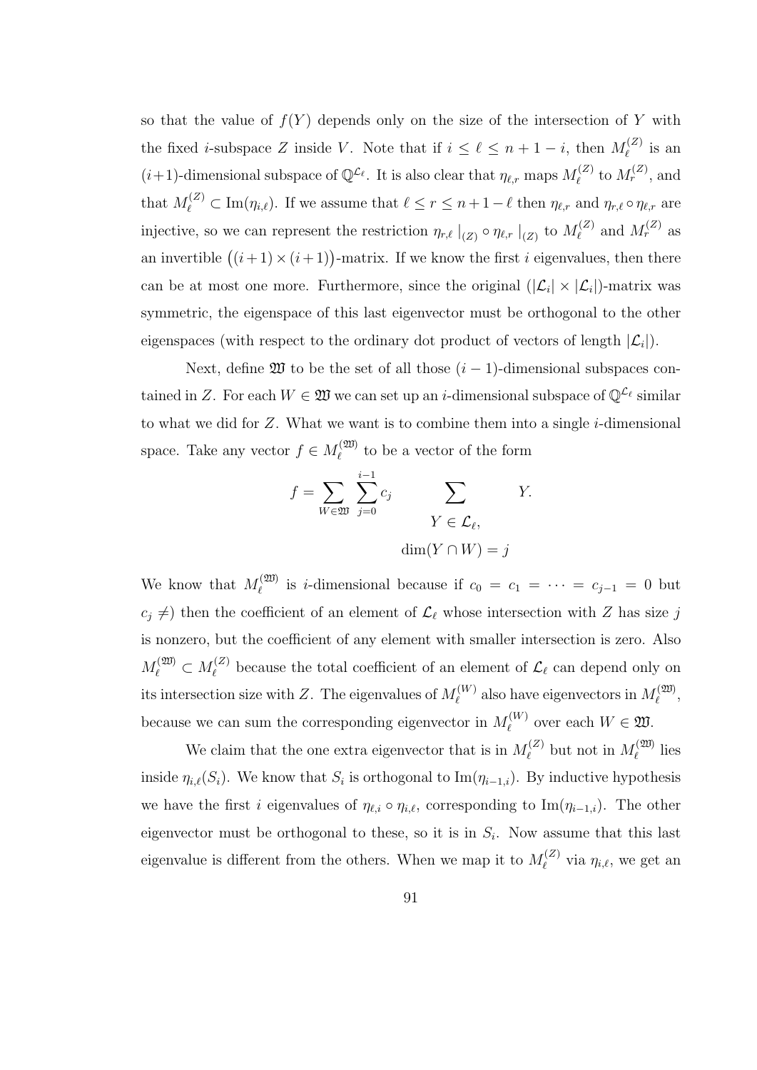so that the value of $f(Y)$ depends only on the size of the intersection of $Y$ with the fixed $i$-subspace $Z$ inside $V$. Note that if $i \leq \ell \leq n+1-i$, then $M_\ell^{(Z)}$ is an $(i+1)$-dimensional subspace of $\mathbb{Q}^{\mathcal{L}_\ell}$. It is also clear that $\eta_{\ell,r}$ maps $M_\ell^{(Z)}$ to $M_r^{(Z)}$, and that $M_\ell^{(Z)} \subset \text{Im}(\eta_{i,\ell})$. If we assume that $\ell \leq r \leq n+1-\ell$ then $\eta_{\ell,r}$ and $\eta_{r,\ell} \circ \eta_{\ell,r}$ are injective, so we can represent the restriction $\eta_{r,\ell}\mid_{(Z)} \circ \eta_{\ell,r}\mid_{(Z)}$ to $M_\ell^{(Z)}$ and $M_r^{(Z)}$ as an invertible $\big((i+1)\times(i+1)\big)$-matrix. If we know the first $i$ eigenvalues, then there can be at most one more. Furthermore, since the original $(|\mathcal{L}_i| \times |\mathcal{L}_i|)$-matrix was symmetric, the eigenspace of this last eigenvector must be orthogonal to the other eigenspaces (with respect to the ordinary dot product of vectors of length $|\mathcal{L}_i|$).

Next, define $\mathfrak{W}$ to be the set of all those $(i-1)$-dimensional subspaces contained in $Z$. For each $W \in \mathfrak{W}$ we can set up an $i$-dimensional subspace of $\mathbb{Q}^{\mathcal{L}_\ell}$ similar to what we did for $Z$. What we want is to combine them into a single $i$-dimensional space. Take any vector $f \in M_\ell^{(\mathfrak{W})}$ to be a vector of the form

$$f = \sum_{W\in\mathfrak{W}} \sum_{j=0}^{i-1} c_j \sum_{\substack{Y \in \mathcal{L}_\ell, \\ \dim(Y\cap W)=j}} Y.$$

We know that $M_\ell^{(\mathfrak{W})}$ is $i$-dimensional because if $c_0 = c_1 = \cdots = c_{j-1} = 0$ but $c_j \neq$) then the coefficient of an element of $\mathcal{L}_\ell$ whose intersection with $Z$ has size $j$ is nonzero, but the coefficient of any element with smaller intersection is zero. Also $M_\ell^{(\mathfrak{W})} \subset M_\ell^{(Z)}$ because the total coefficient of an element of $\mathcal{L}_\ell$ can depend only on its intersection size with $Z$. The eigenvalues of $M_\ell^{(W)}$ also have eigenvectors in $M_\ell^{(\mathfrak{W})}$, because we can sum the corresponding eigenvector in $M_\ell^{(W)}$ over each $W \in \mathfrak{W}$.

We claim that the one extra eigenvector that is in $M_\ell^{(Z)}$ but not in $M_\ell^{(\mathfrak{W})}$ lies inside $\eta_{i,\ell}(S_i)$. We know that $S_i$ is orthogonal to $\text{Im}(\eta_{i-1,i})$. By inductive hypothesis we have the first $i$ eigenvalues of $\eta_{\ell,i} \circ \eta_{i,\ell}$, corresponding to $\text{Im}(\eta_{i-1,i})$. The other eigenvector must be orthogonal to these, so it is in $S_i$. Now assume that this last eigenvalue is different from the others. When we map it to $M_\ell^{(Z)}$ via $\eta_{i,\ell}$, we get an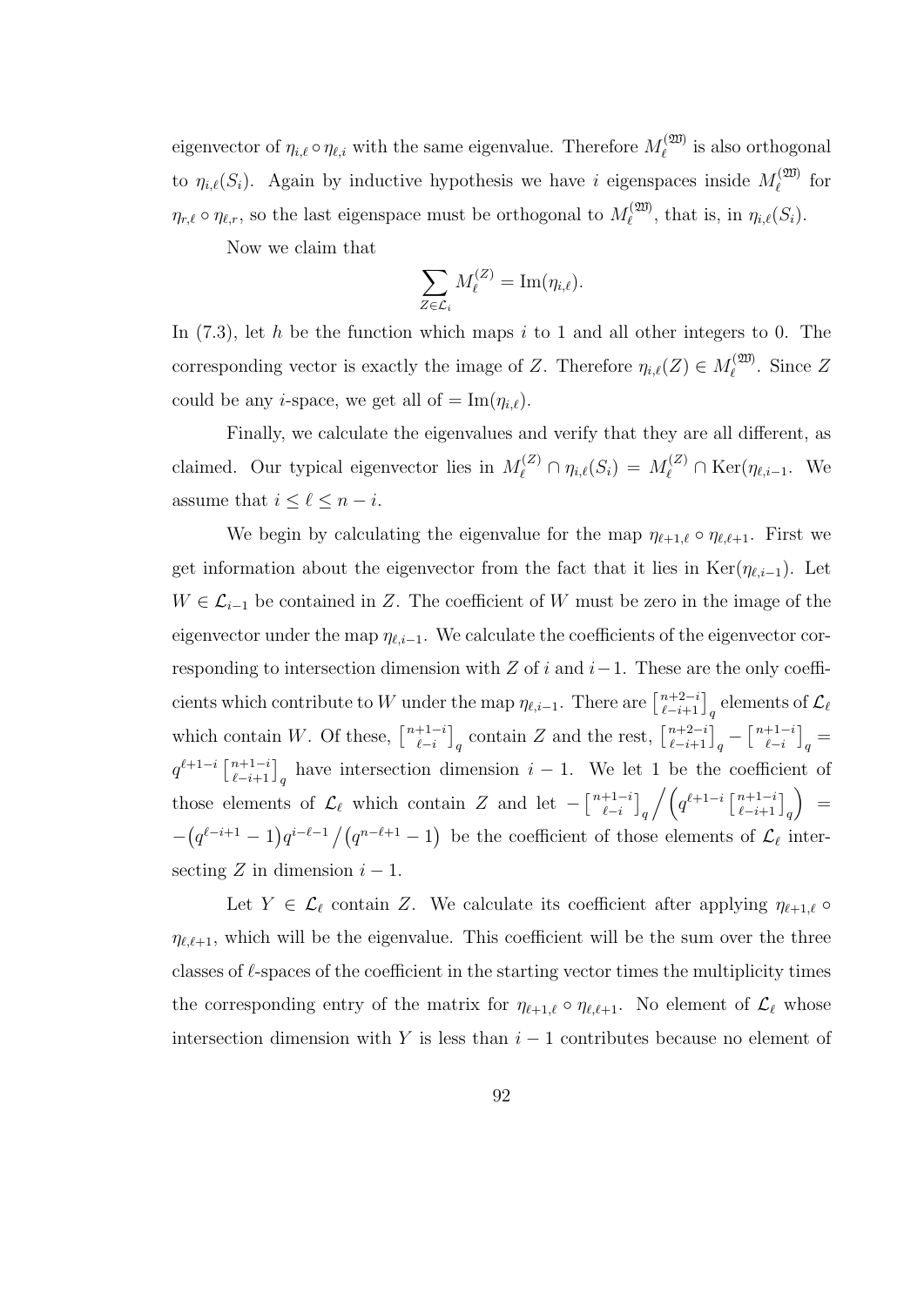eigenvector of $\eta_{i,\ell} \circ \eta_{\ell,i}$ with the same eigenvalue. Therefore $M_\ell^{(\mathfrak{W})}$ is also orthogonal to $\eta_{i,\ell}(S_i)$. Again by inductive hypothesis we have $i$ eigenspaces inside $M_\ell^{(\mathfrak{W})}$ for $\eta_{r,\ell} \circ \eta_{\ell,r}$, so the last eigenspace must be orthogonal to $M_\ell^{(\mathfrak{W})}$, that is, in $\eta_{i,\ell}(S_i)$.

Now we claim that

$$\sum_{Z \in \mathcal{L}_i} M_\ell^{(Z)} = \mathrm{Im}(\eta_{i,\ell}).$$

In (7.3), let $h$ be the function which maps $i$ to 1 and all other integers to 0. The corresponding vector is exactly the image of $Z$. Therefore $\eta_{i,\ell}(Z) \in M_\ell^{(\mathfrak{W})}$. Since $Z$ could be any $i$-space, we get all of $= \mathrm{Im}(\eta_{i,\ell})$.

Finally, we calculate the eigenvalues and verify that they are all different, as claimed. Our typical eigenvector lies in $M_\ell^{(Z)} \cap \eta_{i,\ell}(S_i) = M_\ell^{(Z)} \cap \mathrm{Ker}(\eta_{\ell,i-1}$. We assume that $i \leq \ell \leq n-i$.

We begin by calculating the eigenvalue for the map $\eta_{\ell+1,\ell} \circ \eta_{\ell,\ell+1}$. First we get information about the eigenvector from the fact that it lies in $\mathrm{Ker}(\eta_{\ell,i-1})$. Let $W \in \mathcal{L}_{i-1}$ be contained in $Z$. The coefficient of $W$ must be zero in the image of the eigenvector under the map $\eta_{\ell,i-1}$. We calculate the coefficients of the eigenvector corresponding to intersection dimension with $Z$ of $i$ and $i-1$. These are the only coefficients which contribute to $W$ under the map $\eta_{\ell,i-1}$. There are $\begin{bmatrix} n+2-i \\ \ell-i+1 \end{bmatrix}_q$ elements of $\mathcal{L}_\ell$ which contain $W$. Of these, $\begin{bmatrix} n+1-i \\ \ell-i \end{bmatrix}_q$ contain $Z$ and the rest, $\begin{bmatrix} n+2-i \\ \ell-i+1 \end{bmatrix}_q - \begin{bmatrix} n+1-i \\ \ell-i \end{bmatrix}_q = q^{\ell+1-i}\begin{bmatrix} n+1-i \\ \ell-i+1 \end{bmatrix}_q$ have intersection dimension $i-1$. We let 1 be the coefficient of those elements of $\mathcal{L}_\ell$ which contain $Z$ and let $-\begin{bmatrix} n+1-i \\ \ell-i \end{bmatrix}_q \Big/ \Big(q^{\ell+1-i}\begin{bmatrix} n+1-i \\ \ell-i+1 \end{bmatrix}_q\Big) = -\big(q^{\ell-i+1}-1\big)q^{i-\ell-1} \big/ \big(q^{n-\ell+1}-1\big)$ be the coefficient of those elements of $\mathcal{L}_\ell$ intersecting $Z$ in dimension $i-1$.

Let $Y \in \mathcal{L}_\ell$ contain $Z$. We calculate its coefficient after applying $\eta_{\ell+1,\ell} \circ \eta_{\ell,\ell+1}$, which will be the eigenvalue. This coefficient will be the sum over the three classes of $\ell$-spaces of the coefficient in the starting vector times the multiplicity times the corresponding entry of the matrix for $\eta_{\ell+1,\ell} \circ \eta_{\ell,\ell+1}$. No element of $\mathcal{L}_\ell$ whose intersection dimension with $Y$ is less than $i-1$ contributes because no element of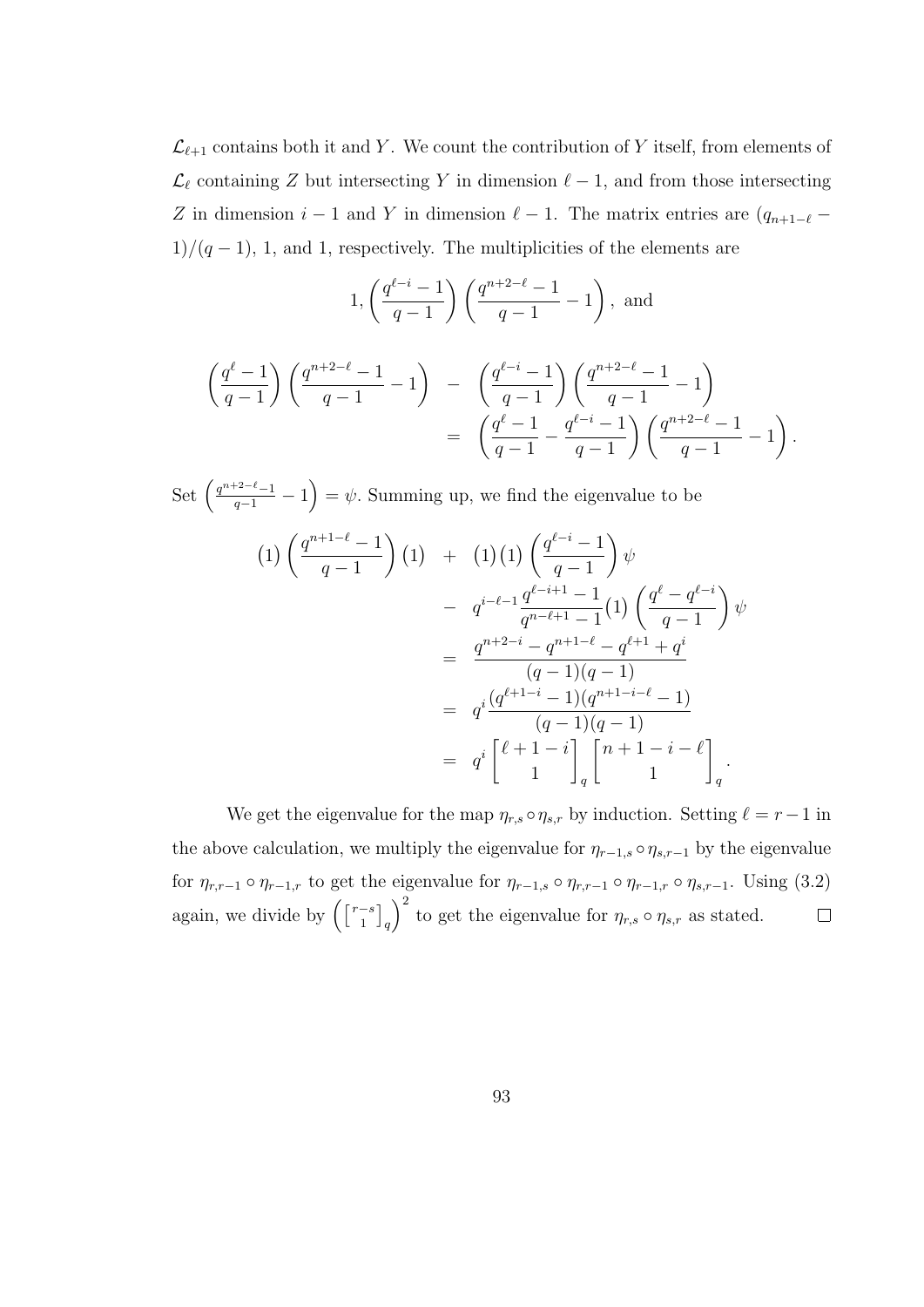$\mathcal{L}_{\ell+1}$ contains both it and $Y$. We count the contribution of $Y$ itself, from elements of $\mathcal{L}_\ell$ containing $Z$ but intersecting $Y$ in dimension $\ell - 1$, and from those intersecting $Z$ in dimension $i-1$ and $Y$ in dimension $\ell - 1$. The matrix entries are $(q_{n+1-\ell} - 1)/(q-1)$, 1, and 1, respectively. The multiplicities of the elements are

$$1, \left(\frac{q^{\ell-i}-1}{q-1}\right)\left(\frac{q^{n+2-\ell}-1}{q-1}-1\right), \text{ and}$$

$$\begin{aligned}
\left(\frac{q^{\ell}-1}{q-1}\right)\left(\frac{q^{n+2-\ell}-1}{q-1}-1\right) \quad &- \quad \left(\frac{q^{\ell-i}-1}{q-1}\right)\left(\frac{q^{n+2-\ell}-1}{q-1}-1\right) \\
&= \quad \left(\frac{q^{\ell}-1}{q-1}-\frac{q^{\ell-i}-1}{q-1}\right)\left(\frac{q^{n+2-\ell}-1}{q-1}-1\right).
\end{aligned}$$

Set $\left(\frac{q^{n+2-\ell}-1}{q-1}-1\right) = \psi$. Summing up, we find the eigenvalue to be

$$\begin{aligned}
(1)\left(\frac{q^{n+1-\ell}-1}{q-1}\right)(1) \quad &+ \quad (1)(1)\left(\frac{q^{\ell-i}-1}{q-1}\right)\psi \\
&- \quad q^{i-\ell-1}\frac{q^{\ell-i+1}-1}{q^{n-\ell+1}-1}(1)\left(\frac{q^{\ell}-q^{\ell-i}}{q-1}\right)\psi \\
&= \quad \frac{q^{n+2-i}-q^{n+1-\ell}-q^{\ell+1}+q^{i}}{(q-1)(q-1)} \\
&= \quad q^{i}\frac{(q^{\ell+1-i}-1)(q^{n+1-i-\ell}-1)}{(q-1)(q-1)} \\
&= \quad q^{i}\begin{bmatrix}\ell+1-i \\ 1\end{bmatrix}_q\begin{bmatrix}n+1-i-\ell \\ 1\end{bmatrix}_q.
\end{aligned}$$

We get the eigenvalue for the map $\eta_{r,s} \circ \eta_{s,r}$ by induction. Setting $\ell = r-1$ in the above calculation, we multiply the eigenvalue for $\eta_{r-1,s} \circ \eta_{s,r-1}$ by the eigenvalue for $\eta_{r,r-1} \circ \eta_{r-1,r}$ to get the eigenvalue for $\eta_{r-1,s} \circ \eta_{r,r-1} \circ \eta_{r-1,r} \circ \eta_{s,r-1}$. Using (3.2) again, we divide by $\left(\begin{bmatrix}r-s \\ 1\end{bmatrix}_q\right)^2$ to get the eigenvalue for $\eta_{r,s} \circ \eta_{s,r}$ as stated. $\square$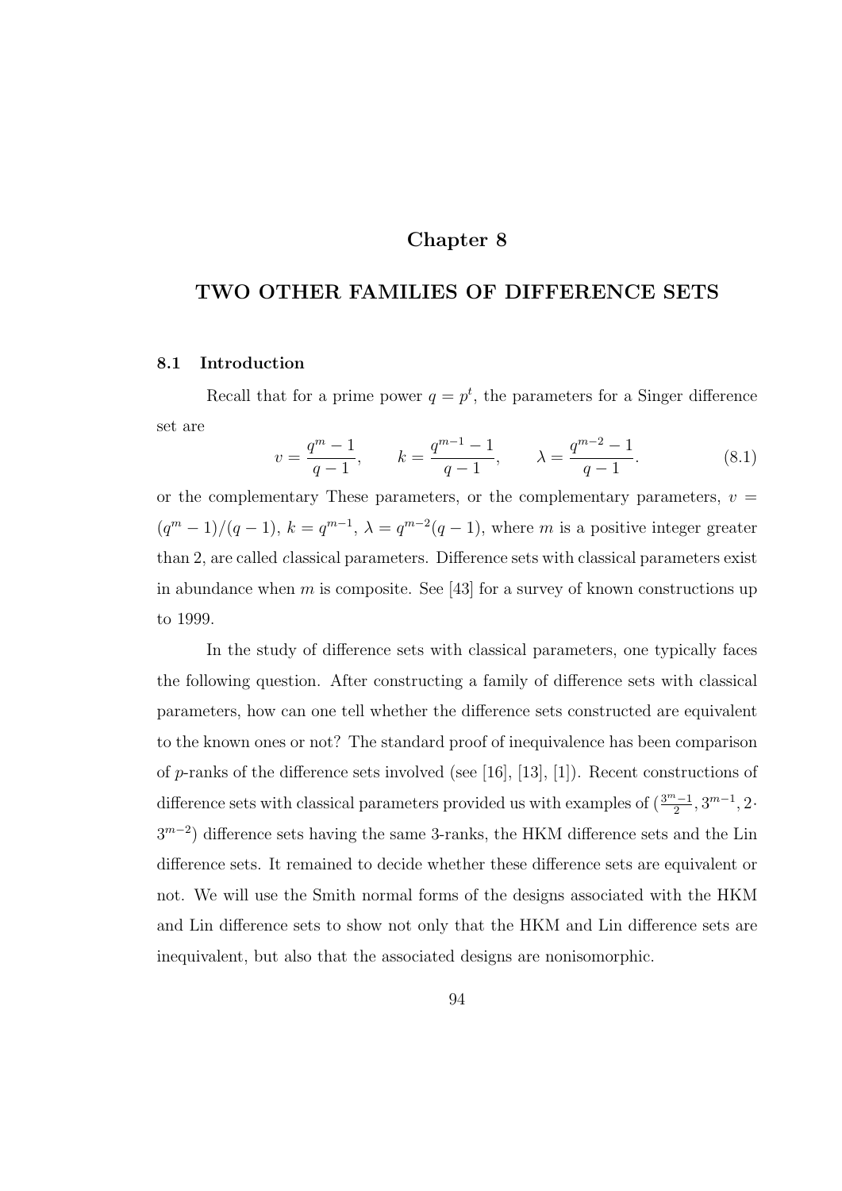# Chapter 8

# TWO OTHER FAMILIES OF DIFFERENCE SETS

## 8.1 Introduction

Recall that for a prime power $q = p^t$, the parameters for a Singer difference set are

$$v = \frac{q^m - 1}{q - 1}, \qquad k = \frac{q^{m-1} - 1}{q - 1}, \qquad \lambda = \frac{q^{m-2} - 1}{q - 1}. \tag{8.1}$$

or the complementary These parameters, or the complementary parameters, $v = (q^m - 1)/(q - 1)$, $k = q^{m-1}$, $\lambda = q^{m-2}(q - 1)$, where $m$ is a positive integer greater than 2, are called classical parameters. Difference sets with classical parameters exist in abundance when $m$ is composite. See [43] for a survey of known constructions up to 1999.

In the study of difference sets with classical parameters, one typically faces the following question. After constructing a family of difference sets with classical parameters, how can one tell whether the difference sets constructed are equivalent to the known ones or not? The standard proof of inequivalence has been comparison of $p$-ranks of the difference sets involved (see [16], [13], [1]). Recent constructions of difference sets with classical parameters provided us with examples of $(\frac{3^m-1}{2}, 3^{m-1}, 2 \cdot 3^{m-2})$ difference sets having the same 3-ranks, the HKM difference sets and the Lin difference sets. It remained to decide whether these difference sets are equivalent or not. We will use the Smith normal forms of the designs associated with the HKM and Lin difference sets to show not only that the HKM and Lin difference sets are inequivalent, but also that the associated designs are nonisomorphic.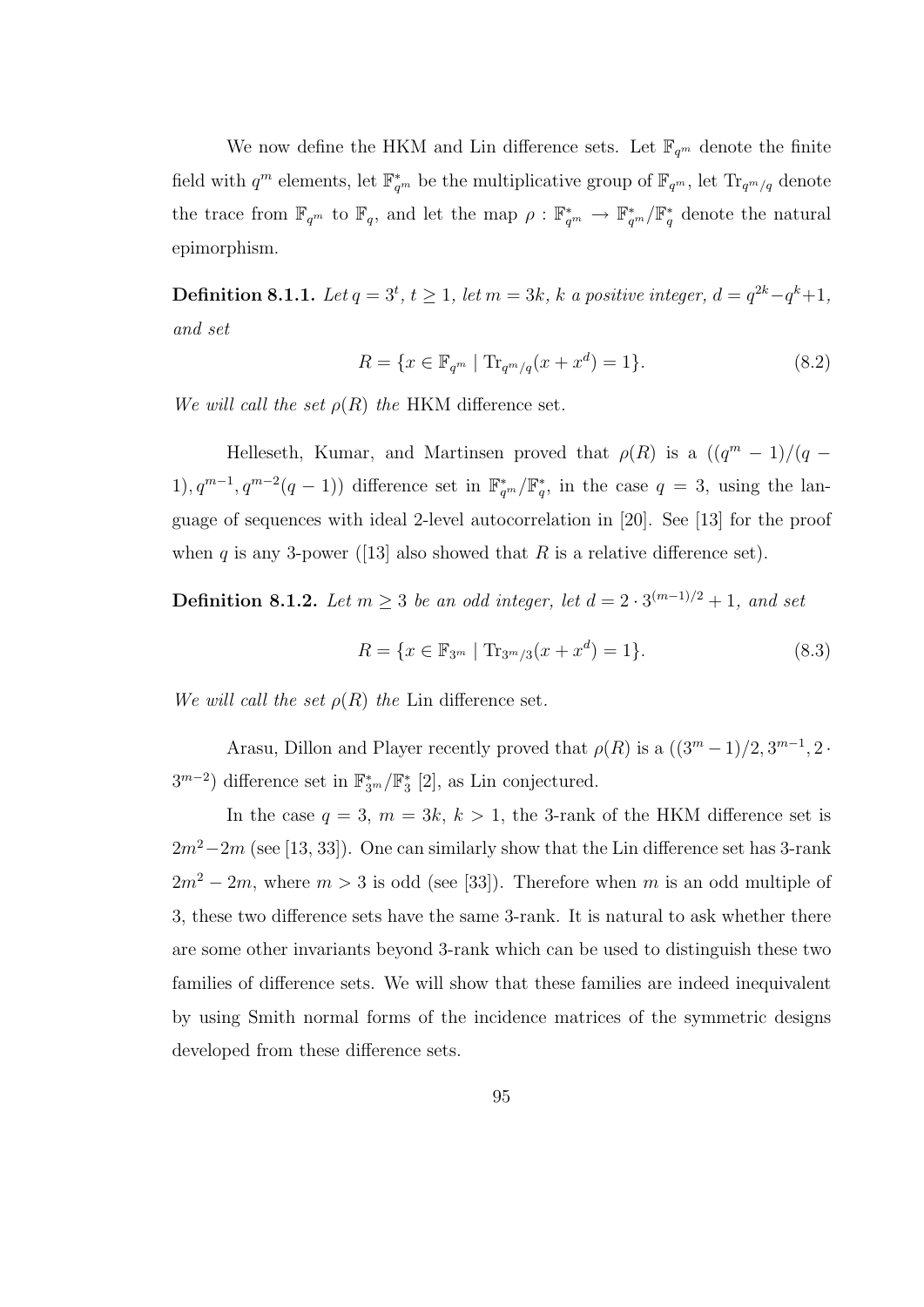We now define the HKM and Lin difference sets. Let $\mathbb{F}_{q^m}$ denote the finite field with $q^m$ elements, let $\mathbb{F}_{q^m}^*$ be the multiplicative group of $\mathbb{F}_{q^m}$, let $\mathrm{Tr}_{q^m/q}$ denote the trace from $\mathbb{F}_{q^m}$ to $\mathbb{F}_q$, and let the map $\rho : \mathbb{F}_{q^m}^* \to \mathbb{F}_{q^m}^*/\mathbb{F}_q^*$ denote the natural epimorphism.

**Definition 8.1.1.** *Let $q = 3^t$, $t \geq 1$, let $m = 3k$, $k$ a positive integer, $d = q^{2k} - q^k + 1$, and set*

$$R = \{x \in \mathbb{F}_{q^m} \mid \mathrm{Tr}_{q^m/q}(x + x^d) = 1\}. \tag{8.2}$$

*We will call the set $\rho(R)$ the* HKM difference set.

Helleseth, Kumar, and Martinsen proved that $\rho(R)$ is a $((q^m - 1)/(q - 1), q^{m-1}, q^{m-2}(q-1))$ difference set in $\mathbb{F}_{q^m}^*/\mathbb{F}_q^*$, in the case $q = 3$, using the language of sequences with ideal 2-level autocorrelation in [20]. See [13] for the proof when $q$ is any 3-power ([13] also showed that $R$ is a relative difference set).

**Definition 8.1.2.** *Let $m \geq 3$ be an odd integer, let $d = 2 \cdot 3^{(m-1)/2} + 1$, and set*

$$R = \{x \in \mathbb{F}_{3^m} \mid \mathrm{Tr}_{3^m/3}(x + x^d) = 1\}. \tag{8.3}$$

*We will call the set $\rho(R)$ the* Lin difference set.

Arasu, Dillon and Player recently proved that $\rho(R)$ is a $((3^m - 1)/2, 3^{m-1}, 2 \cdot 3^{m-2})$ difference set in $\mathbb{F}_{3^m}^*/\mathbb{F}_3^*$ [2], as Lin conjectured.

In the case $q = 3$, $m = 3k$, $k > 1$, the 3-rank of the HKM difference set is $2m^2 - 2m$ (see [13, 33]). One can similarly show that the Lin difference set has 3-rank $2m^2 - 2m$, where $m > 3$ is odd (see [33]). Therefore when $m$ is an odd multiple of 3, these two difference sets have the same 3-rank. It is natural to ask whether there are some other invariants beyond 3-rank which can be used to distinguish these two families of difference sets. We will show that these families are indeed inequivalent by using Smith normal forms of the incidence matrices of the symmetric designs developed from these difference sets.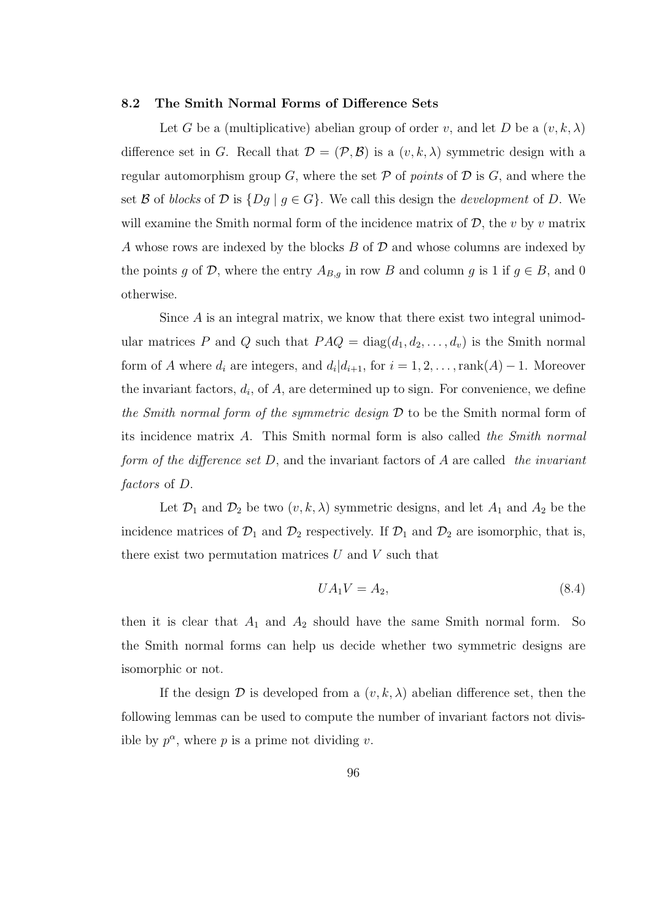### 8.2 The Smith Normal Forms of Difference Sets

Let $G$ be a (multiplicative) abelian group of order $v$, and let $D$ be a $(v, k, \lambda)$ difference set in $G$. Recall that $\mathcal{D} = (\mathcal{P}, \mathcal{B})$ is a $(v, k, \lambda)$ symmetric design with a regular automorphism group $G$, where the set $\mathcal{P}$ of *points* of $\mathcal{D}$ is $G$, and where the set $\mathcal{B}$ of *blocks* of $\mathcal{D}$ is $\{Dg \mid g \in G\}$. We call this design the *development* of $D$. We will examine the Smith normal form of the incidence matrix of $\mathcal{D}$, the $v$ by $v$ matrix $A$ whose rows are indexed by the blocks $B$ of $\mathcal{D}$ and whose columns are indexed by the points $g$ of $\mathcal{D}$, where the entry $A_{B,g}$ in row $B$ and column $g$ is 1 if $g \in B$, and 0 otherwise.

Since $A$ is an integral matrix, we know that there exist two integral unimodular matrices $P$ and $Q$ such that $PAQ = \text{diag}(d_1, d_2, \ldots, d_v)$ is the Smith normal form of $A$ where $d_i$ are integers, and $d_i | d_{i+1}$, for $i = 1, 2, \ldots, \text{rank}(A) - 1$. Moreover the invariant factors, $d_i$, of $A$, are determined up to sign. For convenience, we define *the Smith normal form of the symmetric design* $\mathcal{D}$ to be the Smith normal form of its incidence matrix $A$. This Smith normal form is also called *the Smith normal form of the difference set* $D$, and the invariant factors of $A$ are called *the invariant factors* of $D$.

Let $\mathcal{D}_1$ and $\mathcal{D}_2$ be two $(v, k, \lambda)$ symmetric designs, and let $A_1$ and $A_2$ be the incidence matrices of $\mathcal{D}_1$ and $\mathcal{D}_2$ respectively. If $\mathcal{D}_1$ and $\mathcal{D}_2$ are isomorphic, that is, there exist two permutation matrices $U$ and $V$ such that

$$UA_1V = A_2, \tag{8.4}$$

then it is clear that $A_1$ and $A_2$ should have the same Smith normal form. So the Smith normal forms can help us decide whether two symmetric designs are isomorphic or not.

If the design $\mathcal{D}$ is developed from a $(v, k, \lambda)$ abelian difference set, then the following lemmas can be used to compute the number of invariant factors not divisible by $p^\alpha$, where $p$ is a prime not dividing $v$.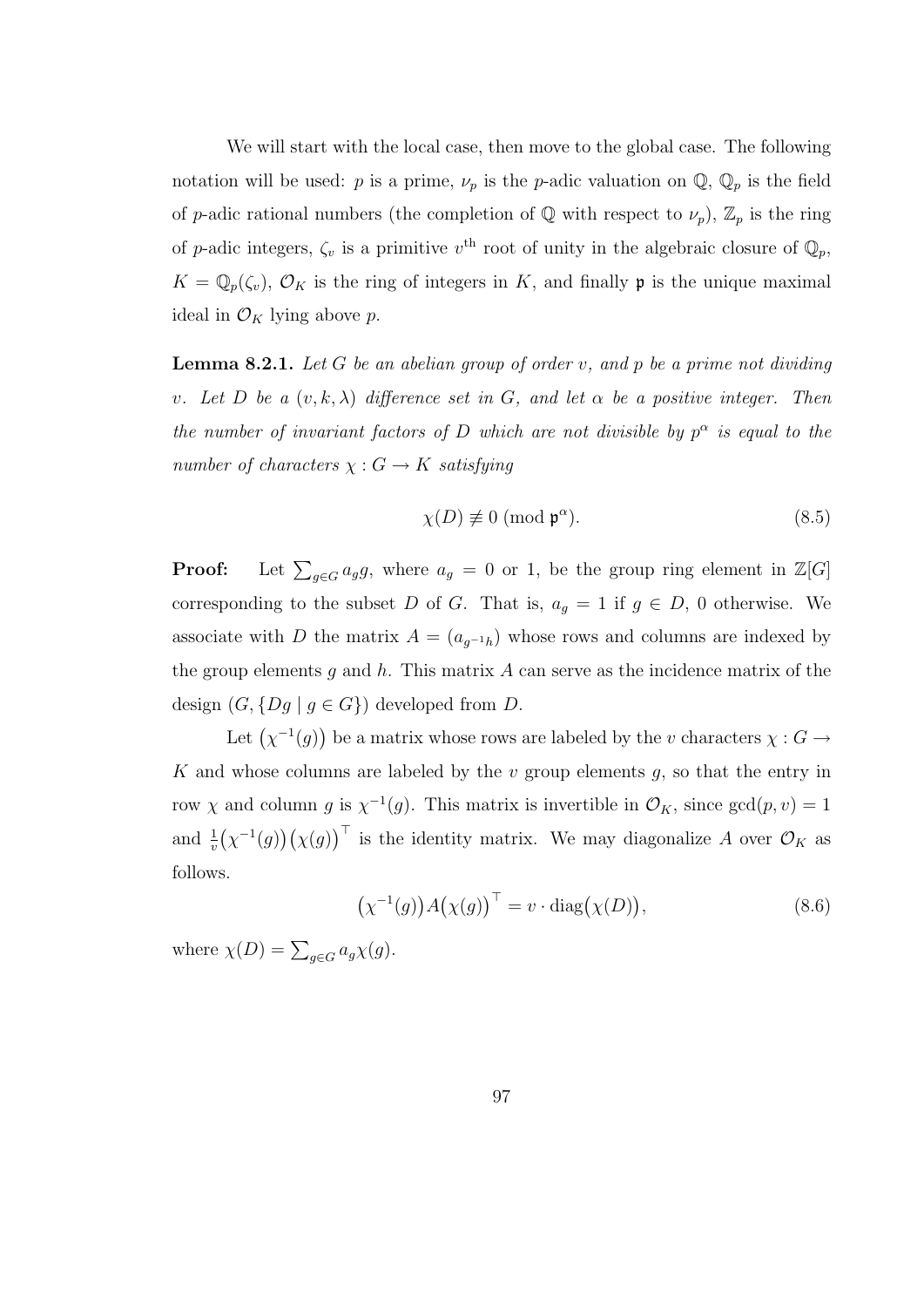We will start with the local case, then move to the global case. The following notation will be used: $p$ is a prime, $\nu_p$ is the $p$-adic valuation on $\mathbb{Q}$, $\mathbb{Q}_p$ is the field of $p$-adic rational numbers (the completion of $\mathbb{Q}$ with respect to $\nu_p$), $\mathbb{Z}_p$ is the ring of $p$-adic integers, $\zeta_v$ is a primitive $v^{\text{th}}$ root of unity in the algebraic closure of $\mathbb{Q}_p$, $K = \mathbb{Q}_p(\zeta_v)$, $\mathcal{O}_K$ is the ring of integers in $K$, and finally $\mathfrak{p}$ is the unique maximal ideal in $\mathcal{O}_K$ lying above $p$.

**Lemma 8.2.1.** *Let $G$ be an abelian group of order $v$, and $p$ be a prime not dividing $v$. Let $D$ be a $(v, k, \lambda)$ difference set in $G$, and let $\alpha$ be a positive integer. Then the number of invariant factors of $D$ which are not divisible by $p^\alpha$ is equal to the number of characters $\chi : G \to K$ satisfying*

$$\chi(D) \not\equiv 0 \pmod{\mathfrak{p}^\alpha}. \tag{8.5}$$

**Proof:** Let $\sum_{g \in G} a_g g$, where $a_g = 0$ or $1$, be the group ring element in $\mathbb{Z}[G]$ corresponding to the subset $D$ of $G$. That is, $a_g = 1$ if $g \in D$, $0$ otherwise. We associate with $D$ the matrix $A = (a_{g^{-1}h})$ whose rows and columns are indexed by the group elements $g$ and $h$. This matrix $A$ can serve as the incidence matrix of the design $(G, \{Dg \mid g \in G\})$ developed from $D$.

Let $\big(\chi^{-1}(g)\big)$ be a matrix whose rows are labeled by the $v$ characters $\chi : G \to K$ and whose columns are labeled by the $v$ group elements $g$, so that the entry in row $\chi$ and column $g$ is $\chi^{-1}(g)$. This matrix is invertible in $\mathcal{O}_K$, since $\gcd(p, v) = 1$ and $\frac{1}{v}\big(\chi^{-1}(g)\big)\big(\chi(g)\big)^\top$ is the identity matrix. We may diagonalize $A$ over $\mathcal{O}_K$ as follows.

$$\big(\chi^{-1}(g)\big)A\big(\chi(g)\big)^\top = v \cdot \operatorname{diag}\big(\chi(D)\big), \tag{8.6}$$

where $\chi(D) = \sum_{g \in G} a_g \chi(g)$.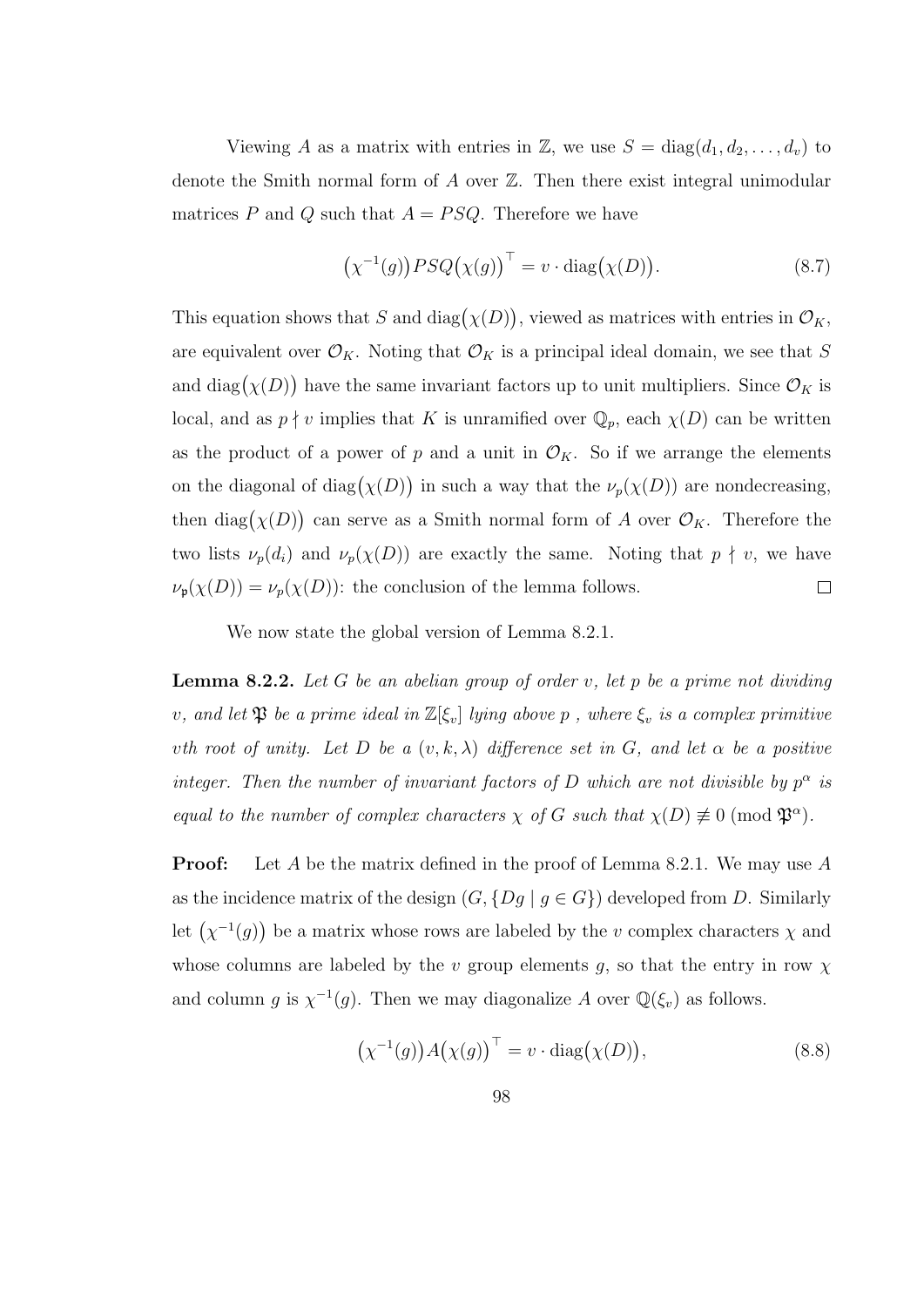Viewing $A$ as a matrix with entries in $\mathbb{Z}$, we use $S = \operatorname{diag}(d_1, d_2, \ldots, d_v)$ to denote the Smith normal form of $A$ over $\mathbb{Z}$. Then there exist integral unimodular matrices $P$ and $Q$ such that $A = PSQ$. Therefore we have

$$\big(\chi^{-1}(g)\big)PSQ\big(\chi(g)\big)^\top = v \cdot \operatorname{diag}\big(\chi(D)\big). \tag{8.7}$$

This equation shows that $S$ and $\operatorname{diag}\big(\chi(D)\big)$, viewed as matrices with entries in $\mathcal{O}_K$, are equivalent over $\mathcal{O}_K$. Noting that $\mathcal{O}_K$ is a principal ideal domain, we see that $S$ and $\operatorname{diag}\big(\chi(D)\big)$ have the same invariant factors up to unit multipliers. Since $\mathcal{O}_K$ is local, and as $p \nmid v$ implies that $K$ is unramified over $\mathbb{Q}_p$, each $\chi(D)$ can be written as the product of a power of $p$ and a unit in $\mathcal{O}_K$. So if we arrange the elements on the diagonal of $\operatorname{diag}\big(\chi(D)\big)$ in such a way that the $\nu_p(\chi(D))$ are nondecreasing, then $\operatorname{diag}\big(\chi(D)\big)$ can serve as a Smith normal form of $A$ over $\mathcal{O}_K$. Therefore the two lists $\nu_p(d_i)$ and $\nu_p(\chi(D))$ are exactly the same. Noting that $p \nmid v$, we have $\nu_{\mathfrak{p}}(\chi(D)) = \nu_p(\chi(D))$: the conclusion of the lemma follows. $\square$

We now state the global version of Lemma 8.2.1.

**Lemma 8.2.2.** *Let $G$ be an abelian group of order $v$, let $p$ be a prime not dividing $v$, and let $\mathfrak{P}$ be a prime ideal in $\mathbb{Z}[\xi_v]$ lying above $p$ , where $\xi_v$ is a complex primitive $v$th root of unity. Let $D$ be a $(v, k, \lambda)$ difference set in $G$, and let $\alpha$ be a positive integer. Then the number of invariant factors of $D$ which are not divisible by $p^\alpha$ is equal to the number of complex characters $\chi$ of $G$ such that $\chi(D) \not\equiv 0 \pmod{\mathfrak{P}^\alpha}$.*

**Proof:** Let $A$ be the matrix defined in the proof of Lemma 8.2.1. We may use $A$ as the incidence matrix of the design $(G, \{Dg \mid g \in G\})$ developed from $D$. Similarly let $\big(\chi^{-1}(g)\big)$ be a matrix whose rows are labeled by the $v$ complex characters $\chi$ and whose columns are labeled by the $v$ group elements $g$, so that the entry in row $\chi$ and column $g$ is $\chi^{-1}(g)$. Then we may diagonalize $A$ over $\mathbb{Q}(\xi_v)$ as follows.

$$\big(\chi^{-1}(g)\big)A\big(\chi(g)\big)^\top = v \cdot \operatorname{diag}\big(\chi(D)\big), \tag{8.8}$$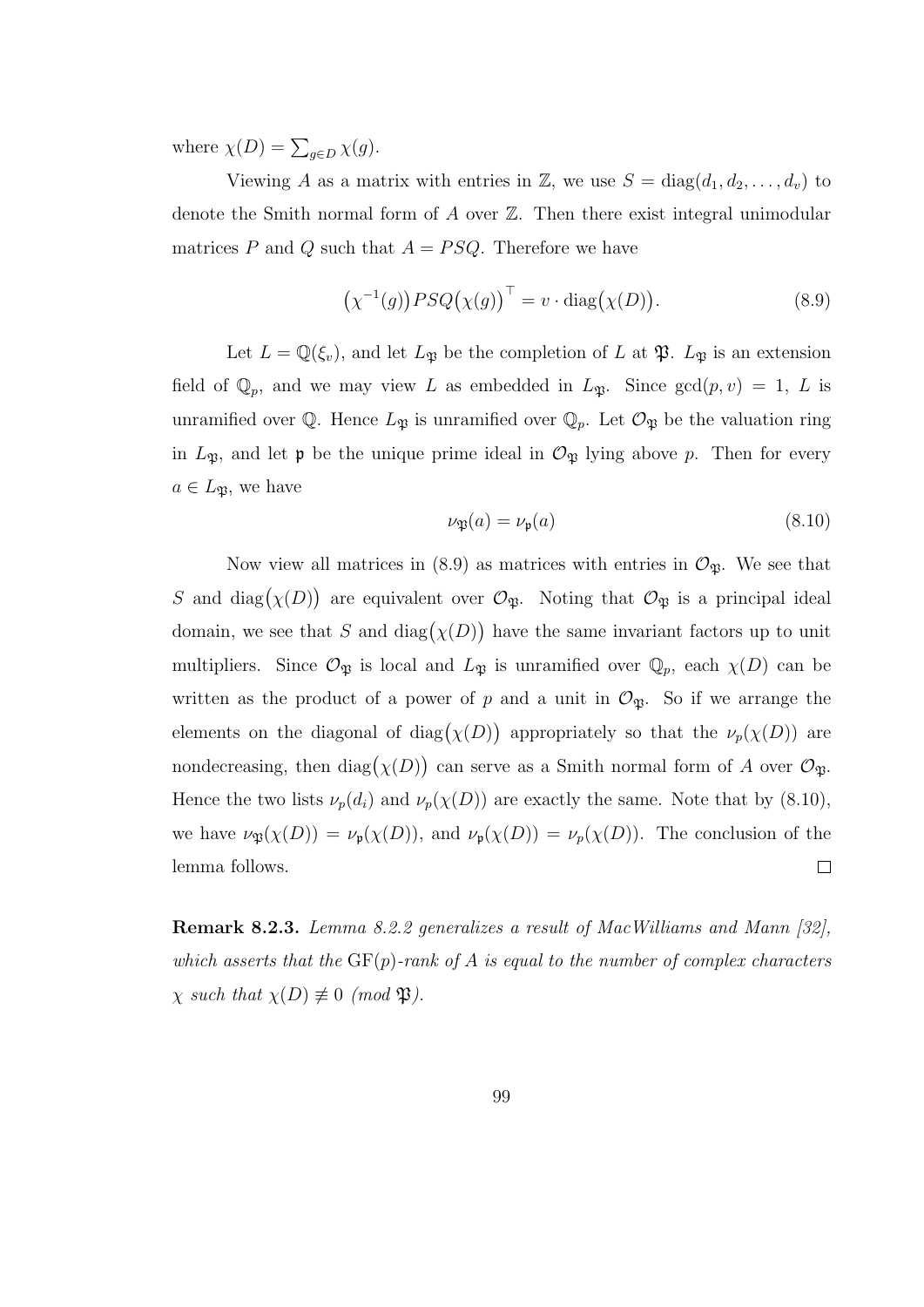where $\chi(D) = \sum_{g \in D} \chi(g)$.

Viewing $A$ as a matrix with entries in $\mathbb{Z}$, we use $S = \mathrm{diag}(d_1, d_2, \ldots, d_v)$ to denote the Smith normal form of $A$ over $\mathbb{Z}$. Then there exist integral unimodular matrices $P$ and $Q$ such that $A = PSQ$. Therefore we have

$$\big(\chi^{-1}(g)\big) PSQ\big(\chi(g)\big)^{\top} = v \cdot \mathrm{diag}\big(\chi(D)\big). \tag{8.9}$$

Let $L = \mathbb{Q}(\xi_v)$, and let $L_{\mathfrak{P}}$ be the completion of $L$ at $\mathfrak{P}$. $L_{\mathfrak{P}}$ is an extension field of $\mathbb{Q}_p$, and we may view $L$ as embedded in $L_{\mathfrak{P}}$. Since $\gcd(p, v) = 1$, $L$ is unramified over $\mathbb{Q}$. Hence $L_{\mathfrak{P}}$ is unramified over $\mathbb{Q}_p$. Let $\mathcal{O}_{\mathfrak{P}}$ be the valuation ring in $L_{\mathfrak{P}}$, and let $\mathfrak{p}$ be the unique prime ideal in $\mathcal{O}_{\mathfrak{P}}$ lying above $p$. Then for every $a \in L_{\mathfrak{P}}$, we have

$$\nu_{\mathfrak{P}}(a) = \nu_{\mathfrak{p}}(a) \tag{8.10}$$

Now view all matrices in (8.9) as matrices with entries in $\mathcal{O}_{\mathfrak{P}}$. We see that $S$ and $\mathrm{diag}\big(\chi(D)\big)$ are equivalent over $\mathcal{O}_{\mathfrak{P}}$. Noting that $\mathcal{O}_{\mathfrak{P}}$ is a principal ideal domain, we see that $S$ and $\mathrm{diag}\big(\chi(D)\big)$ have the same invariant factors up to unit multipliers. Since $\mathcal{O}_{\mathfrak{P}}$ is local and $L_{\mathfrak{P}}$ is unramified over $\mathbb{Q}_p$, each $\chi(D)$ can be written as the product of a power of $p$ and a unit in $\mathcal{O}_{\mathfrak{P}}$. So if we arrange the elements on the diagonal of $\mathrm{diag}\big(\chi(D)\big)$ appropriately so that the $\nu_p(\chi(D))$ are nondecreasing, then $\mathrm{diag}\big(\chi(D)\big)$ can serve as a Smith normal form of $A$ over $\mathcal{O}_{\mathfrak{P}}$. Hence the two lists $\nu_p(d_i)$ and $\nu_p(\chi(D))$ are exactly the same. Note that by (8.10), we have $\nu_{\mathfrak{P}}(\chi(D)) = \nu_{\mathfrak{p}}(\chi(D))$, and $\nu_{\mathfrak{p}}(\chi(D)) = \nu_p(\chi(D))$. The conclusion of the lemma follows. $\square$

**Remark 8.2.3.** *Lemma 8.2.2 generalizes a result of MacWilliams and Mann [32], which asserts that the* $\mathrm{GF}(p)$*-rank of* $A$ *is equal to the number of complex characters* $\chi$ *such that* $\chi(D) \not\equiv 0 \pmod{\mathfrak{P}}$*.*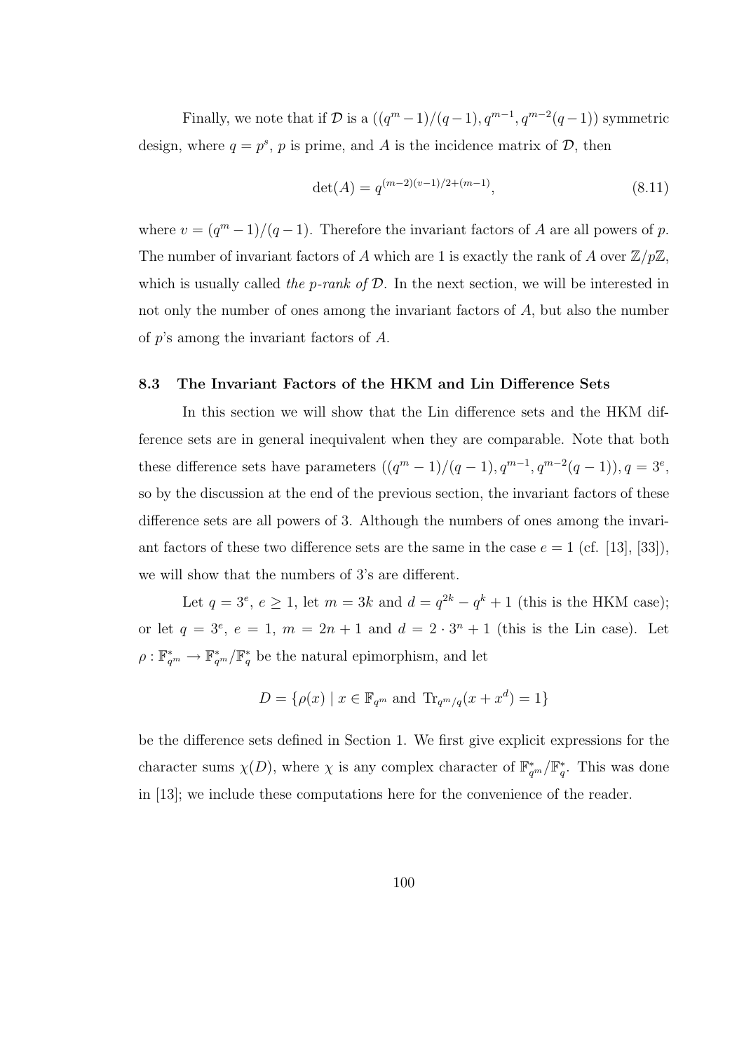Finally, we note that if $\mathcal{D}$ is a $((q^m-1)/(q-1), q^{m-1}, q^{m-2}(q-1))$ symmetric design, where $q = p^s$, $p$ is prime, and $A$ is the incidence matrix of $\mathcal{D}$, then

$$\det(A) = q^{(m-2)(v-1)/2+(m-1)}, \tag{8.11}$$

where $v = (q^m-1)/(q-1)$. Therefore the invariant factors of $A$ are all powers of $p$. The number of invariant factors of $A$ which are 1 is exactly the rank of $A$ over $\mathbb{Z}/p\mathbb{Z}$, which is usually called *the $p$-rank of $\mathcal{D}$*. In the next section, we will be interested in not only the number of ones among the invariant factors of $A$, but also the number of $p$'s among the invariant factors of $A$.

### 8.3 The Invariant Factors of the HKM and Lin Difference Sets

In this section we will show that the Lin difference sets and the HKM difference sets are in general inequivalent when they are comparable. Note that both these difference sets have parameters $((q^m-1)/(q-1), q^{m-1}, q^{m-2}(q-1)), q = 3^e$, so by the discussion at the end of the previous section, the invariant factors of these difference sets are all powers of 3. Although the numbers of ones among the invariant factors of these two difference sets are the same in the case $e = 1$ (cf. [13], [33]), we will show that the numbers of 3's are different.

Let $q = 3^e$, $e \geq 1$, let $m = 3k$ and $d = q^{2k} - q^k + 1$ (this is the HKM case); or let $q = 3^e$, $e = 1$, $m = 2n+1$ and $d = 2 \cdot 3^n + 1$ (this is the Lin case). Let $\rho : \mathbb{F}_{q^m}^* \to \mathbb{F}_{q^m}^*/\mathbb{F}_q^*$ be the natural epimorphism, and let

$$D = \{\rho(x) \mid x \in \mathbb{F}_{q^m} \text{ and } \mathrm{Tr}_{q^m/q}(x + x^d) = 1\}$$

be the difference sets defined in Section 1. We first give explicit expressions for the character sums $\chi(D)$, where $\chi$ is any complex character of $\mathbb{F}_{q^m}^*/\mathbb{F}_q^*$. This was done in [13]; we include these computations here for the convenience of the reader.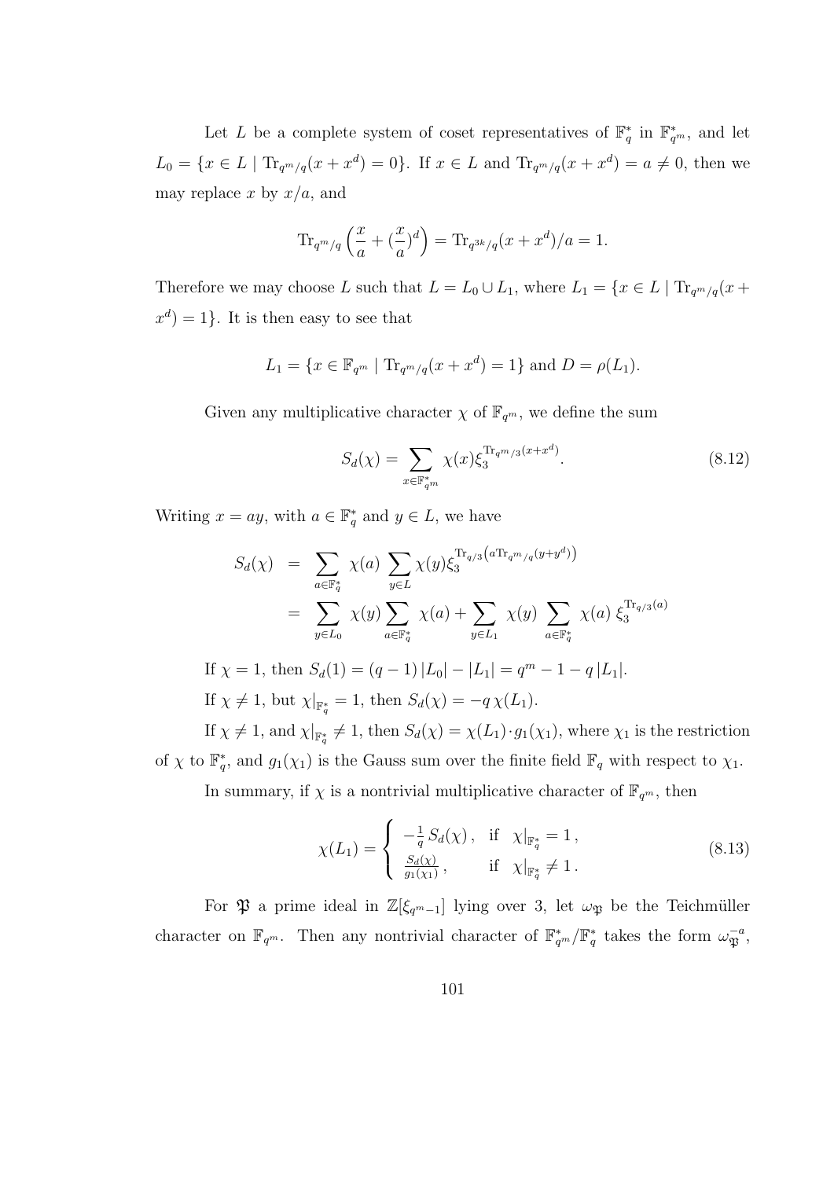Let $L$ be a complete system of coset representatives of $\mathbb{F}_q^*$ in $\mathbb{F}_{q^m}^*$, and let $L_0 = \{x \in L \mid \mathrm{Tr}_{q^m/q}(x + x^d) = 0\}$. If $x \in L$ and $\mathrm{Tr}_{q^m/q}(x + x^d) = a \neq 0$, then we may replace $x$ by $x/a$, and

$$\mathrm{Tr}_{q^m/q}\left(\frac{x}{a} + (\frac{x}{a})^d\right) = \mathrm{Tr}_{q^{3k}/q}(x + x^d)/a = 1.$$

Therefore we may choose $L$ such that $L = L_0 \cup L_1$, where $L_1 = \{x \in L \mid \mathrm{Tr}_{q^m/q}(x + x^d) = 1\}$. It is then easy to see that

$$L_1 = \{x \in \mathbb{F}_{q^m} \mid \mathrm{Tr}_{q^m/q}(x + x^d) = 1\} \text{ and } D = \rho(L_1).$$

Given any multiplicative character $\chi$ of $\mathbb{F}_{q^m}$, we define the sum

$$S_d(\chi) = \sum_{x \in \mathbb{F}_{q^m}^*} \chi(x) \xi_3^{\mathrm{Tr}_{q^m/3}(x+x^d)}. \tag{8.12}$$

Writing $x = ay$, with $a \in \mathbb{F}_q^*$ and $y \in L$, we have

$$\begin{aligned} S_d(\chi) &= \sum_{a \in \mathbb{F}_q^*} \chi(a) \sum_{y \in L} \chi(y) \xi_3^{\mathrm{Tr}_{q/3}\left(a \mathrm{Tr}_{q^m/q}(y+y^d)\right)} \\ &= \sum_{y \in L_0} \chi(y) \sum_{a \in \mathbb{F}_q^*} \chi(a) + \sum_{y \in L_1} \chi(y) \sum_{a \in \mathbb{F}_q^*} \chi(a)\, \xi_3^{\mathrm{Tr}_{q/3}(a)} \end{aligned}$$

If $\chi = 1$, then $S_d(1) = (q-1)\,|L_0| - |L_1| = q^m - 1 - q\,|L_1|$.

If $\chi \neq 1$, but $\chi|_{\mathbb{F}_q^*} = 1$, then $S_d(\chi) = -q\,\chi(L_1)$.

If $\chi \neq 1$, and $\chi|_{\mathbb{F}_q^*} \neq 1$, then $S_d(\chi) = \chi(L_1) \cdot g_1(\chi_1)$, where $\chi_1$ is the restriction of $\chi$ to $\mathbb{F}_q^*$, and $g_1(\chi_1)$ is the Gauss sum over the finite field $\mathbb{F}_q$ with respect to $\chi_1$.

In summary, if $\chi$ is a nontrivial multiplicative character of $\mathbb{F}_{q^m}$, then

$$\chi(L_1) = \begin{cases} -\frac{1}{q}\, S_d(\chi)\,, & \text{if} \quad \chi|_{\mathbb{F}_q^*} = 1\,, \\ \frac{S_d(\chi)}{g_1(\chi_1)}\,, & \text{if} \quad \chi|_{\mathbb{F}_q^*} \neq 1\,. \end{cases} \tag{8.13}$$

For $\mathfrak{P}$ a prime ideal in $\mathbb{Z}[\xi_{q^m-1}]$ lying over 3, let $\omega_{\mathfrak{P}}$ be the Teichmüller character on $\mathbb{F}_{q^m}$. Then any nontrivial character of $\mathbb{F}_{q^m}^*/\mathbb{F}_q^*$ takes the form $\omega_{\mathfrak{P}}^{-a}$,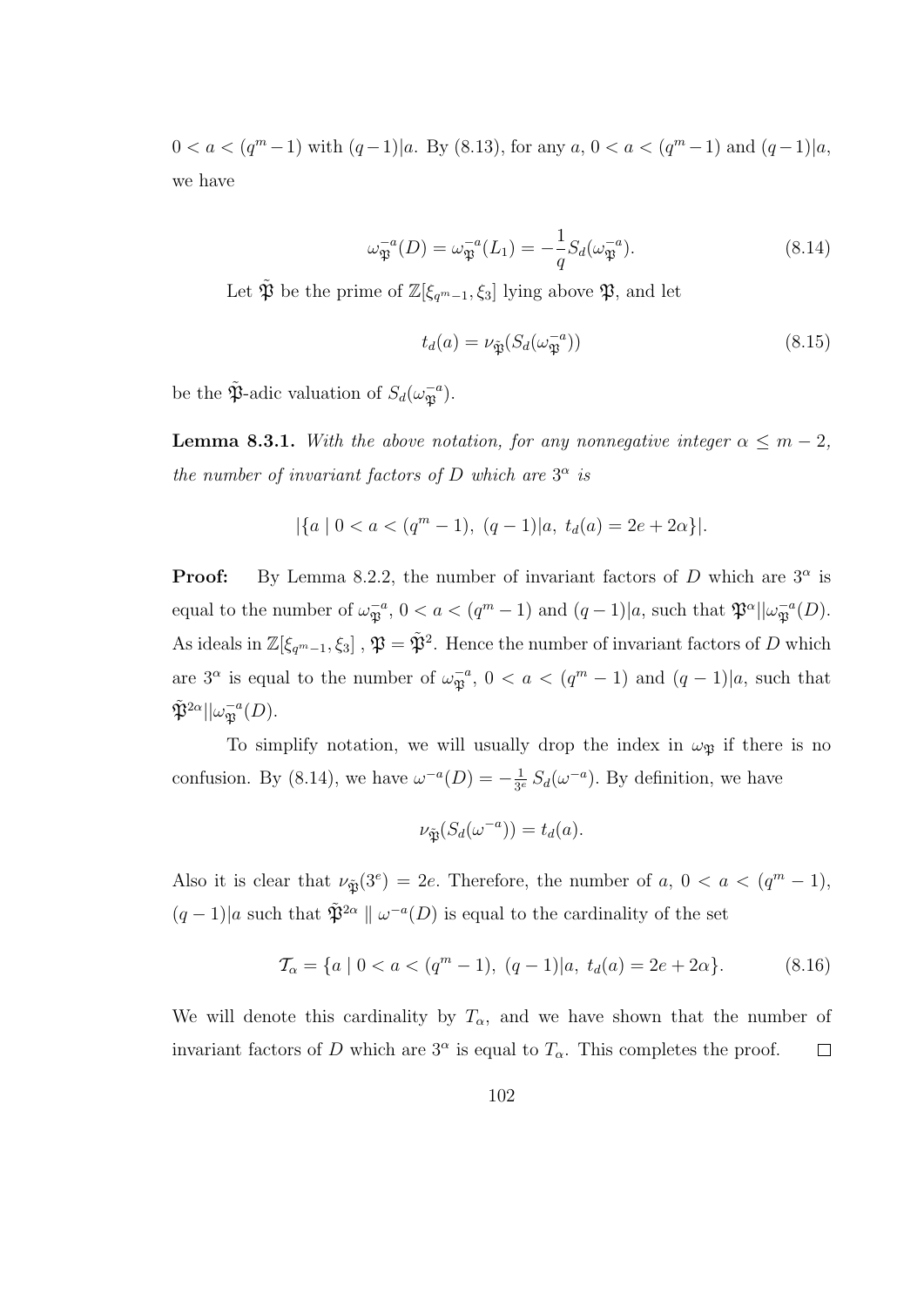$0 < a < (q^m - 1)$ with $(q-1)|a$. By (8.13), for any $a$, $0 < a < (q^m - 1)$ and $(q-1)|a$, we have

$$\omega_{\mathfrak{P}}^{-a}(D) = \omega_{\mathfrak{P}}^{-a}(L_1) = -\frac{1}{q} S_d(\omega_{\mathfrak{P}}^{-a}). \tag{8.14}$$

Let $\tilde{\mathfrak{P}}$ be the prime of $\mathbb{Z}[\xi_{q^m-1}, \xi_3]$ lying above $\mathfrak{P}$, and let

$$t_d(a) = \nu_{\tilde{\mathfrak{P}}}(S_d(\omega_{\mathfrak{P}}^{-a})) \tag{8.15}$$

be the $\tilde{\mathfrak{P}}$-adic valuation of $S_d(\omega_{\mathfrak{P}}^{-a})$.

**Lemma 8.3.1.** *With the above notation, for any nonnegative integer $\alpha \leq m - 2$, the number of invariant factors of $D$ which are $3^\alpha$ is*

$$|\{a \mid 0 < a < (q^m - 1),\ (q-1)|a,\ t_d(a) = 2e + 2\alpha\}|.$$

**Proof:** By Lemma 8.2.2, the number of invariant factors of $D$ which are $3^\alpha$ is equal to the number of $\omega_{\mathfrak{P}}^{-a}$, $0 < a < (q^m - 1)$ and $(q-1)|a$, such that $\mathfrak{P}^\alpha || \omega_{\mathfrak{P}}^{-a}(D)$. As ideals in $\mathbb{Z}[\xi_{q^m-1}, \xi_3]$ , $\mathfrak{P} = \tilde{\mathfrak{P}}^2$. Hence the number of invariant factors of $D$ which are $3^\alpha$ is equal to the number of $\omega_{\mathfrak{P}}^{-a}$, $0 < a < (q^m - 1)$ and $(q-1)|a$, such that $\tilde{\mathfrak{P}}^{2\alpha} || \omega_{\mathfrak{P}}^{-a}(D)$.

To simplify notation, we will usually drop the index in $\omega_{\mathfrak{P}}$ if there is no confusion. By (8.14), we have $\omega^{-a}(D) = -\frac{1}{3^e} S_d(\omega^{-a})$. By definition, we have

$$\nu_{\tilde{\mathfrak{P}}}(S_d(\omega^{-a})) = t_d(a).$$

Also it is clear that $\nu_{\tilde{\mathfrak{P}}}(3^e) = 2e$. Therefore, the number of $a$, $0 < a < (q^m - 1)$, $(q-1)|a$ such that $\tilde{\mathfrak{P}}^{2\alpha} \parallel \omega^{-a}(D)$ is equal to the cardinality of the set

$$\mathcal{T}_\alpha = \{a \mid 0 < a < (q^m - 1),\ (q-1)|a,\ t_d(a) = 2e + 2\alpha\}. \tag{8.16}$$

We will denote this cardinality by $T_\alpha$, and we have shown that the number of invariant factors of $D$ which are $3^\alpha$ is equal to $T_\alpha$. This completes the proof. $\square$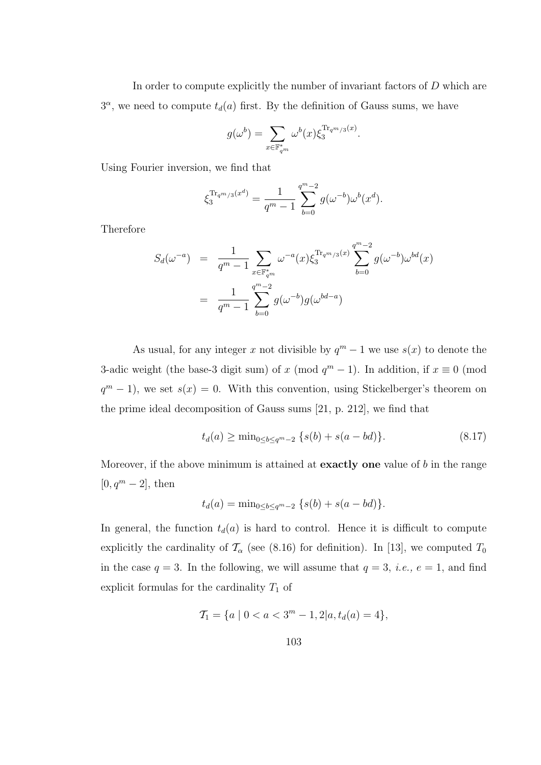In order to compute explicitly the number of invariant factors of $D$ which are $3^\alpha$, we need to compute $t_d(a)$ first. By the definition of Gauss sums, we have

$$g(\omega^b) = \sum_{x \in \mathbb{F}_{q^m}^*} \omega^b(x) \xi_3^{\mathrm{Tr}_{q^m/3}(x)}.$$

Using Fourier inversion, we find that

$$\xi_3^{\mathrm{Tr}_{q^m/3}(x^d)} = \frac{1}{q^m - 1} \sum_{b=0}^{q^m-2} g(\omega^{-b}) \omega^b(x^d).$$

Therefore

$$\begin{aligned} S_d(\omega^{-a}) &= \frac{1}{q^m - 1} \sum_{x \in \mathbb{F}_{q^m}^*} \omega^{-a}(x) \xi_3^{\mathrm{Tr}_{q^m/3}(x)} \sum_{b=0}^{q^m-2} g(\omega^{-b}) \omega^{bd}(x) \\ &= \frac{1}{q^m - 1} \sum_{b=0}^{q^m-2} g(\omega^{-b}) g(\omega^{bd-a}) \end{aligned}$$

As usual, for any integer $x$ not divisible by $q^m - 1$ we use $s(x)$ to denote the 3-adic weight (the base-3 digit sum) of $x \pmod{q^m - 1}$. In addition, if $x \equiv 0 \pmod{q^m - 1}$, we set $s(x) = 0$. With this convention, using Stickelberger's theorem on the prime ideal decomposition of Gauss sums [21, p. 212], we find that

$$t_d(a) \geq \min_{0 \leq b \leq q^m-2} \{s(b) + s(a - bd)\}. \tag{8.17}$$

Moreover, if the above minimum is attained at **exactly one** value of $b$ in the range $[0, q^m - 2]$, then

$$t_d(a) = \min_{0 \leq b \leq q^m-2} \{s(b) + s(a - bd)\}.$$

In general, the function $t_d(a)$ is hard to control. Hence it is difficult to compute explicitly the cardinality of $\mathcal{T}_\alpha$ (see (8.16) for definition). In [13], we computed $T_0$ in the case $q = 3$. In the following, we will assume that $q = 3$, *i.e.*, $e = 1$, and find explicit formulas for the cardinality $T_1$ of

$$\mathcal{T}_1 = \{a \mid 0 < a < 3^m - 1, 2|a, t_d(a) = 4\},$$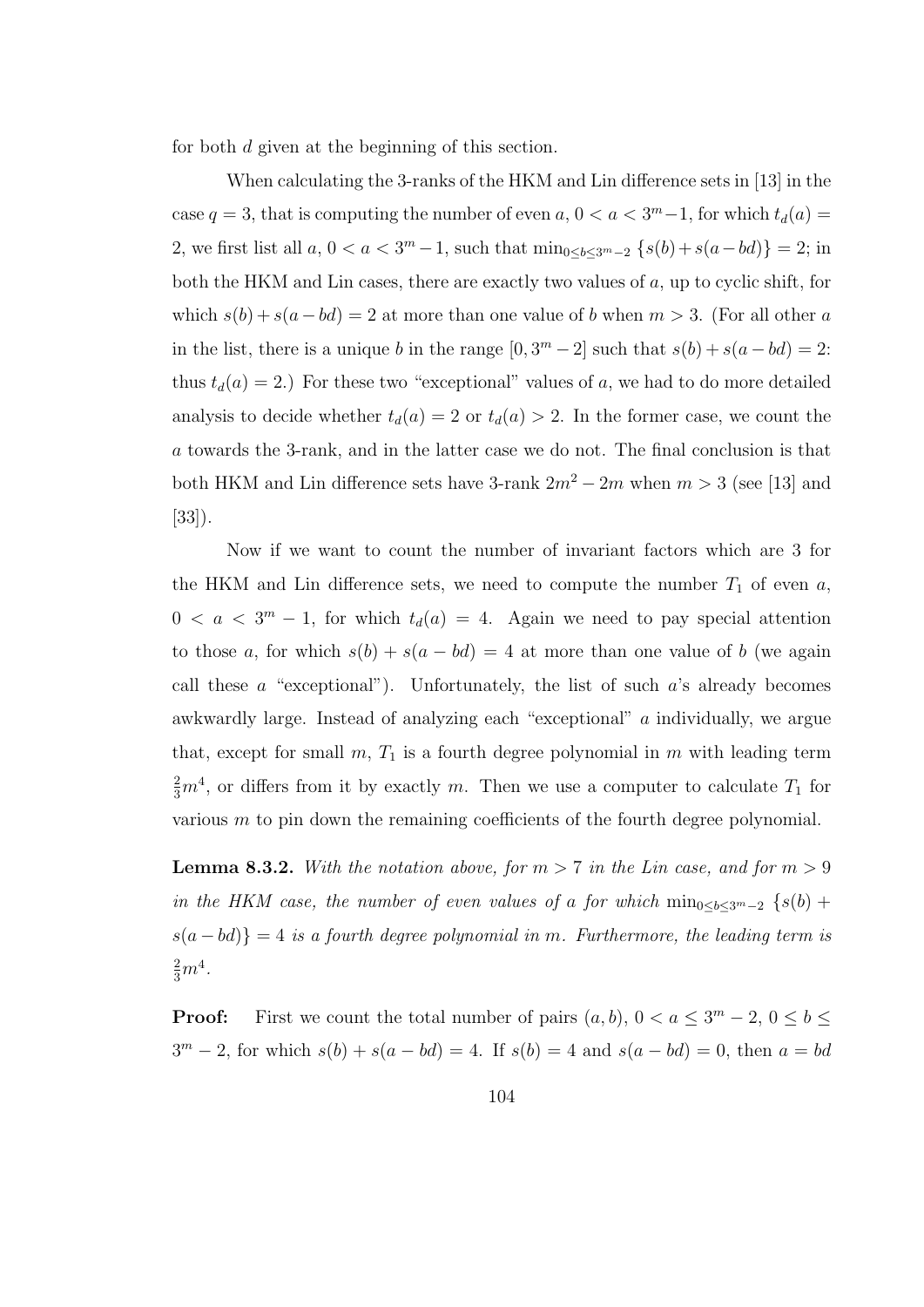for both $d$ given at the beginning of this section.

When calculating the 3-ranks of the HKM and Lin difference sets in [13] in the case $q = 3$, that is computing the number of even $a$, $0 < a < 3^m - 1$, for which $t_d(a) = 2$, we first list all $a$, $0 < a < 3^m - 1$, such that $\min_{0 \le b \le 3^m-2} \{s(b) + s(a - bd)\} = 2$; in both the HKM and Lin cases, there are exactly two values of $a$, up to cyclic shift, for which $s(b) + s(a - bd) = 2$ at more than one value of $b$ when $m > 3$. (For all other $a$ in the list, there is a unique $b$ in the range $[0, 3^m - 2]$ such that $s(b) + s(a - bd) = 2$: thus $t_d(a) = 2$.) For these two "exceptional" values of $a$, we had to do more detailed analysis to decide whether $t_d(a) = 2$ or $t_d(a) > 2$. In the former case, we count the $a$ towards the 3-rank, and in the latter case we do not. The final conclusion is that both HKM and Lin difference sets have 3-rank $2m^2 - 2m$ when $m > 3$ (see [13] and [33]).

Now if we want to count the number of invariant factors which are 3 for the HKM and Lin difference sets, we need to compute the number $T_1$ of even $a$, $0 < a < 3^m - 1$, for which $t_d(a) = 4$. Again we need to pay special attention to those $a$, for which $s(b) + s(a - bd) = 4$ at more than one value of $b$ (we again call these $a$ "exceptional"). Unfortunately, the list of such $a$'s already becomes awkwardly large. Instead of analyzing each "exceptional" $a$ individually, we argue that, except for small $m$, $T_1$ is a fourth degree polynomial in $m$ with leading term $\frac{2}{3}m^4$, or differs from it by exactly $m$. Then we use a computer to calculate $T_1$ for various $m$ to pin down the remaining coefficients of the fourth degree polynomial.

**Lemma 8.3.2.** *With the notation above, for $m > 7$ in the Lin case, and for $m > 9$ in the HKM case, the number of even values of $a$ for which $\min_{0 \le b \le 3^m-2} \{s(b) + s(a - bd)\} = 4$ is a fourth degree polynomial in $m$. Furthermore, the leading term is $\frac{2}{3}m^4$.*

**Proof:** First we count the total number of pairs $(a, b)$, $0 < a \le 3^m - 2$, $0 \le b \le 3^m - 2$, for which $s(b) + s(a - bd) = 4$. If $s(b) = 4$ and $s(a - bd) = 0$, then $a = bd$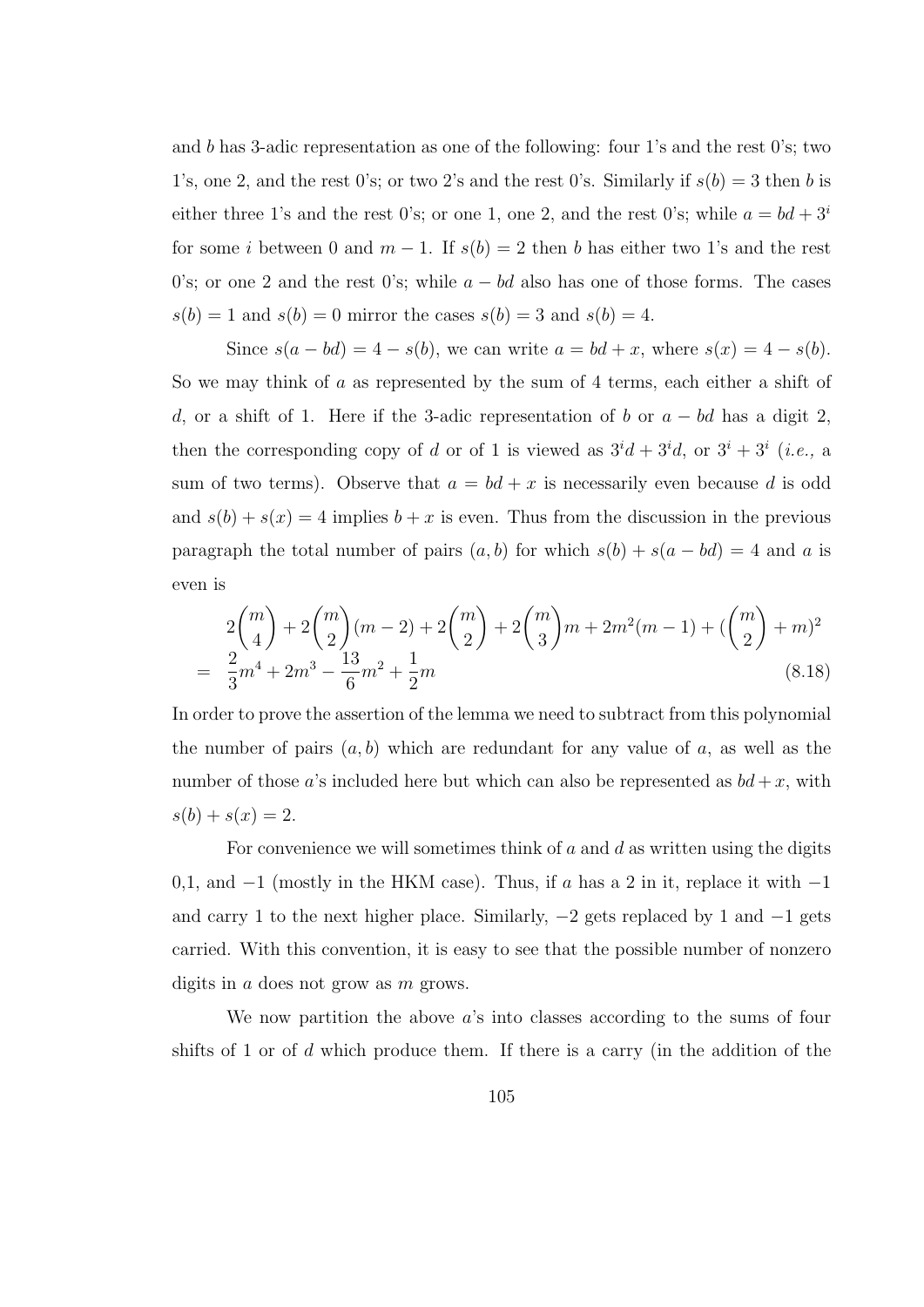and $b$ has 3-adic representation as one of the following: four 1's and the rest 0's; two 1's, one 2, and the rest 0's; or two 2's and the rest 0's. Similarly if $s(b) = 3$ then $b$ is either three 1's and the rest 0's; or one 1, one 2, and the rest 0's; while $a = bd + 3^i$ for some $i$ between 0 and $m-1$. If $s(b) = 2$ then $b$ has either two 1's and the rest 0's; or one 2 and the rest 0's; while $a - bd$ also has one of those forms. The cases $s(b) = 1$ and $s(b) = 0$ mirror the cases $s(b) = 3$ and $s(b) = 4$.

Since $s(a - bd) = 4 - s(b)$, we can write $a = bd + x$, where $s(x) = 4 - s(b)$. So we may think of $a$ as represented by the sum of 4 terms, each either a shift of $d$, or a shift of 1. Here if the 3-adic representation of $b$ or $a - bd$ has a digit 2, then the corresponding copy of $d$ or of 1 is viewed as $3^i d + 3^i d$, or $3^i + 3^i$ (*i.e.,* a sum of two terms). Observe that $a = bd + x$ is necessarily even because $d$ is odd and $s(b) + s(x) = 4$ implies $b + x$ is even. Thus from the discussion in the previous paragraph the total number of pairs $(a, b)$ for which $s(b) + s(a - bd) = 4$ and $a$ is even is

$$
\begin{aligned}
& 2\binom{m}{4} + 2\binom{m}{2}(m-2) + 2\binom{m}{2} + 2\binom{m}{3}m + 2m^2(m-1) + (\binom{m}{2} + m)^2 \\
= \;& \frac{2}{3}m^4 + 2m^3 - \frac{13}{6}m^2 + \frac{1}{2}m \qquad (8.18)
\end{aligned}
$$

In order to prove the assertion of the lemma we need to subtract from this polynomial the number of pairs $(a, b)$ which are redundant for any value of $a$, as well as the number of those $a$'s included here but which can also be represented as $bd + x$, with $s(b) + s(x) = 2$.

For convenience we will sometimes think of $a$ and $d$ as written using the digits 0,1, and $-1$ (mostly in the HKM case). Thus, if $a$ has a 2 in it, replace it with $-1$ and carry 1 to the next higher place. Similarly, $-2$ gets replaced by 1 and $-1$ gets carried. With this convention, it is easy to see that the possible number of nonzero digits in $a$ does not grow as $m$ grows.

We now partition the above $a$'s into classes according to the sums of four shifts of 1 or of $d$ which produce them. If there is a carry (in the addition of the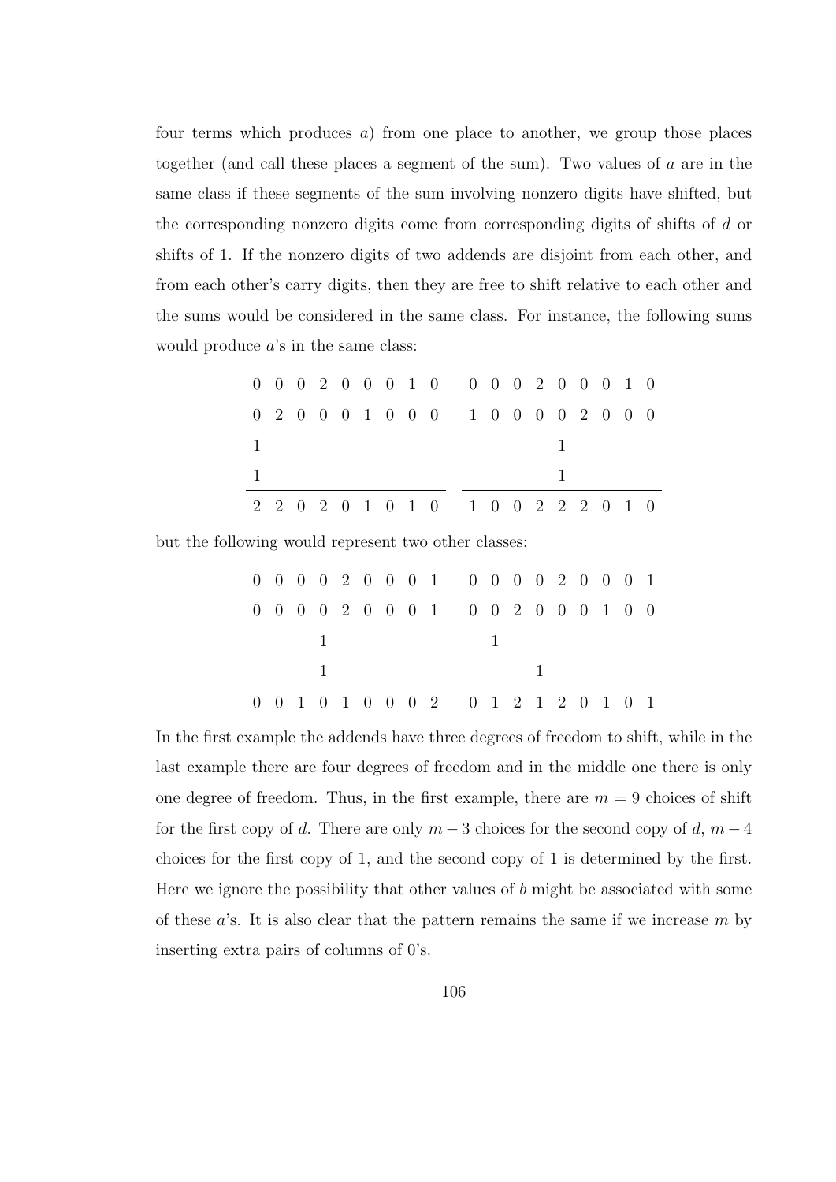four terms which produces $a$) from one place to another, we group those places together (and call these places a segment of the sum). Two values of $a$ are in the same class if these segments of the sum involving nonzero digits have shifted, but the corresponding nonzero digits come from corresponding digits of shifts of $d$ or shifts of 1. If the nonzero digits of two addends are disjoint from each other, and from each other's carry digits, then they are free to shift relative to each other and the sums would be considered in the same class. For instance, the following sums would produce $a$'s in the same class:

| | | | | | | | | | | | | | | | | | | |
|---|---|---|---|---|---|---|---|---|---|---|---|---|---|---|---|---|---|---|
| 0 | 0 | 0 | 2 | 0 | 0 | 0 | 1 | 0 | | 0 | 0 | 0 | 2 | 0 | 0 | 0 | 1 | 0 |
| 0 | 2 | 0 | 0 | 0 | 1 | 0 | 0 | 0 | | 1 | 0 | 0 | 0 | 0 | 2 | 0 | 0 | 0 |
| 1 | | | | | | | | | | | | | | 1 | | | | |
| 1 | | | | | | | | | | | | | | 1 | | | | |
| 2 | 2 | 0 | 2 | 0 | 1 | 0 | 1 | 0 | | 1 | 0 | 0 | 2 | 2 | 2 | 0 | 1 | 0 |

but the following would represent two other classes:

| | | | | | | | | | | | | | | | | | | |
|---|---|---|---|---|---|---|---|---|---|---|---|---|---|---|---|---|---|---|
| 0 | 0 | 0 | 0 | 2 | 0 | 0 | 0 | 1 | | 0 | 0 | 0 | 0 | 2 | 0 | 0 | 0 | 1 |
| 0 | 0 | 0 | 0 | 2 | 0 | 0 | 0 | 1 | | 0 | 0 | 2 | 0 | 0 | 0 | 1 | 0 | 0 |
| | | | 1 | | | | | | | | 1 | | | | | | | |
| | | | 1 | | | | | | | | | | 1 | | | | | |
| 0 | 0 | 1 | 0 | 1 | 0 | 0 | 0 | 2 | | 0 | 1 | 2 | 1 | 2 | 0 | 1 | 0 | 1 |

In the first example the addends have three degrees of freedom to shift, while in the last example there are four degrees of freedom and in the middle one there is only one degree of freedom. Thus, in the first example, there are $m = 9$ choices of shift for the first copy of $d$. There are only $m - 3$ choices for the second copy of $d$, $m - 4$ choices for the first copy of 1, and the second copy of 1 is determined by the first. Here we ignore the possibility that other values of $b$ might be associated with some of these $a$'s. It is also clear that the pattern remains the same if we increase $m$ by inserting extra pairs of columns of 0's.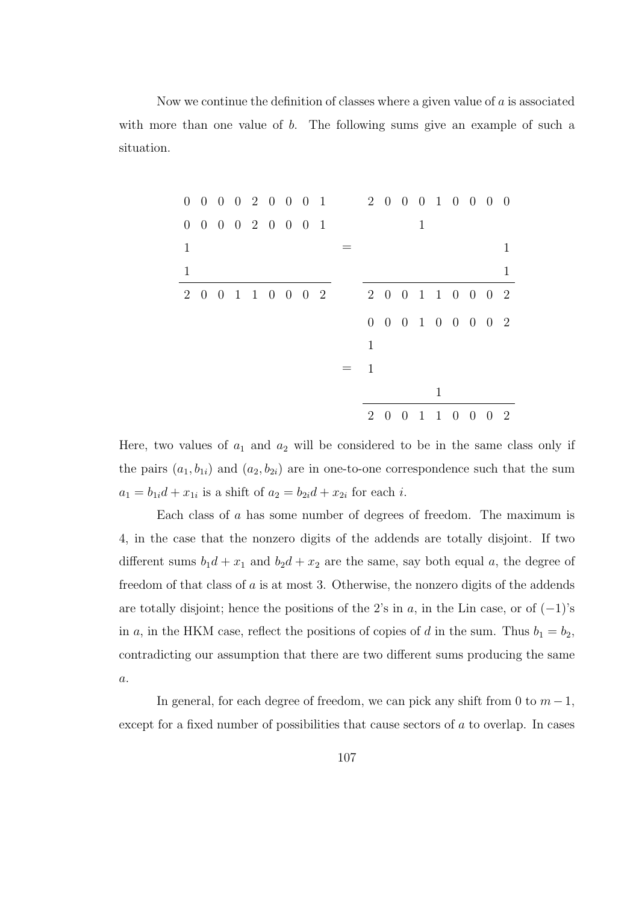Now we continue the definition of classes where a given value of $a$ is associated with more than one value of $b$. The following sums give an example of such a situation.

$$
\begin{array}{ccccccccc c ccccccccc}
0 & 0 & 0 & 0 & 2 & 0 & 0 & 0 & 1 & & 2 & 0 & 0 & 0 & 1 & 0 & 0 & 0 & 0 \\
0 & 0 & 0 & 0 & 2 & 0 & 0 & 0 & 1 & & & & & 1 & & & & & \\
1 & & & & & & & & & = & & & & & & & & & 1 \\
1 & & & & & & & & & & & & & & & & & & 1 \\
\hline
2 & 0 & 0 & 1 & 1 & 0 & 0 & 0 & 2 & & 2 & 0 & 0 & 1 & 1 & 0 & 0 & 0 & 2 \\
 & & & & & & & & & & 0 & 0 & 0 & 1 & 0 & 0 & 0 & 0 & 2 \\
 & & & & & & & & & & 1 & & & & & & & & \\
 & & & & & & & & & = & 1 & & & & & & & & \\
 & & & & & & & & & & & & & & 1 & & & & \\
\cline{11-19}
 & & & & & & & & & & 2 & 0 & 0 & 1 & 1 & 0 & 0 & 0 & 2
\end{array}
$$

Here, two values of $a_1$ and $a_2$ will be considered to be in the same class only if the pairs $(a_1, b_{1i})$ and $(a_2, b_{2i})$ are in one-to-one correspondence such that the sum $a_1 = b_{1i}d + x_{1i}$ is a shift of $a_2 = b_{2i}d + x_{2i}$ for each $i$.

Each class of $a$ has some number of degrees of freedom. The maximum is 4, in the case that the nonzero digits of the addends are totally disjoint. If two different sums $b_1 d + x_1$ and $b_2 d + x_2$ are the same, say both equal $a$, the degree of freedom of that class of $a$ is at most 3. Otherwise, the nonzero digits of the addends are totally disjoint; hence the positions of the 2's in $a$, in the Lin case, or of $(-1)$'s in $a$, in the HKM case, reflect the positions of copies of $d$ in the sum. Thus $b_1 = b_2$, contradicting our assumption that there are two different sums producing the same $a$.

In general, for each degree of freedom, we can pick any shift from 0 to $m-1$, except for a fixed number of possibilities that cause sectors of $a$ to overlap. In cases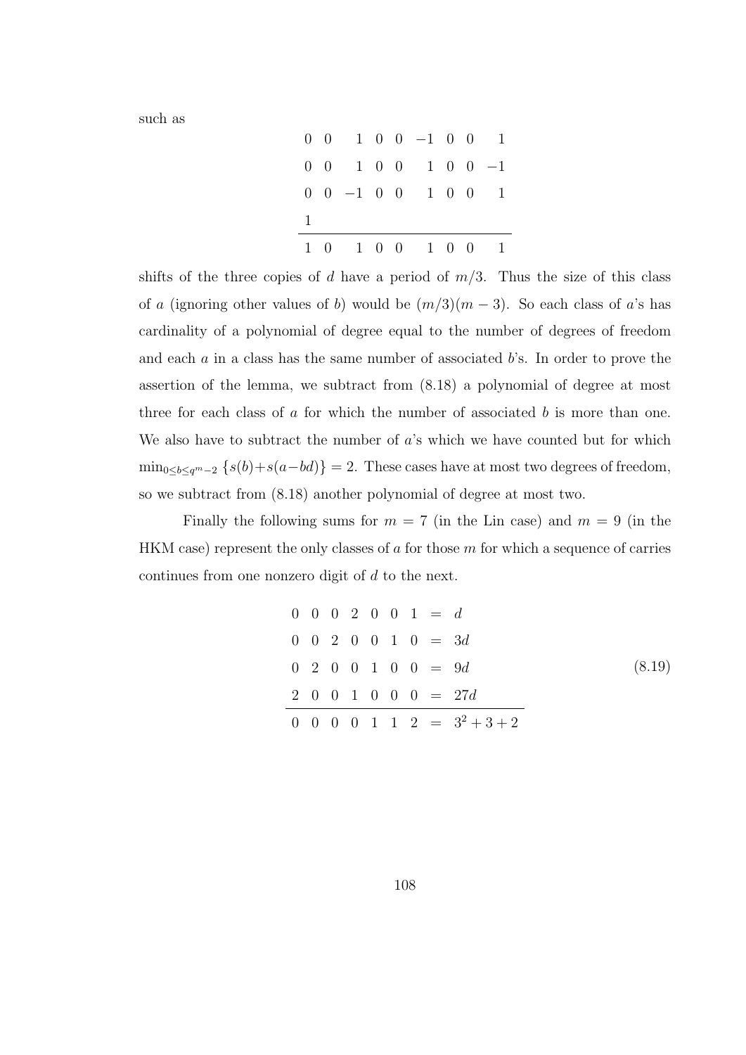such as

$$
\begin{array}{cccccccccc}
0 & 0 & 1 & 0 & 0 & -1 & 0 & 0 & 1 \\
0 & 0 & 1 & 0 & 0 & 1 & 0 & 0 & -1 \\
0 & 0 & -1 & 0 & 0 & 1 & 0 & 0 & 1 \\
1 & & & & & & & & \\
\hline
1 & 0 & 1 & 0 & 0 & 1 & 0 & 0 & 1
\end{array}
$$

shifts of the three copies of $d$ have a period of $m/3$. Thus the size of this class of $a$ (ignoring other values of $b$) would be $(m/3)(m-3)$. So each class of $a$'s has cardinality of a polynomial of degree equal to the number of degrees of freedom and each $a$ in a class has the same number of associated $b$'s. In order to prove the assertion of the lemma, we subtract from (8.18) a polynomial of degree at most three for each class of $a$ for which the number of associated $b$ is more than one. We also have to subtract the number of $a$'s which we have counted but for which $\min_{0 \leq b \leq q^m - 2} \{s(b) + s(a - bd)\} = 2$. These cases have at most two degrees of freedom, so we subtract from (8.18) another polynomial of degree at most two.

Finally the following sums for $m = 7$ (in the Lin case) and $m = 9$ (in the HKM case) represent the only classes of $a$ for those $m$ for which a sequence of carries continues from one nonzero digit of $d$ to the next.

$$
\begin{array}{ccccccccl}
0 & 0 & 0 & 2 & 0 & 0 & 1 & = & d \\
0 & 0 & 2 & 0 & 0 & 1 & 0 & = & 3d \\
0 & 2 & 0 & 0 & 1 & 0 & 0 & = & 9d \\
2 & 0 & 0 & 1 & 0 & 0 & 0 & = & 27d \\
\hline
0 & 0 & 0 & 0 & 1 & 1 & 2 & = & 3^2 + 3 + 2
\end{array}
\tag{8.19}
$$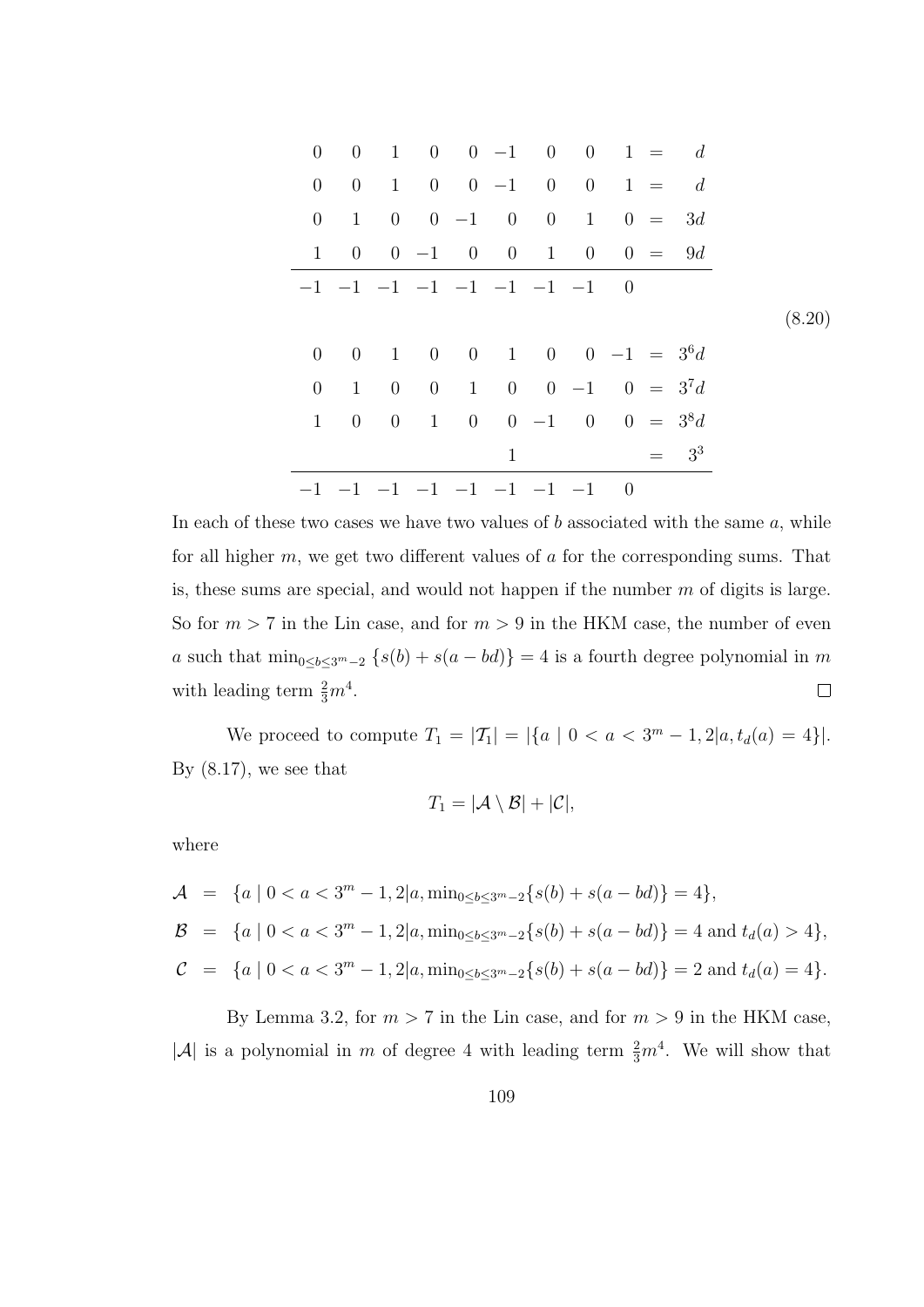$$
\begin{array}{rrrrrrrrrcl}
0 & 0 & 1 & 0 & 0 & -1 & 0 & 0 & 1 & = & d \\
0 & 0 & 1 & 0 & 0 & -1 & 0 & 0 & 1 & = & d \\
0 & 1 & 0 & 0 & -1 & 0 & 0 & 1 & 0 & = & 3d \\
1 & 0 & 0 & -1 & 0 & 0 & 1 & 0 & 0 & = & 9d \\
\hline
-1 & -1 & -1 & -1 & -1 & -1 & -1 & -1 & 0 & & \\
\\
0 & 0 & 1 & 0 & 0 & 1 & 0 & 0 & -1 & = & 3^6 d \\
0 & 1 & 0 & 0 & 1 & 0 & 0 & -1 & 0 & = & 3^7 d \\
1 & 0 & 0 & 1 & 0 & 0 & -1 & 0 & 0 & = & 3^8 d \\
 & & & & & 1 & & & & = & 3^3 \\
\hline
-1 & -1 & -1 & -1 & -1 & -1 & -1 & -1 & 0 & &
\end{array}
\tag{8.20}
$$

In each of these two cases we have two values of $b$ associated with the same $a$, while for all higher $m$, we get two different values of $a$ for the corresponding sums. That is, these sums are special, and would not happen if the number $m$ of digits is large. So for $m > 7$ in the Lin case, and for $m > 9$ in the HKM case, the number of even $a$ such that $\min_{0 \le b \le 3^m - 2} \{s(b) + s(a - bd)\} = 4$ is a fourth degree polynomial in $m$ with leading term $\frac{2}{3}m^4$. $\square$

We proceed to compute $T_1 = |\mathcal{T}_1| = |\{a \mid 0 < a < 3^m - 1, 2|a, t_d(a) = 4\}|$. By (8.17), we see that

$$
T_1 = |\mathcal{A} \setminus \mathcal{B}| + |\mathcal{C}|,
$$

where

$$
\begin{aligned}
\mathcal{A} &= \{a \mid 0 < a < 3^m - 1, 2|a, \min\nolimits_{0 \le b \le 3^m - 2}\{s(b) + s(a - bd)\} = 4\}, \\
\mathcal{B} &= \{a \mid 0 < a < 3^m - 1, 2|a, \min\nolimits_{0 \le b \le 3^m - 2}\{s(b) + s(a - bd)\} = 4 \text{ and } t_d(a) > 4\}, \\
\mathcal{C} &= \{a \mid 0 < a < 3^m - 1, 2|a, \min\nolimits_{0 \le b \le 3^m - 2}\{s(b) + s(a - bd)\} = 2 \text{ and } t_d(a) = 4\}.
\end{aligned}
$$

By Lemma 3.2, for $m > 7$ in the Lin case, and for $m > 9$ in the HKM case, $|\mathcal{A}|$ is a polynomial in $m$ of degree 4 with leading term $\frac{2}{3}m^4$. We will show that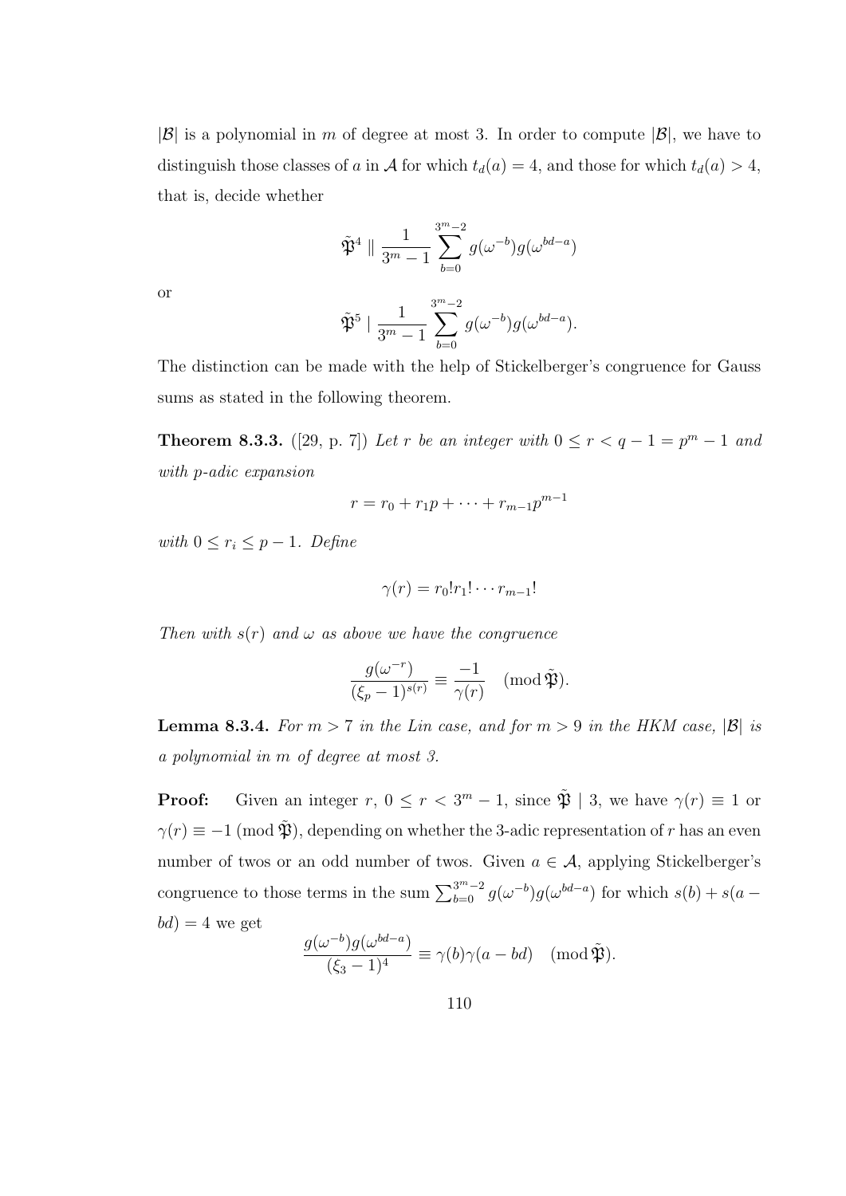$|\mathcal{B}|$ is a polynomial in $m$ of degree at most 3. In order to compute $|\mathcal{B}|$, we have to distinguish those classes of $a$ in $\mathcal{A}$ for which $t_d(a) = 4$, and those for which $t_d(a) > 4$, that is, decide whether

$$\tilde{\mathfrak{P}}^4 \parallel \frac{1}{3^m - 1} \sum_{b=0}^{3^m-2} g(\omega^{-b}) g(\omega^{bd-a})$$

or

$$\tilde{\mathfrak{P}}^5 \mid \frac{1}{3^m - 1} \sum_{b=0}^{3^m-2} g(\omega^{-b}) g(\omega^{bd-a}).$$

The distinction can be made with the help of Stickelberger's congruence for Gauss sums as stated in the following theorem.

**Theorem 8.3.3.** ([29, p. 7]) *Let $r$ be an integer with $0 \leq r < q - 1 = p^m - 1$ and with $p$-adic expansion*

$$r = r_0 + r_1 p + \cdots + r_{m-1} p^{m-1}$$

*with $0 \leq r_i \leq p - 1$. Define*

$$\gamma(r) = r_0! r_1! \cdots r_{m-1}!$$

*Then with $s(r)$ and $\omega$ as above we have the congruence*

$$\frac{g(\omega^{-r})}{(\xi_p - 1)^{s(r)}} \equiv \frac{-1}{\gamma(r)} \pmod{\tilde{\mathfrak{P}}}.$$

**Lemma 8.3.4.** *For $m > 7$ in the Lin case, and for $m > 9$ in the HKM case, $|\mathcal{B}|$ is a polynomial in $m$ of degree at most 3.*

**Proof:** Given an integer $r$, $0 \leq r < 3^m - 1$, since $\tilde{\mathfrak{P}} \mid 3$, we have $\gamma(r) \equiv 1$ or $\gamma(r) \equiv -1 \pmod{\tilde{\mathfrak{P}}}$, depending on whether the 3-adic representation of $r$ has an even number of twos or an odd number of twos. Given $a \in \mathcal{A}$, applying Stickelberger's congruence to those terms in the sum $\sum_{b=0}^{3^m-2} g(\omega^{-b}) g(\omega^{bd-a})$ for which $s(b) + s(a - bd) = 4$ we get

$$\frac{g(\omega^{-b}) g(\omega^{bd-a})}{(\xi_3 - 1)^4} \equiv \gamma(b)\gamma(a - bd) \pmod{\tilde{\mathfrak{P}}}.$$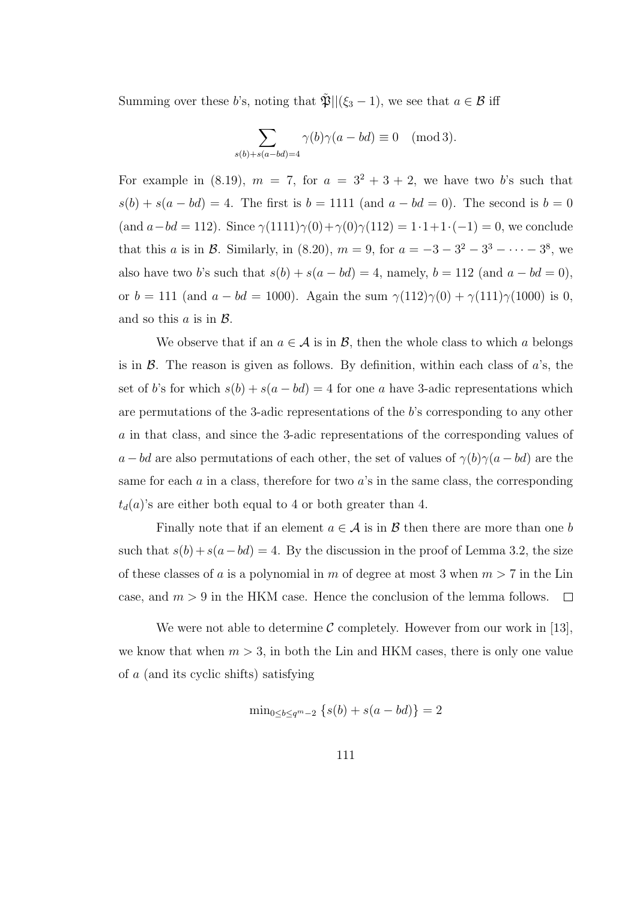Summing over these $b$'s, noting that $\tilde{\mathfrak{P}}||(\xi_3 - 1)$, we see that $a \in \mathcal{B}$ iff

$$\sum_{s(b)+s(a-bd)=4} \gamma(b)\gamma(a-bd) \equiv 0 \pmod{3}.$$

For example in (8.19), $m = 7$, for $a = 3^2 + 3 + 2$, we have two $b$'s such that $s(b) + s(a - bd) = 4$. The first is $b = 1111$ (and $a - bd = 0$). The second is $b = 0$ (and $a - bd = 112$). Since $\gamma(1111)\gamma(0) + \gamma(0)\gamma(112) = 1 \cdot 1 + 1 \cdot (-1) = 0$, we conclude that this $a$ is in $\mathcal{B}$. Similarly, in (8.20), $m = 9$, for $a = -3 - 3^2 - 3^3 - \cdots - 3^8$, we also have two $b$'s such that $s(b) + s(a - bd) = 4$, namely, $b = 112$ (and $a - bd = 0$), or $b = 111$ (and $a - bd = 1000$). Again the sum $\gamma(112)\gamma(0) + \gamma(111)\gamma(1000)$ is 0, and so this $a$ is in $\mathcal{B}$.

We observe that if an $a \in \mathcal{A}$ is in $\mathcal{B}$, then the whole class to which $a$ belongs is in $\mathcal{B}$. The reason is given as follows. By definition, within each class of $a$'s, the set of $b$'s for which $s(b) + s(a - bd) = 4$ for one $a$ have 3-adic representations which are permutations of the 3-adic representations of the $b$'s corresponding to any other $a$ in that class, and since the 3-adic representations of the corresponding values of $a - bd$ are also permutations of each other, the set of values of $\gamma(b)\gamma(a - bd)$ are the same for each $a$ in a class, therefore for two $a$'s in the same class, the corresponding $t_d(a)$'s are either both equal to 4 or both greater than 4.

Finally note that if an element $a \in \mathcal{A}$ is in $\mathcal{B}$ then there are more than one $b$ such that $s(b) + s(a - bd) = 4$. By the discussion in the proof of Lemma 3.2, the size of these classes of $a$ is a polynomial in $m$ of degree at most 3 when $m > 7$ in the Lin case, and $m > 9$ in the HKM case. Hence the conclusion of the lemma follows. $\square$

We were not able to determine $\mathcal{C}$ completely. However from our work in [13], we know that when $m > 3$, in both the Lin and HKM cases, there is only one value of $a$ (and its cyclic shifts) satisfying

$$\min_{0 \leq b \leq q^m - 2} \{s(b) + s(a - bd)\} = 2$$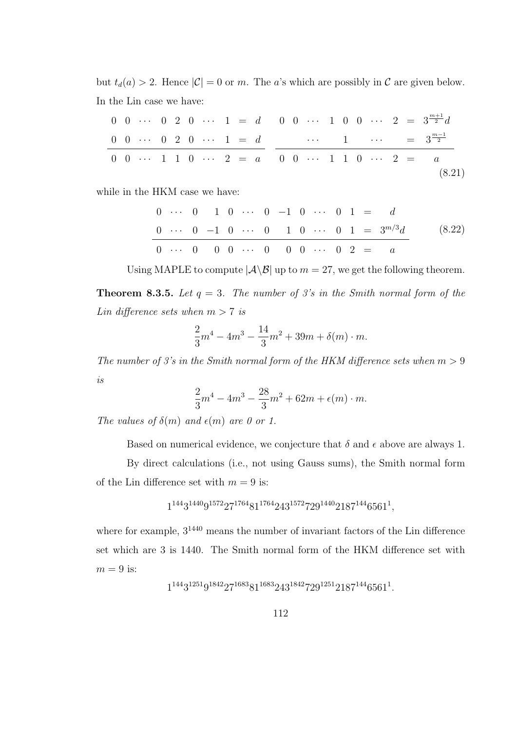but $t_d(a) > 2$. Hence $|\mathcal{C}| = 0$ or $m$. The $a$'s which are possibly in $\mathcal{C}$ are given below. In the Lin case we have:

$$\begin{array}{cccccccccc} 0 & 0 & \cdots & 0 & 2 & 0 & \cdots & 1 & = & d \\ 0 & 0 & \cdots & 0 & 2 & 0 & \cdots & 1 & = & d \\ \hline 0 & 0 & \cdots & 1 & 1 & 0 & \cdots & 2 & = & a \end{array} \quad \begin{array}{cccccccccc} 0 & 0 & \cdots & 1 & 0 & 0 & \cdots & 2 & = & 3^{\frac{m+1}{2}}d \\ & & \cdots & & 1 & & \cdots & & = & 3^{\frac{m-1}{2}} \\ \hline 0 & 0 & \cdots & 1 & 1 & 0 & \cdots & 2 & = & a \end{array} \tag{8.21}$$

while in the HKM case we have:

$$\begin{array}{cccccccccccccccc} 0 & \cdots & 0 & 1 & 0 & \cdots & 0 & -1 & 0 & \cdots & 0 & 1 & = & d \\ 0 & \cdots & 0 & -1 & 0 & \cdots & 0 & 1 & 0 & \cdots & 0 & 1 & = & 3^{m/3}d \\ \hline 0 & \cdots & 0 & 0 & 0 & \cdots & 0 & 0 & 0 & \cdots & 0 & 2 & = & a \end{array} \tag{8.22}$$

Using MAPLE to compute $|\mathcal{A}\backslash\mathcal{B}|$ up to $m = 27$, we get the following theorem.

**Theorem 8.3.5.** *Let $q = 3$. The number of 3's in the Smith normal form of the Lin difference sets when $m > 7$ is*

$$\frac{2}{3}m^4 - 4m^3 - \frac{14}{3}m^2 + 39m + \delta(m) \cdot m.$$

*The number of 3's in the Smith normal form of the HKM difference sets when $m > 9$ is*

$$\frac{2}{3}m^4 - 4m^3 - \frac{28}{3}m^2 + 62m + \epsilon(m) \cdot m.$$

*The values of $\delta(m)$ and $\epsilon(m)$ are 0 or 1.*

Based on numerical evidence, we conjecture that $\delta$ and $\epsilon$ above are always 1.

By direct calculations (i.e., not using Gauss sums), the Smith normal form of the Lin difference set with $m = 9$ is:

$$1^{144}3^{1440}9^{1572}27^{1764}81^{1764}243^{1572}729^{1440}2187^{144}6561^{1},$$

where for example, $3^{1440}$ means the number of invariant factors of the Lin difference set which are 3 is 1440. The Smith normal form of the HKM difference set with $m = 9$ is:

$$1^{144}3^{1251}9^{1842}27^{1683}81^{1683}243^{1842}729^{1251}2187^{144}6561^{1}.$$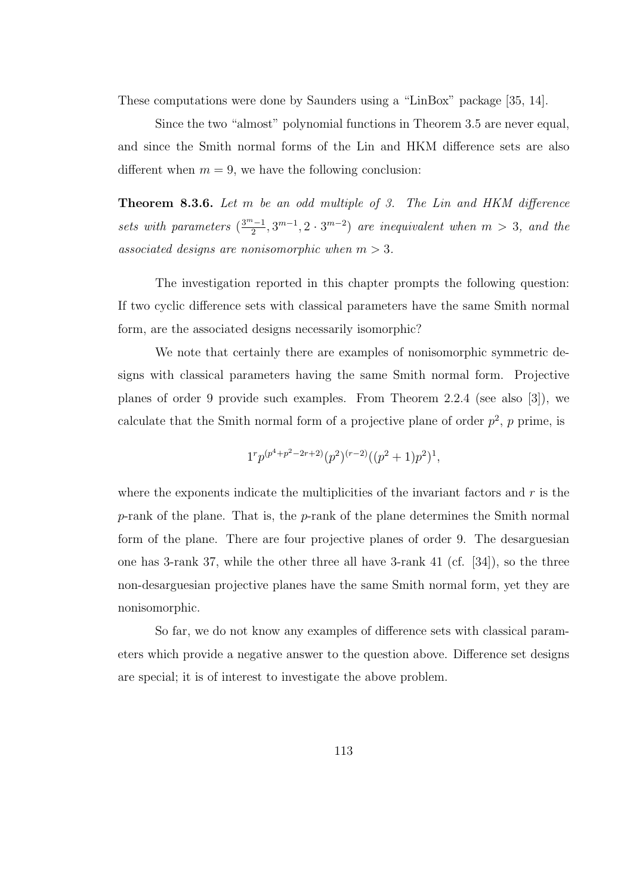These computations were done by Saunders using a "LinBox" package [35, 14].

Since the two "almost" polynomial functions in Theorem 3.5 are never equal, and since the Smith normal forms of the Lin and HKM difference sets are also different when $m = 9$, we have the following conclusion:

**Theorem 8.3.6.** *Let $m$ be an odd multiple of 3. The Lin and HKM difference sets with parameters $(\frac{3^m-1}{2}, 3^{m-1}, 2 \cdot 3^{m-2})$ are inequivalent when $m > 3$, and the associated designs are nonisomorphic when $m > 3$.*

The investigation reported in this chapter prompts the following question: If two cyclic difference sets with classical parameters have the same Smith normal form, are the associated designs necessarily isomorphic?

We note that certainly there are examples of nonisomorphic symmetric designs with classical parameters having the same Smith normal form. Projective planes of order 9 provide such examples. From Theorem 2.2.4 (see also [3]), we calculate that the Smith normal form of a projective plane of order $p^2$, $p$ prime, is

$$1^r p^{(p^4+p^2-2r+2)} (p^2)^{(r-2)} ((p^2+1)p^2)^1,$$

where the exponents indicate the multiplicities of the invariant factors and $r$ is the $p$-rank of the plane. That is, the $p$-rank of the plane determines the Smith normal form of the plane. There are four projective planes of order 9. The desarguesian one has 3-rank 37, while the other three all have 3-rank 41 (cf. [34]), so the three non-desarguesian projective planes have the same Smith normal form, yet they are nonisomorphic.

So far, we do not know any examples of difference sets with classical parameters which provide a negative answer to the question above. Difference set designs are special; it is of interest to investigate the above problem.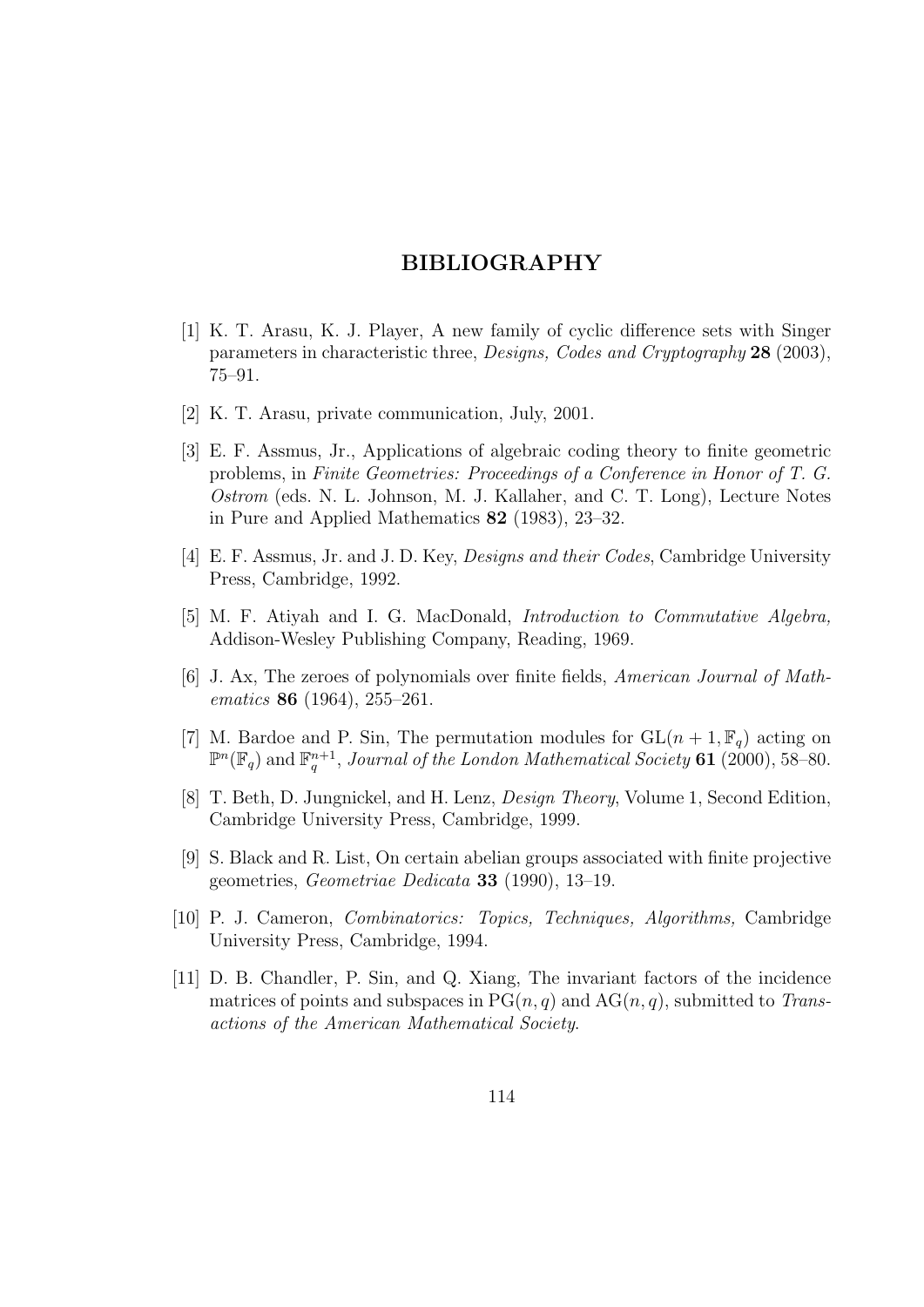# BIBLIOGRAPHY

[1] K. T. Arasu, K. J. Player, A new family of cyclic difference sets with Singer parameters in characteristic three, *Designs, Codes and Cryptography* **28** (2003), 75–91.

[2] K. T. Arasu, private communication, July, 2001.

[3] E. F. Assmus, Jr., Applications of algebraic coding theory to finite geometric problems, in *Finite Geometries: Proceedings of a Conference in Honor of T. G. Ostrom* (eds. N. L. Johnson, M. J. Kallaher, and C. T. Long), Lecture Notes in Pure and Applied Mathematics **82** (1983), 23–32.

[4] E. F. Assmus, Jr. and J. D. Key, *Designs and their Codes*, Cambridge University Press, Cambridge, 1992.

[5] M. F. Atiyah and I. G. MacDonald, *Introduction to Commutative Algebra,* Addison-Wesley Publishing Company, Reading, 1969.

[6] J. Ax, The zeroes of polynomials over finite fields, *American Journal of Mathematics* **86** (1964), 255–261.

[7] M. Bardoe and P. Sin, The permutation modules for $\mathrm{GL}(n+1, \mathbb{F}_q)$ acting on $\mathbb{P}^n(\mathbb{F}_q)$ and $\mathbb{F}_q^{n+1}$, *Journal of the London Mathematical Society* **61** (2000), 58–80.

[8] T. Beth, D. Jungnickel, and H. Lenz, *Design Theory*, Volume 1, Second Edition, Cambridge University Press, Cambridge, 1999.

[9] S. Black and R. List, On certain abelian groups associated with finite projective geometries, *Geometriae Dedicata* **33** (1990), 13–19.

[10] P. J. Cameron, *Combinatorics: Topics, Techniques, Algorithms,* Cambridge University Press, Cambridge, 1994.

[11] D. B. Chandler, P. Sin, and Q. Xiang, The invariant factors of the incidence matrices of points and subspaces in $\mathrm{PG}(n, q)$ and $\mathrm{AG}(n, q)$, submitted to *Transactions of the American Mathematical Society*.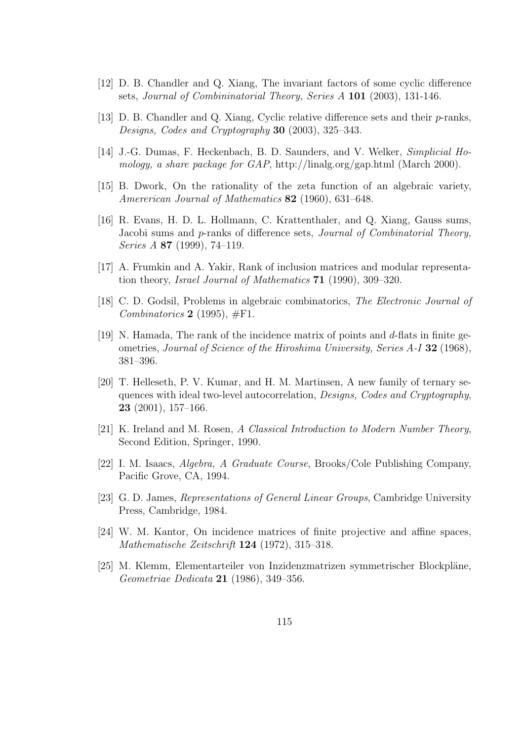[12] D. B. Chandler and Q. Xiang, The invariant factors of some cyclic difference sets, *Journal of Combininatorial Theory, Series A* **101** (2003), 131-146.

[13] D. B. Chandler and Q. Xiang, Cyclic relative difference sets and their $p$-ranks, *Designs, Codes and Cryptography* **30** (2003), 325–343.

[14] J.-G. Dumas, F. Heckenbach, B. D. Saunders, and V. Welker, *Simplicial Homology, a share package for GAP*, http://linalg.org/gap.html (March 2000).

[15] B. Dwork, On the rationality of the zeta function of an algebraic variety, *Amererican Journal of Mathematics* **82** (1960), 631–648.

[16] R. Evans, H. D. L. Hollmann, C. Krattenthaler, and Q. Xiang, Gauss sums, Jacobi sums and $p$-ranks of difference sets, *Journal of Combinatorial Theory, Series A* **87** (1999), 74–119.

[17] A. Frumkin and A. Yakir, Rank of inclusion matrices and modular representation theory, *Israel Journal of Mathematics* **71** (1990), 309–320.

[18] C. D. Godsil, Problems in algebraic combinatorics, *The Electronic Journal of Combinatorics* **2** (1995), #F1.

[19] N. Hamada, The rank of the incidence matrix of points and $d$-flats in finite geometries, *Journal of Science of the Hiroshima University, Series A-I* **32** (1968), 381–396.

[20] T. Helleseth, P. V. Kumar, and H. M. Martinsen, A new family of ternary sequences with ideal two-level autocorrelation, *Designs, Codes and Cryptography*, **23** (2001), 157–166.

[21] K. Ireland and M. Rosen, *A Classical Introduction to Modern Number Theory*, Second Edition, Springer, 1990.

[22] I. M. Isaacs, *Algebra, A Graduate Course*, Brooks/Cole Publishing Company, Pacific Grove, CA, 1994.

[23] G. D. James, *Representations of General Linear Groups*, Cambridge University Press, Cambridge, 1984.

[24] W. M. Kantor, On incidence matrices of finite projective and affine spaces, *Mathematische Zeitschrift* **124** (1972), 315–318.

[25] M. Klemm, Elementarteiler von Inzidenzmatrizen symmetrischer Blockpläne, *Geometriae Dedicata* **21** (1986), 349–356.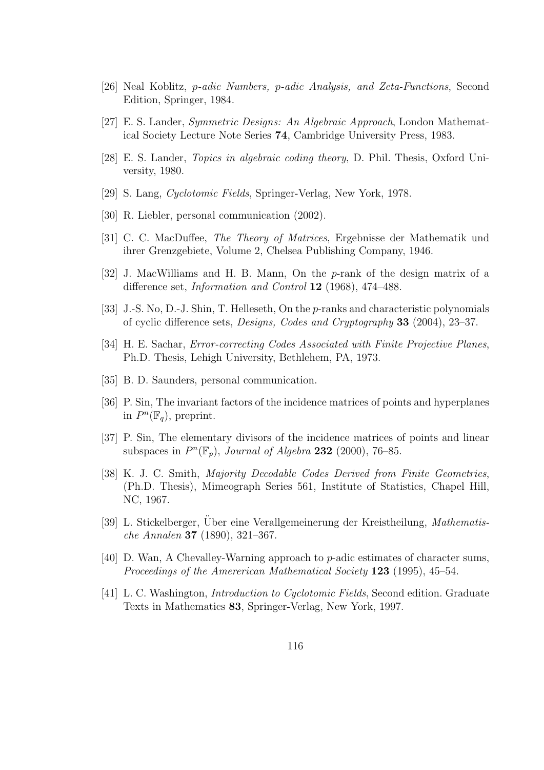[26] Neal Koblitz, *p-adic Numbers, p-adic Analysis, and Zeta-Functions*, Second Edition, Springer, 1984.

[27] E. S. Lander, *Symmetric Designs: An Algebraic Approach*, London Mathematical Society Lecture Note Series **74**, Cambridge University Press, 1983.

[28] E. S. Lander, *Topics in algebraic coding theory*, D. Phil. Thesis, Oxford University, 1980.

[29] S. Lang, *Cyclotomic Fields*, Springer-Verlag, New York, 1978.

[30] R. Liebler, personal communication (2002).

[31] C. C. MacDuffee, *The Theory of Matrices*, Ergebnisse der Mathematik und ihrer Grenzgebiete, Volume 2, Chelsea Publishing Company, 1946.

[32] J. MacWilliams and H. B. Mann, On the $p$-rank of the design matrix of a difference set, *Information and Control* **12** (1968), 474–488.

[33] J.-S. No, D.-J. Shin, T. Helleseth, On the $p$-ranks and characteristic polynomials of cyclic difference sets, *Designs, Codes and Cryptography* **33** (2004), 23–37.

[34] H. E. Sachar, *Error-correcting Codes Associated with Finite Projective Planes*, Ph.D. Thesis, Lehigh University, Bethlehem, PA, 1973.

[35] B. D. Saunders, personal communication.

[36] P. Sin, The invariant factors of the incidence matrices of points and hyperplanes in $P^n(\mathbb{F}_q)$, preprint.

[37] P. Sin, The elementary divisors of the incidence matrices of points and linear subspaces in $P^n(\mathbb{F}_p)$, *Journal of Algebra* **232** (2000), 76–85.

[38] K. J. C. Smith, *Majority Decodable Codes Derived from Finite Geometries*, (Ph.D. Thesis), Mimeograph Series 561, Institute of Statistics, Chapel Hill, NC, 1967.

[39] L. Stickelberger, Über eine Verallgemeinerung der Kreistheilung, *Mathematische Annalen* **37** (1890), 321–367.

[40] D. Wan, A Chevalley-Warning approach to $p$-adic estimates of character sums, *Proceedings of the Amererican Mathematical Society* **123** (1995), 45–54.

[41] L. C. Washington, *Introduction to Cyclotomic Fields*, Second edition. Graduate Texts in Mathematics **83**, Springer-Verlag, New York, 1997.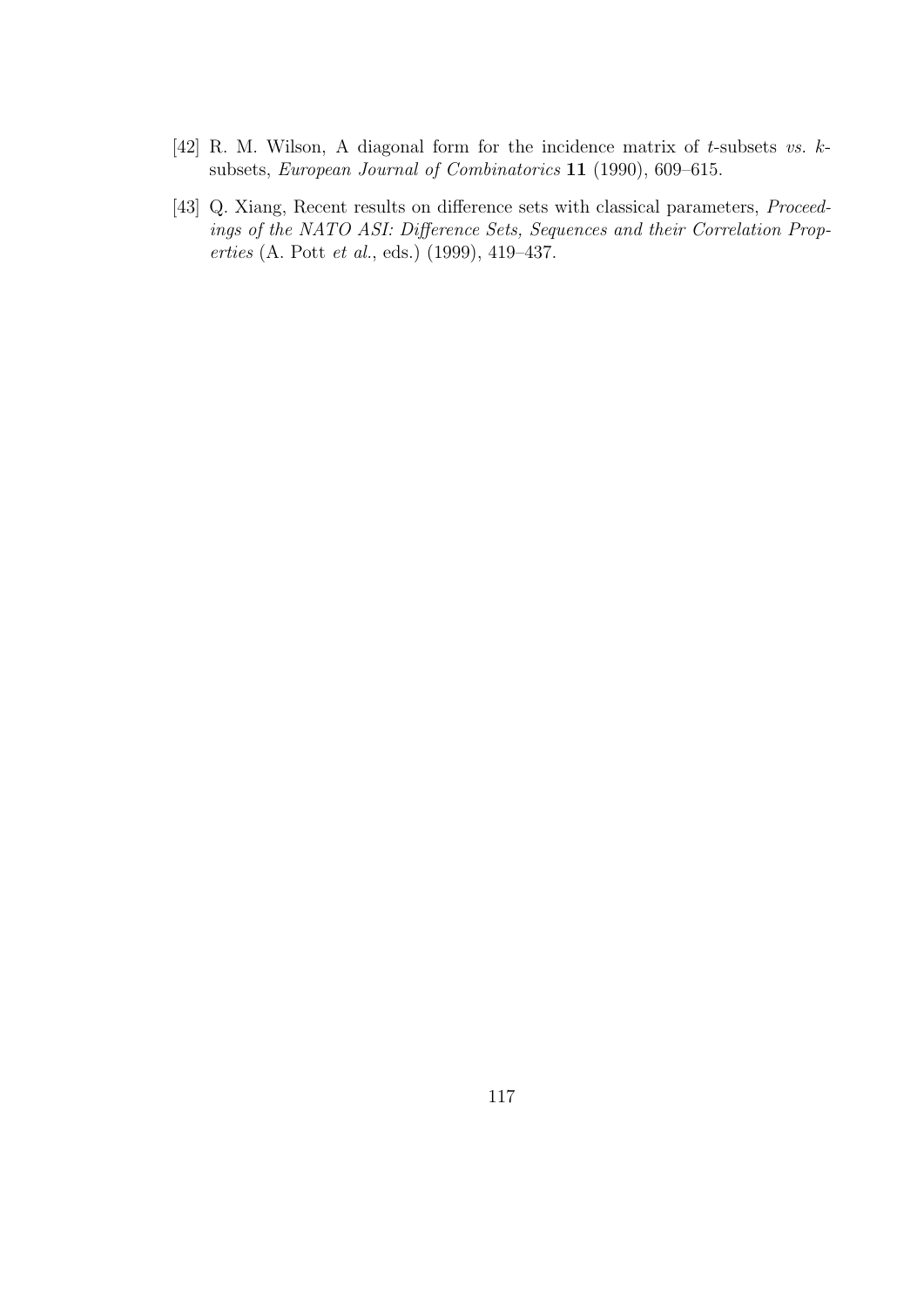[42] R. M. Wilson, A diagonal form for the incidence matrix of $t$-subsets *vs.* $k$-subsets, *European Journal of Combinatorics* **11** (1990), 609–615.

[43] Q. Xiang, Recent results on difference sets with classical parameters, *Proceedings of the NATO ASI: Difference Sets, Sequences and their Correlation Properties* (A. Pott *et al.*, eds.) (1999), 419–437.